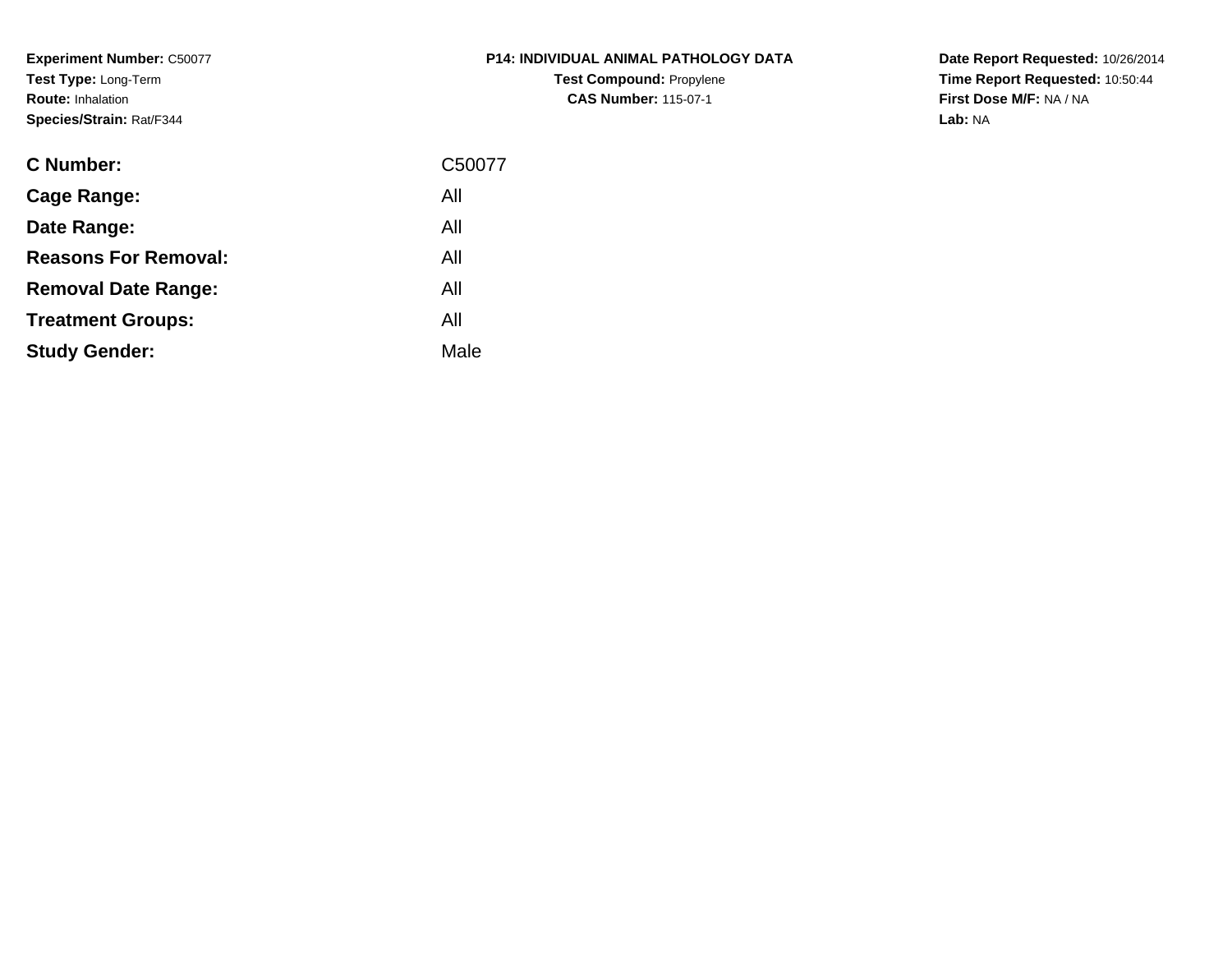**Experiment Number:** C50077
**Test Type:** Long-Term
**Route:** Inhalation
**Species/Strain:** Rat/F344

**P14: INDIVIDUAL ANIMAL PATHOLOGY DATA**
**Test Compound:** Propylene
**CAS Number:** 115-07-1

**Date Report Requested:** 10/26/2014
**Time Report Requested:** 10:50:44
**First Dose M/F:** NA / NA
**Lab:** NA

| | |
|---|---|
| **C Number:** | C50077 |
| **Cage Range:** | All |
| **Date Range:** | All |
| **Reasons For Removal:** | All |
| **Removal Date Range:** | All |
| **Treatment Groups:** | All |
| **Study Gender:** | Male |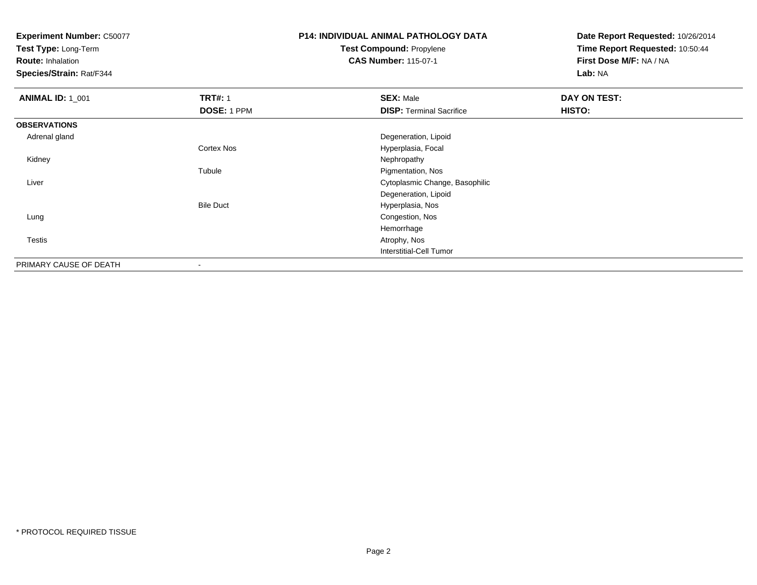**Experiment Number:** C50077
**Test Type:** Long-Term
**Route:** Inhalation
**Species/Strain:** Rat/F344

**P14: INDIVIDUAL ANIMAL PATHOLOGY DATA**
**Test Compound:** Propylene
**CAS Number:** 115-07-1

**Date Report Requested:** 10/26/2014
**Time Report Requested:** 10:50:44
**First Dose M/F:** NA / NA
**Lab:** NA

| **ANIMAL ID:** 1_001 | **TRT#:** 1 | **SEX:** Male | **DAY ON TEST:** |
|---|---|---|---|
| | **DOSE:** 1 PPM | **DISP:** Terminal Sacrifice | **HISTO:** |
| **OBSERVATIONS** | | | |
| Adrenal gland | | Degeneration, Lipoid | |
| | Cortex Nos | Hyperplasia, Focal | |
| Kidney | | Nephropathy | |
| | Tubule | Pigmentation, Nos | |
| Liver | | Cytoplasmic Change, Basophilic | |
| | | Degeneration, Lipoid | |
| | Bile Duct | Hyperplasia, Nos | |
| Lung | | Congestion, Nos | |
| | | Hemorrhage | |
| Testis | | Atrophy, Nos | |
| | | Interstitial-Cell Tumor | |
| PRIMARY CAUSE OF DEATH | - | | |

* PROTOCOL REQUIRED TISSUE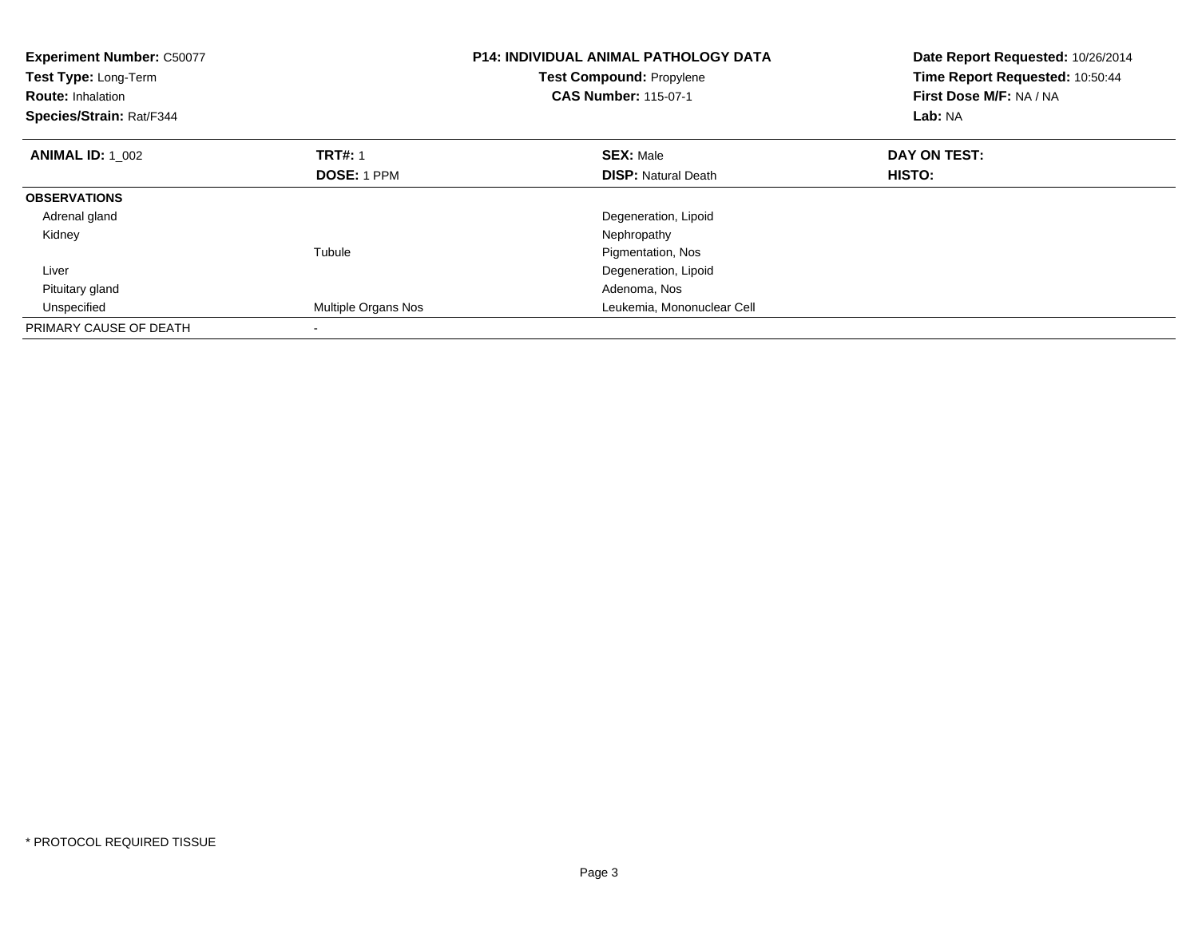**Experiment Number:** C50077
**Test Type:** Long-Term
**Route:** Inhalation
**Species/Strain:** Rat/F344

**P14: INDIVIDUAL ANIMAL PATHOLOGY DATA**
**Test Compound:** Propylene
**CAS Number:** 115-07-1

**Date Report Requested:** 10/26/2014
**Time Report Requested:** 10:50:44
**First Dose M/F:** NA / NA
**Lab:** NA

| **ANIMAL ID:** 1_002 | **TRT#:** 1 | **SEX:** Male | **DAY ON TEST:** |
|---|---|---|---|
| | **DOSE:** 1 PPM | **DISP:** Natural Death | **HISTO:** |
| **OBSERVATIONS** | | | |
| Adrenal gland | | Degeneration, Lipoid | |
| Kidney | | Nephropathy | |
| | Tubule | Pigmentation, Nos | |
| Liver | | Degeneration, Lipoid | |
| Pituitary gland | | Adenoma, Nos | |
| Unspecified | Multiple Organs Nos | Leukemia, Mononuclear Cell | |
| PRIMARY CAUSE OF DEATH | - | | |

* PROTOCOL REQUIRED TISSUE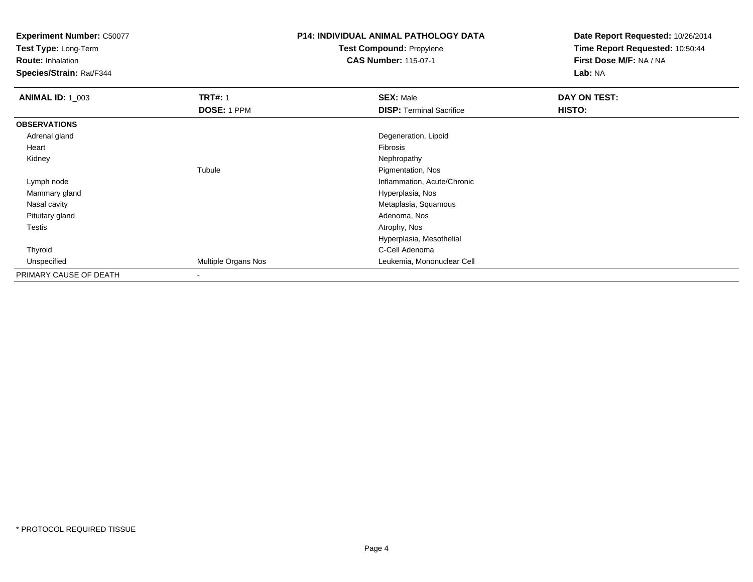**Experiment Number:** C50077
**Test Type:** Long-Term
**Route:** Inhalation
**Species/Strain:** Rat/F344

**P14: INDIVIDUAL ANIMAL PATHOLOGY DATA**
**Test Compound:** Propylene
**CAS Number:** 115-07-1

**Date Report Requested:** 10/26/2014
**Time Report Requested:** 10:50:44
**First Dose M/F:** NA / NA
**Lab:** NA

| **ANIMAL ID:** 1_003 | **TRT#:** 1 | **SEX:** Male | **DAY ON TEST:** |
|---|---|---|---|
| | **DOSE:** 1 PPM | **DISP:** Terminal Sacrifice | **HISTO:** |
| **OBSERVATIONS** | | | |
| Adrenal gland | | Degeneration, Lipoid | |
| Heart | | Fibrosis | |
| Kidney | | Nephropathy | |
| | Tubule | Pigmentation, Nos | |
| Lymph node | | Inflammation, Acute/Chronic | |
| Mammary gland | | Hyperplasia, Nos | |
| Nasal cavity | | Metaplasia, Squamous | |
| Pituitary gland | | Adenoma, Nos | |
| Testis | | Atrophy, Nos | |
| | | Hyperplasia, Mesothelial | |
| Thyroid | | C-Cell Adenoma | |
| Unspecified | Multiple Organs Nos | Leukemia, Mononuclear Cell | |
| PRIMARY CAUSE OF DEATH | - | | |

* PROTOCOL REQUIRED TISSUE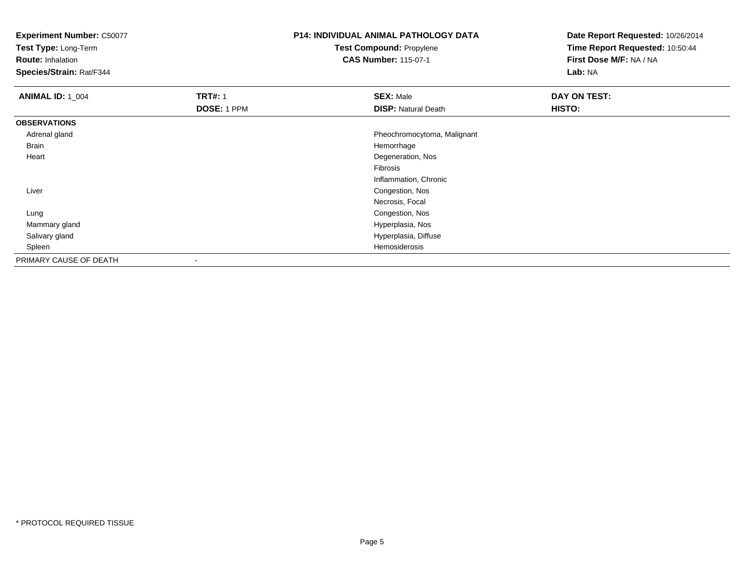**Experiment Number:** C50077
**Test Type:** Long-Term
**Route:** Inhalation
**Species/Strain:** Rat/F344

**P14: INDIVIDUAL ANIMAL PATHOLOGY DATA**
**Test Compound:** Propylene
**CAS Number:** 115-07-1

**Date Report Requested:** 10/26/2014
**Time Report Requested:** 10:50:44
**First Dose M/F:** NA / NA
**Lab:** NA

| **ANIMAL ID:** 1_004 | **TRT#:** 1 | **SEX:** Male | **DAY ON TEST:** |
|---|---|---|---|
| | **DOSE:** 1 PPM | **DISP:** Natural Death | **HISTO:** |
| **OBSERVATIONS** | | | |
| Adrenal gland | | Pheochromocytoma, Malignant | |
| Brain | | Hemorrhage | |
| Heart | | Degeneration, Nos | |
| | | Fibrosis | |
| | | Inflammation, Chronic | |
| Liver | | Congestion, Nos | |
| | | Necrosis, Focal | |
| Lung | | Congestion, Nos | |
| Mammary gland | | Hyperplasia, Nos | |
| Salivary gland | | Hyperplasia, Diffuse | |
| Spleen | | Hemosiderosis | |
| PRIMARY CAUSE OF DEATH | - | | |

* PROTOCOL REQUIRED TISSUE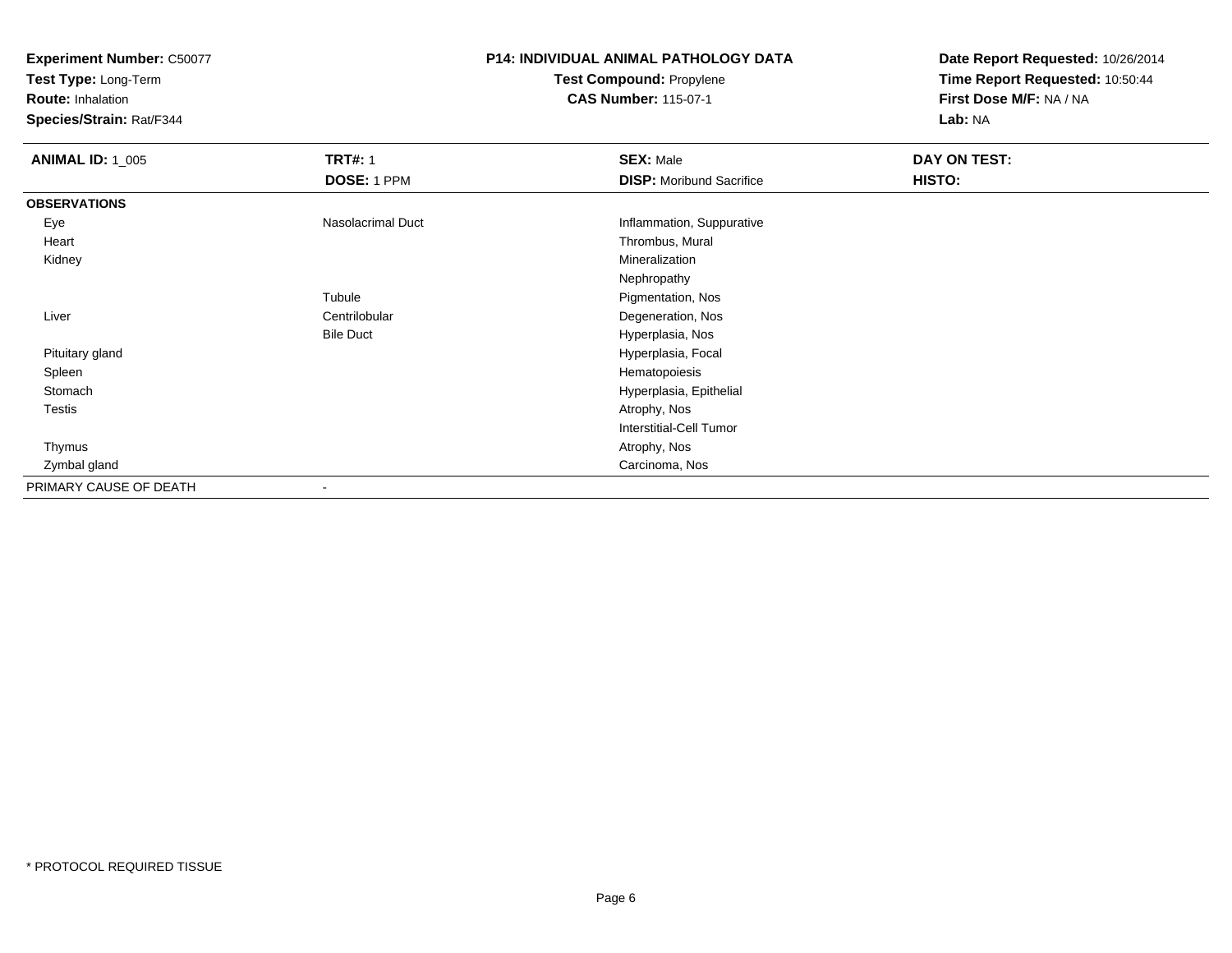**Experiment Number:** C50077
**Test Type:** Long-Term
**Route:** Inhalation
**Species/Strain:** Rat/F344

**P14: INDIVIDUAL ANIMAL PATHOLOGY DATA**
**Test Compound:** Propylene
**CAS Number:** 115-07-1

**Date Report Requested:** 10/26/2014
**Time Report Requested:** 10:50:44
**First Dose M/F:** NA / NA
**Lab:** NA

| **ANIMAL ID:** 1_005 | **TRT#:** 1 | **SEX:** Male | **DAY ON TEST:** |
|---|---|---|---|
| | **DOSE:** 1 PPM | **DISP:** Moribund Sacrifice | **HISTO:** |
| **OBSERVATIONS** | | | |
| Eye | Nasolacrimal Duct | Inflammation, Suppurative | |
| Heart | | Thrombus, Mural | |
| Kidney | | Mineralization | |
| | | Nephropathy | |
| | Tubule | Pigmentation, Nos | |
| Liver | Centrilobular | Degeneration, Nos | |
| | Bile Duct | Hyperplasia, Nos | |
| Pituitary gland | | Hyperplasia, Focal | |
| Spleen | | Hematopoiesis | |
| Stomach | | Hyperplasia, Epithelial | |
| Testis | | Atrophy, Nos | |
| | | Interstitial-Cell Tumor | |
| Thymus | | Atrophy, Nos | |
| Zymbal gland | | Carcinoma, Nos | |
| PRIMARY CAUSE OF DEATH | - | | |

* PROTOCOL REQUIRED TISSUE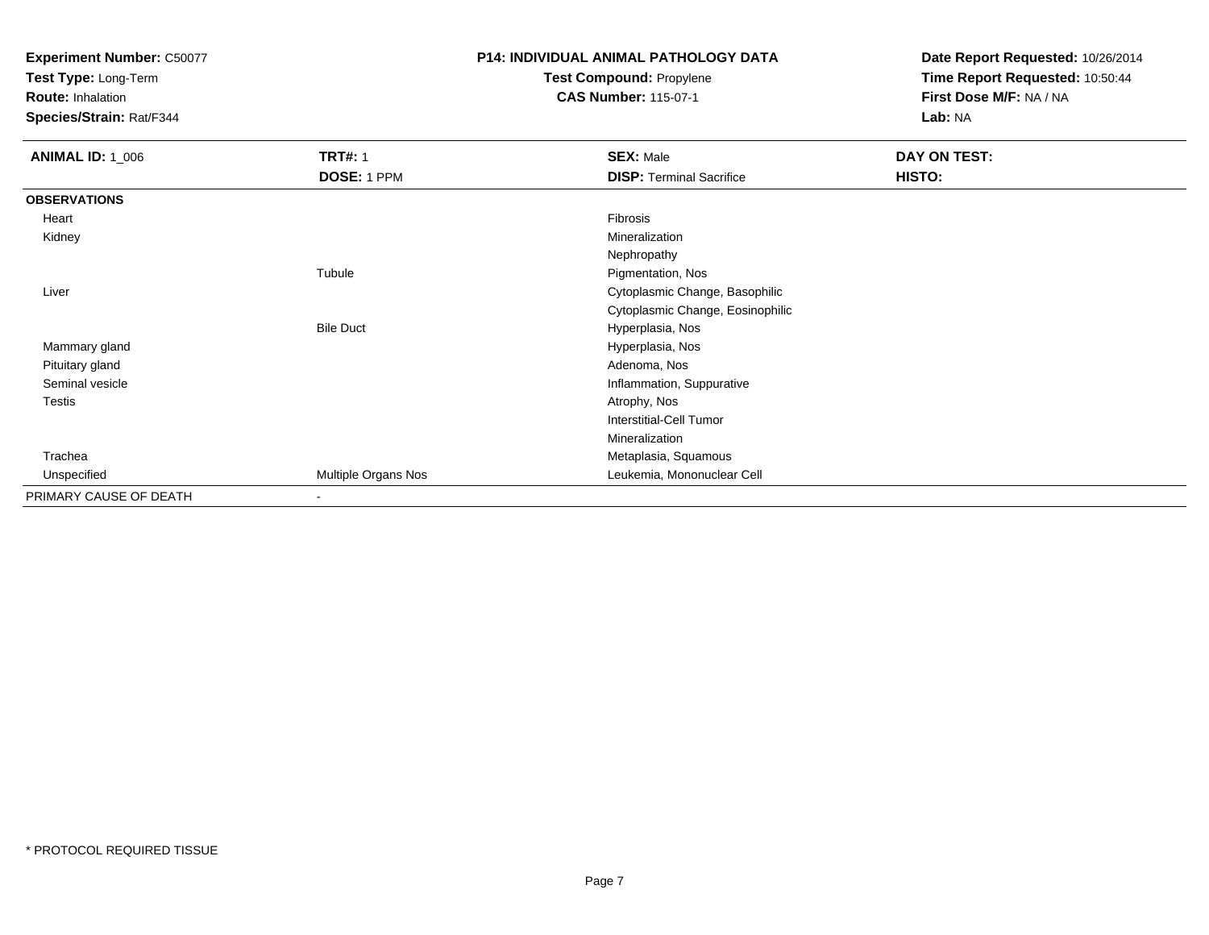**Experiment Number:** C50077
**Test Type:** Long-Term
**Route:** Inhalation
**Species/Strain:** Rat/F344

**P14: INDIVIDUAL ANIMAL PATHOLOGY DATA**
**Test Compound:** Propylene
**CAS Number:** 115-07-1

**Date Report Requested:** 10/26/2014
**Time Report Requested:** 10:50:44
**First Dose M/F:** NA / NA
**Lab:** NA

| **ANIMAL ID:** 1_006 | **TRT#:** 1 | **SEX:** Male | **DAY ON TEST:** |
|---|---|---|---|
| | **DOSE:** 1 PPM | **DISP:** Terminal Sacrifice | **HISTO:** |
| **OBSERVATIONS** | | | |
| Heart | | Fibrosis | |
| Kidney | | Mineralization | |
| | | Nephropathy | |
| | Tubule | Pigmentation, Nos | |
| Liver | | Cytoplasmic Change, Basophilic | |
| | | Cytoplasmic Change, Eosinophilic | |
| | Bile Duct | Hyperplasia, Nos | |
| Mammary gland | | Hyperplasia, Nos | |
| Pituitary gland | | Adenoma, Nos | |
| Seminal vesicle | | Inflammation, Suppurative | |
| Testis | | Atrophy, Nos | |
| | | Interstitial-Cell Tumor | |
| | | Mineralization | |
| Trachea | | Metaplasia, Squamous | |
| Unspecified | Multiple Organs Nos | Leukemia, Mononuclear Cell | |
| PRIMARY CAUSE OF DEATH | - | | |

* PROTOCOL REQUIRED TISSUE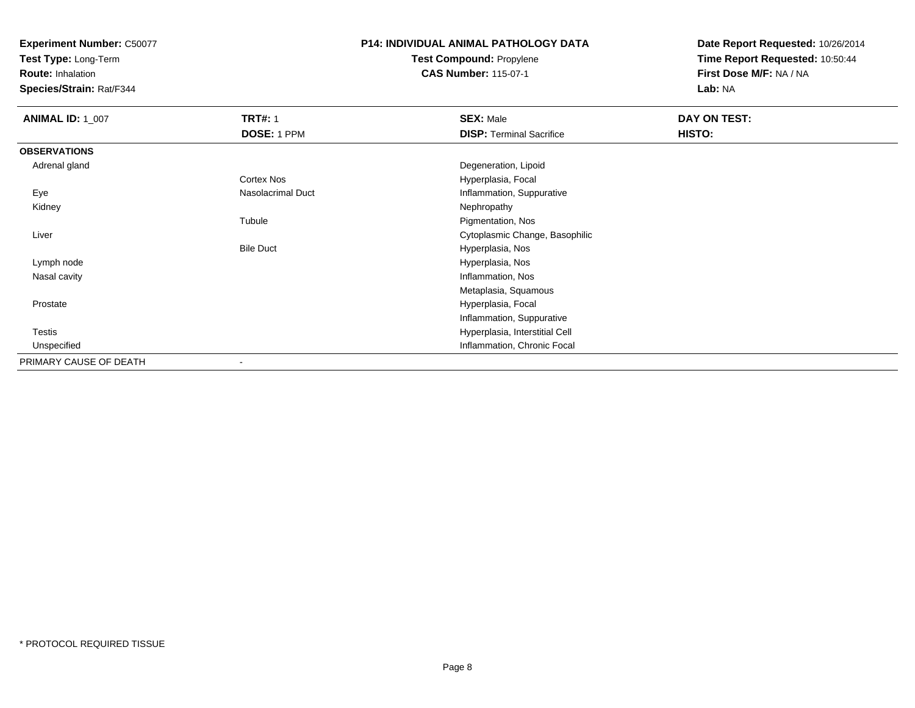**Experiment Number:** C50077
**Test Type:** Long-Term
**Route:** Inhalation
**Species/Strain:** Rat/F344

**P14: INDIVIDUAL ANIMAL PATHOLOGY DATA**
**Test Compound:** Propylene
**CAS Number:** 115-07-1

**Date Report Requested:** 10/26/2014
**Time Report Requested:** 10:50:44
**First Dose M/F:** NA / NA
**Lab:** NA

| **ANIMAL ID:** 1_007 | **TRT#:** 1 | **SEX:** Male | **DAY ON TEST:** |
|---|---|---|---|
| | **DOSE:** 1 PPM | **DISP:** Terminal Sacrifice | **HISTO:** |
| **OBSERVATIONS** | | | |
| Adrenal gland | | Degeneration, Lipoid | |
| | Cortex Nos | Hyperplasia, Focal | |
| Eye | Nasolacrimal Duct | Inflammation, Suppurative | |
| Kidney | | Nephropathy | |
| | Tubule | Pigmentation, Nos | |
| Liver | | Cytoplasmic Change, Basophilic | |
| | Bile Duct | Hyperplasia, Nos | |
| Lymph node | | Hyperplasia, Nos | |
| Nasal cavity | | Inflammation, Nos | |
| | | Metaplasia, Squamous | |
| Prostate | | Hyperplasia, Focal | |
| | | Inflammation, Suppurative | |
| Testis | | Hyperplasia, Interstitial Cell | |
| Unspecified | | Inflammation, Chronic Focal | |
| PRIMARY CAUSE OF DEATH | - | | |

* PROTOCOL REQUIRED TISSUE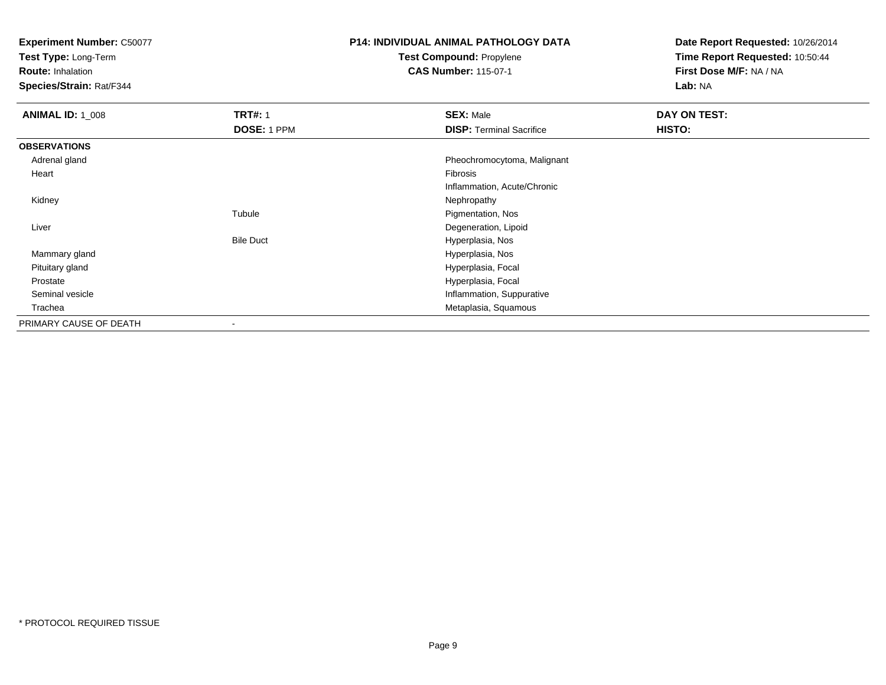**Experiment Number:** C50077
**Test Type:** Long-Term
**Route:** Inhalation
**Species/Strain:** Rat/F344

**P14: INDIVIDUAL ANIMAL PATHOLOGY DATA**
**Test Compound:** Propylene
**CAS Number:** 115-07-1

**Date Report Requested:** 10/26/2014
**Time Report Requested:** 10:50:44
**First Dose M/F:** NA / NA
**Lab:** NA

| **ANIMAL ID:** 1_008 | **TRT#:** 1 | **SEX:** Male | **DAY ON TEST:** |
|---|---|---|---|
| | **DOSE:** 1 PPM | **DISP:** Terminal Sacrifice | **HISTO:** |
| **OBSERVATIONS** | | | |
| Adrenal gland | | Pheochromocytoma, Malignant | |
| Heart | | Fibrosis | |
| | | Inflammation, Acute/Chronic | |
| Kidney | | Nephropathy | |
| | Tubule | Pigmentation, Nos | |
| Liver | | Degeneration, Lipoid | |
| | Bile Duct | Hyperplasia, Nos | |
| Mammary gland | | Hyperplasia, Nos | |
| Pituitary gland | | Hyperplasia, Focal | |
| Prostate | | Hyperplasia, Focal | |
| Seminal vesicle | | Inflammation, Suppurative | |
| Trachea | | Metaplasia, Squamous | |
| PRIMARY CAUSE OF DEATH | - | | |

* PROTOCOL REQUIRED TISSUE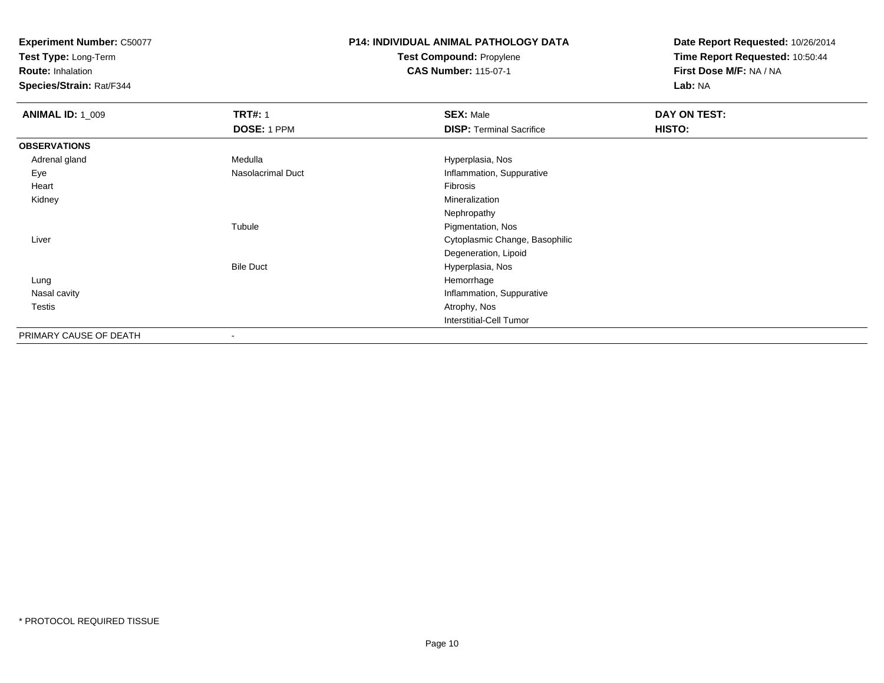**Experiment Number:** C50077
**Test Type:** Long-Term
**Route:** Inhalation
**Species/Strain:** Rat/F344

**P14: INDIVIDUAL ANIMAL PATHOLOGY DATA**
**Test Compound:** Propylene
**CAS Number:** 115-07-1

**Date Report Requested:** 10/26/2014
**Time Report Requested:** 10:50:44
**First Dose M/F:** NA / NA
**Lab:** NA

| **ANIMAL ID:** 1_009 | **TRT#:** 1 | **SEX:** Male | **DAY ON TEST:** |
|---|---|---|---|
| | **DOSE:** 1 PPM | **DISP:** Terminal Sacrifice | **HISTO:** |
| **OBSERVATIONS** | | | |
| Adrenal gland | Medulla | Hyperplasia, Nos | |
| Eye | Nasolacrimal Duct | Inflammation, Suppurative | |
| Heart | | Fibrosis | |
| Kidney | | Mineralization | |
| | | Nephropathy | |
| | Tubule | Pigmentation, Nos | |
| Liver | | Cytoplasmic Change, Basophilic | |
| | | Degeneration, Lipoid | |
| | Bile Duct | Hyperplasia, Nos | |
| Lung | | Hemorrhage | |
| Nasal cavity | | Inflammation, Suppurative | |
| Testis | | Atrophy, Nos | |
| | | Interstitial-Cell Tumor | |
| PRIMARY CAUSE OF DEATH | - | | |

* PROTOCOL REQUIRED TISSUE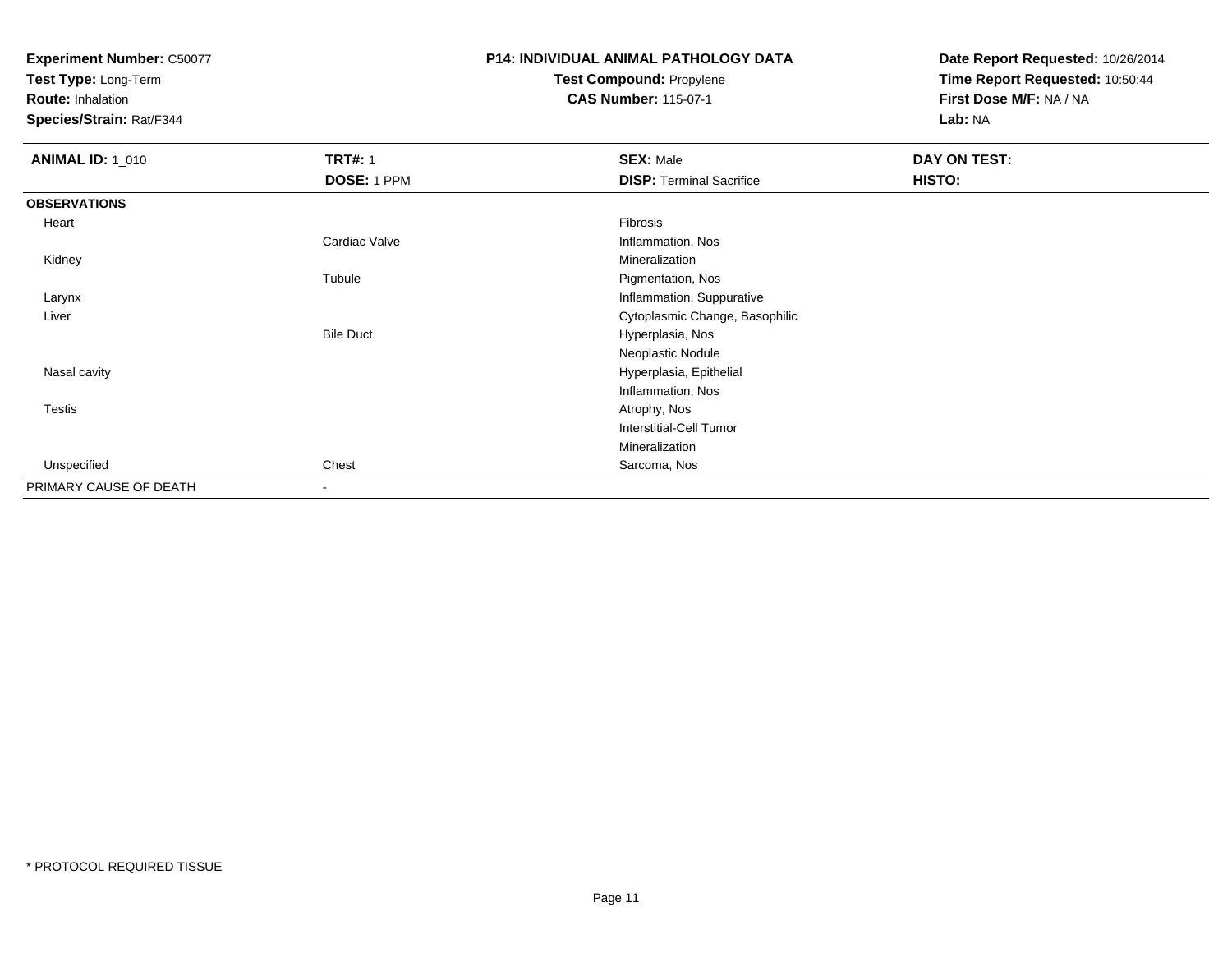**Experiment Number:** C50077
**Test Type:** Long-Term
**Route:** Inhalation
**Species/Strain:** Rat/F344

**P14: INDIVIDUAL ANIMAL PATHOLOGY DATA**
**Test Compound:** Propylene
**CAS Number:** 115-07-1

**Date Report Requested:** 10/26/2014
**Time Report Requested:** 10:50:44
**First Dose M/F:** NA / NA
**Lab:** NA

| **ANIMAL ID:** 1_010 | **TRT#:** 1 | **SEX:** Male | **DAY ON TEST:** |
|---|---|---|---|
| | **DOSE:** 1 PPM | **DISP:** Terminal Sacrifice | **HISTO:** |
| **OBSERVATIONS** | | | |
| Heart | | Fibrosis | |
| | Cardiac Valve | Inflammation, Nos | |
| Kidney | | Mineralization | |
| | Tubule | Pigmentation, Nos | |
| Larynx | | Inflammation, Suppurative | |
| Liver | | Cytoplasmic Change, Basophilic | |
| | Bile Duct | Hyperplasia, Nos | |
| | | Neoplastic Nodule | |
| Nasal cavity | | Hyperplasia, Epithelial | |
| | | Inflammation, Nos | |
| Testis | | Atrophy, Nos | |
| | | Interstitial-Cell Tumor | |
| | | Mineralization | |
| Unspecified | Chest | Sarcoma, Nos | |
| PRIMARY CAUSE OF DEATH | - | | |

* PROTOCOL REQUIRED TISSUE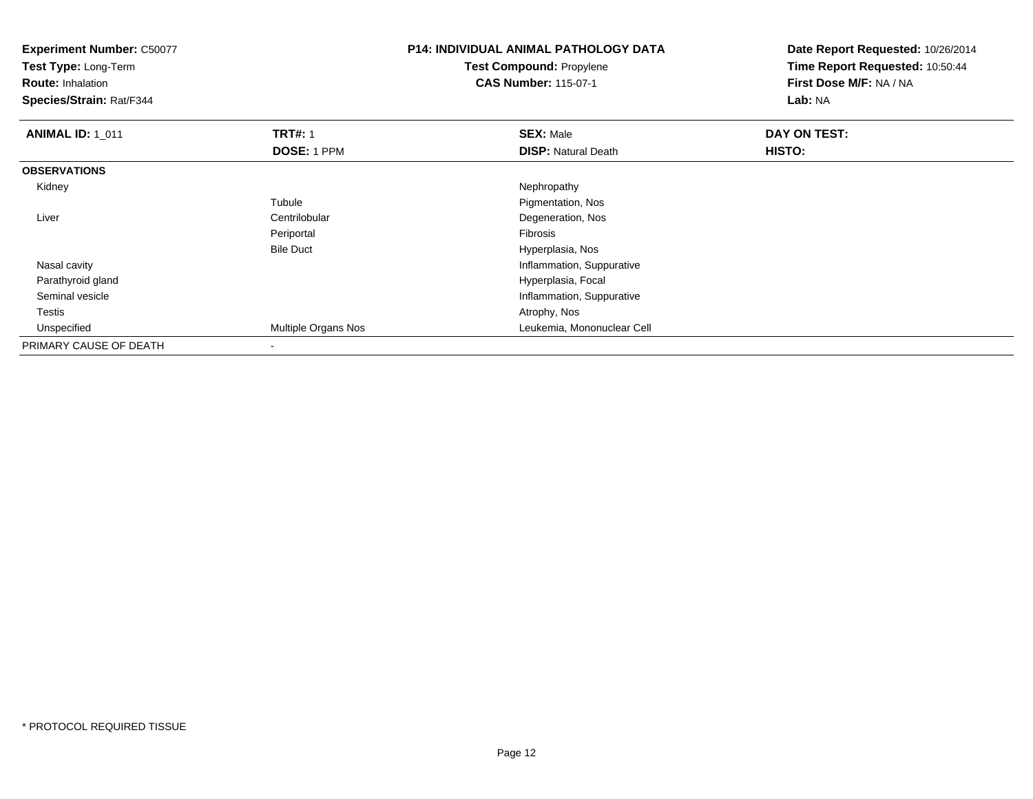**Experiment Number:** C50077
**Test Type:** Long-Term
**Route:** Inhalation
**Species/Strain:** Rat/F344

**P14: INDIVIDUAL ANIMAL PATHOLOGY DATA**
**Test Compound:** Propylene
**CAS Number:** 115-07-1

**Date Report Requested:** 10/26/2014
**Time Report Requested:** 10:50:44
**First Dose M/F:** NA / NA
**Lab:** NA

| **ANIMAL ID:** 1_011 | **TRT#:** 1 | **SEX:** Male | **DAY ON TEST:** |
|---|---|---|---|
| | **DOSE:** 1 PPM | **DISP:** Natural Death | **HISTO:** |
| **OBSERVATIONS** | | | |
| Kidney | | Nephropathy | |
| | Tubule | Pigmentation, Nos | |
| Liver | Centrilobular | Degeneration, Nos | |
| | Periportal | Fibrosis | |
| | Bile Duct | Hyperplasia, Nos | |
| Nasal cavity | | Inflammation, Suppurative | |
| Parathyroid gland | | Hyperplasia, Focal | |
| Seminal vesicle | | Inflammation, Suppurative | |
| Testis | | Atrophy, Nos | |
| Unspecified | Multiple Organs Nos | Leukemia, Mononuclear Cell | |
| PRIMARY CAUSE OF DEATH | - | | |

* PROTOCOL REQUIRED TISSUE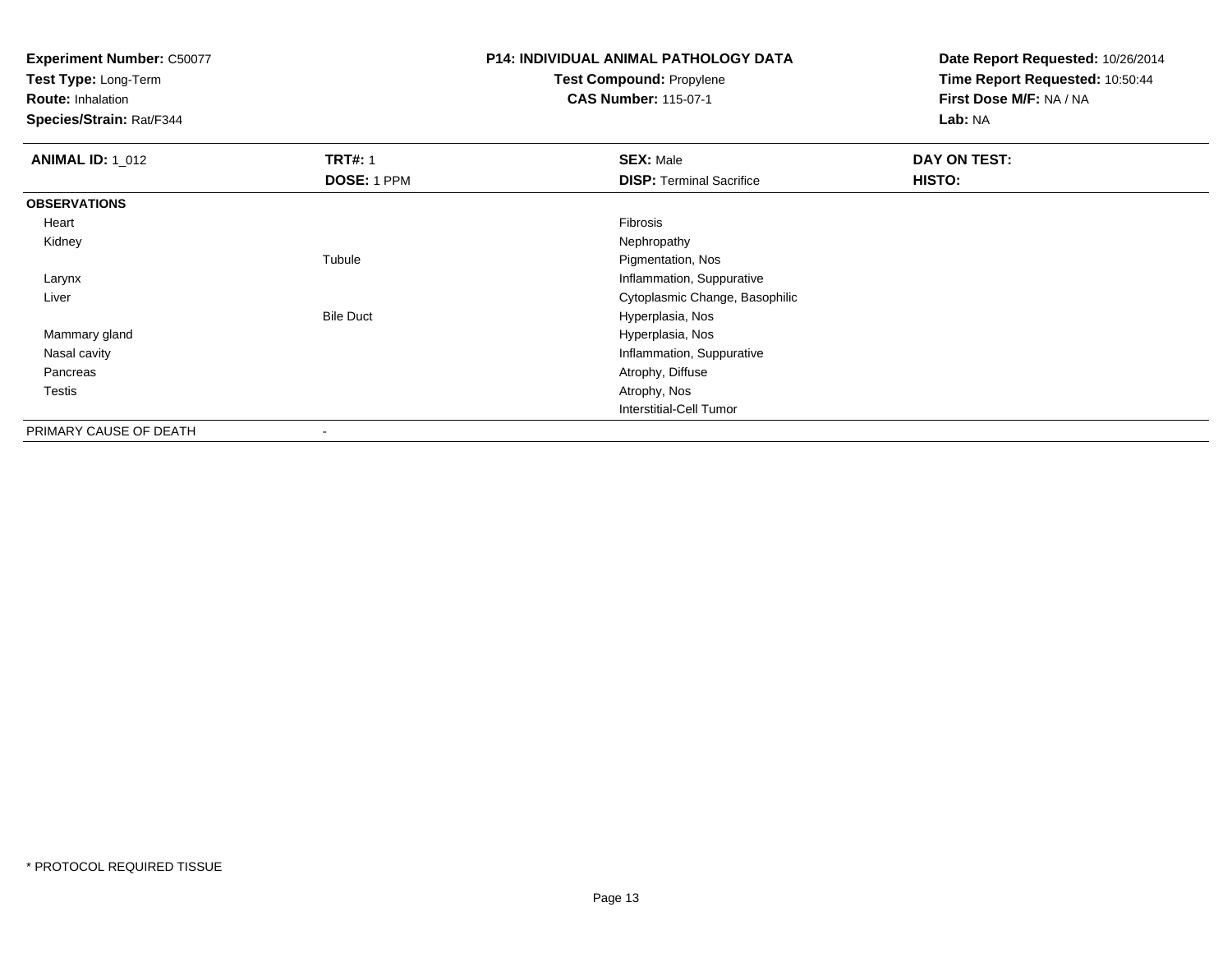**Experiment Number:** C50077
**Test Type:** Long-Term
**Route:** Inhalation
**Species/Strain:** Rat/F344

**P14: INDIVIDUAL ANIMAL PATHOLOGY DATA**
**Test Compound:** Propylene
**CAS Number:** 115-07-1

**Date Report Requested:** 10/26/2014
**Time Report Requested:** 10:50:44
**First Dose M/F:** NA / NA
**Lab:** NA

| **ANIMAL ID:** 1_012 | **TRT#:** 1 | **SEX:** Male | **DAY ON TEST:** |
|---|---|---|---|
| | **DOSE:** 1 PPM | **DISP:** Terminal Sacrifice | **HISTO:** |
| **OBSERVATIONS** | | | |
| Heart | | Fibrosis | |
| Kidney | | Nephropathy | |
| | Tubule | Pigmentation, Nos | |
| Larynx | | Inflammation, Suppurative | |
| Liver | | Cytoplasmic Change, Basophilic | |
| | Bile Duct | Hyperplasia, Nos | |
| Mammary gland | | Hyperplasia, Nos | |
| Nasal cavity | | Inflammation, Suppurative | |
| Pancreas | | Atrophy, Diffuse | |
| Testis | | Atrophy, Nos | |
| | | Interstitial-Cell Tumor | |
| PRIMARY CAUSE OF DEATH | - | | |

* PROTOCOL REQUIRED TISSUE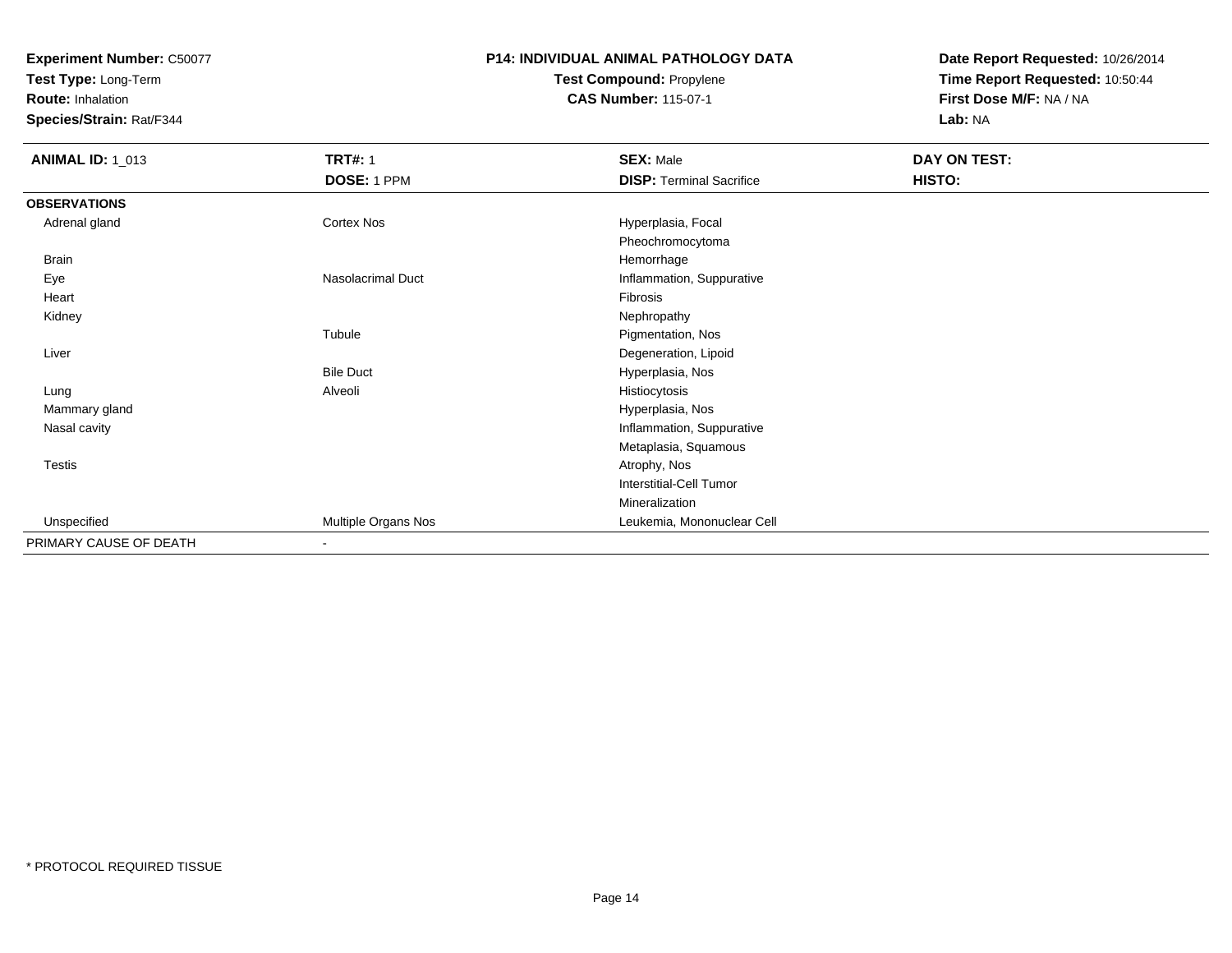**Experiment Number:** C50077
**Test Type:** Long-Term
**Route:** Inhalation
**Species/Strain:** Rat/F344

**P14: INDIVIDUAL ANIMAL PATHOLOGY DATA**
**Test Compound:** Propylene
**CAS Number:** 115-07-1

**Date Report Requested:** 10/26/2014
**Time Report Requested:** 10:50:44
**First Dose M/F:** NA / NA
**Lab:** NA

| **ANIMAL ID:** 1_013 | **TRT#:** 1 | **SEX:** Male | **DAY ON TEST:** |
|---|---|---|---|
| | **DOSE:** 1 PPM | **DISP:** Terminal Sacrifice | **HISTO:** |
| **OBSERVATIONS** | | | |
| Adrenal gland | Cortex Nos | Hyperplasia, Focal | |
| | | Pheochromocytoma | |
| Brain | | Hemorrhage | |
| Eye | Nasolacrimal Duct | Inflammation, Suppurative | |
| Heart | | Fibrosis | |
| Kidney | | Nephropathy | |
| | Tubule | Pigmentation, Nos | |
| Liver | | Degeneration, Lipoid | |
| | Bile Duct | Hyperplasia, Nos | |
| Lung | Alveoli | Histiocytosis | |
| Mammary gland | | Hyperplasia, Nos | |
| Nasal cavity | | Inflammation, Suppurative | |
| | | Metaplasia, Squamous | |
| Testis | | Atrophy, Nos | |
| | | Interstitial-Cell Tumor | |
| | | Mineralization | |
| Unspecified | Multiple Organs Nos | Leukemia, Mononuclear Cell | |
| PRIMARY CAUSE OF DEATH | - | | |

* PROTOCOL REQUIRED TISSUE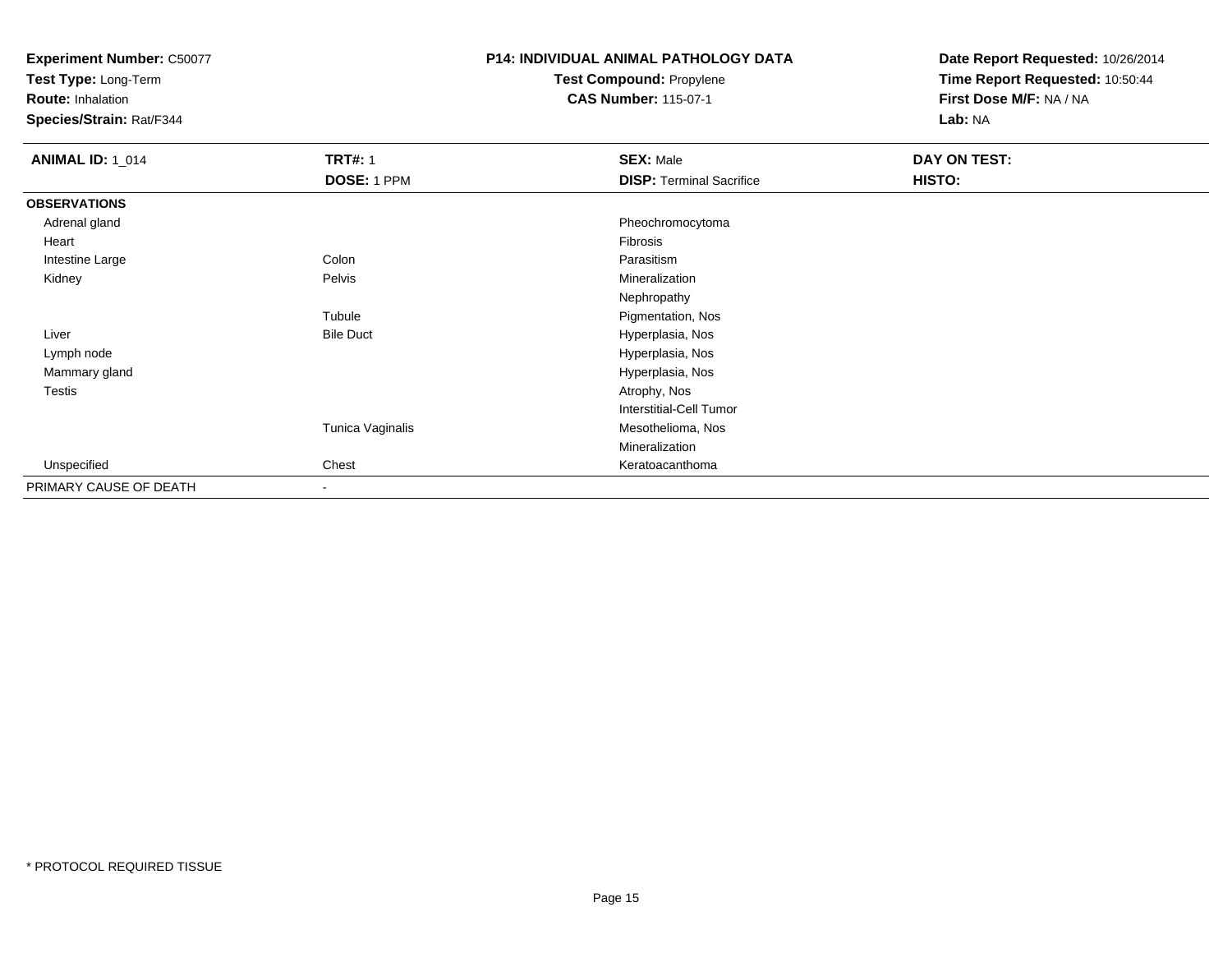**Experiment Number:** C50077
**Test Type:** Long-Term
**Route:** Inhalation
**Species/Strain:** Rat/F344

**P14: INDIVIDUAL ANIMAL PATHOLOGY DATA**
**Test Compound:** Propylene
**CAS Number:** 115-07-1

**Date Report Requested:** 10/26/2014
**Time Report Requested:** 10:50:44
**First Dose M/F:** NA / NA
**Lab:** NA

| **ANIMAL ID:** 1_014 | **TRT#:** 1 | **SEX:** Male | **DAY ON TEST:** |
|---|---|---|---|
| | **DOSE:** 1 PPM | **DISP:** Terminal Sacrifice | **HISTO:** |
| **OBSERVATIONS** | | | |
| Adrenal gland | | Pheochromocytoma | |
| Heart | | Fibrosis | |
| Intestine Large | Colon | Parasitism | |
| Kidney | Pelvis | Mineralization | |
| | | Nephropathy | |
| | Tubule | Pigmentation, Nos | |
| Liver | Bile Duct | Hyperplasia, Nos | |
| Lymph node | | Hyperplasia, Nos | |
| Mammary gland | | Hyperplasia, Nos | |
| Testis | | Atrophy, Nos | |
| | | Interstitial-Cell Tumor | |
| | Tunica Vaginalis | Mesothelioma, Nos | |
| | | Mineralization | |
| Unspecified | Chest | Keratoacanthoma | |
| PRIMARY CAUSE OF DEATH | - | | |

* PROTOCOL REQUIRED TISSUE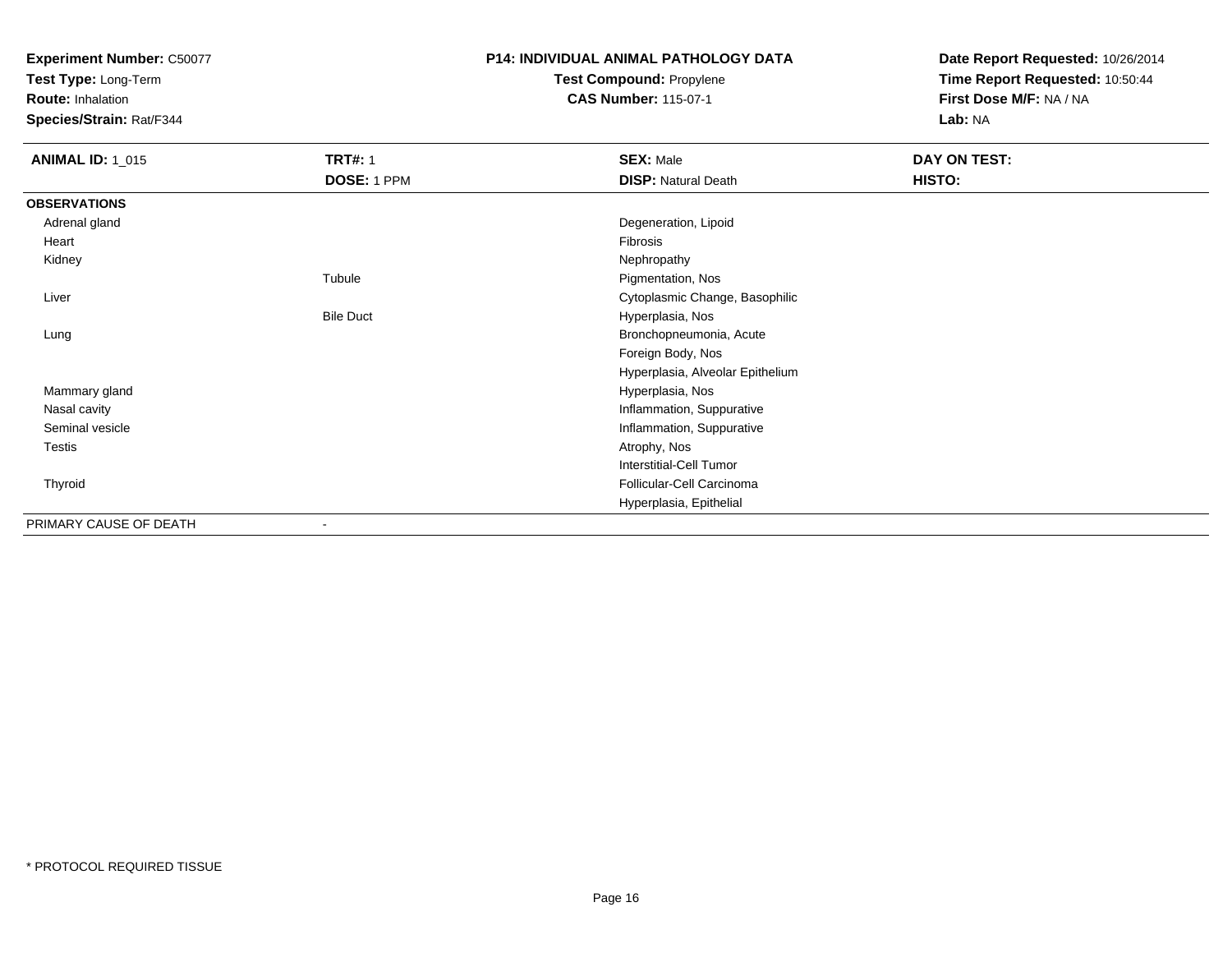**Experiment Number:** C50077
**Test Type:** Long-Term
**Route:** Inhalation
**Species/Strain:** Rat/F344

**P14: INDIVIDUAL ANIMAL PATHOLOGY DATA**
**Test Compound:** Propylene
**CAS Number:** 115-07-1

**Date Report Requested:** 10/26/2014
**Time Report Requested:** 10:50:44
**First Dose M/F:** NA / NA
**Lab:** NA

| **ANIMAL ID:** 1_015 | **TRT#:** 1 | **SEX:** Male | **DAY ON TEST:** |
|---|---|---|---|
| | **DOSE:** 1 PPM | **DISP:** Natural Death | **HISTO:** |
| **OBSERVATIONS** | | | |
| Adrenal gland | | Degeneration, Lipoid | |
| Heart | | Fibrosis | |
| Kidney | | Nephropathy | |
| | Tubule | Pigmentation, Nos | |
| Liver | | Cytoplasmic Change, Basophilic | |
| | Bile Duct | Hyperplasia, Nos | |
| Lung | | Bronchopneumonia, Acute | |
| | | Foreign Body, Nos | |
| | | Hyperplasia, Alveolar Epithelium | |
| Mammary gland | | Hyperplasia, Nos | |
| Nasal cavity | | Inflammation, Suppurative | |
| Seminal vesicle | | Inflammation, Suppurative | |
| Testis | | Atrophy, Nos | |
| | | Interstitial-Cell Tumor | |
| Thyroid | | Follicular-Cell Carcinoma | |
| | | Hyperplasia, Epithelial | |
| PRIMARY CAUSE OF DEATH | - | | |

* PROTOCOL REQUIRED TISSUE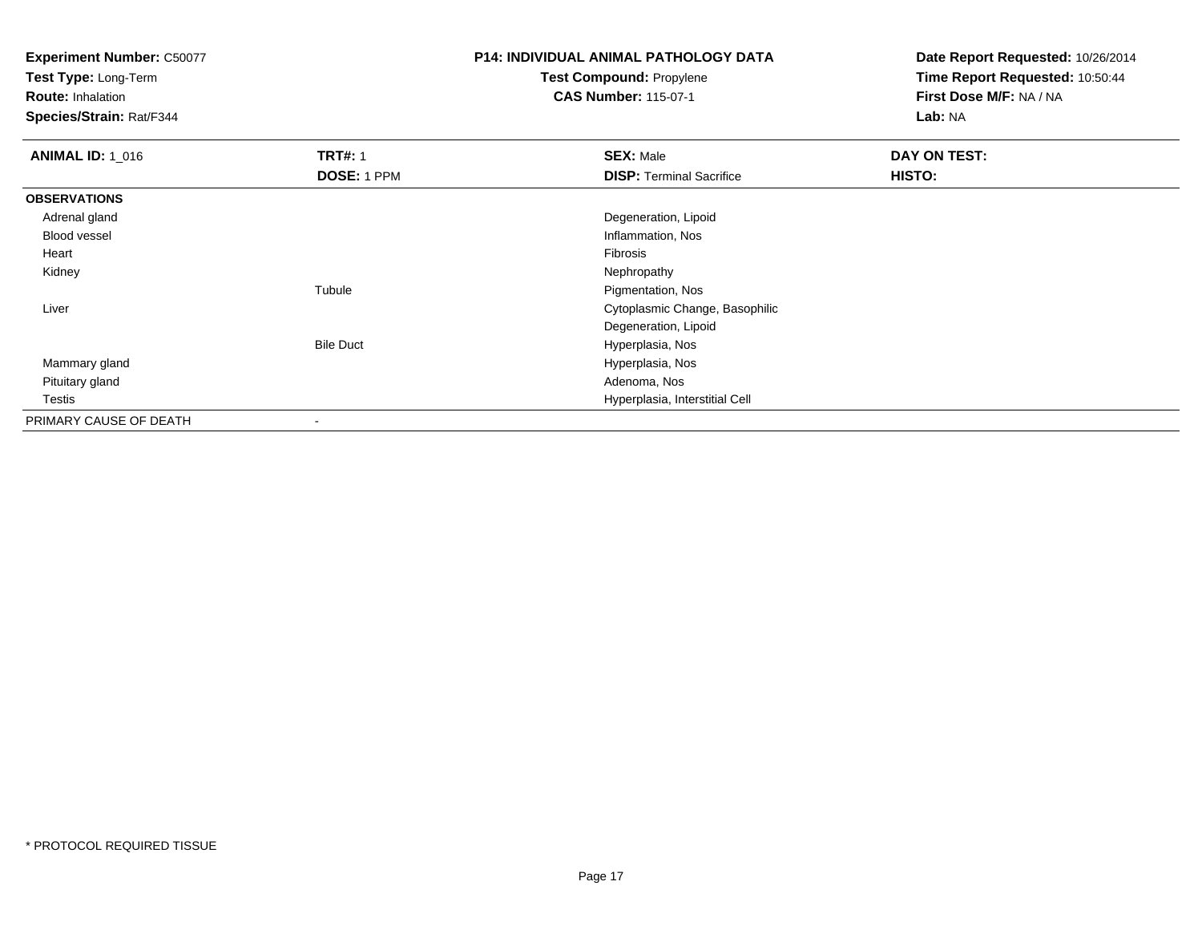**Experiment Number:** C50077
**Test Type:** Long-Term
**Route:** Inhalation
**Species/Strain:** Rat/F344

**P14: INDIVIDUAL ANIMAL PATHOLOGY DATA**
**Test Compound:** Propylene
**CAS Number:** 115-07-1

**Date Report Requested:** 10/26/2014
**Time Report Requested:** 10:50:44
**First Dose M/F:** NA / NA
**Lab:** NA

| **ANIMAL ID:** 1_016 | **TRT#:** 1 | **SEX:** Male | **DAY ON TEST:** |
|---|---|---|---|
| | **DOSE:** 1 PPM | **DISP:** Terminal Sacrifice | **HISTO:** |
| **OBSERVATIONS** | | | |
| Adrenal gland | | Degeneration, Lipoid | |
| Blood vessel | | Inflammation, Nos | |
| Heart | | Fibrosis | |
| Kidney | | Nephropathy | |
| | Tubule | Pigmentation, Nos | |
| Liver | | Cytoplasmic Change, Basophilic | |
| | | Degeneration, Lipoid | |
| | Bile Duct | Hyperplasia, Nos | |
| Mammary gland | | Hyperplasia, Nos | |
| Pituitary gland | | Adenoma, Nos | |
| Testis | | Hyperplasia, Interstitial Cell | |
| PRIMARY CAUSE OF DEATH | - | | |

\* PROTOCOL REQUIRED TISSUE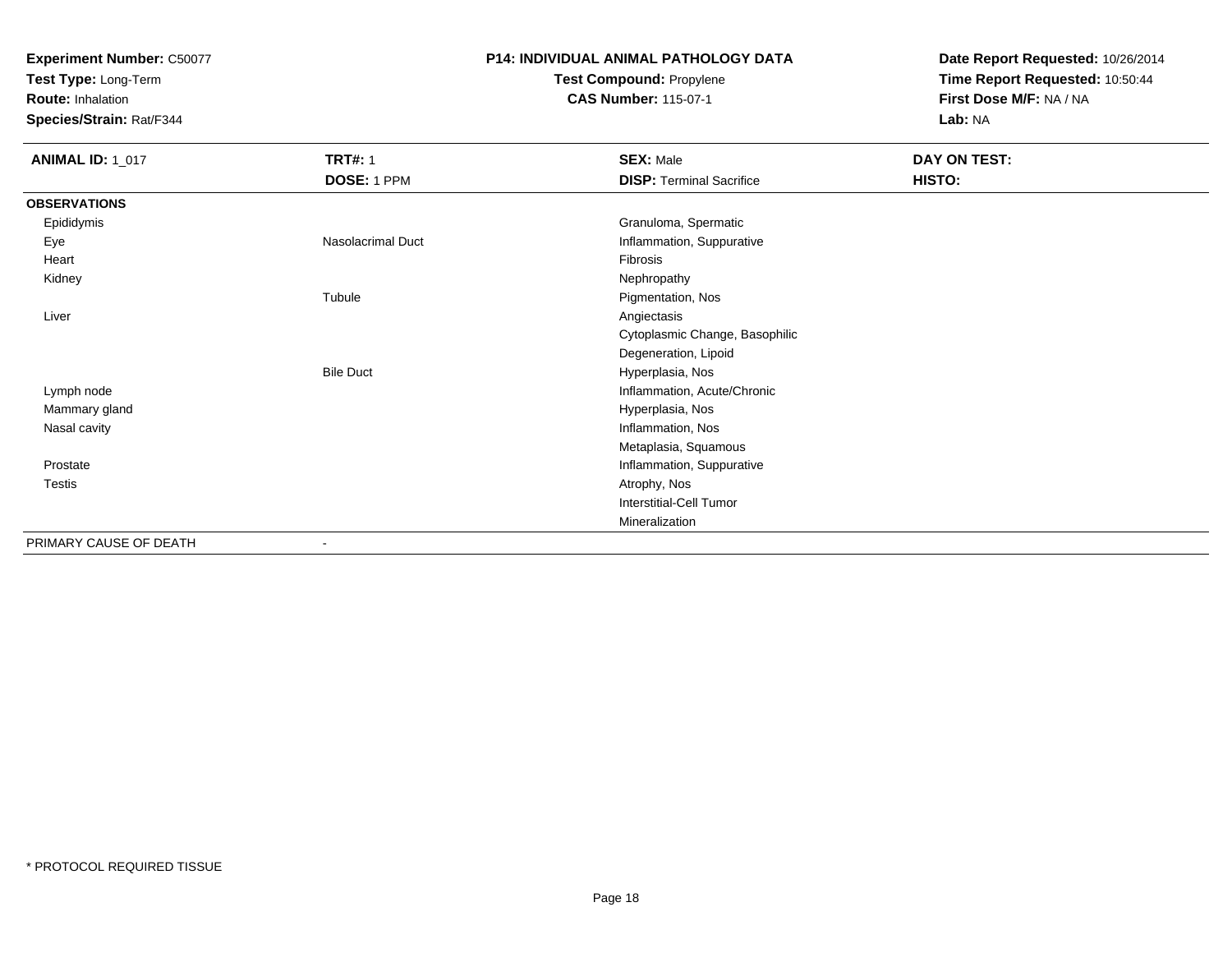**Experiment Number:** C50077
**Test Type:** Long-Term
**Route:** Inhalation
**Species/Strain:** Rat/F344

**P14: INDIVIDUAL ANIMAL PATHOLOGY DATA**
**Test Compound:** Propylene
**CAS Number:** 115-07-1

**Date Report Requested:** 10/26/2014
**Time Report Requested:** 10:50:44
**First Dose M/F:** NA / NA
**Lab:** NA

| **ANIMAL ID:** 1_017 | **TRT#:** 1 | **SEX:** Male | **DAY ON TEST:** |
|---|---|---|---|
| | **DOSE:** 1 PPM | **DISP:** Terminal Sacrifice | **HISTO:** |
| **OBSERVATIONS** | | | |
| Epididymis | | Granuloma, Spermatic | |
| Eye | Nasolacrimal Duct | Inflammation, Suppurative | |
| Heart | | Fibrosis | |
| Kidney | | Nephropathy | |
| | Tubule | Pigmentation, Nos | |
| Liver | | Angiectasis | |
| | | Cytoplasmic Change, Basophilic | |
| | | Degeneration, Lipoid | |
| | Bile Duct | Hyperplasia, Nos | |
| Lymph node | | Inflammation, Acute/Chronic | |
| Mammary gland | | Hyperplasia, Nos | |
| Nasal cavity | | Inflammation, Nos | |
| | | Metaplasia, Squamous | |
| Prostate | | Inflammation, Suppurative | |
| Testis | | Atrophy, Nos | |
| | | Interstitial-Cell Tumor | |
| | | Mineralization | |
| PRIMARY CAUSE OF DEATH | - | | |

* PROTOCOL REQUIRED TISSUE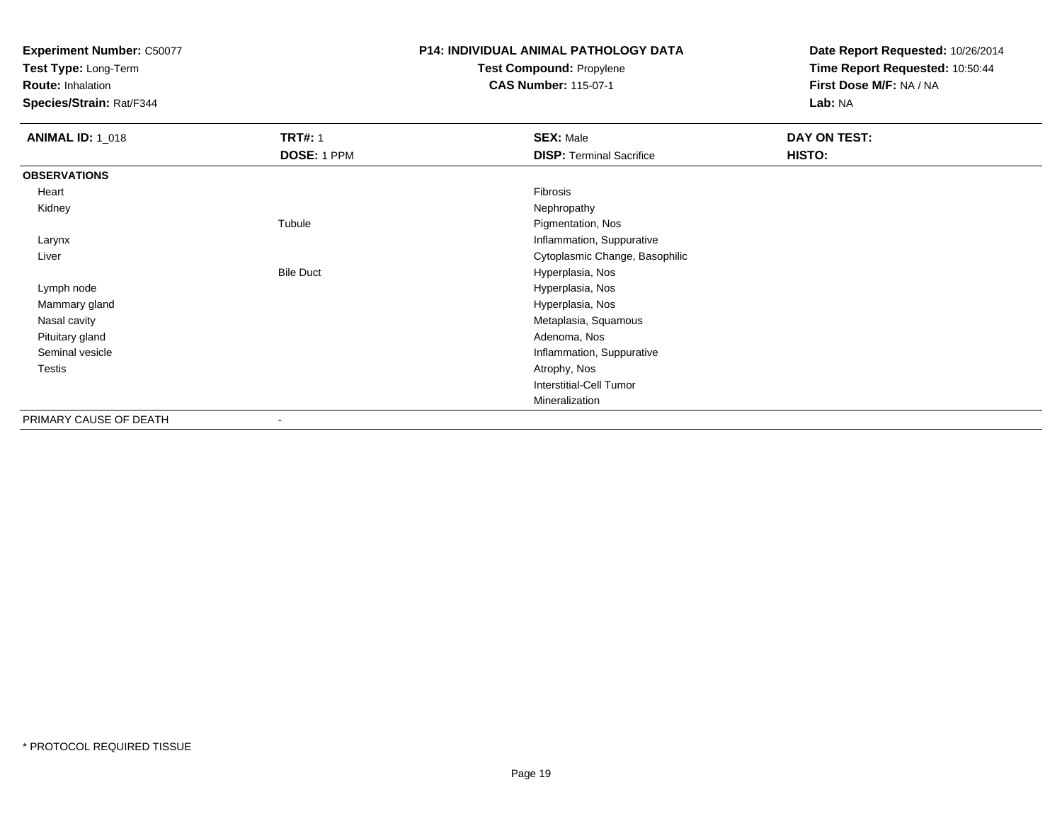**Experiment Number:** C50077
**Test Type:** Long-Term
**Route:** Inhalation
**Species/Strain:** Rat/F344

**P14: INDIVIDUAL ANIMAL PATHOLOGY DATA**
**Test Compound:** Propylene
**CAS Number:** 115-07-1

**Date Report Requested:** 10/26/2014
**Time Report Requested:** 10:50:44
**First Dose M/F:** NA / NA
**Lab:** NA

| **ANIMAL ID:** 1_018 | **TRT#:** 1 | **SEX:** Male | **DAY ON TEST:** |
|---|---|---|---|
| | **DOSE:** 1 PPM | **DISP:** Terminal Sacrifice | **HISTO:** |
| **OBSERVATIONS** | | | |
| Heart | | Fibrosis | |
| Kidney | | Nephropathy | |
| | Tubule | Pigmentation, Nos | |
| Larynx | | Inflammation, Suppurative | |
| Liver | | Cytoplasmic Change, Basophilic | |
| | Bile Duct | Hyperplasia, Nos | |
| Lymph node | | Hyperplasia, Nos | |
| Mammary gland | | Hyperplasia, Nos | |
| Nasal cavity | | Metaplasia, Squamous | |
| Pituitary gland | | Adenoma, Nos | |
| Seminal vesicle | | Inflammation, Suppurative | |
| Testis | | Atrophy, Nos | |
| | | Interstitial-Cell Tumor | |
| | | Mineralization | |
| PRIMARY CAUSE OF DEATH | - | | |

* PROTOCOL REQUIRED TISSUE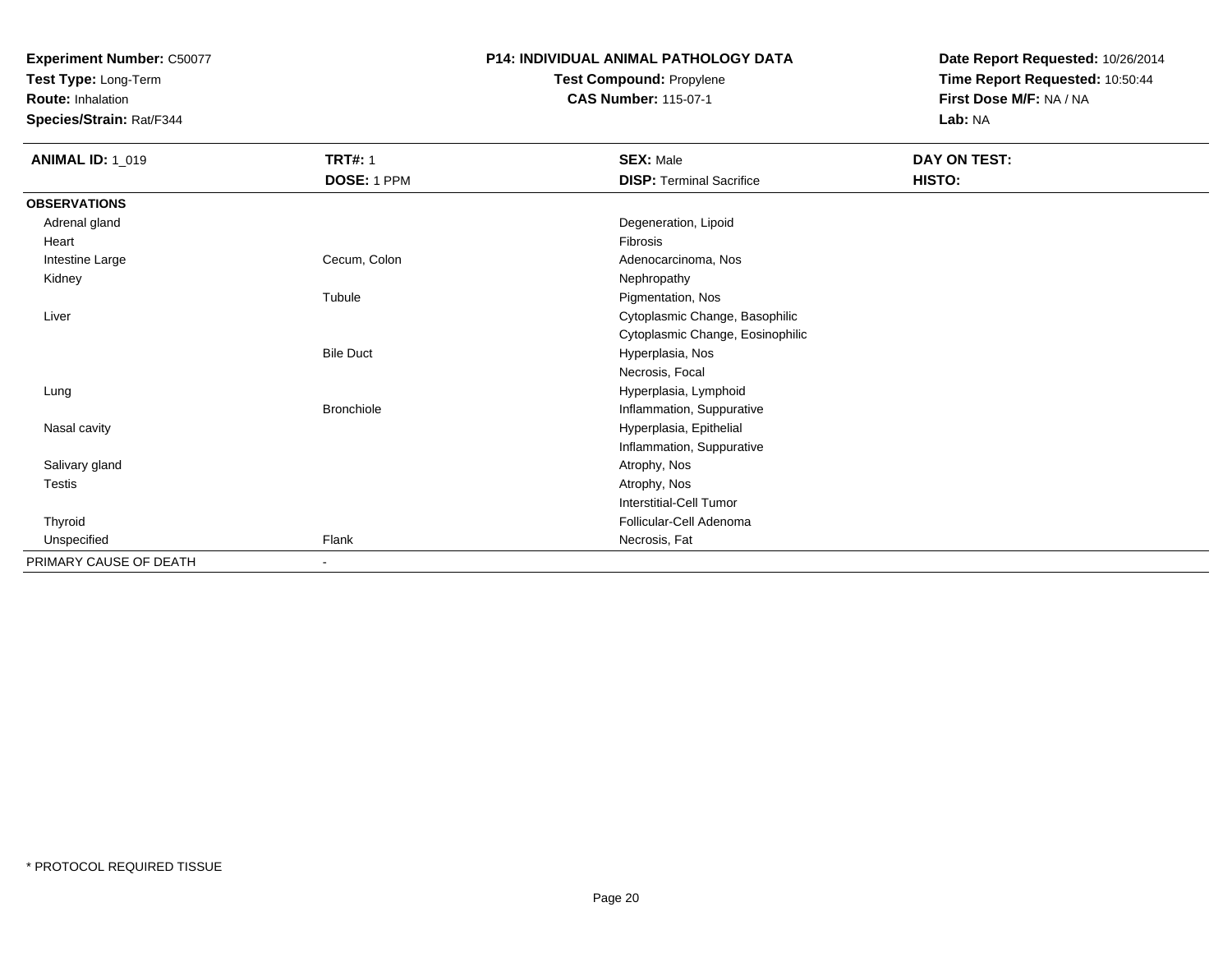**Experiment Number:** C50077
**Test Type:** Long-Term
**Route:** Inhalation
**Species/Strain:** Rat/F344

**P14: INDIVIDUAL ANIMAL PATHOLOGY DATA**
**Test Compound:** Propylene
**CAS Number:** 115-07-1

**Date Report Requested:** 10/26/2014
**Time Report Requested:** 10:50:44
**First Dose M/F:** NA / NA
**Lab:** NA

| **ANIMAL ID:** 1_019 | **TRT#:** 1 | **SEX:** Male | **DAY ON TEST:** |
|---|---|---|---|
| | **DOSE:** 1 PPM | **DISP:** Terminal Sacrifice | **HISTO:** |
| **OBSERVATIONS** | | | |
| Adrenal gland | | Degeneration, Lipoid | |
| Heart | | Fibrosis | |
| Intestine Large | Cecum, Colon | Adenocarcinoma, Nos | |
| Kidney | | Nephropathy | |
| | Tubule | Pigmentation, Nos | |
| Liver | | Cytoplasmic Change, Basophilic | |
| | | Cytoplasmic Change, Eosinophilic | |
| | Bile Duct | Hyperplasia, Nos | |
| | | Necrosis, Focal | |
| Lung | | Hyperplasia, Lymphoid | |
| | Bronchiole | Inflammation, Suppurative | |
| Nasal cavity | | Hyperplasia, Epithelial | |
| | | Inflammation, Suppurative | |
| Salivary gland | | Atrophy, Nos | |
| Testis | | Atrophy, Nos | |
| | | Interstitial-Cell Tumor | |
| Thyroid | | Follicular-Cell Adenoma | |
| Unspecified | Flank | Necrosis, Fat | |
| PRIMARY CAUSE OF DEATH | - | | |

* PROTOCOL REQUIRED TISSUE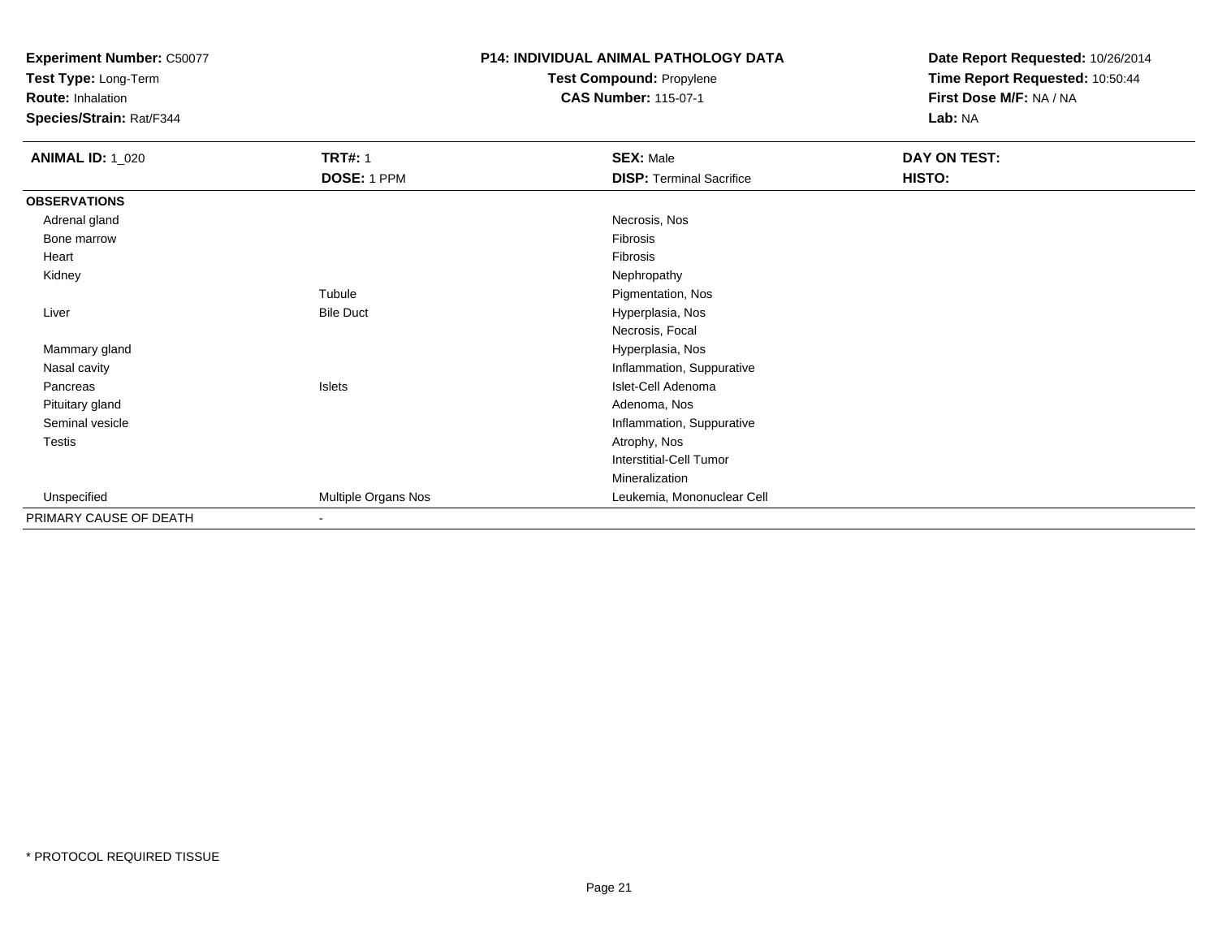**Experiment Number:** C50077
**Test Type:** Long-Term
**Route:** Inhalation
**Species/Strain:** Rat/F344

**P14: INDIVIDUAL ANIMAL PATHOLOGY DATA**
**Test Compound:** Propylene
**CAS Number:** 115-07-1

**Date Report Requested:** 10/26/2014
**Time Report Requested:** 10:50:44
**First Dose M/F:** NA / NA
**Lab:** NA

| **ANIMAL ID:** 1_020 | **TRT#:** 1 | **SEX:** Male | **DAY ON TEST:** |
|---|---|---|---|
| | **DOSE:** 1 PPM | **DISP:** Terminal Sacrifice | **HISTO:** |
| **OBSERVATIONS** | | | |
| Adrenal gland | | Necrosis, Nos | |
| Bone marrow | | Fibrosis | |
| Heart | | Fibrosis | |
| Kidney | | Nephropathy | |
| | Tubule | Pigmentation, Nos | |
| Liver | Bile Duct | Hyperplasia, Nos | |
| | | Necrosis, Focal | |
| Mammary gland | | Hyperplasia, Nos | |
| Nasal cavity | | Inflammation, Suppurative | |
| Pancreas | Islets | Islet-Cell Adenoma | |
| Pituitary gland | | Adenoma, Nos | |
| Seminal vesicle | | Inflammation, Suppurative | |
| Testis | | Atrophy, Nos | |
| | | Interstitial-Cell Tumor | |
| | | Mineralization | |
| Unspecified | Multiple Organs Nos | Leukemia, Mononuclear Cell | |
| PRIMARY CAUSE OF DEATH | - | | |

* PROTOCOL REQUIRED TISSUE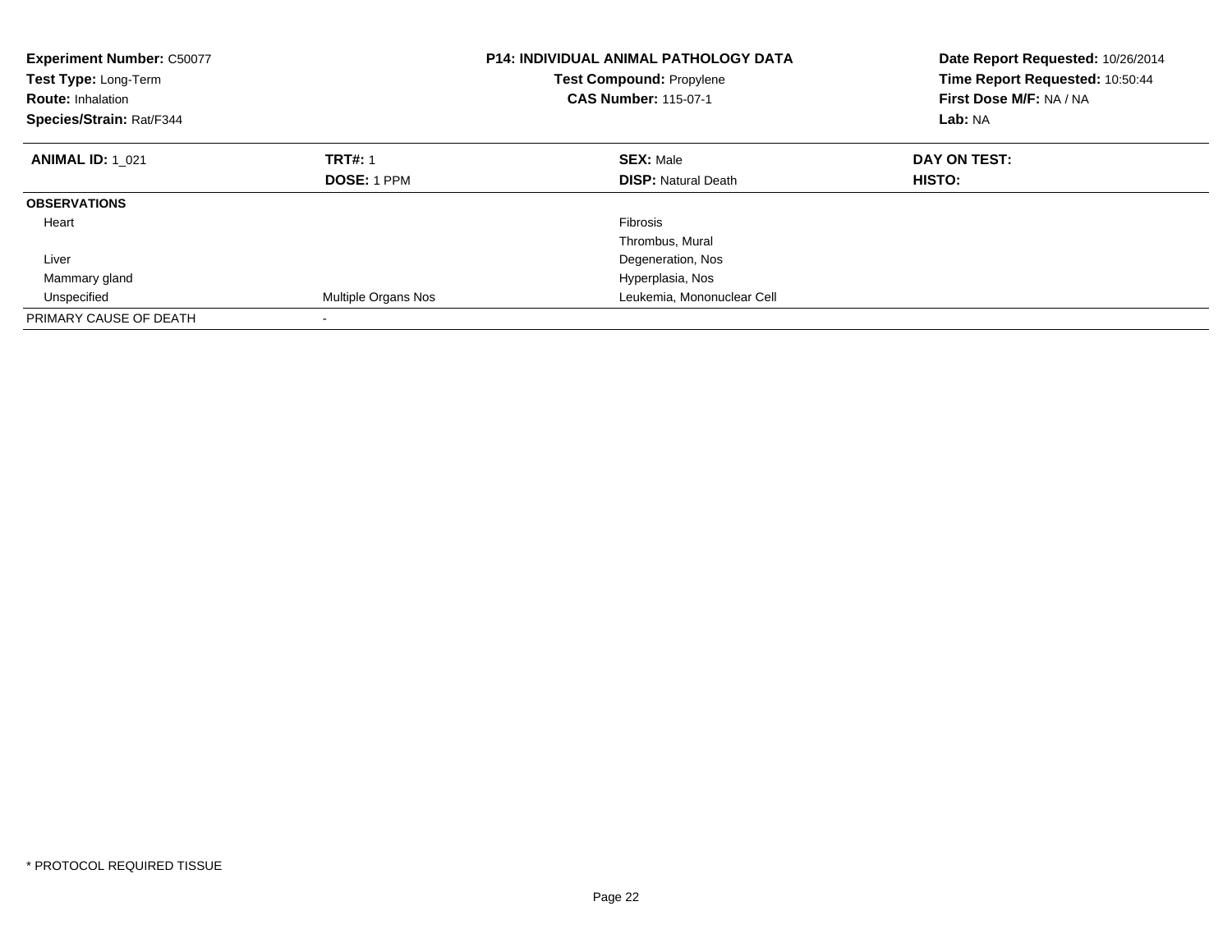**Experiment Number:** C50077
**Test Type:** Long-Term
**Route:** Inhalation
**Species/Strain:** Rat/F344

**P14: INDIVIDUAL ANIMAL PATHOLOGY DATA**
**Test Compound:** Propylene
**CAS Number:** 115-07-1

**Date Report Requested:** 10/26/2014
**Time Report Requested:** 10:50:44
**First Dose M/F:** NA / NA
**Lab:** NA

| **ANIMAL ID:** 1_021 | **TRT#:** 1 | **SEX:** Male | **DAY ON TEST:** |
|---|---|---|---|
| | **DOSE:** 1 PPM | **DISP:** Natural Death | **HISTO:** |
| **OBSERVATIONS** | | | |
| Heart | | Fibrosis | |
| | | Thrombus, Mural | |
| Liver | | Degeneration, Nos | |
| Mammary gland | | Hyperplasia, Nos | |
| Unspecified | Multiple Organs Nos | Leukemia, Mononuclear Cell | |
| PRIMARY CAUSE OF DEATH | - | | |

* PROTOCOL REQUIRED TISSUE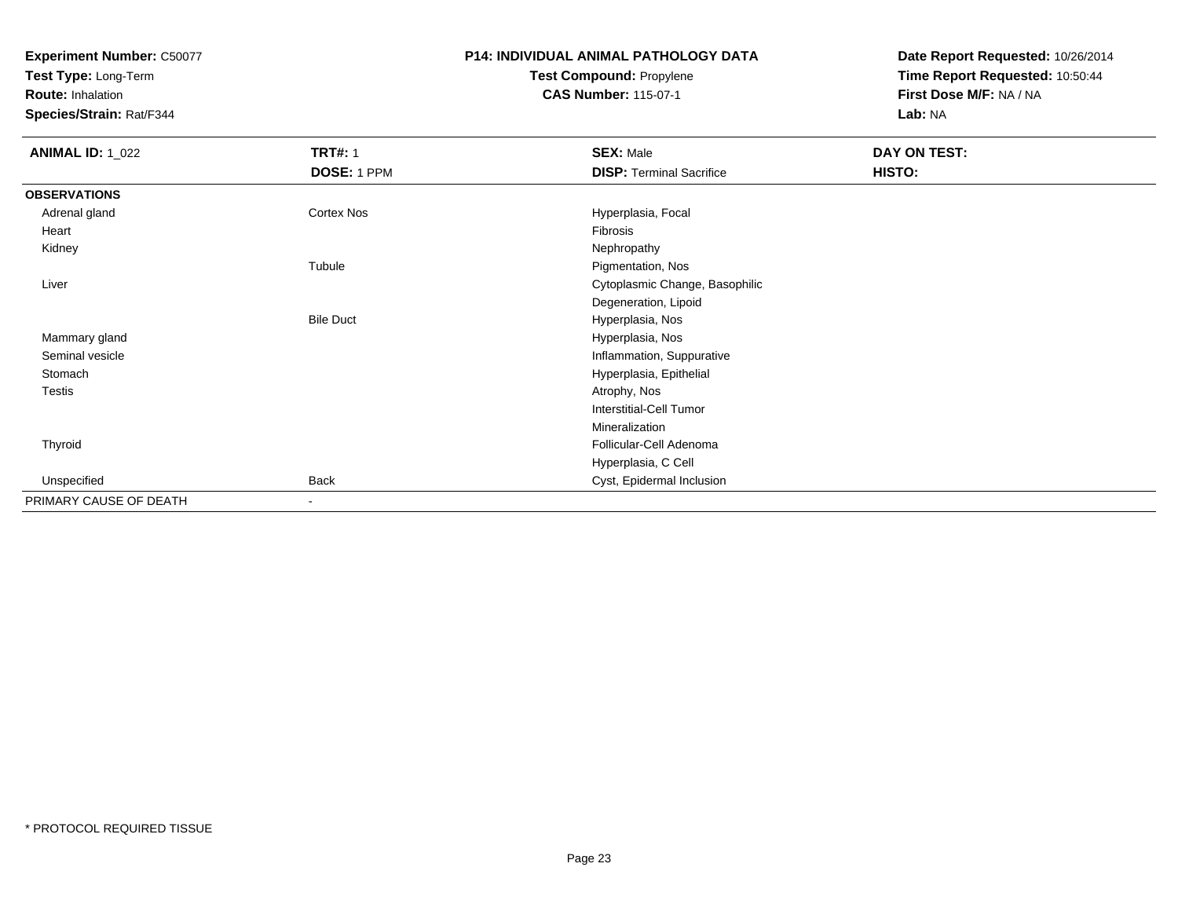**Experiment Number:** C50077
**Test Type:** Long-Term
**Route:** Inhalation
**Species/Strain:** Rat/F344

**P14: INDIVIDUAL ANIMAL PATHOLOGY DATA**
**Test Compound:** Propylene
**CAS Number:** 115-07-1

**Date Report Requested:** 10/26/2014
**Time Report Requested:** 10:50:44
**First Dose M/F:** NA / NA
**Lab:** NA

| **ANIMAL ID:** 1_022 | **TRT#:** 1 | **SEX:** Male | **DAY ON TEST:** |
|---|---|---|---|
| | **DOSE:** 1 PPM | **DISP:** Terminal Sacrifice | **HISTO:** |
| **OBSERVATIONS** | | | |
| Adrenal gland | Cortex Nos | Hyperplasia, Focal | |
| Heart | | Fibrosis | |
| Kidney | | Nephropathy | |
| | Tubule | Pigmentation, Nos | |
| Liver | | Cytoplasmic Change, Basophilic | |
| | | Degeneration, Lipoid | |
| | Bile Duct | Hyperplasia, Nos | |
| Mammary gland | | Hyperplasia, Nos | |
| Seminal vesicle | | Inflammation, Suppurative | |
| Stomach | | Hyperplasia, Epithelial | |
| Testis | | Atrophy, Nos | |
| | | Interstitial-Cell Tumor | |
| | | Mineralization | |
| Thyroid | | Follicular-Cell Adenoma | |
| | | Hyperplasia, C Cell | |
| Unspecified | Back | Cyst, Epidermal Inclusion | |
| PRIMARY CAUSE OF DEATH | - | | |

* PROTOCOL REQUIRED TISSUE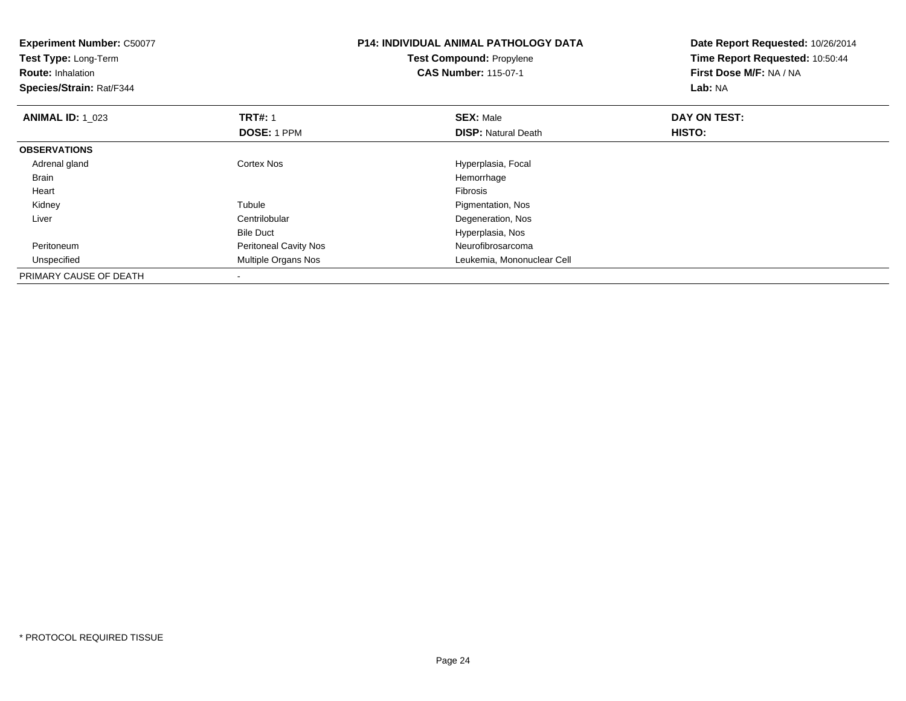**Experiment Number:** C50077
**Test Type:** Long-Term
**Route:** Inhalation
**Species/Strain:** Rat/F344

**P14: INDIVIDUAL ANIMAL PATHOLOGY DATA**
**Test Compound:** Propylene
**CAS Number:** 115-07-1

**Date Report Requested:** 10/26/2014
**Time Report Requested:** 10:50:44
**First Dose M/F:** NA / NA
**Lab:** NA

| **ANIMAL ID:** 1_023 | **TRT#:** 1 | **SEX:** Male | **DAY ON TEST:** |
|---|---|---|---|
| | **DOSE:** 1 PPM | **DISP:** Natural Death | **HISTO:** |
| **OBSERVATIONS** | | | |
| Adrenal gland | Cortex Nos | Hyperplasia, Focal | |
| Brain | | Hemorrhage | |
| Heart | | Fibrosis | |
| Kidney | Tubule | Pigmentation, Nos | |
| Liver | Centrilobular | Degeneration, Nos | |
| | Bile Duct | Hyperplasia, Nos | |
| Peritoneum | Peritoneal Cavity Nos | Neurofibrosarcoma | |
| Unspecified | Multiple Organs Nos | Leukemia, Mononuclear Cell | |
| PRIMARY CAUSE OF DEATH | - | | |

* PROTOCOL REQUIRED TISSUE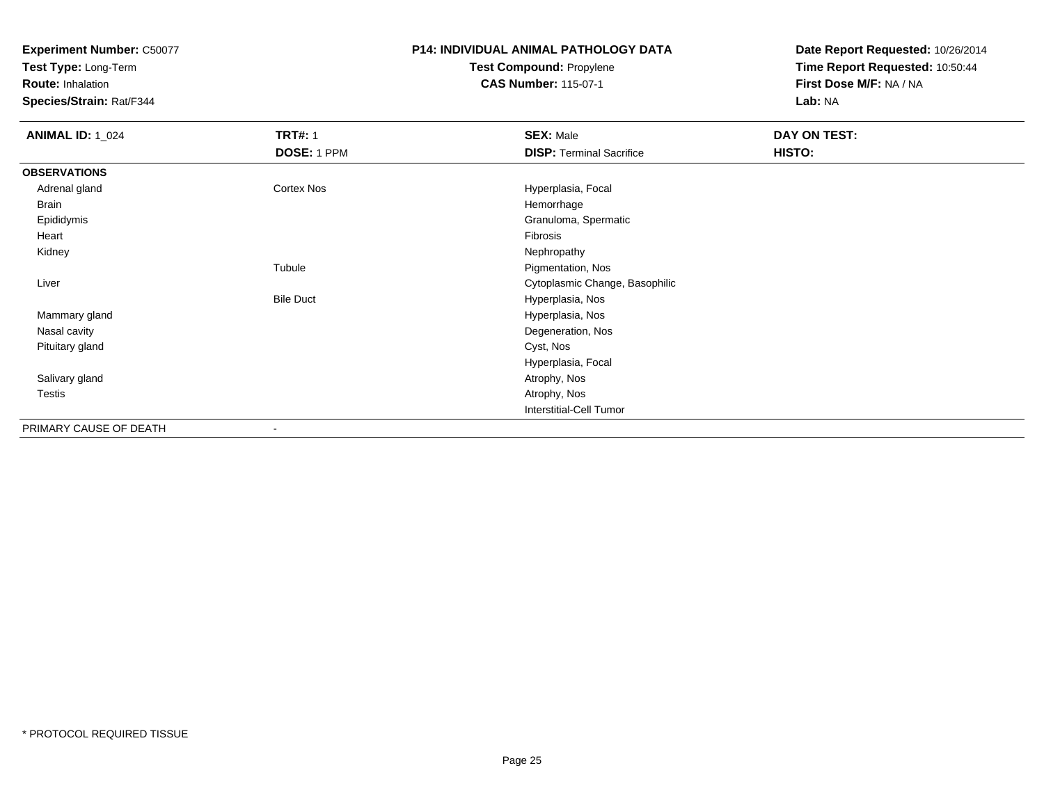**Experiment Number:** C50077
**Test Type:** Long-Term
**Route:** Inhalation
**Species/Strain:** Rat/F344

**P14: INDIVIDUAL ANIMAL PATHOLOGY DATA**
**Test Compound:** Propylene
**CAS Number:** 115-07-1

**Date Report Requested:** 10/26/2014
**Time Report Requested:** 10:50:44
**First Dose M/F:** NA / NA
**Lab:** NA

| **ANIMAL ID:** 1_024 | **TRT#:** 1 | **SEX:** Male | **DAY ON TEST:** |
|---|---|---|---|
| | **DOSE:** 1 PPM | **DISP:** Terminal Sacrifice | **HISTO:** |
| **OBSERVATIONS** | | | |
| Adrenal gland | Cortex Nos | Hyperplasia, Focal | |
| Brain | | Hemorrhage | |
| Epididymis | | Granuloma, Spermatic | |
| Heart | | Fibrosis | |
| Kidney | | Nephropathy | |
| | Tubule | Pigmentation, Nos | |
| Liver | | Cytoplasmic Change, Basophilic | |
| | Bile Duct | Hyperplasia, Nos | |
| Mammary gland | | Hyperplasia, Nos | |
| Nasal cavity | | Degeneration, Nos | |
| Pituitary gland | | Cyst, Nos | |
| | | Hyperplasia, Focal | |
| Salivary gland | | Atrophy, Nos | |
| Testis | | Atrophy, Nos | |
| | | Interstitial-Cell Tumor | |
| PRIMARY CAUSE OF DEATH | - | | |

* PROTOCOL REQUIRED TISSUE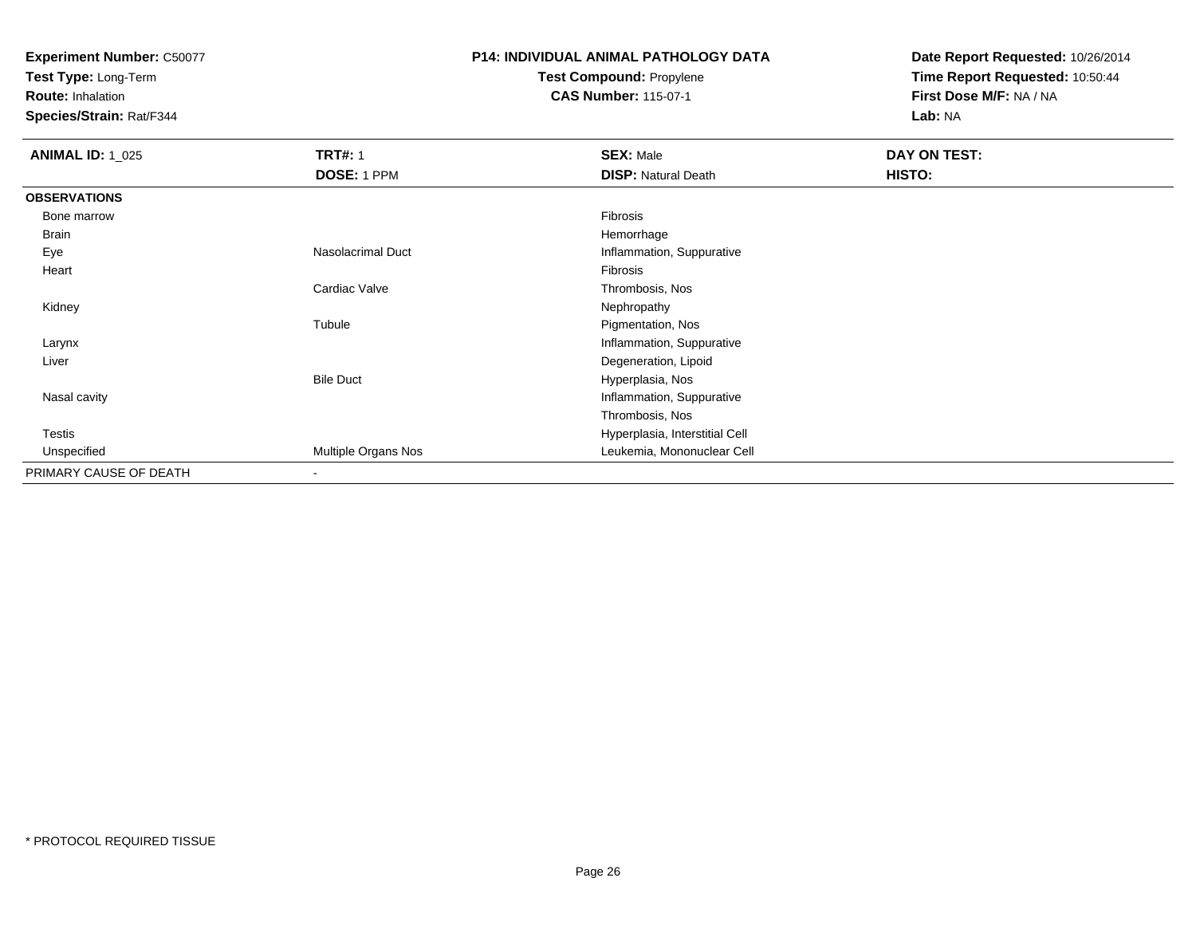**Experiment Number:** C50077
**Test Type:** Long-Term
**Route:** Inhalation
**Species/Strain:** Rat/F344

**P14: INDIVIDUAL ANIMAL PATHOLOGY DATA**
**Test Compound:** Propylene
**CAS Number:** 115-07-1

**Date Report Requested:** 10/26/2014
**Time Report Requested:** 10:50:44
**First Dose M/F:** NA / NA
**Lab:** NA

| **ANIMAL ID:** 1_025 | **TRT#:** 1 | **SEX:** Male | **DAY ON TEST:** |
|---|---|---|---|
| | **DOSE:** 1 PPM | **DISP:** Natural Death | **HISTO:** |
| **OBSERVATIONS** | | | |
| Bone marrow | | Fibrosis | |
| Brain | | Hemorrhage | |
| Eye | Nasolacrimal Duct | Inflammation, Suppurative | |
| Heart | | Fibrosis | |
| | Cardiac Valve | Thrombosis, Nos | |
| Kidney | | Nephropathy | |
| | Tubule | Pigmentation, Nos | |
| Larynx | | Inflammation, Suppurative | |
| Liver | | Degeneration, Lipoid | |
| | Bile Duct | Hyperplasia, Nos | |
| Nasal cavity | | Inflammation, Suppurative | |
| | | Thrombosis, Nos | |
| Testis | | Hyperplasia, Interstitial Cell | |
| Unspecified | Multiple Organs Nos | Leukemia, Mononuclear Cell | |
| PRIMARY CAUSE OF DEATH | - | | |

* PROTOCOL REQUIRED TISSUE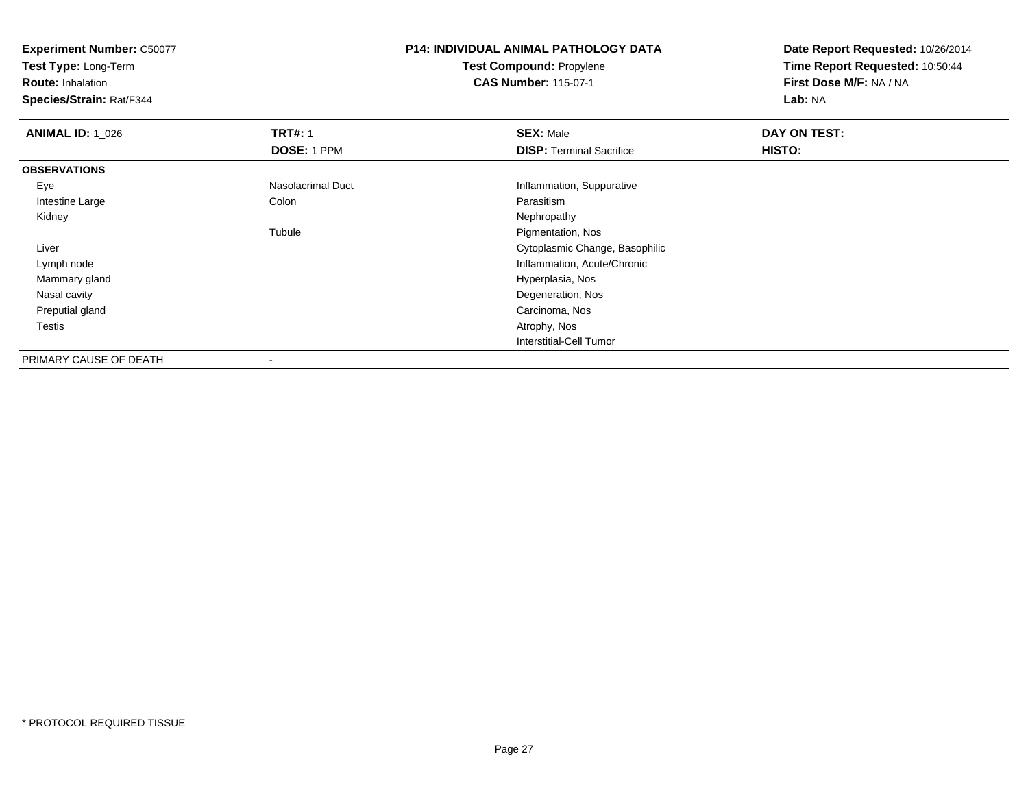**Experiment Number:** C50077
**Test Type:** Long-Term
**Route:** Inhalation
**Species/Strain:** Rat/F344

**P14: INDIVIDUAL ANIMAL PATHOLOGY DATA**
**Test Compound:** Propylene
**CAS Number:** 115-07-1

**Date Report Requested:** 10/26/2014
**Time Report Requested:** 10:50:44
**First Dose M/F:** NA / NA
**Lab:** NA

| **ANIMAL ID:** 1_026 | **TRT#:** 1 | **SEX:** Male | **DAY ON TEST:** |
|---|---|---|---|
| | **DOSE:** 1 PPM | **DISP:** Terminal Sacrifice | **HISTO:** |
| **OBSERVATIONS** | | | |
| Eye | Nasolacrimal Duct | Inflammation, Suppurative | |
| Intestine Large | Colon | Parasitism | |
| Kidney | | Nephropathy | |
| | Tubule | Pigmentation, Nos | |
| Liver | | Cytoplasmic Change, Basophilic | |
| Lymph node | | Inflammation, Acute/Chronic | |
| Mammary gland | | Hyperplasia, Nos | |
| Nasal cavity | | Degeneration, Nos | |
| Preputial gland | | Carcinoma, Nos | |
| Testis | | Atrophy, Nos | |
| | | Interstitial-Cell Tumor | |
| PRIMARY CAUSE OF DEATH | - | | |

* PROTOCOL REQUIRED TISSUE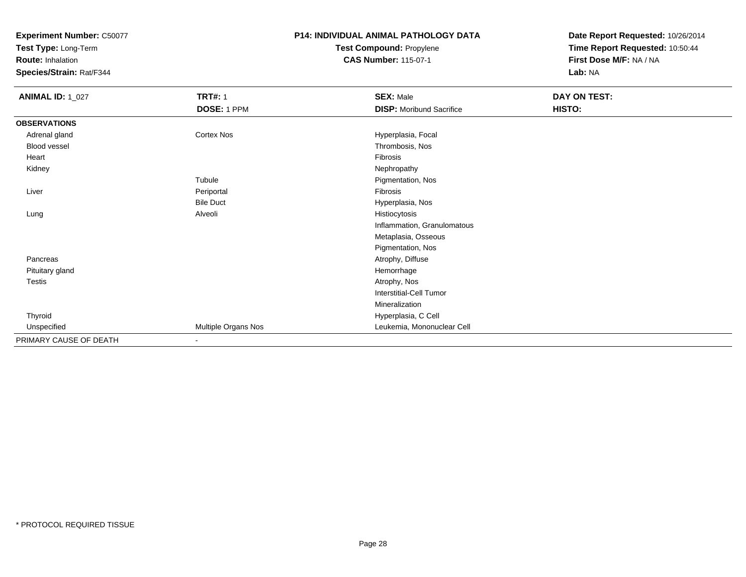**Experiment Number:** C50077
**Test Type:** Long-Term
**Route:** Inhalation
**Species/Strain:** Rat/F344

**P14: INDIVIDUAL ANIMAL PATHOLOGY DATA**
**Test Compound:** Propylene
**CAS Number:** 115-07-1

**Date Report Requested:** 10/26/2014
**Time Report Requested:** 10:50:44
**First Dose M/F:** NA / NA
**Lab:** NA

| **ANIMAL ID:** 1_027 | **TRT#:** 1 | **SEX:** Male | **DAY ON TEST:** |
|---|---|---|---|
| | **DOSE:** 1 PPM | **DISP:** Moribund Sacrifice | **HISTO:** |
| **OBSERVATIONS** | | | |
| Adrenal gland | Cortex Nos | Hyperplasia, Focal | |
| Blood vessel | | Thrombosis, Nos | |
| Heart | | Fibrosis | |
| Kidney | | Nephropathy | |
| | Tubule | Pigmentation, Nos | |
| Liver | Periportal | Fibrosis | |
| | Bile Duct | Hyperplasia, Nos | |
| Lung | Alveoli | Histiocytosis | |
| | | Inflammation, Granulomatous | |
| | | Metaplasia, Osseous | |
| | | Pigmentation, Nos | |
| Pancreas | | Atrophy, Diffuse | |
| Pituitary gland | | Hemorrhage | |
| Testis | | Atrophy, Nos | |
| | | Interstitial-Cell Tumor | |
| | | Mineralization | |
| Thyroid | | Hyperplasia, C Cell | |
| Unspecified | Multiple Organs Nos | Leukemia, Mononuclear Cell | |
| PRIMARY CAUSE OF DEATH | - | | |

* PROTOCOL REQUIRED TISSUE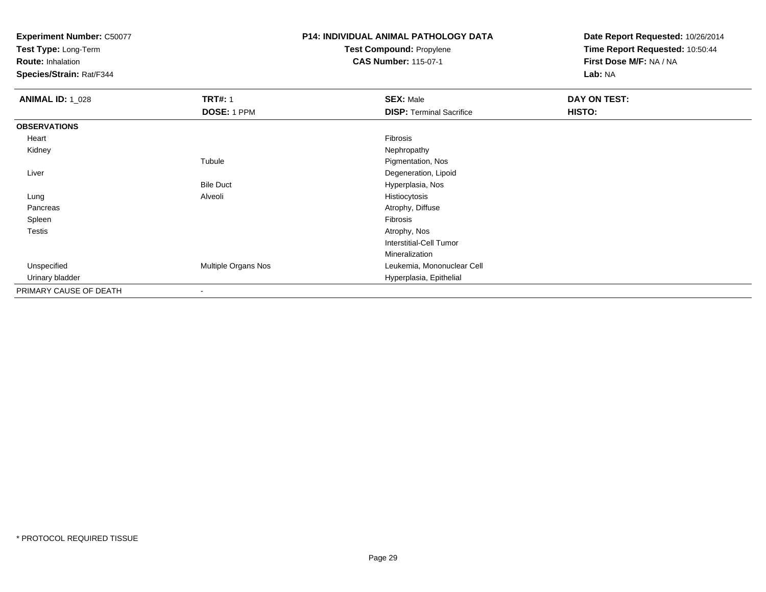**Experiment Number:** C50077
**Test Type:** Long-Term
**Route:** Inhalation
**Species/Strain:** Rat/F344

**P14: INDIVIDUAL ANIMAL PATHOLOGY DATA**
**Test Compound:** Propylene
**CAS Number:** 115-07-1

**Date Report Requested:** 10/26/2014
**Time Report Requested:** 10:50:44
**First Dose M/F:** NA / NA
**Lab:** NA

| **ANIMAL ID:** 1_028 | **TRT#:** 1 | **SEX:** Male | **DAY ON TEST:** |
|---|---|---|---|
| | **DOSE:** 1 PPM | **DISP:** Terminal Sacrifice | **HISTO:** |
| **OBSERVATIONS** | | | |
| Heart | | Fibrosis | |
| Kidney | | Nephropathy | |
| | Tubule | Pigmentation, Nos | |
| Liver | | Degeneration, Lipoid | |
| | Bile Duct | Hyperplasia, Nos | |
| Lung | Alveoli | Histiocytosis | |
| Pancreas | | Atrophy, Diffuse | |
| Spleen | | Fibrosis | |
| Testis | | Atrophy, Nos | |
| | | Interstitial-Cell Tumor | |
| | | Mineralization | |
| Unspecified | Multiple Organs Nos | Leukemia, Mononuclear Cell | |
| Urinary bladder | | Hyperplasia, Epithelial | |
| PRIMARY CAUSE OF DEATH | - | | |

* PROTOCOL REQUIRED TISSUE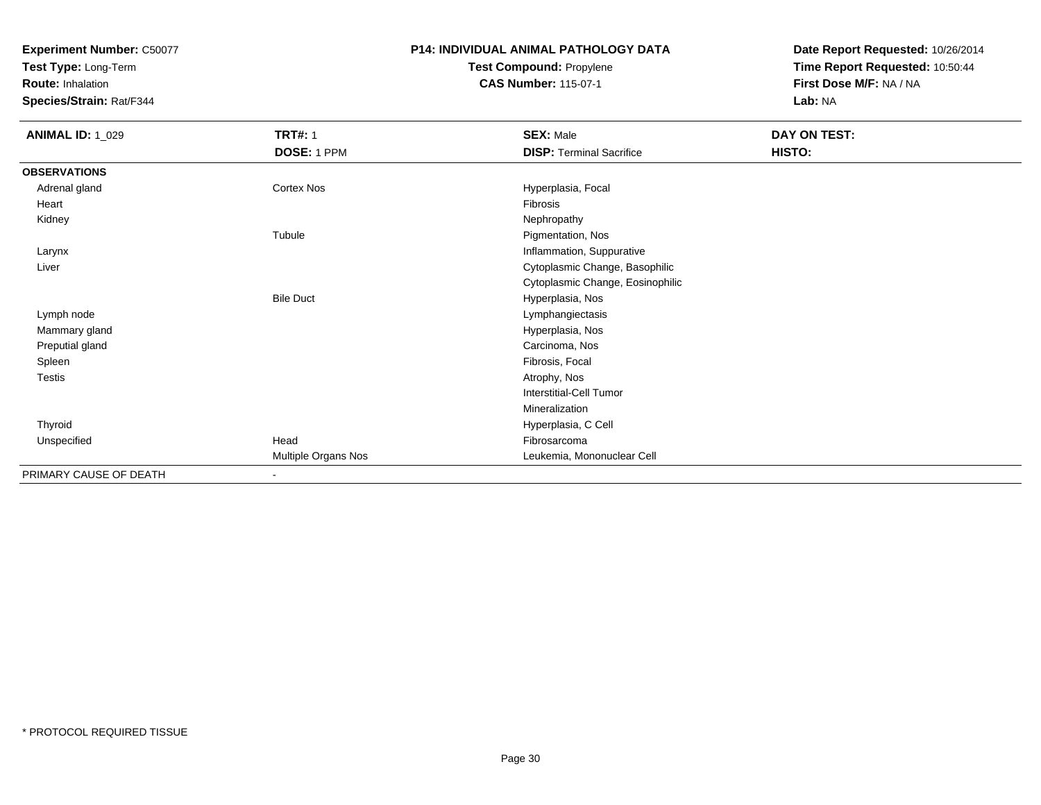**Experiment Number:** C50077
**Test Type:** Long-Term
**Route:** Inhalation
**Species/Strain:** Rat/F344

**P14: INDIVIDUAL ANIMAL PATHOLOGY DATA**
**Test Compound:** Propylene
**CAS Number:** 115-07-1

**Date Report Requested:** 10/26/2014
**Time Report Requested:** 10:50:44
**First Dose M/F:** NA / NA
**Lab:** NA

| **ANIMAL ID:** 1_029 | **TRT#:** 1 | **SEX:** Male | **DAY ON TEST:** |
|---|---|---|---|
| | **DOSE:** 1 PPM | **DISP:** Terminal Sacrifice | **HISTO:** |
| **OBSERVATIONS** | | | |
| Adrenal gland | Cortex Nos | Hyperplasia, Focal | |
| Heart | | Fibrosis | |
| Kidney | | Nephropathy | |
| | Tubule | Pigmentation, Nos | |
| Larynx | | Inflammation, Suppurative | |
| Liver | | Cytoplasmic Change, Basophilic | |
| | | Cytoplasmic Change, Eosinophilic | |
| | Bile Duct | Hyperplasia, Nos | |
| Lymph node | | Lymphangiectasis | |
| Mammary gland | | Hyperplasia, Nos | |
| Preputial gland | | Carcinoma, Nos | |
| Spleen | | Fibrosis, Focal | |
| Testis | | Atrophy, Nos | |
| | | Interstitial-Cell Tumor | |
| | | Mineralization | |
| Thyroid | | Hyperplasia, C Cell | |
| Unspecified | Head | Fibrosarcoma | |
| | Multiple Organs Nos | Leukemia, Mononuclear Cell | |
| PRIMARY CAUSE OF DEATH | - | | |

* PROTOCOL REQUIRED TISSUE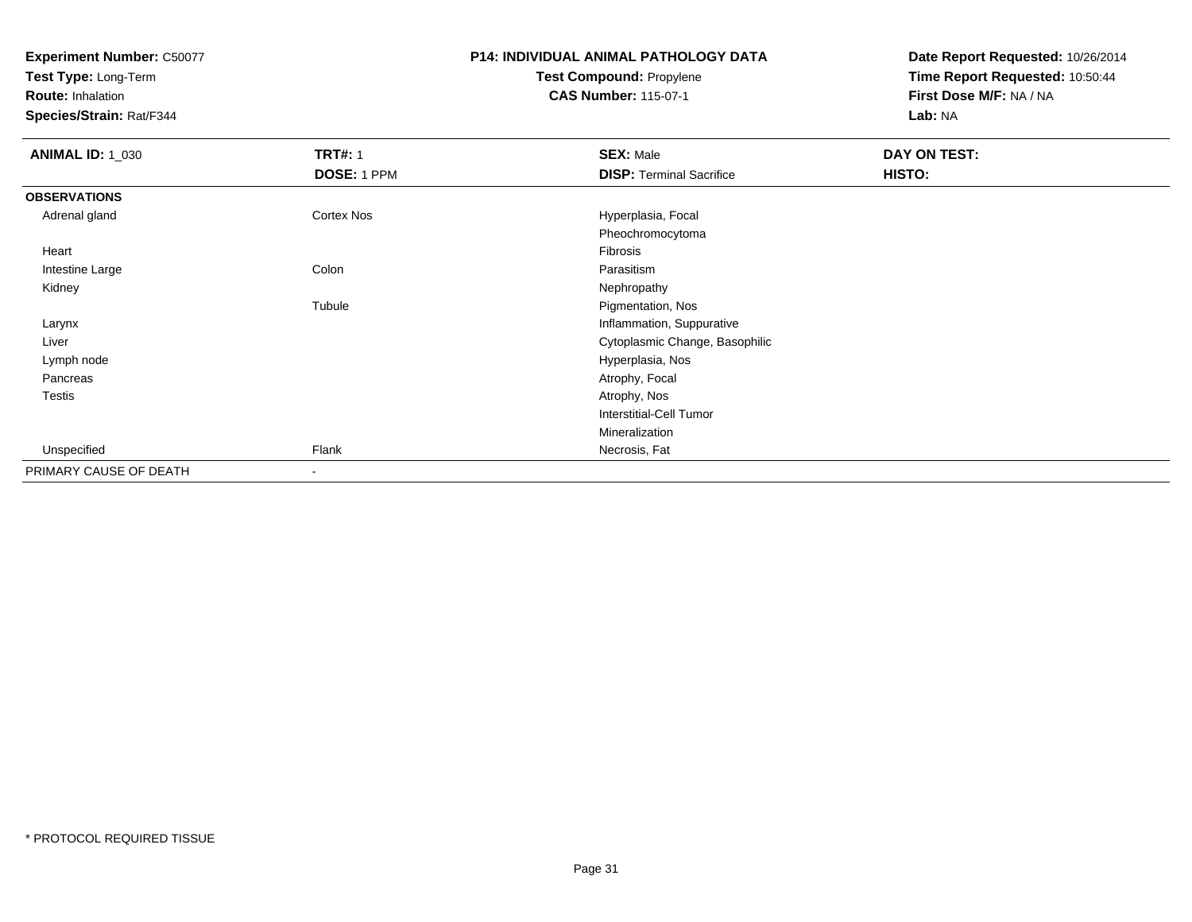**Experiment Number:** C50077
**Test Type:** Long-Term
**Route:** Inhalation
**Species/Strain:** Rat/F344

**P14: INDIVIDUAL ANIMAL PATHOLOGY DATA**
**Test Compound:** Propylene
**CAS Number:** 115-07-1

**Date Report Requested:** 10/26/2014
**Time Report Requested:** 10:50:44
**First Dose M/F:** NA / NA
**Lab:** NA

| **ANIMAL ID:** 1_030 | **TRT#:** 1 | **SEX:** Male | **DAY ON TEST:** |
|---|---|---|---|
| | **DOSE:** 1 PPM | **DISP:** Terminal Sacrifice | **HISTO:** |
| **OBSERVATIONS** | | | |
| Adrenal gland | Cortex Nos | Hyperplasia, Focal | |
| | | Pheochromocytoma | |
| Heart | | Fibrosis | |
| Intestine Large | Colon | Parasitism | |
| Kidney | | Nephropathy | |
| | Tubule | Pigmentation, Nos | |
| Larynx | | Inflammation, Suppurative | |
| Liver | | Cytoplasmic Change, Basophilic | |
| Lymph node | | Hyperplasia, Nos | |
| Pancreas | | Atrophy, Focal | |
| Testis | | Atrophy, Nos | |
| | | Interstitial-Cell Tumor | |
| | | Mineralization | |
| Unspecified | Flank | Necrosis, Fat | |
| PRIMARY CAUSE OF DEATH | - | | |

* PROTOCOL REQUIRED TISSUE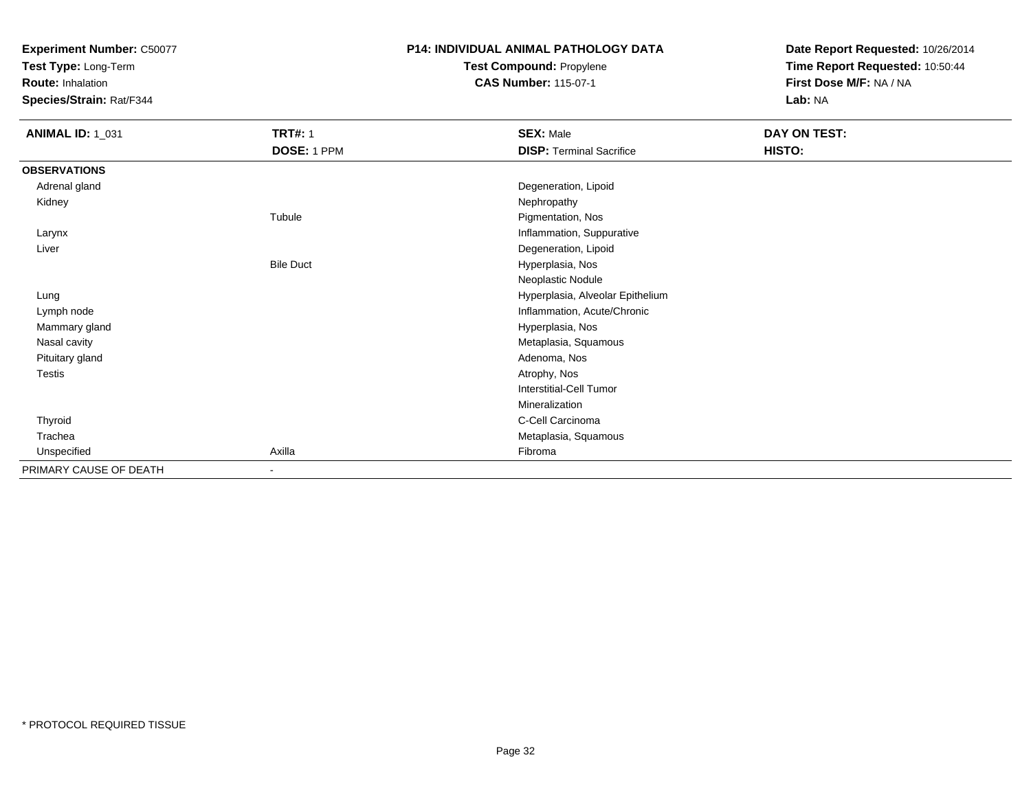**Experiment Number:** C50077
**Test Type:** Long-Term
**Route:** Inhalation
**Species/Strain:** Rat/F344

**P14: INDIVIDUAL ANIMAL PATHOLOGY DATA**
**Test Compound:** Propylene
**CAS Number:** 115-07-1

**Date Report Requested:** 10/26/2014
**Time Report Requested:** 10:50:44
**First Dose M/F:** NA / NA
**Lab:** NA

| **ANIMAL ID:** 1_031 | **TRT#:** 1 | **SEX:** Male | **DAY ON TEST:** |
|---|---|---|---|
| | **DOSE:** 1 PPM | **DISP:** Terminal Sacrifice | **HISTO:** |
| **OBSERVATIONS** | | | |
| Adrenal gland | | Degeneration, Lipoid | |
| Kidney | | Nephropathy | |
| | Tubule | Pigmentation, Nos | |
| Larynx | | Inflammation, Suppurative | |
| Liver | | Degeneration, Lipoid | |
| | Bile Duct | Hyperplasia, Nos | |
| | | Neoplastic Nodule | |
| Lung | | Hyperplasia, Alveolar Epithelium | |
| Lymph node | | Inflammation, Acute/Chronic | |
| Mammary gland | | Hyperplasia, Nos | |
| Nasal cavity | | Metaplasia, Squamous | |
| Pituitary gland | | Adenoma, Nos | |
| Testis | | Atrophy, Nos | |
| | | Interstitial-Cell Tumor | |
| | | Mineralization | |
| Thyroid | | C-Cell Carcinoma | |
| Trachea | | Metaplasia, Squamous | |
| Unspecified | Axilla | Fibroma | |
| PRIMARY CAUSE OF DEATH | - | | |

* PROTOCOL REQUIRED TISSUE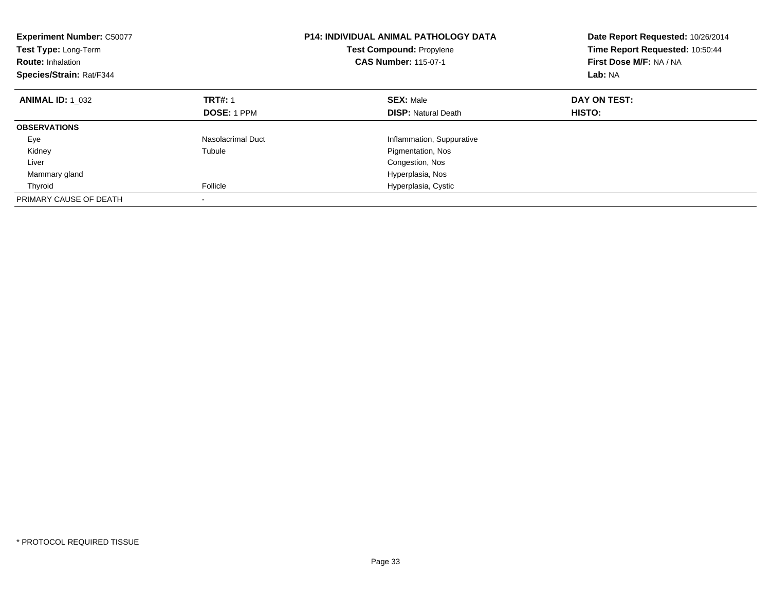**Experiment Number:** C50077
**Test Type:** Long-Term
**Route:** Inhalation
**Species/Strain:** Rat/F344

**P14: INDIVIDUAL ANIMAL PATHOLOGY DATA**
**Test Compound:** Propylene
**CAS Number:** 115-07-1

**Date Report Requested:** 10/26/2014
**Time Report Requested:** 10:50:44
**First Dose M/F:** NA / NA
**Lab:** NA

| **ANIMAL ID:** 1_032 | **TRT#:** 1 | **SEX:** Male | **DAY ON TEST:** |
|---|---|---|---|
| | **DOSE:** 1 PPM | **DISP:** Natural Death | **HISTO:** |
| **OBSERVATIONS** | | | |
| Eye | Nasolacrimal Duct | Inflammation, Suppurative | |
| Kidney | Tubule | Pigmentation, Nos | |
| Liver | | Congestion, Nos | |
| Mammary gland | | Hyperplasia, Nos | |
| Thyroid | Follicle | Hyperplasia, Cystic | |
| PRIMARY CAUSE OF DEATH | - | | |

* PROTOCOL REQUIRED TISSUE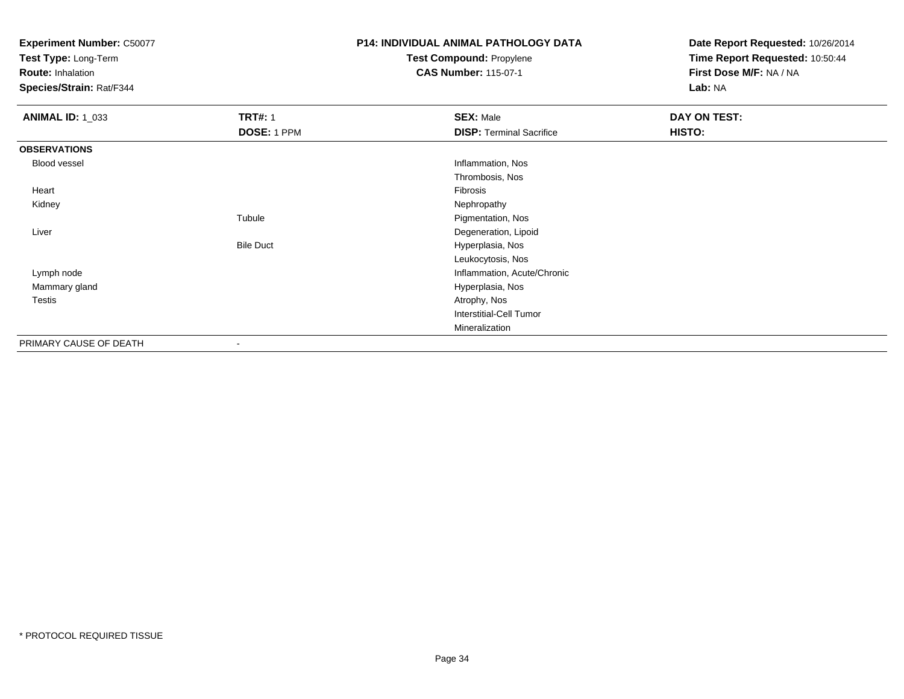**Experiment Number:** C50077
**Test Type:** Long-Term
**Route:** Inhalation
**Species/Strain:** Rat/F344

**P14: INDIVIDUAL ANIMAL PATHOLOGY DATA**
**Test Compound:** Propylene
**CAS Number:** 115-07-1

**Date Report Requested:** 10/26/2014
**Time Report Requested:** 10:50:44
**First Dose M/F:** NA / NA
**Lab:** NA

| **ANIMAL ID:** 1_033 | **TRT#:** 1 | **SEX:** Male | **DAY ON TEST:** |
|---|---|---|---|
| | **DOSE:** 1 PPM | **DISP:** Terminal Sacrifice | **HISTO:** |
| **OBSERVATIONS** | | | |
| Blood vessel | | Inflammation, Nos | |
| | | Thrombosis, Nos | |
| Heart | | Fibrosis | |
| Kidney | | Nephropathy | |
| | Tubule | Pigmentation, Nos | |
| Liver | | Degeneration, Lipoid | |
| | Bile Duct | Hyperplasia, Nos | |
| | | Leukocytosis, Nos | |
| Lymph node | | Inflammation, Acute/Chronic | |
| Mammary gland | | Hyperplasia, Nos | |
| Testis | | Atrophy, Nos | |
| | | Interstitial-Cell Tumor | |
| | | Mineralization | |
| PRIMARY CAUSE OF DEATH | - | | |

* PROTOCOL REQUIRED TISSUE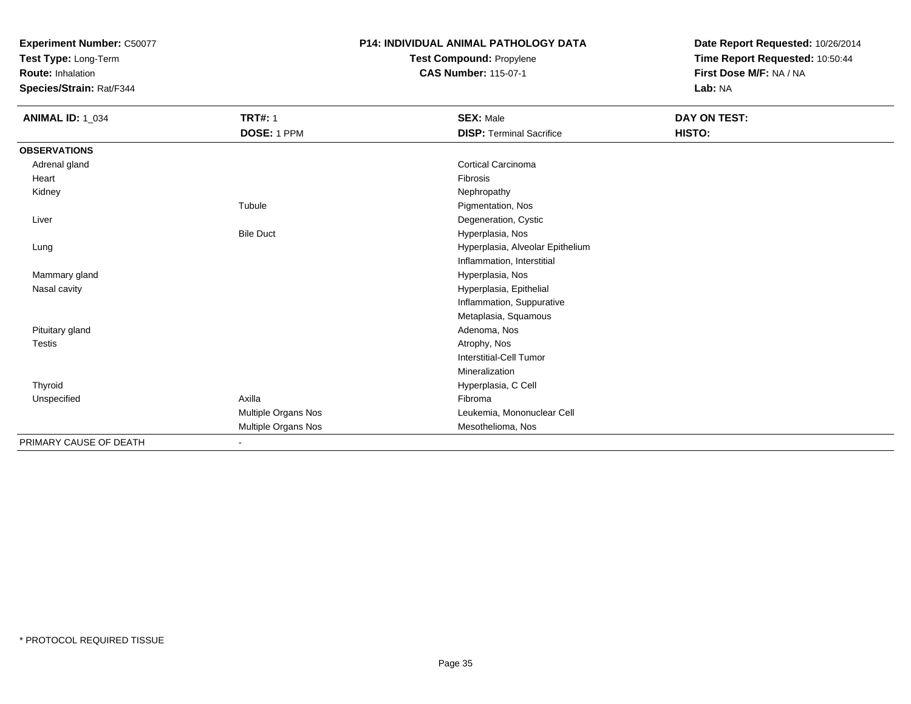**Experiment Number:** C50077
**Test Type:** Long-Term
**Route:** Inhalation
**Species/Strain:** Rat/F344

**P14: INDIVIDUAL ANIMAL PATHOLOGY DATA**
**Test Compound:** Propylene
**CAS Number:** 115-07-1

**Date Report Requested:** 10/26/2014
**Time Report Requested:** 10:50:44
**First Dose M/F:** NA / NA
**Lab:** NA

| **ANIMAL ID:** 1_034 | **TRT#:** 1 | **SEX:** Male | **DAY ON TEST:** |
|---|---|---|---|
| | **DOSE:** 1 PPM | **DISP:** Terminal Sacrifice | **HISTO:** |
| **OBSERVATIONS** | | | |
| Adrenal gland | | Cortical Carcinoma | |
| Heart | | Fibrosis | |
| Kidney | | Nephropathy | |
| | Tubule | Pigmentation, Nos | |
| Liver | | Degeneration, Cystic | |
| | Bile Duct | Hyperplasia, Nos | |
| Lung | | Hyperplasia, Alveolar Epithelium | |
| | | Inflammation, Interstitial | |
| Mammary gland | | Hyperplasia, Nos | |
| Nasal cavity | | Hyperplasia, Epithelial | |
| | | Inflammation, Suppurative | |
| | | Metaplasia, Squamous | |
| Pituitary gland | | Adenoma, Nos | |
| Testis | | Atrophy, Nos | |
| | | Interstitial-Cell Tumor | |
| | | Mineralization | |
| Thyroid | | Hyperplasia, C Cell | |
| Unspecified | Axilla | Fibroma | |
| | Multiple Organs Nos | Leukemia, Mononuclear Cell | |
| | Multiple Organs Nos | Mesothelioma, Nos | |
| PRIMARY CAUSE OF DEATH | - | | |

* PROTOCOL REQUIRED TISSUE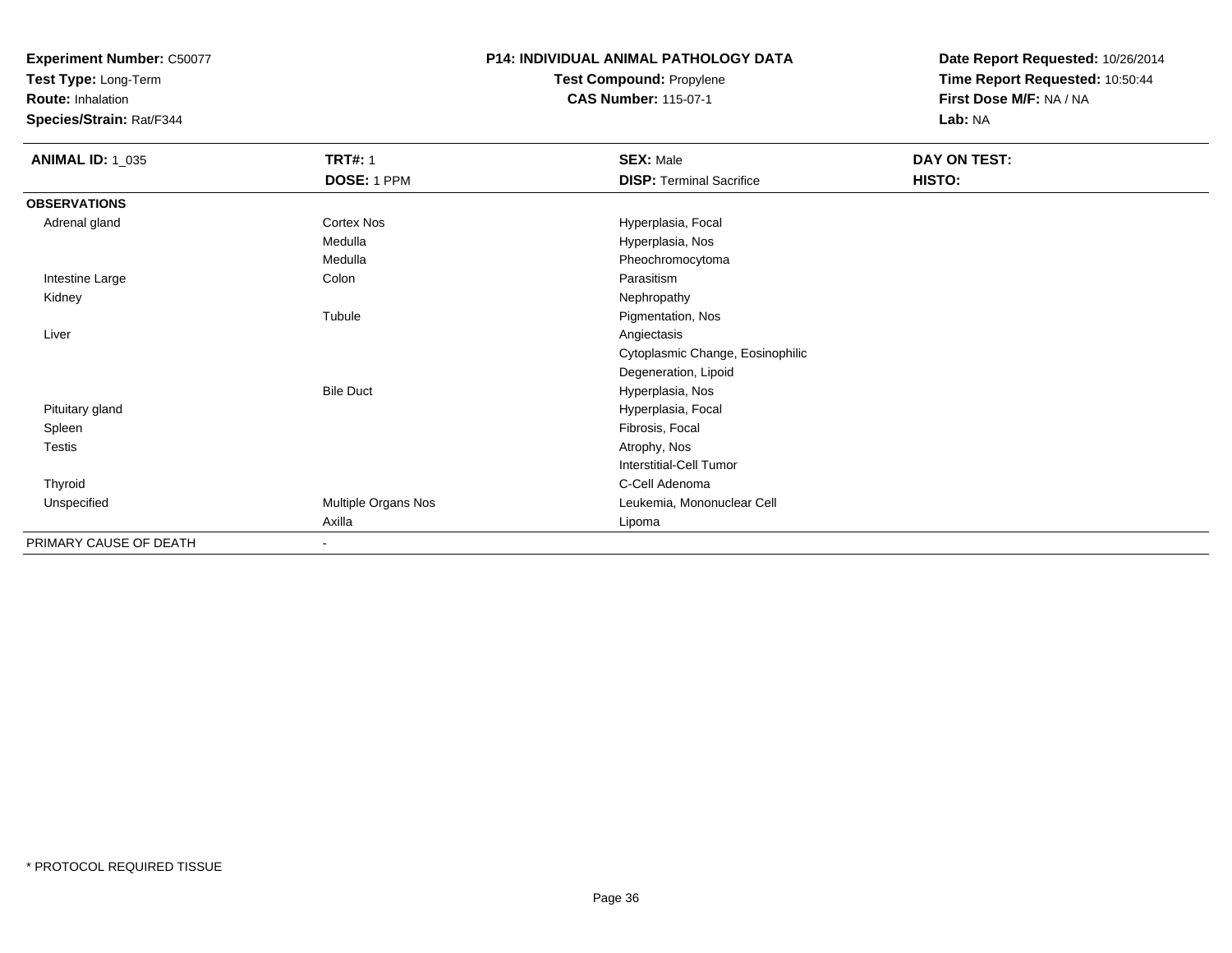**Experiment Number:** C50077
**Test Type:** Long-Term
**Route:** Inhalation
**Species/Strain:** Rat/F344

**P14: INDIVIDUAL ANIMAL PATHOLOGY DATA**
**Test Compound:** Propylene
**CAS Number:** 115-07-1

**Date Report Requested:** 10/26/2014
**Time Report Requested:** 10:50:44
**First Dose M/F:** NA / NA
**Lab:** NA

| **ANIMAL ID:** 1_035 | **TRT#:** 1 | **SEX:** Male | **DAY ON TEST:** |
|---|---|---|---|
| | **DOSE:** 1 PPM | **DISP:** Terminal Sacrifice | **HISTO:** |
| **OBSERVATIONS** | | | |
| Adrenal gland | Cortex Nos | Hyperplasia, Focal | |
| | Medulla | Hyperplasia, Nos | |
| | Medulla | Pheochromocytoma | |
| Intestine Large | Colon | Parasitism | |
| Kidney | | Nephropathy | |
| | Tubule | Pigmentation, Nos | |
| Liver | | Angiectasis | |
| | | Cytoplasmic Change, Eosinophilic | |
| | | Degeneration, Lipoid | |
| | Bile Duct | Hyperplasia, Nos | |
| Pituitary gland | | Hyperplasia, Focal | |
| Spleen | | Fibrosis, Focal | |
| Testis | | Atrophy, Nos | |
| | | Interstitial-Cell Tumor | |
| Thyroid | | C-Cell Adenoma | |
| Unspecified | Multiple Organs Nos | Leukemia, Mononuclear Cell | |
| | Axilla | Lipoma | |
| PRIMARY CAUSE OF DEATH | - | | |

* PROTOCOL REQUIRED TISSUE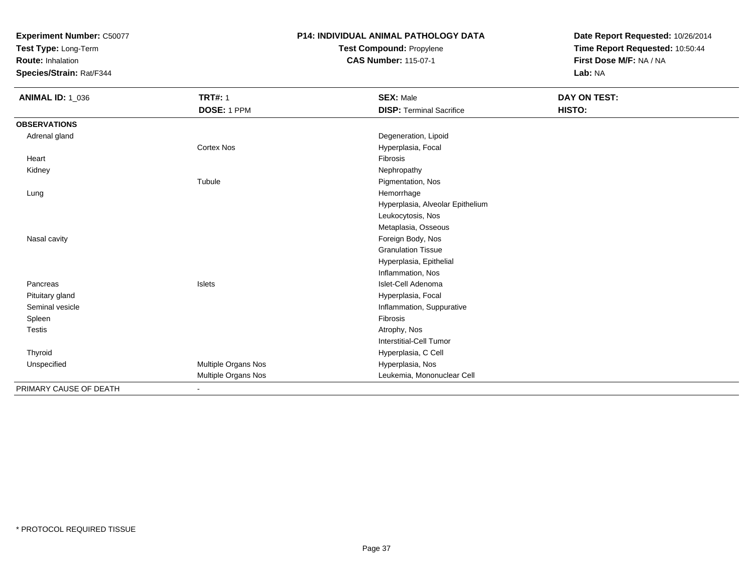**Experiment Number:** C50077
**Test Type:** Long-Term
**Route:** Inhalation
**Species/Strain:** Rat/F344

**P14: INDIVIDUAL ANIMAL PATHOLOGY DATA**
**Test Compound:** Propylene
**CAS Number:** 115-07-1

**Date Report Requested:** 10/26/2014
**Time Report Requested:** 10:50:44
**First Dose M/F:** NA / NA
**Lab:** NA

| **ANIMAL ID:** 1_036 | **TRT#:** 1 | **SEX:** Male | **DAY ON TEST:** |
|---|---|---|---|
| | **DOSE:** 1 PPM | **DISP:** Terminal Sacrifice | **HISTO:** |
| **OBSERVATIONS** | | | |
| Adrenal gland | | Degeneration, Lipoid | |
| | Cortex Nos | Hyperplasia, Focal | |
| Heart | | Fibrosis | |
| Kidney | | Nephropathy | |
| | Tubule | Pigmentation, Nos | |
| Lung | | Hemorrhage | |
| | | Hyperplasia, Alveolar Epithelium | |
| | | Leukocytosis, Nos | |
| | | Metaplasia, Osseous | |
| Nasal cavity | | Foreign Body, Nos | |
| | | Granulation Tissue | |
| | | Hyperplasia, Epithelial | |
| | | Inflammation, Nos | |
| Pancreas | Islets | Islet-Cell Adenoma | |
| Pituitary gland | | Hyperplasia, Focal | |
| Seminal vesicle | | Inflammation, Suppurative | |
| Spleen | | Fibrosis | |
| Testis | | Atrophy, Nos | |
| | | Interstitial-Cell Tumor | |
| Thyroid | | Hyperplasia, C Cell | |
| Unspecified | Multiple Organs Nos | Hyperplasia, Nos | |
| | Multiple Organs Nos | Leukemia, Mononuclear Cell | |
| PRIMARY CAUSE OF DEATH | - | | |

* PROTOCOL REQUIRED TISSUE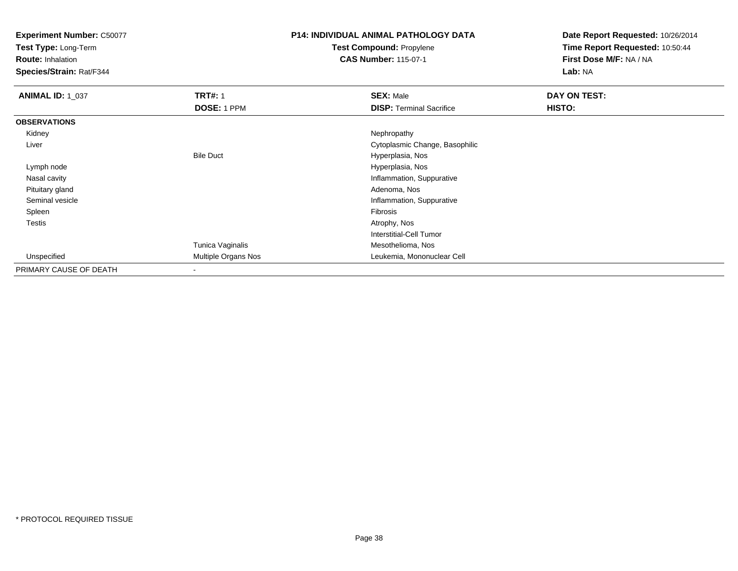**Experiment Number:** C50077
**Test Type:** Long-Term
**Route:** Inhalation
**Species/Strain:** Rat/F344

**P14: INDIVIDUAL ANIMAL PATHOLOGY DATA**
**Test Compound:** Propylene
**CAS Number:** 115-07-1

**Date Report Requested:** 10/26/2014
**Time Report Requested:** 10:50:44
**First Dose M/F:** NA / NA
**Lab:** NA

| **ANIMAL ID:** 1_037 | **TRT#:** 1 | **SEX:** Male | **DAY ON TEST:** |
|---|---|---|---|
| | **DOSE:** 1 PPM | **DISP:** Terminal Sacrifice | **HISTO:** |
| **OBSERVATIONS** | | | |
| Kidney | | Nephropathy | |
| Liver | | Cytoplasmic Change, Basophilic | |
| | Bile Duct | Hyperplasia, Nos | |
| Lymph node | | Hyperplasia, Nos | |
| Nasal cavity | | Inflammation, Suppurative | |
| Pituitary gland | | Adenoma, Nos | |
| Seminal vesicle | | Inflammation, Suppurative | |
| Spleen | | Fibrosis | |
| Testis | | Atrophy, Nos | |
| | | Interstitial-Cell Tumor | |
| | Tunica Vaginalis | Mesothelioma, Nos | |
| Unspecified | Multiple Organs Nos | Leukemia, Mononuclear Cell | |
| PRIMARY CAUSE OF DEATH | - | | |

* PROTOCOL REQUIRED TISSUE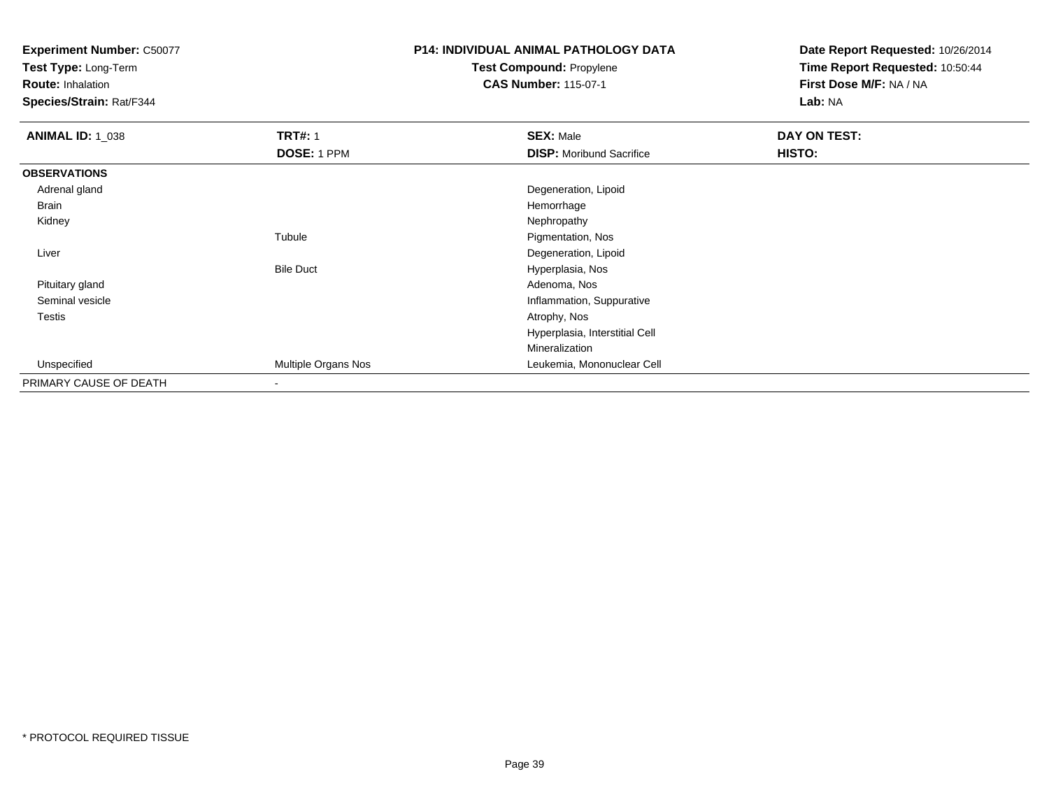**Experiment Number:** C50077
**Test Type:** Long-Term
**Route:** Inhalation
**Species/Strain:** Rat/F344

**P14: INDIVIDUAL ANIMAL PATHOLOGY DATA**
**Test Compound:** Propylene
**CAS Number:** 115-07-1

**Date Report Requested:** 10/26/2014
**Time Report Requested:** 10:50:44
**First Dose M/F:** NA / NA
**Lab:** NA

| **ANIMAL ID:** 1_038 | **TRT#:** 1 | **SEX:** Male | **DAY ON TEST:** |
|---|---|---|---|
| | **DOSE:** 1 PPM | **DISP:** Moribund Sacrifice | **HISTO:** |
| **OBSERVATIONS** | | | |
| Adrenal gland | | Degeneration, Lipoid | |
| Brain | | Hemorrhage | |
| Kidney | | Nephropathy | |
| | Tubule | Pigmentation, Nos | |
| Liver | | Degeneration, Lipoid | |
| | Bile Duct | Hyperplasia, Nos | |
| Pituitary gland | | Adenoma, Nos | |
| Seminal vesicle | | Inflammation, Suppurative | |
| Testis | | Atrophy, Nos | |
| | | Hyperplasia, Interstitial Cell | |
| | | Mineralization | |
| Unspecified | Multiple Organs Nos | Leukemia, Mononuclear Cell | |
| PRIMARY CAUSE OF DEATH | - | | |

* PROTOCOL REQUIRED TISSUE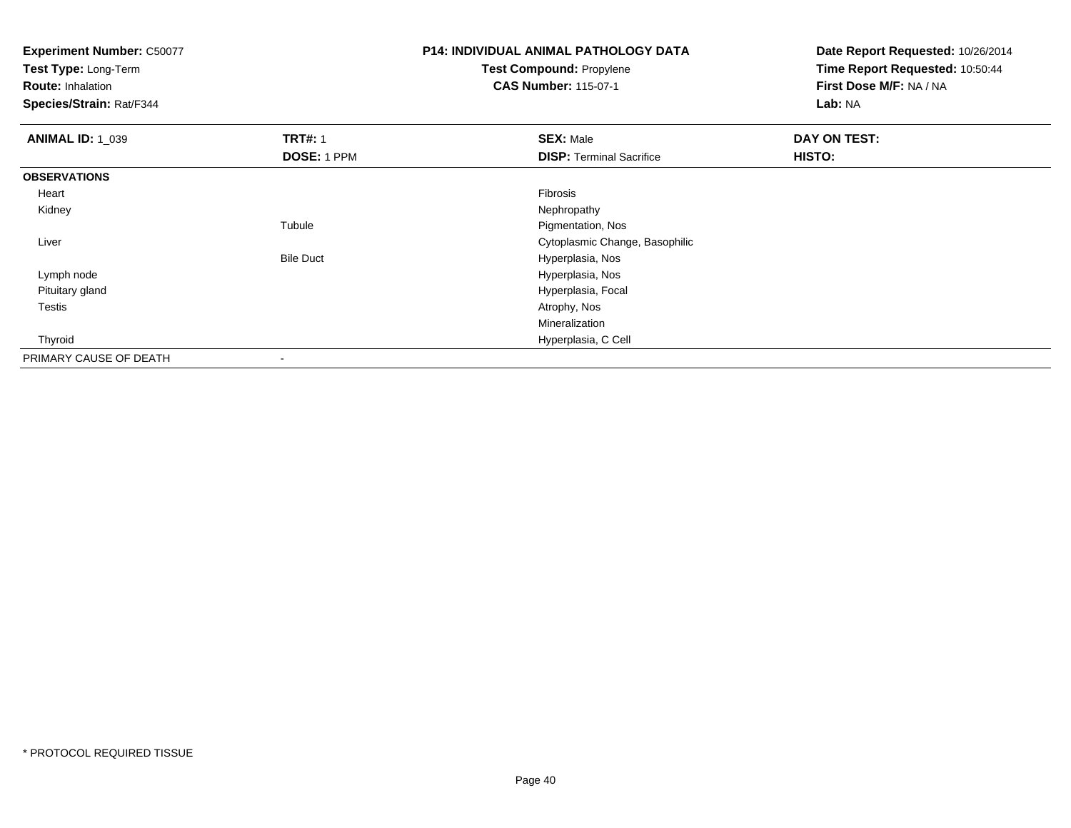**Experiment Number:** C50077
**Test Type:** Long-Term
**Route:** Inhalation
**Species/Strain:** Rat/F344

**P14: INDIVIDUAL ANIMAL PATHOLOGY DATA**
**Test Compound:** Propylene
**CAS Number:** 115-07-1

**Date Report Requested:** 10/26/2014
**Time Report Requested:** 10:50:44
**First Dose M/F:** NA / NA
**Lab:** NA

| **ANIMAL ID:** 1_039 | **TRT#:** 1 | **SEX:** Male | **DAY ON TEST:** |
|---|---|---|---|
| | **DOSE:** 1 PPM | **DISP:** Terminal Sacrifice | **HISTO:** |
| **OBSERVATIONS** | | | |
| Heart | | Fibrosis | |
| Kidney | | Nephropathy | |
| | Tubule | Pigmentation, Nos | |
| Liver | | Cytoplasmic Change, Basophilic | |
| | Bile Duct | Hyperplasia, Nos | |
| Lymph node | | Hyperplasia, Nos | |
| Pituitary gland | | Hyperplasia, Focal | |
| Testis | | Atrophy, Nos | |
| | | Mineralization | |
| Thyroid | | Hyperplasia, C Cell | |
| PRIMARY CAUSE OF DEATH | - | | |

* PROTOCOL REQUIRED TISSUE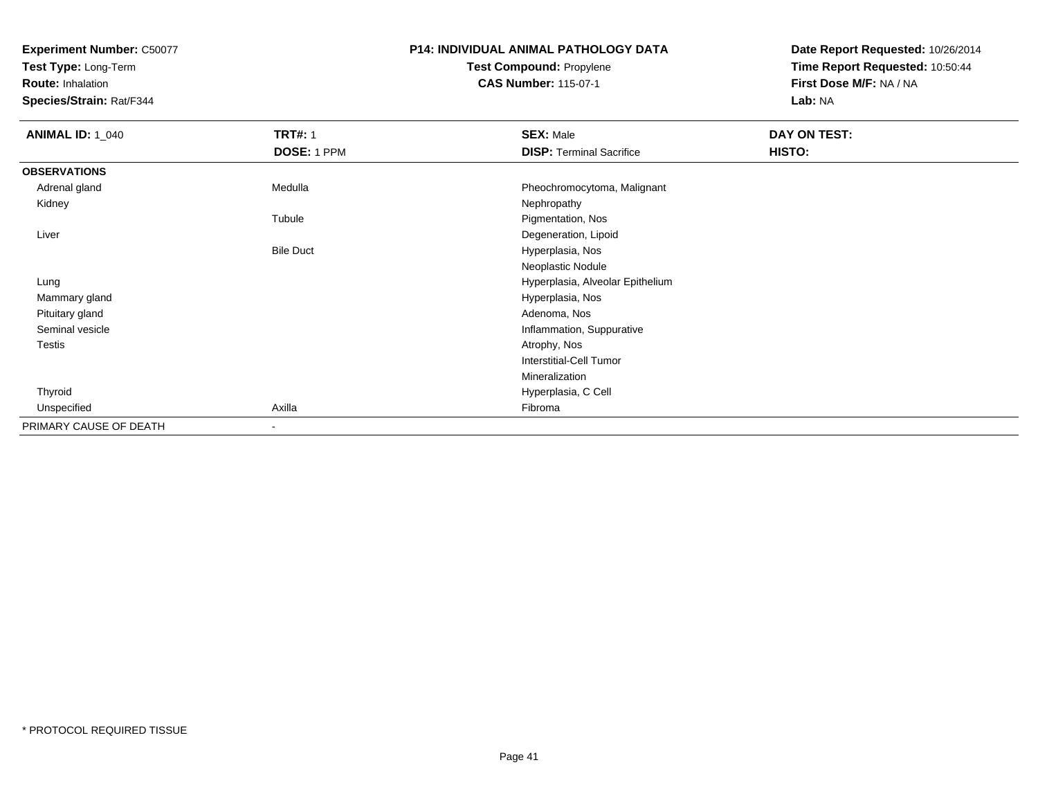**Experiment Number:** C50077
**Test Type:** Long-Term
**Route:** Inhalation
**Species/Strain:** Rat/F344

**P14: INDIVIDUAL ANIMAL PATHOLOGY DATA**
**Test Compound:** Propylene
**CAS Number:** 115-07-1

**Date Report Requested:** 10/26/2014
**Time Report Requested:** 10:50:44
**First Dose M/F:** NA / NA
**Lab:** NA

| **ANIMAL ID:** 1_040 | **TRT#:** 1 | **SEX:** Male | **DAY ON TEST:** |
|---|---|---|---|
| | **DOSE:** 1 PPM | **DISP:** Terminal Sacrifice | **HISTO:** |
| **OBSERVATIONS** | | | |
| Adrenal gland | Medulla | Pheochromocytoma, Malignant | |
| Kidney | | Nephropathy | |
| | Tubule | Pigmentation, Nos | |
| Liver | | Degeneration, Lipoid | |
| | Bile Duct | Hyperplasia, Nos | |
| | | Neoplastic Nodule | |
| Lung | | Hyperplasia, Alveolar Epithelium | |
| Mammary gland | | Hyperplasia, Nos | |
| Pituitary gland | | Adenoma, Nos | |
| Seminal vesicle | | Inflammation, Suppurative | |
| Testis | | Atrophy, Nos | |
| | | Interstitial-Cell Tumor | |
| | | Mineralization | |
| Thyroid | | Hyperplasia, C Cell | |
| Unspecified | Axilla | Fibroma | |
| PRIMARY CAUSE OF DEATH | - | | |

* PROTOCOL REQUIRED TISSUE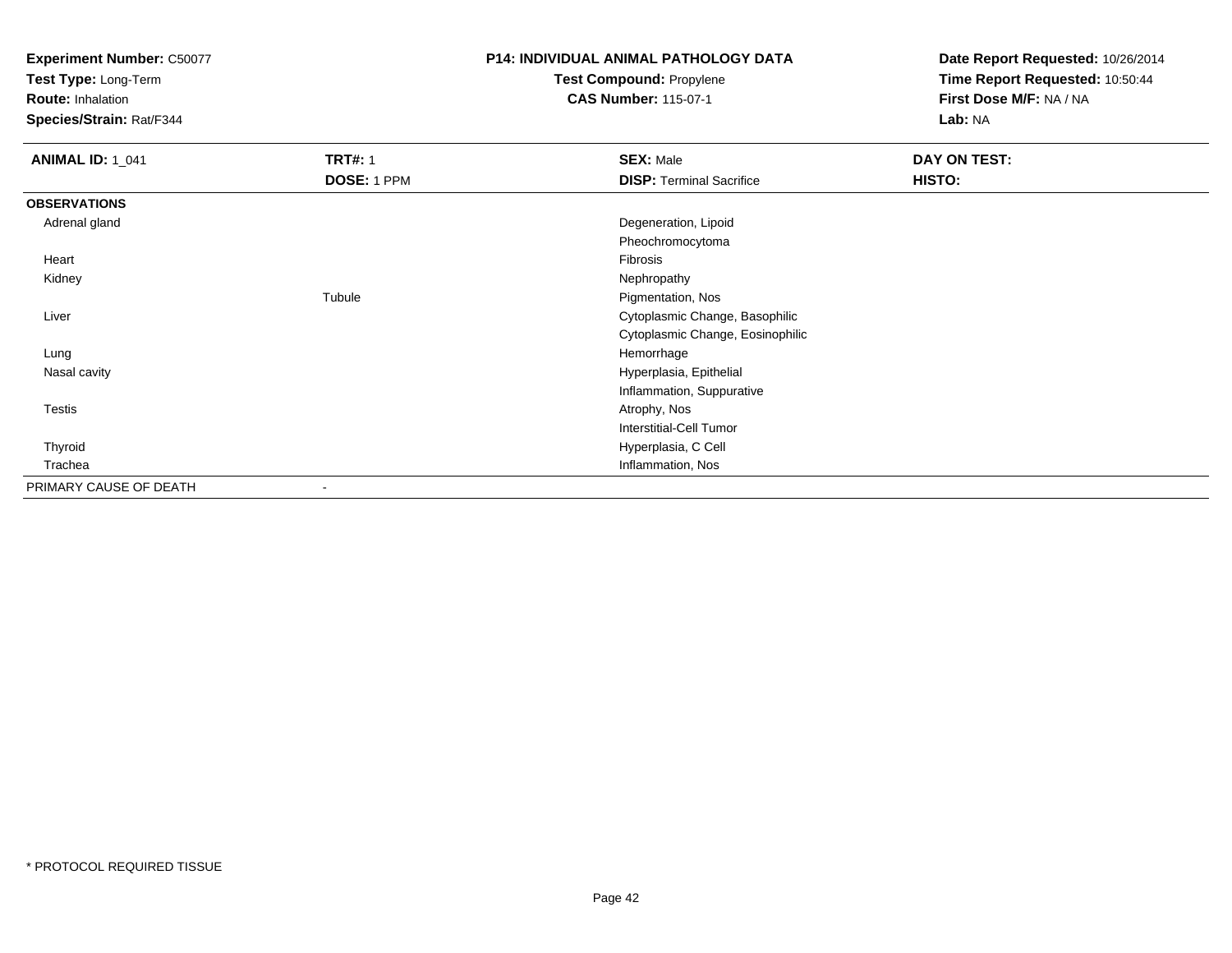**Experiment Number:** C50077
**Test Type:** Long-Term
**Route:** Inhalation
**Species/Strain:** Rat/F344

**P14: INDIVIDUAL ANIMAL PATHOLOGY DATA**
**Test Compound:** Propylene
**CAS Number:** 115-07-1

**Date Report Requested:** 10/26/2014
**Time Report Requested:** 10:50:44
**First Dose M/F:** NA / NA
**Lab:** NA

| **ANIMAL ID:** 1_041 | **TRT#:** 1 | **SEX:** Male | **DAY ON TEST:** |
|---|---|---|---|
| | **DOSE:** 1 PPM | **DISP:** Terminal Sacrifice | **HISTO:** |
| **OBSERVATIONS** | | | |
| Adrenal gland | | Degeneration, Lipoid | |
| | | Pheochromocytoma | |
| Heart | | Fibrosis | |
| Kidney | | Nephropathy | |
| | Tubule | Pigmentation, Nos | |
| Liver | | Cytoplasmic Change, Basophilic | |
| | | Cytoplasmic Change, Eosinophilic | |
| Lung | | Hemorrhage | |
| Nasal cavity | | Hyperplasia, Epithelial | |
| | | Inflammation, Suppurative | |
| Testis | | Atrophy, Nos | |
| | | Interstitial-Cell Tumor | |
| Thyroid | | Hyperplasia, C Cell | |
| Trachea | | Inflammation, Nos | |
| PRIMARY CAUSE OF DEATH | - | | |

* PROTOCOL REQUIRED TISSUE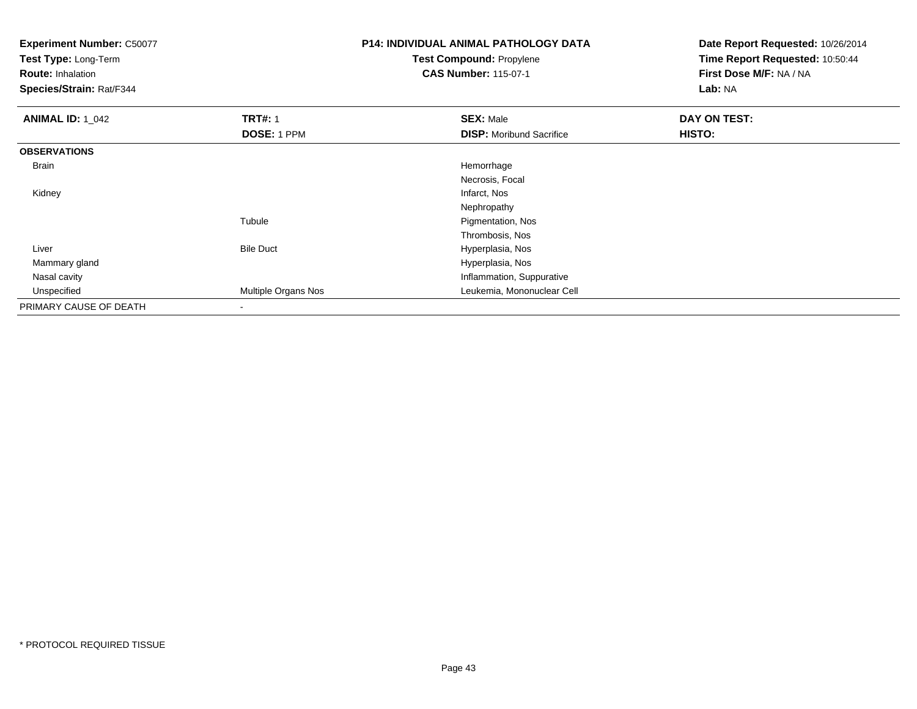**Experiment Number:** C50077
**Test Type:** Long-Term
**Route:** Inhalation
**Species/Strain:** Rat/F344

**P14: INDIVIDUAL ANIMAL PATHOLOGY DATA**
**Test Compound:** Propylene
**CAS Number:** 115-07-1

**Date Report Requested:** 10/26/2014
**Time Report Requested:** 10:50:44
**First Dose M/F:** NA / NA
**Lab:** NA

| **ANIMAL ID:** 1_042 | **TRT#:** 1 | **SEX:** Male | **DAY ON TEST:** |
|---|---|---|---|
| | **DOSE:** 1 PPM | **DISP:** Moribund Sacrifice | **HISTO:** |
| **OBSERVATIONS** | | | |
| Brain | | Hemorrhage | |
| | | Necrosis, Focal | |
| Kidney | | Infarct, Nos | |
| | | Nephropathy | |
| | Tubule | Pigmentation, Nos | |
| | | Thrombosis, Nos | |
| Liver | Bile Duct | Hyperplasia, Nos | |
| Mammary gland | | Hyperplasia, Nos | |
| Nasal cavity | | Inflammation, Suppurative | |
| Unspecified | Multiple Organs Nos | Leukemia, Mononuclear Cell | |
| PRIMARY CAUSE OF DEATH | - | | |

* PROTOCOL REQUIRED TISSUE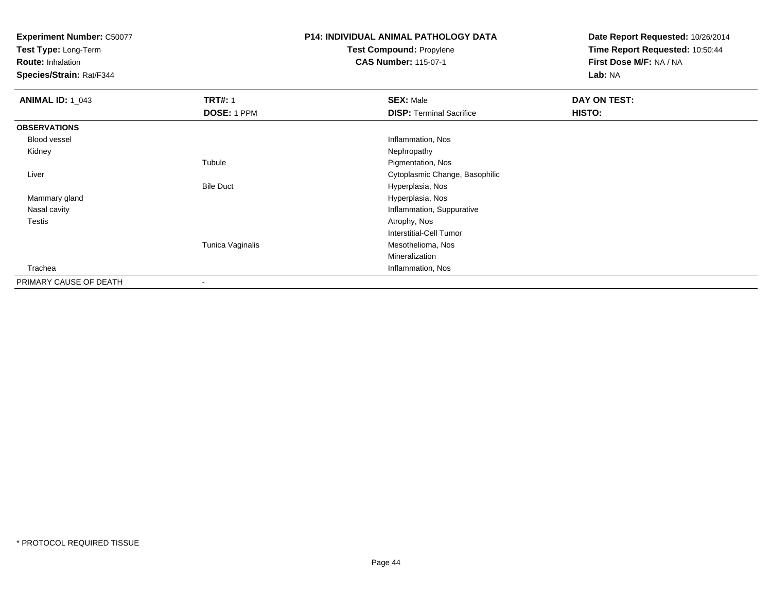**Experiment Number:** C50077
**Test Type:** Long-Term
**Route:** Inhalation
**Species/Strain:** Rat/F344

**P14: INDIVIDUAL ANIMAL PATHOLOGY DATA**
**Test Compound:** Propylene
**CAS Number:** 115-07-1

**Date Report Requested:** 10/26/2014
**Time Report Requested:** 10:50:44
**First Dose M/F:** NA / NA
**Lab:** NA

| **ANIMAL ID:** 1_043 | **TRT#:** 1 | **SEX:** Male | **DAY ON TEST:** |
|---|---|---|---|
| | **DOSE:** 1 PPM | **DISP:** Terminal Sacrifice | **HISTO:** |
| **OBSERVATIONS** | | | |
| Blood vessel | | Inflammation, Nos | |
| Kidney | | Nephropathy | |
| | Tubule | Pigmentation, Nos | |
| Liver | | Cytoplasmic Change, Basophilic | |
| | Bile Duct | Hyperplasia, Nos | |
| Mammary gland | | Hyperplasia, Nos | |
| Nasal cavity | | Inflammation, Suppurative | |
| Testis | | Atrophy, Nos | |
| | | Interstitial-Cell Tumor | |
| | Tunica Vaginalis | Mesothelioma, Nos | |
| | | Mineralization | |
| Trachea | | Inflammation, Nos | |
| PRIMARY CAUSE OF DEATH | - | | |

* PROTOCOL REQUIRED TISSUE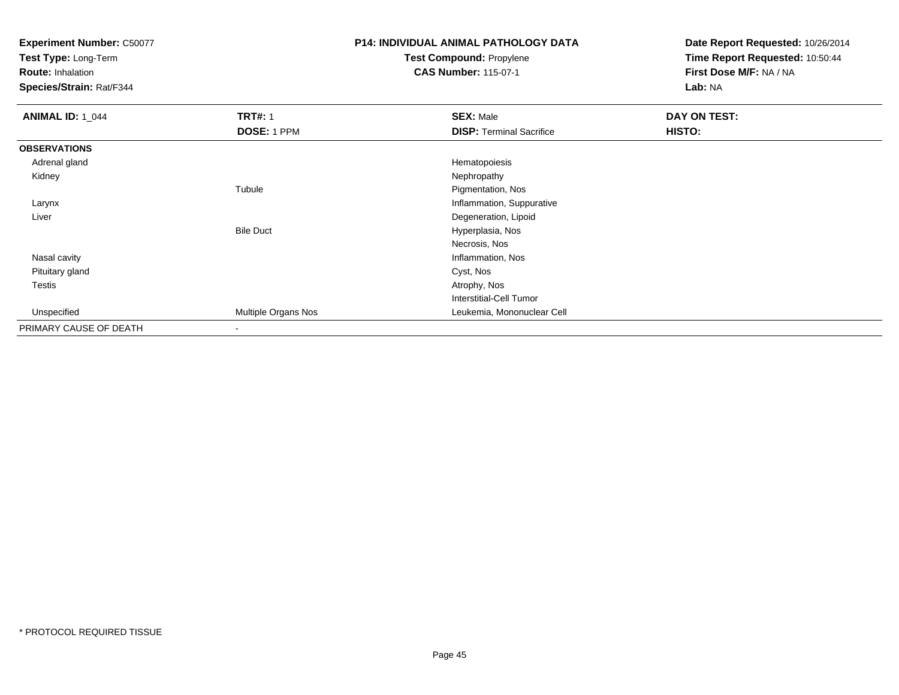**Experiment Number:** C50077
**Test Type:** Long-Term
**Route:** Inhalation
**Species/Strain:** Rat/F344

**P14: INDIVIDUAL ANIMAL PATHOLOGY DATA**
**Test Compound:** Propylene
**CAS Number:** 115-07-1

**Date Report Requested:** 10/26/2014
**Time Report Requested:** 10:50:44
**First Dose M/F:** NA / NA
**Lab:** NA

| **ANIMAL ID:** 1_044 | **TRT#:** 1 | **SEX:** Male | **DAY ON TEST:** |
|---|---|---|---|
| | **DOSE:** 1 PPM | **DISP:** Terminal Sacrifice | **HISTO:** |
| **OBSERVATIONS** | | | |
| Adrenal gland | | Hematopoiesis | |
| Kidney | | Nephropathy | |
| | Tubule | Pigmentation, Nos | |
| Larynx | | Inflammation, Suppurative | |
| Liver | | Degeneration, Lipoid | |
| | Bile Duct | Hyperplasia, Nos | |
| | | Necrosis, Nos | |
| Nasal cavity | | Inflammation, Nos | |
| Pituitary gland | | Cyst, Nos | |
| Testis | | Atrophy, Nos | |
| | | Interstitial-Cell Tumor | |
| Unspecified | Multiple Organs Nos | Leukemia, Mononuclear Cell | |
| PRIMARY CAUSE OF DEATH | - | | |

* PROTOCOL REQUIRED TISSUE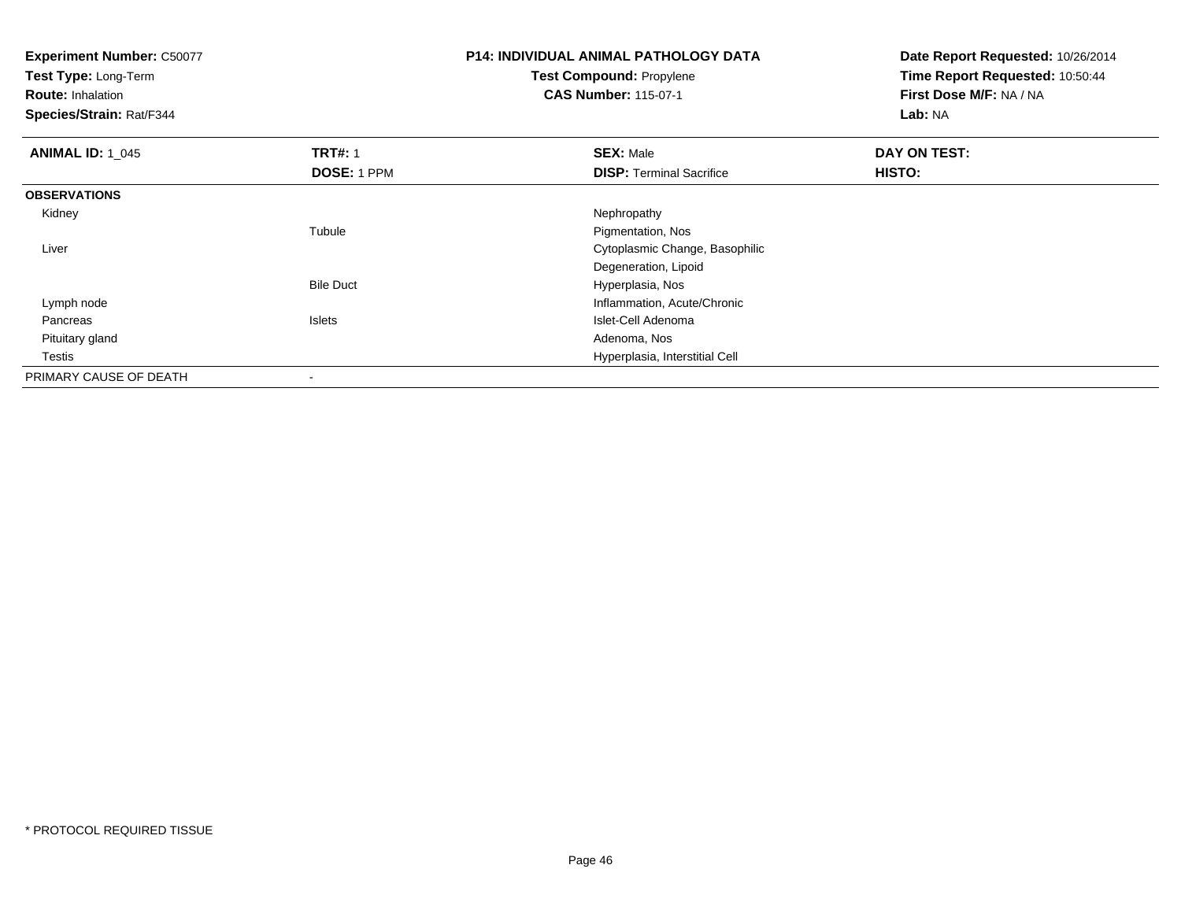**Experiment Number:** C50077
**Test Type:** Long-Term
**Route:** Inhalation
**Species/Strain:** Rat/F344

**P14: INDIVIDUAL ANIMAL PATHOLOGY DATA**
**Test Compound:** Propylene
**CAS Number:** 115-07-1

**Date Report Requested:** 10/26/2014
**Time Report Requested:** 10:50:44
**First Dose M/F:** NA / NA
**Lab:** NA

| **ANIMAL ID:** 1_045 | **TRT#:** 1 | **SEX:** Male | **DAY ON TEST:** |
|---|---|---|---|
| | **DOSE:** 1 PPM | **DISP:** Terminal Sacrifice | **HISTO:** |
| **OBSERVATIONS** | | | |
| Kidney | | Nephropathy | |
| | Tubule | Pigmentation, Nos | |
| Liver | | Cytoplasmic Change, Basophilic | |
| | | Degeneration, Lipoid | |
| | Bile Duct | Hyperplasia, Nos | |
| Lymph node | | Inflammation, Acute/Chronic | |
| Pancreas | Islets | Islet-Cell Adenoma | |
| Pituitary gland | | Adenoma, Nos | |
| Testis | | Hyperplasia, Interstitial Cell | |
| PRIMARY CAUSE OF DEATH | - | | |

* PROTOCOL REQUIRED TISSUE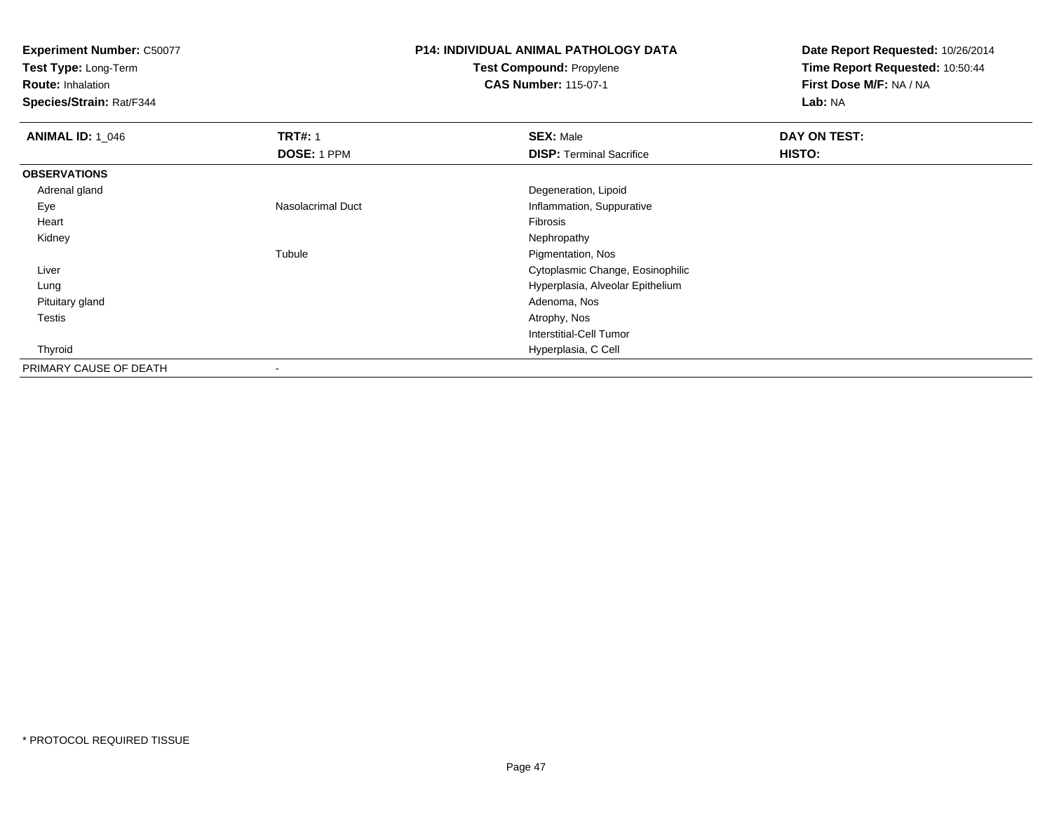**Experiment Number:** C50077
**Test Type:** Long-Term
**Route:** Inhalation
**Species/Strain:** Rat/F344

**P14: INDIVIDUAL ANIMAL PATHOLOGY DATA**
**Test Compound:** Propylene
**CAS Number:** 115-07-1

**Date Report Requested:** 10/26/2014
**Time Report Requested:** 10:50:44
**First Dose M/F:** NA / NA
**Lab:** NA

| **ANIMAL ID:** 1_046 | **TRT#:** 1 | **SEX:** Male | **DAY ON TEST:** |
|---|---|---|---|
| | **DOSE:** 1 PPM | **DISP:** Terminal Sacrifice | **HISTO:** |
| **OBSERVATIONS** | | | |
| Adrenal gland | | Degeneration, Lipoid | |
| Eye | Nasolacrimal Duct | Inflammation, Suppurative | |
| Heart | | Fibrosis | |
| Kidney | | Nephropathy | |
| | Tubule | Pigmentation, Nos | |
| Liver | | Cytoplasmic Change, Eosinophilic | |
| Lung | | Hyperplasia, Alveolar Epithelium | |
| Pituitary gland | | Adenoma, Nos | |
| Testis | | Atrophy, Nos | |
| | | Interstitial-Cell Tumor | |
| Thyroid | | Hyperplasia, C Cell | |
| PRIMARY CAUSE OF DEATH | - | | |

* PROTOCOL REQUIRED TISSUE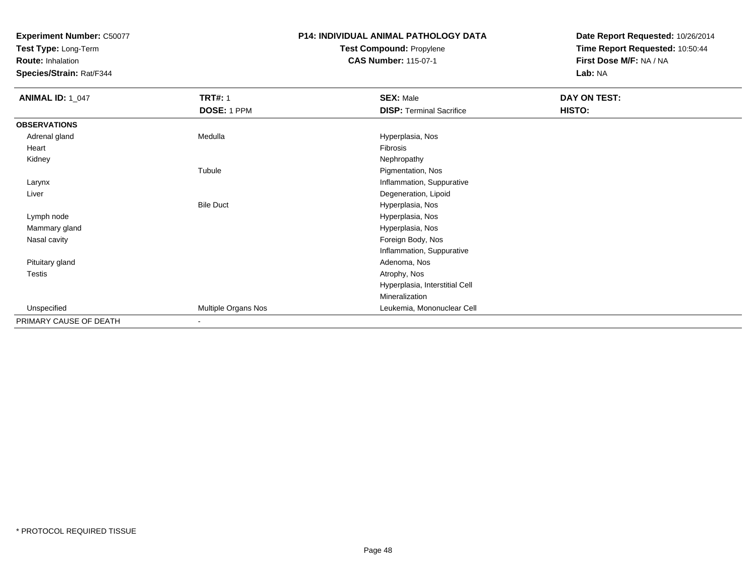**Experiment Number:** C50077
**Test Type:** Long-Term
**Route:** Inhalation
**Species/Strain:** Rat/F344

**P14: INDIVIDUAL ANIMAL PATHOLOGY DATA**
**Test Compound:** Propylene
**CAS Number:** 115-07-1

**Date Report Requested:** 10/26/2014
**Time Report Requested:** 10:50:44
**First Dose M/F:** NA / NA
**Lab:** NA

| **ANIMAL ID:** 1_047 | **TRT#:** 1 | **SEX:** Male | **DAY ON TEST:** |
|---|---|---|---|
| | **DOSE:** 1 PPM | **DISP:** Terminal Sacrifice | **HISTO:** |
| **OBSERVATIONS** | | | |
| Adrenal gland | Medulla | Hyperplasia, Nos | |
| Heart | | Fibrosis | |
| Kidney | | Nephropathy | |
| | Tubule | Pigmentation, Nos | |
| Larynx | | Inflammation, Suppurative | |
| Liver | | Degeneration, Lipoid | |
| | Bile Duct | Hyperplasia, Nos | |
| Lymph node | | Hyperplasia, Nos | |
| Mammary gland | | Hyperplasia, Nos | |
| Nasal cavity | | Foreign Body, Nos | |
| | | Inflammation, Suppurative | |
| Pituitary gland | | Adenoma, Nos | |
| Testis | | Atrophy, Nos | |
| | | Hyperplasia, Interstitial Cell | |
| | | Mineralization | |
| Unspecified | Multiple Organs Nos | Leukemia, Mononuclear Cell | |
| PRIMARY CAUSE OF DEATH | - | | |

* PROTOCOL REQUIRED TISSUE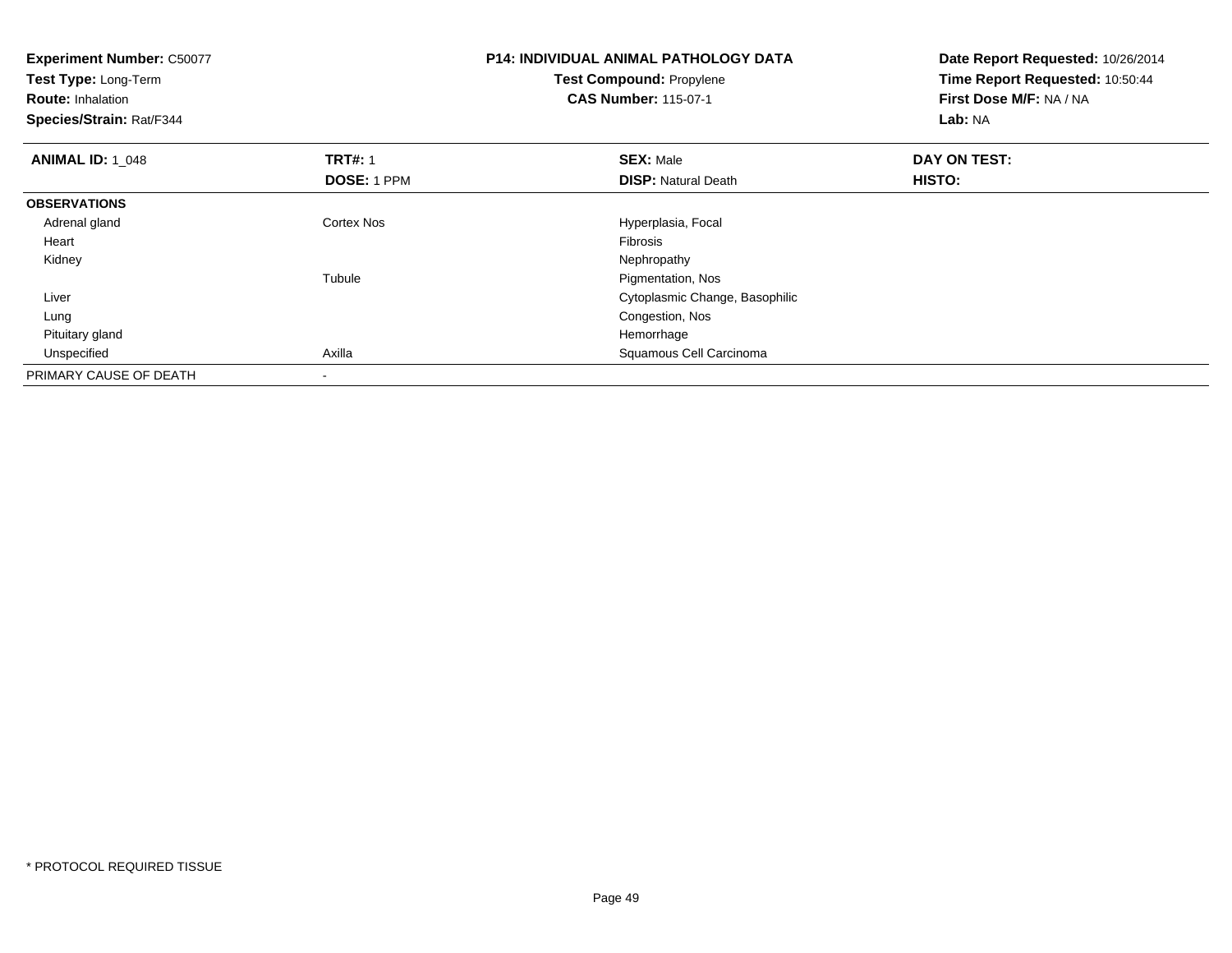**Experiment Number:** C50077
**Test Type:** Long-Term
**Route:** Inhalation
**Species/Strain:** Rat/F344

**P14: INDIVIDUAL ANIMAL PATHOLOGY DATA**
**Test Compound:** Propylene
**CAS Number:** 115-07-1

**Date Report Requested:** 10/26/2014
**Time Report Requested:** 10:50:44
**First Dose M/F:** NA / NA
**Lab:** NA

| **ANIMAL ID:** 1_048 | **TRT#:** 1 | **SEX:** Male | **DAY ON TEST:** |
|---|---|---|---|
| | **DOSE:** 1 PPM | **DISP:** Natural Death | **HISTO:** |
| **OBSERVATIONS** | | | |
| Adrenal gland | Cortex Nos | Hyperplasia, Focal | |
| Heart | | Fibrosis | |
| Kidney | | Nephropathy | |
| | Tubule | Pigmentation, Nos | |
| Liver | | Cytoplasmic Change, Basophilic | |
| Lung | | Congestion, Nos | |
| Pituitary gland | | Hemorrhage | |
| Unspecified | Axilla | Squamous Cell Carcinoma | |
| PRIMARY CAUSE OF DEATH | - | | |

* PROTOCOL REQUIRED TISSUE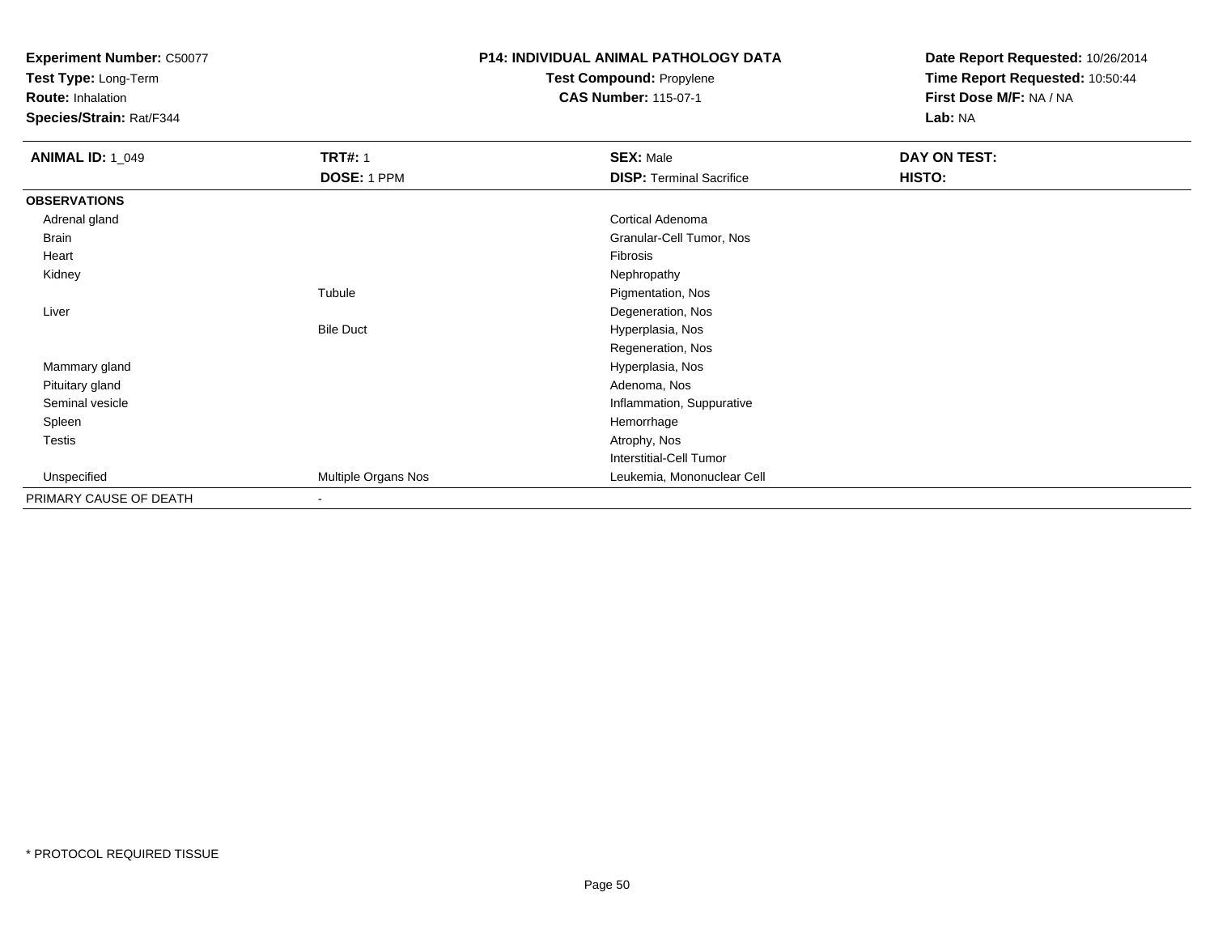**Experiment Number:** C50077
**Test Type:** Long-Term
**Route:** Inhalation
**Species/Strain:** Rat/F344

**P14: INDIVIDUAL ANIMAL PATHOLOGY DATA**
**Test Compound:** Propylene
**CAS Number:** 115-07-1

**Date Report Requested:** 10/26/2014
**Time Report Requested:** 10:50:44
**First Dose M/F:** NA / NA
**Lab:** NA

| **ANIMAL ID:** 1_049 | **TRT#:** 1 | **SEX:** Male | **DAY ON TEST:** |
|---|---|---|---|
| | **DOSE:** 1 PPM | **DISP:** Terminal Sacrifice | **HISTO:** |
| **OBSERVATIONS** | | | |
| Adrenal gland | | Cortical Adenoma | |
| Brain | | Granular-Cell Tumor, Nos | |
| Heart | | Fibrosis | |
| Kidney | | Nephropathy | |
| | Tubule | Pigmentation, Nos | |
| Liver | | Degeneration, Nos | |
| | Bile Duct | Hyperplasia, Nos | |
| | | Regeneration, Nos | |
| Mammary gland | | Hyperplasia, Nos | |
| Pituitary gland | | Adenoma, Nos | |
| Seminal vesicle | | Inflammation, Suppurative | |
| Spleen | | Hemorrhage | |
| Testis | | Atrophy, Nos | |
| | | Interstitial-Cell Tumor | |
| Unspecified | Multiple Organs Nos | Leukemia, Mononuclear Cell | |
| PRIMARY CAUSE OF DEATH | - | | |

* PROTOCOL REQUIRED TISSUE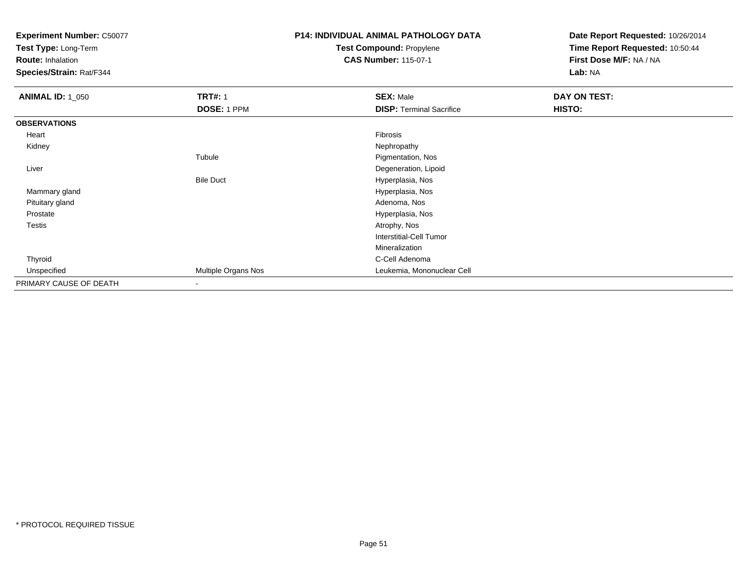**Experiment Number:** C50077
**Test Type:** Long-Term
**Route:** Inhalation
**Species/Strain:** Rat/F344

**P14: INDIVIDUAL ANIMAL PATHOLOGY DATA**
**Test Compound:** Propylene
**CAS Number:** 115-07-1

**Date Report Requested:** 10/26/2014
**Time Report Requested:** 10:50:44
**First Dose M/F:** NA / NA
**Lab:** NA

| **ANIMAL ID:** 1_050 | **TRT#:** 1 | **SEX:** Male | **DAY ON TEST:** |
|---|---|---|---|
| | **DOSE:** 1 PPM | **DISP:** Terminal Sacrifice | **HISTO:** |
| **OBSERVATIONS** | | | |
| Heart | | Fibrosis | |
| Kidney | | Nephropathy | |
| | Tubule | Pigmentation, Nos | |
| Liver | | Degeneration, Lipoid | |
| | Bile Duct | Hyperplasia, Nos | |
| Mammary gland | | Hyperplasia, Nos | |
| Pituitary gland | | Adenoma, Nos | |
| Prostate | | Hyperplasia, Nos | |
| Testis | | Atrophy, Nos | |
| | | Interstitial-Cell Tumor | |
| | | Mineralization | |
| Thyroid | | C-Cell Adenoma | |
| Unspecified | Multiple Organs Nos | Leukemia, Mononuclear Cell | |
| PRIMARY CAUSE OF DEATH | - | | |

* PROTOCOL REQUIRED TISSUE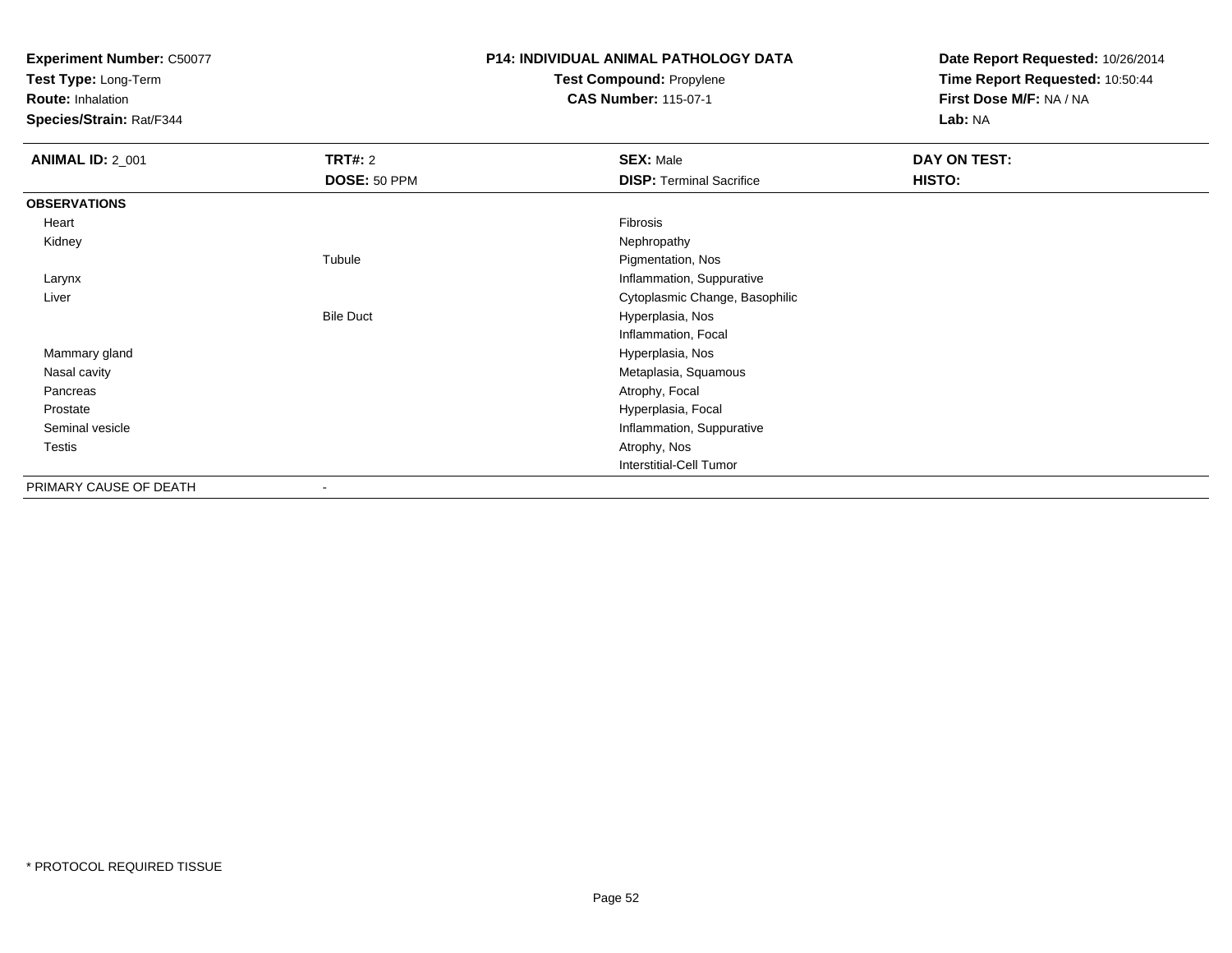**Experiment Number:** C50077
**Test Type:** Long-Term
**Route:** Inhalation
**Species/Strain:** Rat/F344

**P14: INDIVIDUAL ANIMAL PATHOLOGY DATA**
**Test Compound:** Propylene
**CAS Number:** 115-07-1

**Date Report Requested:** 10/26/2014
**Time Report Requested:** 10:50:44
**First Dose M/F:** NA / NA
**Lab:** NA

| **ANIMAL ID:** 2_001 | **TRT#:** 2 | **SEX:** Male | **DAY ON TEST:** |
|---|---|---|---|
| | **DOSE:** 50 PPM | **DISP:** Terminal Sacrifice | **HISTO:** |
| **OBSERVATIONS** | | | |
| Heart | | Fibrosis | |
| Kidney | | Nephropathy | |
| | Tubule | Pigmentation, Nos | |
| Larynx | | Inflammation, Suppurative | |
| Liver | | Cytoplasmic Change, Basophilic | |
| | Bile Duct | Hyperplasia, Nos | |
| | | Inflammation, Focal | |
| Mammary gland | | Hyperplasia, Nos | |
| Nasal cavity | | Metaplasia, Squamous | |
| Pancreas | | Atrophy, Focal | |
| Prostate | | Hyperplasia, Focal | |
| Seminal vesicle | | Inflammation, Suppurative | |
| Testis | | Atrophy, Nos | |
| | | Interstitial-Cell Tumor | |
| PRIMARY CAUSE OF DEATH | - | | |

* PROTOCOL REQUIRED TISSUE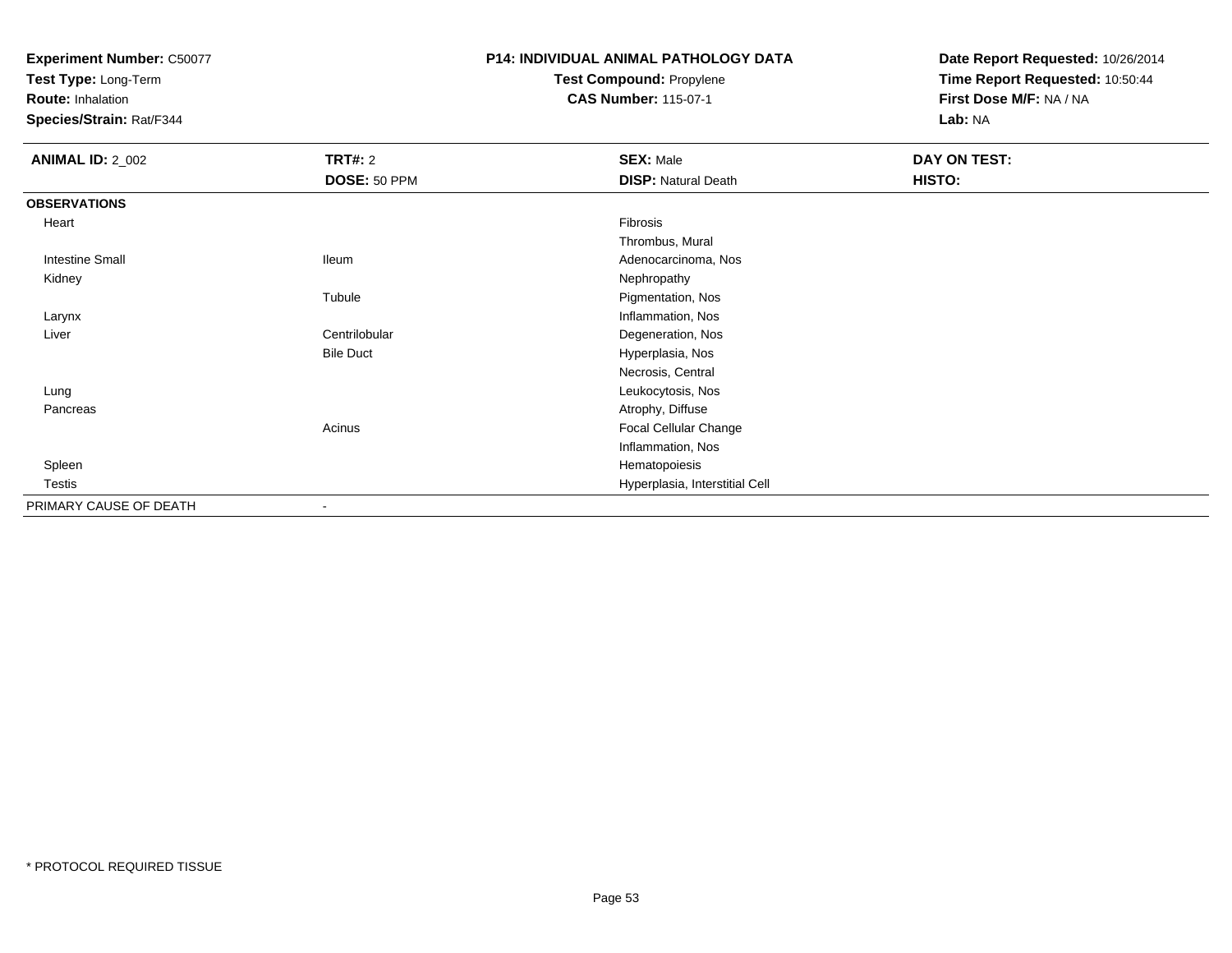**Experiment Number:** C50077
**Test Type:** Long-Term
**Route:** Inhalation
**Species/Strain:** Rat/F344

**P14: INDIVIDUAL ANIMAL PATHOLOGY DATA**
**Test Compound:** Propylene
**CAS Number:** 115-07-1

**Date Report Requested:** 10/26/2014
**Time Report Requested:** 10:50:44
**First Dose M/F:** NA / NA
**Lab:** NA

| **ANIMAL ID:** 2_002 | **TRT#:** 2 | **SEX:** Male | **DAY ON TEST:** |
|---|---|---|---|
| | **DOSE:** 50 PPM | **DISP:** Natural Death | **HISTO:** |
| **OBSERVATIONS** | | | |
| Heart | | Fibrosis | |
| | | Thrombus, Mural | |
| Intestine Small | Ileum | Adenocarcinoma, Nos | |
| Kidney | | Nephropathy | |
| | Tubule | Pigmentation, Nos | |
| Larynx | | Inflammation, Nos | |
| Liver | Centrilobular | Degeneration, Nos | |
| | Bile Duct | Hyperplasia, Nos | |
| | | Necrosis, Central | |
| Lung | | Leukocytosis, Nos | |
| Pancreas | | Atrophy, Diffuse | |
| | Acinus | Focal Cellular Change | |
| | | Inflammation, Nos | |
| Spleen | | Hematopoiesis | |
| Testis | | Hyperplasia, Interstitial Cell | |
| PRIMARY CAUSE OF DEATH | - | | |

* PROTOCOL REQUIRED TISSUE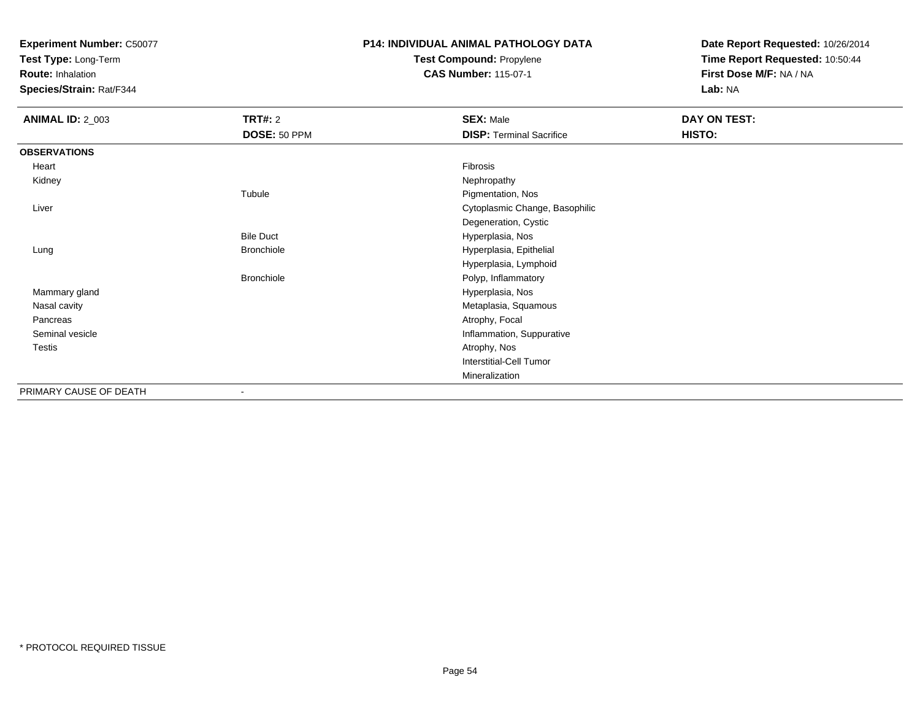**Experiment Number:** C50077
**Test Type:** Long-Term
**Route:** Inhalation
**Species/Strain:** Rat/F344

**P14: INDIVIDUAL ANIMAL PATHOLOGY DATA**
**Test Compound:** Propylene
**CAS Number:** 115-07-1

**Date Report Requested:** 10/26/2014
**Time Report Requested:** 10:50:44
**First Dose M/F:** NA / NA
**Lab:** NA

| **ANIMAL ID:** 2_003 | **TRT#:** 2 | **SEX:** Male | **DAY ON TEST:** |
|---|---|---|---|
| | **DOSE:** 50 PPM | **DISP:** Terminal Sacrifice | **HISTO:** |
| **OBSERVATIONS** | | | |
| Heart | | Fibrosis | |
| Kidney | | Nephropathy | |
| | Tubule | Pigmentation, Nos | |
| Liver | | Cytoplasmic Change, Basophilic | |
| | | Degeneration, Cystic | |
| | Bile Duct | Hyperplasia, Nos | |
| Lung | Bronchiole | Hyperplasia, Epithelial | |
| | | Hyperplasia, Lymphoid | |
| | Bronchiole | Polyp, Inflammatory | |
| Mammary gland | | Hyperplasia, Nos | |
| Nasal cavity | | Metaplasia, Squamous | |
| Pancreas | | Atrophy, Focal | |
| Seminal vesicle | | Inflammation, Suppurative | |
| Testis | | Atrophy, Nos | |
| | | Interstitial-Cell Tumor | |
| | | Mineralization | |
| PRIMARY CAUSE OF DEATH | - | | |

* PROTOCOL REQUIRED TISSUE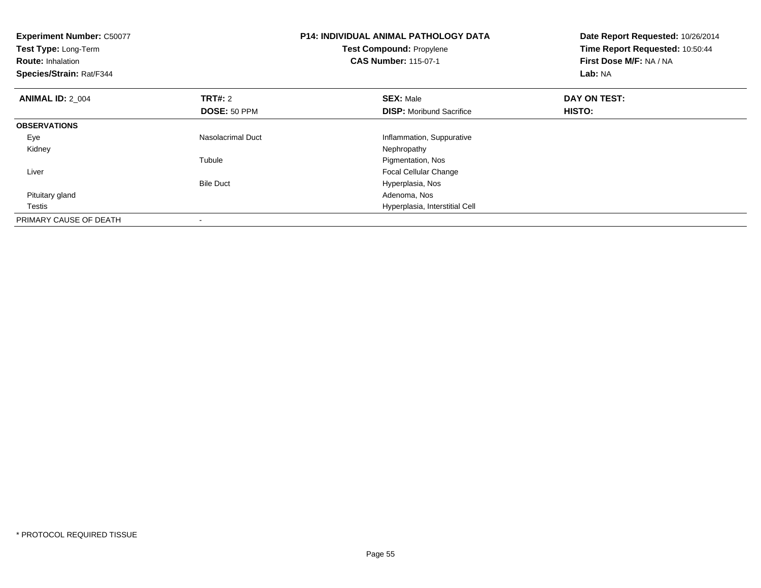**Experiment Number:** C50077
**Test Type:** Long-Term
**Route:** Inhalation
**Species/Strain:** Rat/F344

**P14: INDIVIDUAL ANIMAL PATHOLOGY DATA**
**Test Compound:** Propylene
**CAS Number:** 115-07-1

**Date Report Requested:** 10/26/2014
**Time Report Requested:** 10:50:44
**First Dose M/F:** NA / NA
**Lab:** NA

| **ANIMAL ID:** 2_004 | **TRT#:** 2 | **SEX:** Male | **DAY ON TEST:** |
|---|---|---|---|
| | **DOSE:** 50 PPM | **DISP:** Moribund Sacrifice | **HISTO:** |
| **OBSERVATIONS** | | | |
| Eye | Nasolacrimal Duct | Inflammation, Suppurative | |
| Kidney | | Nephropathy | |
| | Tubule | Pigmentation, Nos | |
| Liver | | Focal Cellular Change | |
| | Bile Duct | Hyperplasia, Nos | |
| Pituitary gland | | Adenoma, Nos | |
| Testis | | Hyperplasia, Interstitial Cell | |
| PRIMARY CAUSE OF DEATH | - | | |

* PROTOCOL REQUIRED TISSUE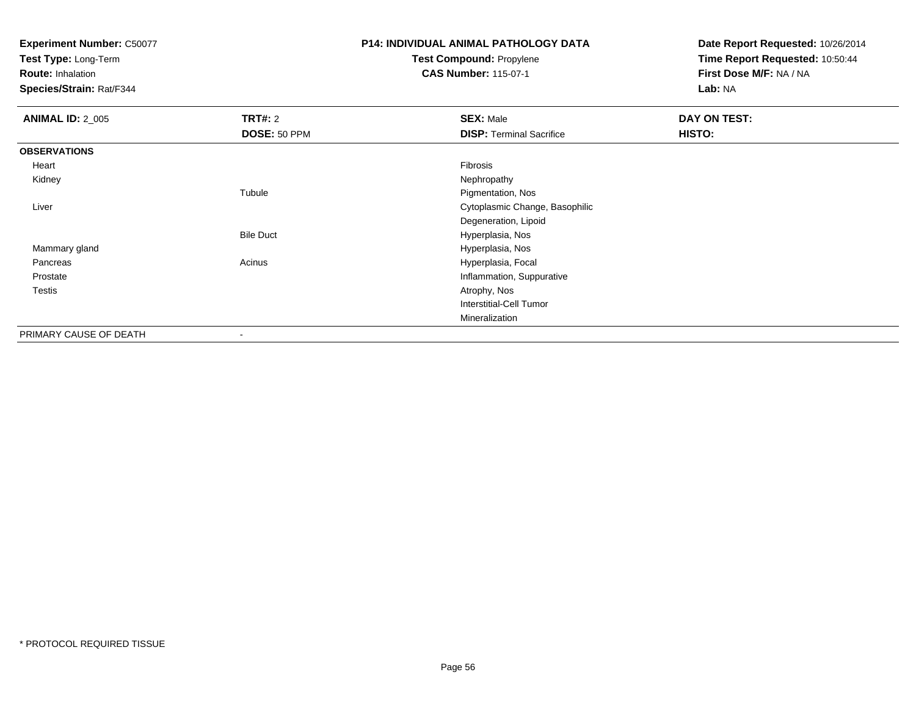**Experiment Number:** C50077
**Test Type:** Long-Term
**Route:** Inhalation
**Species/Strain:** Rat/F344

**P14: INDIVIDUAL ANIMAL PATHOLOGY DATA**
**Test Compound:** Propylene
**CAS Number:** 115-07-1

**Date Report Requested:** 10/26/2014
**Time Report Requested:** 10:50:44
**First Dose M/F:** NA / NA
**Lab:** NA

| **ANIMAL ID:** 2_005 | **TRT#:** 2 | **SEX:** Male | **DAY ON TEST:** |
|---|---|---|---|
| | **DOSE:** 50 PPM | **DISP:** Terminal Sacrifice | **HISTO:** |
| **OBSERVATIONS** | | | |
| Heart | | Fibrosis | |
| Kidney | | Nephropathy | |
| | Tubule | Pigmentation, Nos | |
| Liver | | Cytoplasmic Change, Basophilic | |
| | | Degeneration, Lipoid | |
| | Bile Duct | Hyperplasia, Nos | |
| Mammary gland | | Hyperplasia, Nos | |
| Pancreas | Acinus | Hyperplasia, Focal | |
| Prostate | | Inflammation, Suppurative | |
| Testis | | Atrophy, Nos | |
| | | Interstitial-Cell Tumor | |
| | | Mineralization | |
| PRIMARY CAUSE OF DEATH | - | | |

* PROTOCOL REQUIRED TISSUE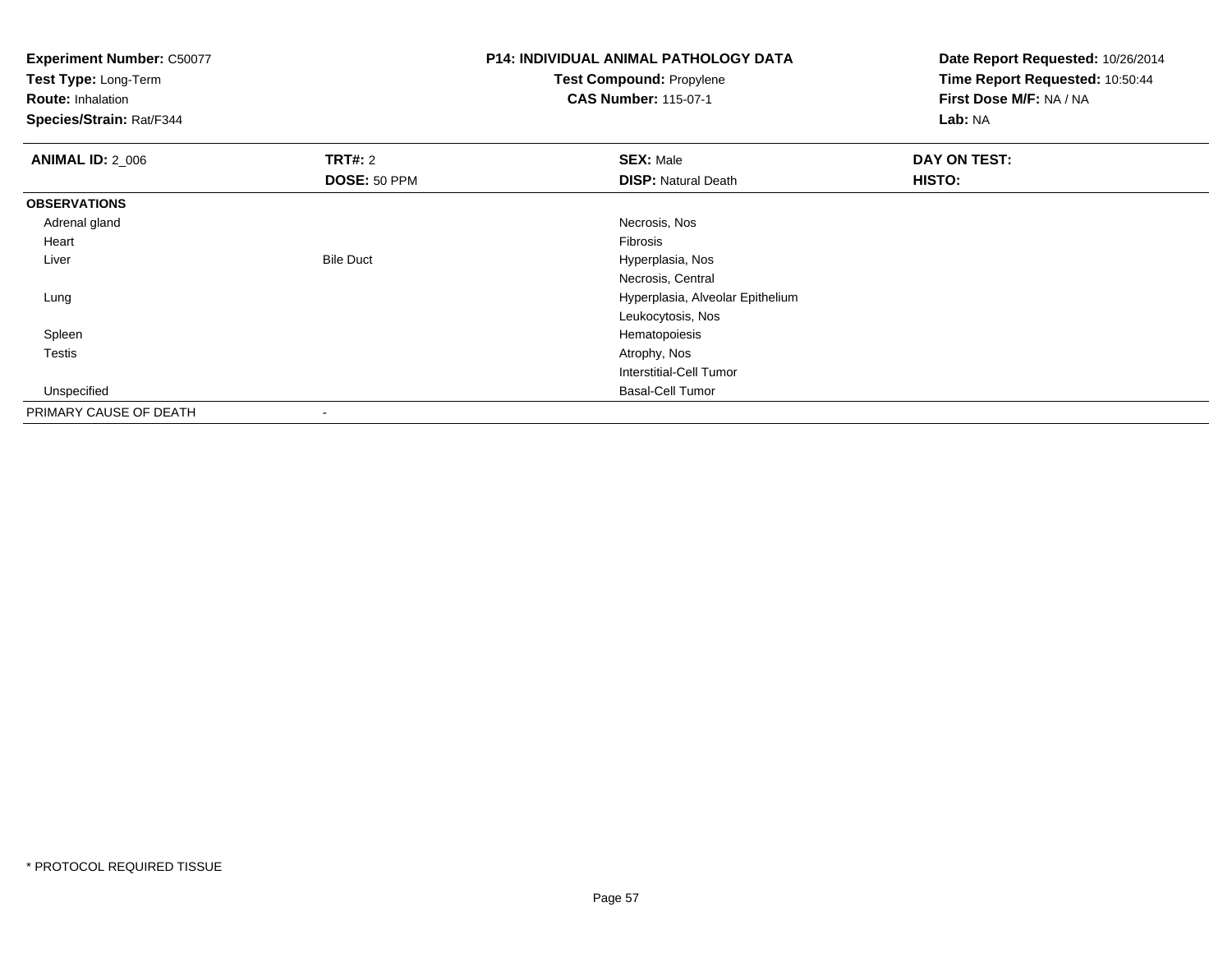**Experiment Number:** C50077
**Test Type:** Long-Term
**Route:** Inhalation
**Species/Strain:** Rat/F344

**P14: INDIVIDUAL ANIMAL PATHOLOGY DATA**
**Test Compound:** Propylene
**CAS Number:** 115-07-1

**Date Report Requested:** 10/26/2014
**Time Report Requested:** 10:50:44
**First Dose M/F:** NA / NA
**Lab:** NA

| **ANIMAL ID:** 2_006 | **TRT#:** 2 | **SEX:** Male | **DAY ON TEST:** |
|---|---|---|---|
| | **DOSE:** 50 PPM | **DISP:** Natural Death | **HISTO:** |
| **OBSERVATIONS** | | | |
| Adrenal gland | | Necrosis, Nos | |
| Heart | | Fibrosis | |
| Liver | Bile Duct | Hyperplasia, Nos | |
| | | Necrosis, Central | |
| Lung | | Hyperplasia, Alveolar Epithelium | |
| | | Leukocytosis, Nos | |
| Spleen | | Hematopoiesis | |
| Testis | | Atrophy, Nos | |
| | | Interstitial-Cell Tumor | |
| Unspecified | | Basal-Cell Tumor | |
| PRIMARY CAUSE OF DEATH | - | | |

\* PROTOCOL REQUIRED TISSUE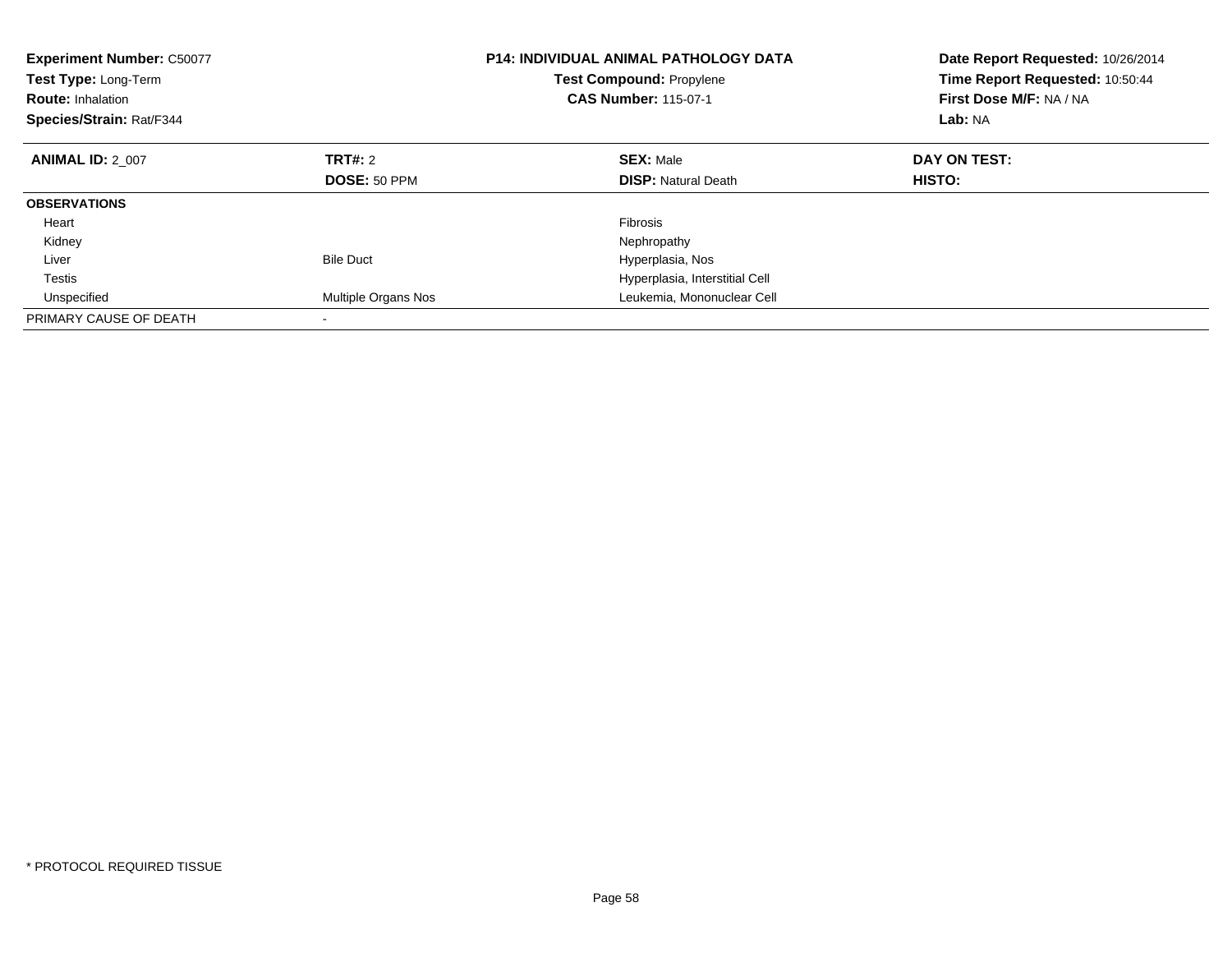**Experiment Number:** C50077
**Test Type:** Long-Term
**Route:** Inhalation
**Species/Strain:** Rat/F344

**P14: INDIVIDUAL ANIMAL PATHOLOGY DATA**
**Test Compound:** Propylene
**CAS Number:** 115-07-1

**Date Report Requested:** 10/26/2014
**Time Report Requested:** 10:50:44
**First Dose M/F:** NA / NA
**Lab:** NA

| **ANIMAL ID:** 2_007 | **TRT#:** 2 | **SEX:** Male | **DAY ON TEST:** |
|---|---|---|---|
| | **DOSE:** 50 PPM | **DISP:** Natural Death | **HISTO:** |
| **OBSERVATIONS** | | | |
| Heart | | Fibrosis | |
| Kidney | | Nephropathy | |
| Liver | Bile Duct | Hyperplasia, Nos | |
| Testis | | Hyperplasia, Interstitial Cell | |
| Unspecified | Multiple Organs Nos | Leukemia, Mononuclear Cell | |
| PRIMARY CAUSE OF DEATH | - | | |

* PROTOCOL REQUIRED TISSUE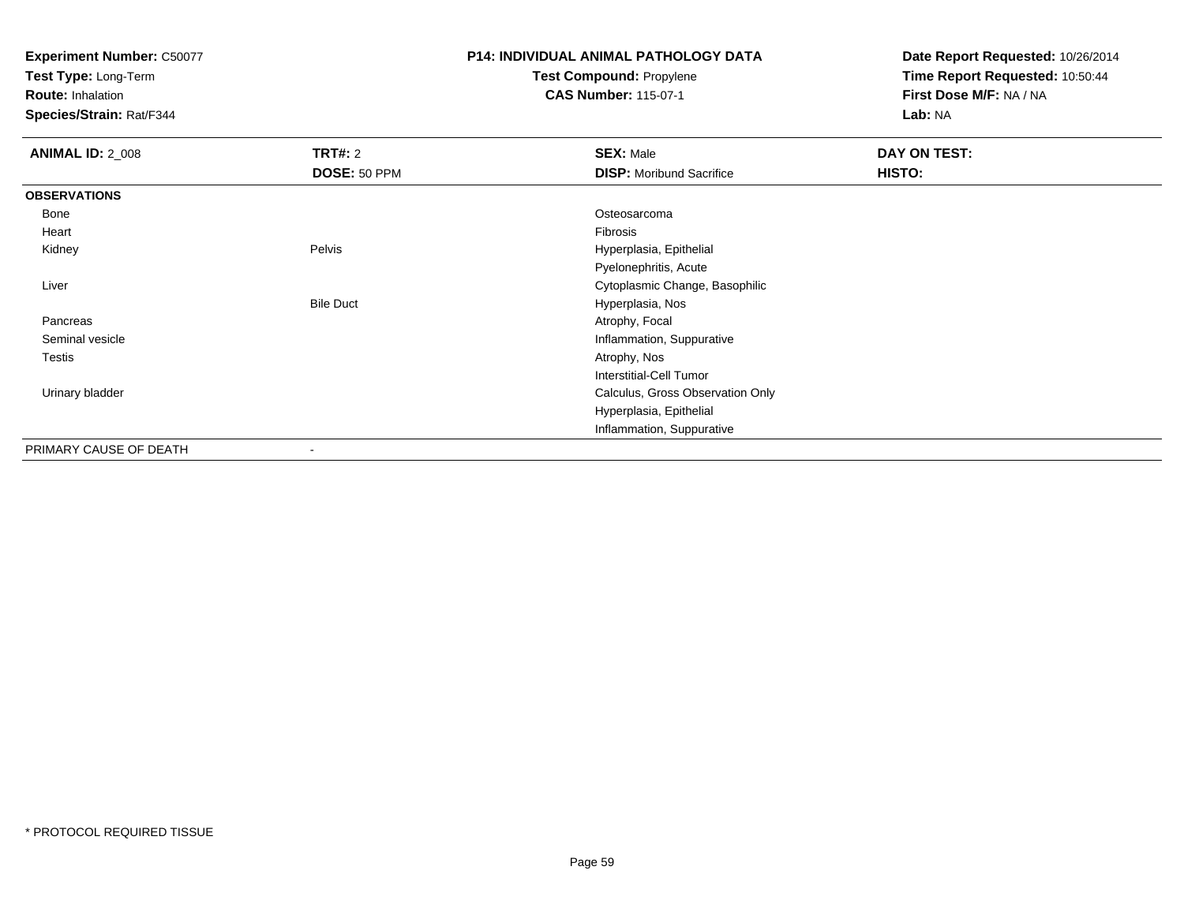**Experiment Number:** C50077
**Test Type:** Long-Term
**Route:** Inhalation
**Species/Strain:** Rat/F344

**P14: INDIVIDUAL ANIMAL PATHOLOGY DATA**
**Test Compound:** Propylene
**CAS Number:** 115-07-1

**Date Report Requested:** 10/26/2014
**Time Report Requested:** 10:50:44
**First Dose M/F:** NA / NA
**Lab:** NA

| **ANIMAL ID:** 2_008 | **TRT#:** 2 | **SEX:** Male | **DAY ON TEST:** |
|---|---|---|---|
| | **DOSE:** 50 PPM | **DISP:** Moribund Sacrifice | **HISTO:** |
| **OBSERVATIONS** | | | |
| Bone | | Osteosarcoma | |
| Heart | | Fibrosis | |
| Kidney | Pelvis | Hyperplasia, Epithelial | |
| | | Pyelonephritis, Acute | |
| Liver | | Cytoplasmic Change, Basophilic | |
| | Bile Duct | Hyperplasia, Nos | |
| Pancreas | | Atrophy, Focal | |
| Seminal vesicle | | Inflammation, Suppurative | |
| Testis | | Atrophy, Nos | |
| | | Interstitial-Cell Tumor | |
| Urinary bladder | | Calculus, Gross Observation Only | |
| | | Hyperplasia, Epithelial | |
| | | Inflammation, Suppurative | |
| PRIMARY CAUSE OF DEATH | - | | |

* PROTOCOL REQUIRED TISSUE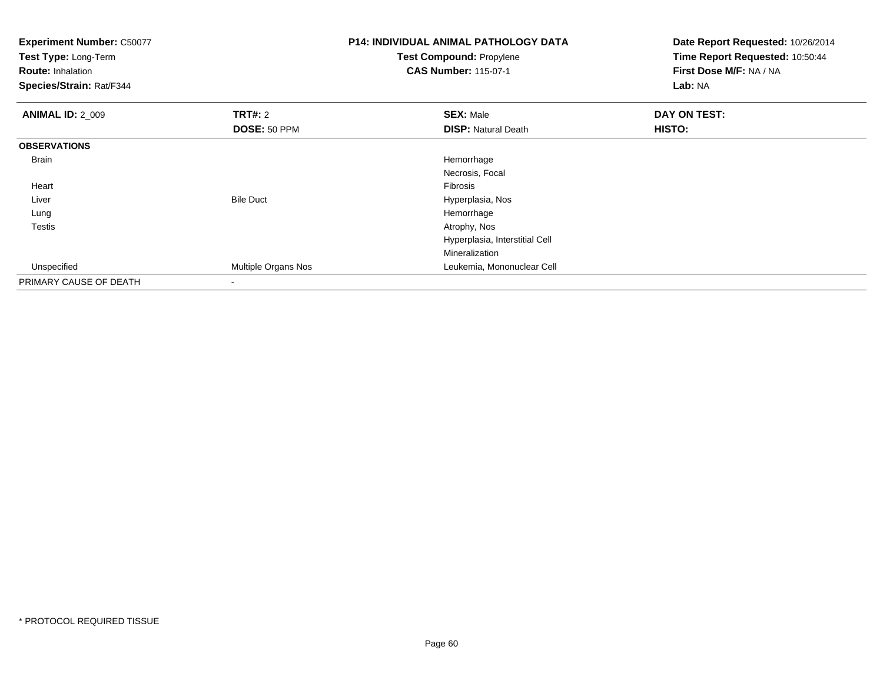**Experiment Number:** C50077
**Test Type:** Long-Term
**Route:** Inhalation
**Species/Strain:** Rat/F344

**P14: INDIVIDUAL ANIMAL PATHOLOGY DATA**
**Test Compound:** Propylene
**CAS Number:** 115-07-1

**Date Report Requested:** 10/26/2014
**Time Report Requested:** 10:50:44
**First Dose M/F:** NA / NA
**Lab:** NA

| **ANIMAL ID:** 2_009 | **TRT#:** 2 | **SEX:** Male | **DAY ON TEST:** |
|---|---|---|---|
| | **DOSE:** 50 PPM | **DISP:** Natural Death | **HISTO:** |
| **OBSERVATIONS** | | | |
| Brain | | Hemorrhage | |
| | | Necrosis, Focal | |
| Heart | | Fibrosis | |
| Liver | Bile Duct | Hyperplasia, Nos | |
| Lung | | Hemorrhage | |
| Testis | | Atrophy, Nos | |
| | | Hyperplasia, Interstitial Cell | |
| | | Mineralization | |
| Unspecified | Multiple Organs Nos | Leukemia, Mononuclear Cell | |
| PRIMARY CAUSE OF DEATH | - | | |

* PROTOCOL REQUIRED TISSUE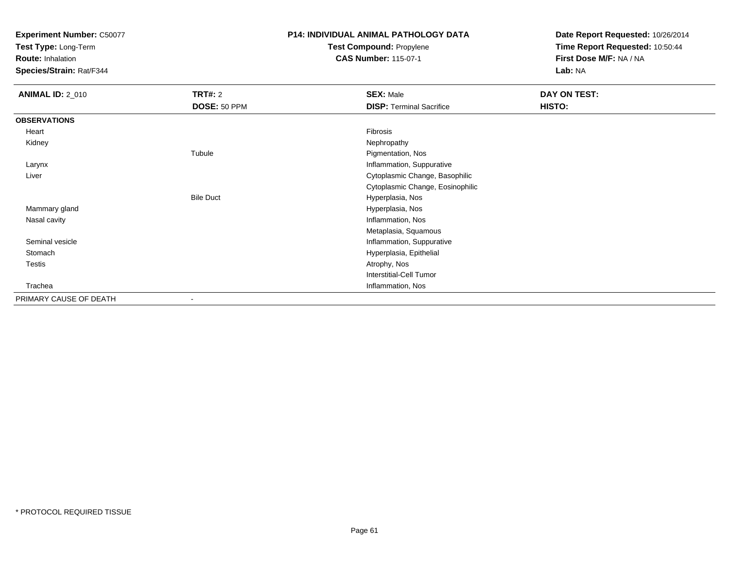**Experiment Number:** C50077
**Test Type:** Long-Term
**Route:** Inhalation
**Species/Strain:** Rat/F344

**P14: INDIVIDUAL ANIMAL PATHOLOGY DATA**
**Test Compound:** Propylene
**CAS Number:** 115-07-1

**Date Report Requested:** 10/26/2014
**Time Report Requested:** 10:50:44
**First Dose M/F:** NA / NA
**Lab:** NA

| **ANIMAL ID:** 2_010 | **TRT#:** 2 | **SEX:** Male | **DAY ON TEST:** |
|---|---|---|---|
| | **DOSE:** 50 PPM | **DISP:** Terminal Sacrifice | **HISTO:** |
| **OBSERVATIONS** | | | |
| Heart | | Fibrosis | |
| Kidney | | Nephropathy | |
| | Tubule | Pigmentation, Nos | |
| Larynx | | Inflammation, Suppurative | |
| Liver | | Cytoplasmic Change, Basophilic | |
| | | Cytoplasmic Change, Eosinophilic | |
| | Bile Duct | Hyperplasia, Nos | |
| Mammary gland | | Hyperplasia, Nos | |
| Nasal cavity | | Inflammation, Nos | |
| | | Metaplasia, Squamous | |
| Seminal vesicle | | Inflammation, Suppurative | |
| Stomach | | Hyperplasia, Epithelial | |
| Testis | | Atrophy, Nos | |
| | | Interstitial-Cell Tumor | |
| Trachea | | Inflammation, Nos | |
| PRIMARY CAUSE OF DEATH | - | | |

* PROTOCOL REQUIRED TISSUE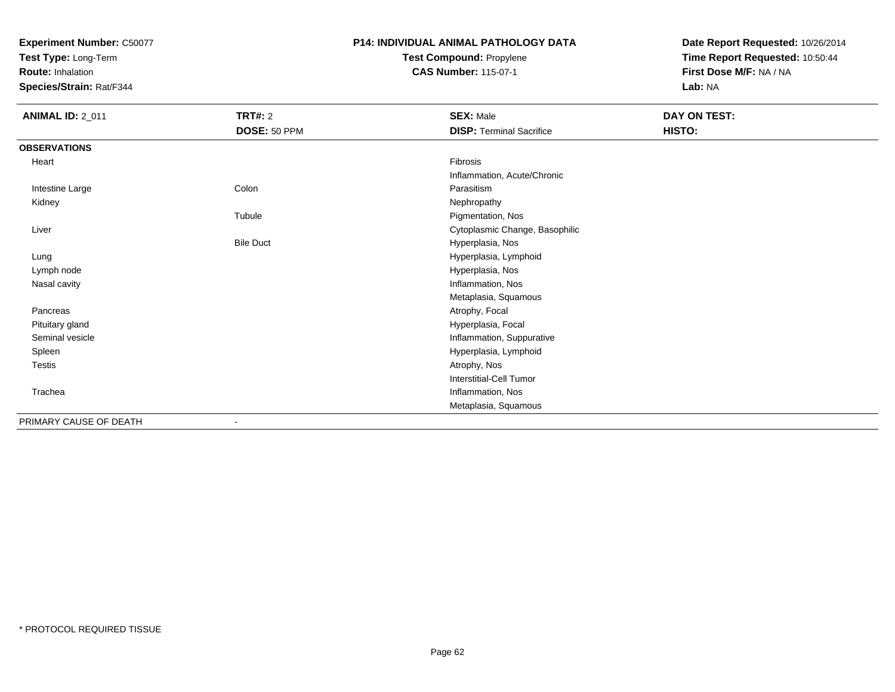**Experiment Number:** C50077
**Test Type:** Long-Term
**Route:** Inhalation
**Species/Strain:** Rat/F344

**P14: INDIVIDUAL ANIMAL PATHOLOGY DATA**
**Test Compound:** Propylene
**CAS Number:** 115-07-1

**Date Report Requested:** 10/26/2014
**Time Report Requested:** 10:50:44
**First Dose M/F:** NA / NA
**Lab:** NA

| **ANIMAL ID:** 2_011 | **TRT#:** 2 | **SEX:** Male | **DAY ON TEST:** |
|---|---|---|---|
| | **DOSE:** 50 PPM | **DISP:** Terminal Sacrifice | **HISTO:** |
| **OBSERVATIONS** | | | |
| Heart | | Fibrosis | |
| | | Inflammation, Acute/Chronic | |
| Intestine Large | Colon | Parasitism | |
| Kidney | | Nephropathy | |
| | Tubule | Pigmentation, Nos | |
| Liver | | Cytoplasmic Change, Basophilic | |
| | Bile Duct | Hyperplasia, Nos | |
| Lung | | Hyperplasia, Lymphoid | |
| Lymph node | | Hyperplasia, Nos | |
| Nasal cavity | | Inflammation, Nos | |
| | | Metaplasia, Squamous | |
| Pancreas | | Atrophy, Focal | |
| Pituitary gland | | Hyperplasia, Focal | |
| Seminal vesicle | | Inflammation, Suppurative | |
| Spleen | | Hyperplasia, Lymphoid | |
| Testis | | Atrophy, Nos | |
| | | Interstitial-Cell Tumor | |
| Trachea | | Inflammation, Nos | |
| | | Metaplasia, Squamous | |
| PRIMARY CAUSE OF DEATH | - | | |

* PROTOCOL REQUIRED TISSUE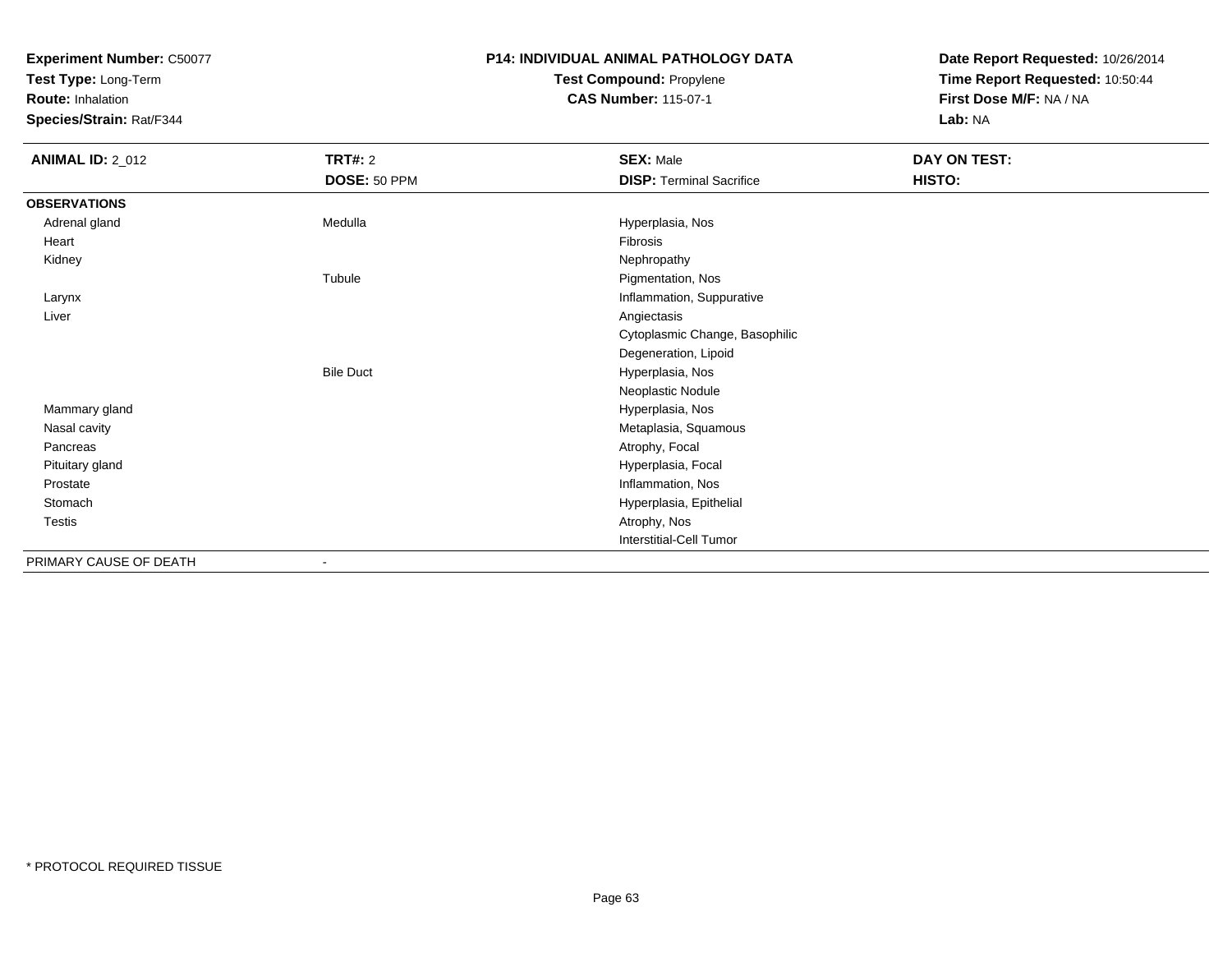**Experiment Number:** C50077
**Test Type:** Long-Term
**Route:** Inhalation
**Species/Strain:** Rat/F344

**P14: INDIVIDUAL ANIMAL PATHOLOGY DATA**
**Test Compound:** Propylene
**CAS Number:** 115-07-1

**Date Report Requested:** 10/26/2014
**Time Report Requested:** 10:50:44
**First Dose M/F:** NA / NA
**Lab:** NA

| **ANIMAL ID:** 2_012 | **TRT#:** 2 | **SEX:** Male | **DAY ON TEST:** |
|---|---|---|---|
| | **DOSE:** 50 PPM | **DISP:** Terminal Sacrifice | **HISTO:** |
| **OBSERVATIONS** | | | |
| Adrenal gland | Medulla | Hyperplasia, Nos | |
| Heart | | Fibrosis | |
| Kidney | | Nephropathy | |
| | Tubule | Pigmentation, Nos | |
| Larynx | | Inflammation, Suppurative | |
| Liver | | Angiectasis | |
| | | Cytoplasmic Change, Basophilic | |
| | | Degeneration, Lipoid | |
| | Bile Duct | Hyperplasia, Nos | |
| | | Neoplastic Nodule | |
| Mammary gland | | Hyperplasia, Nos | |
| Nasal cavity | | Metaplasia, Squamous | |
| Pancreas | | Atrophy, Focal | |
| Pituitary gland | | Hyperplasia, Focal | |
| Prostate | | Inflammation, Nos | |
| Stomach | | Hyperplasia, Epithelial | |
| Testis | | Atrophy, Nos | |
| | | Interstitial-Cell Tumor | |
| PRIMARY CAUSE OF DEATH | - | | |

\* PROTOCOL REQUIRED TISSUE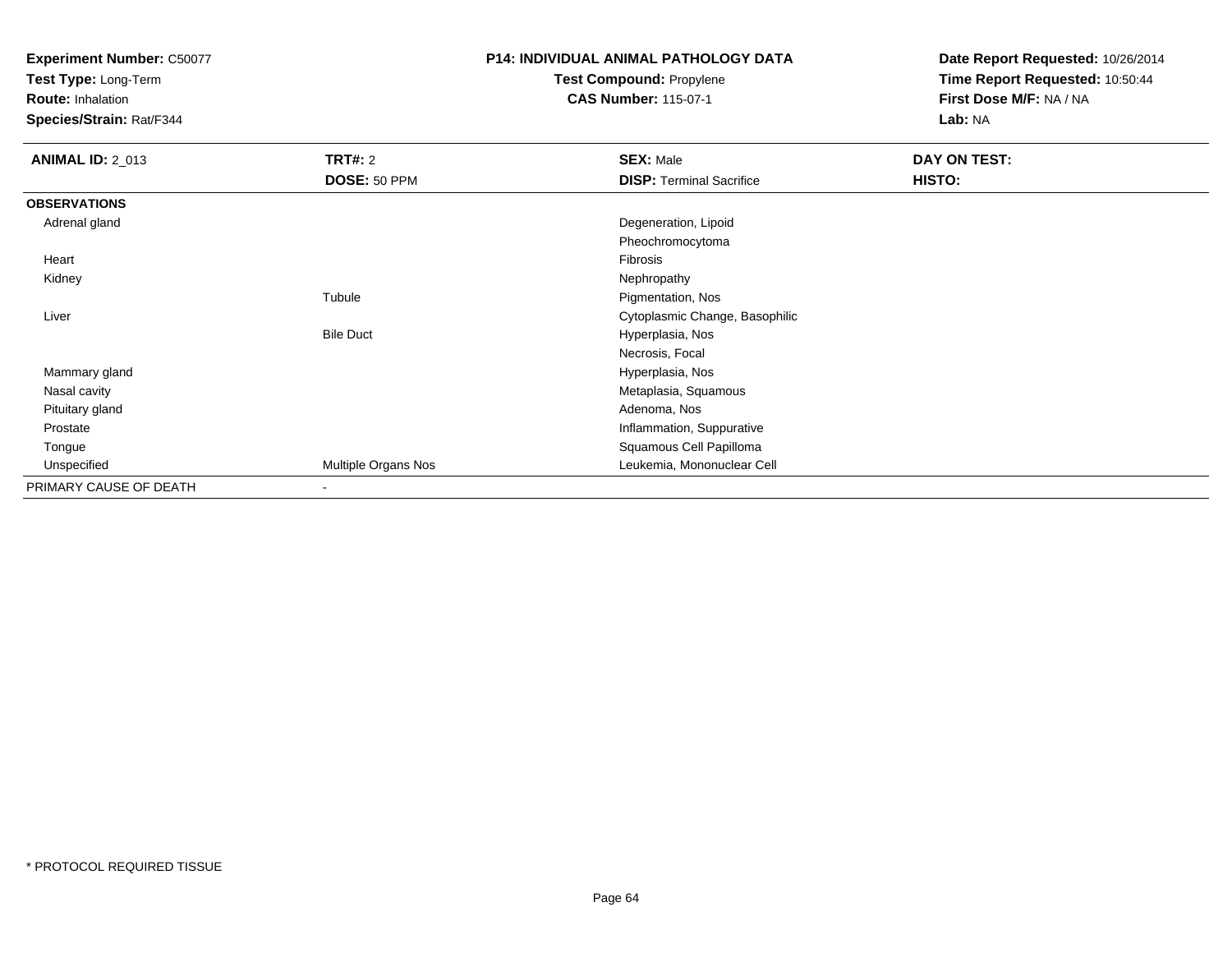**Experiment Number:** C50077
**Test Type:** Long-Term
**Route:** Inhalation
**Species/Strain:** Rat/F344

**P14: INDIVIDUAL ANIMAL PATHOLOGY DATA**
**Test Compound:** Propylene
**CAS Number:** 115-07-1

**Date Report Requested:** 10/26/2014
**Time Report Requested:** 10:50:44
**First Dose M/F:** NA / NA
**Lab:** NA

| **ANIMAL ID:** 2_013 | **TRT#:** 2 | **SEX:** Male | **DAY ON TEST:** |
|---|---|---|---|
| | **DOSE:** 50 PPM | **DISP:** Terminal Sacrifice | **HISTO:** |
| **OBSERVATIONS** | | | |
| Adrenal gland | | Degeneration, Lipoid | |
| | | Pheochromocytoma | |
| Heart | | Fibrosis | |
| Kidney | | Nephropathy | |
| | Tubule | Pigmentation, Nos | |
| Liver | | Cytoplasmic Change, Basophilic | |
| | Bile Duct | Hyperplasia, Nos | |
| | | Necrosis, Focal | |
| Mammary gland | | Hyperplasia, Nos | |
| Nasal cavity | | Metaplasia, Squamous | |
| Pituitary gland | | Adenoma, Nos | |
| Prostate | | Inflammation, Suppurative | |
| Tongue | | Squamous Cell Papilloma | |
| Unspecified | Multiple Organs Nos | Leukemia, Mononuclear Cell | |
| PRIMARY CAUSE OF DEATH | - | | |

* PROTOCOL REQUIRED TISSUE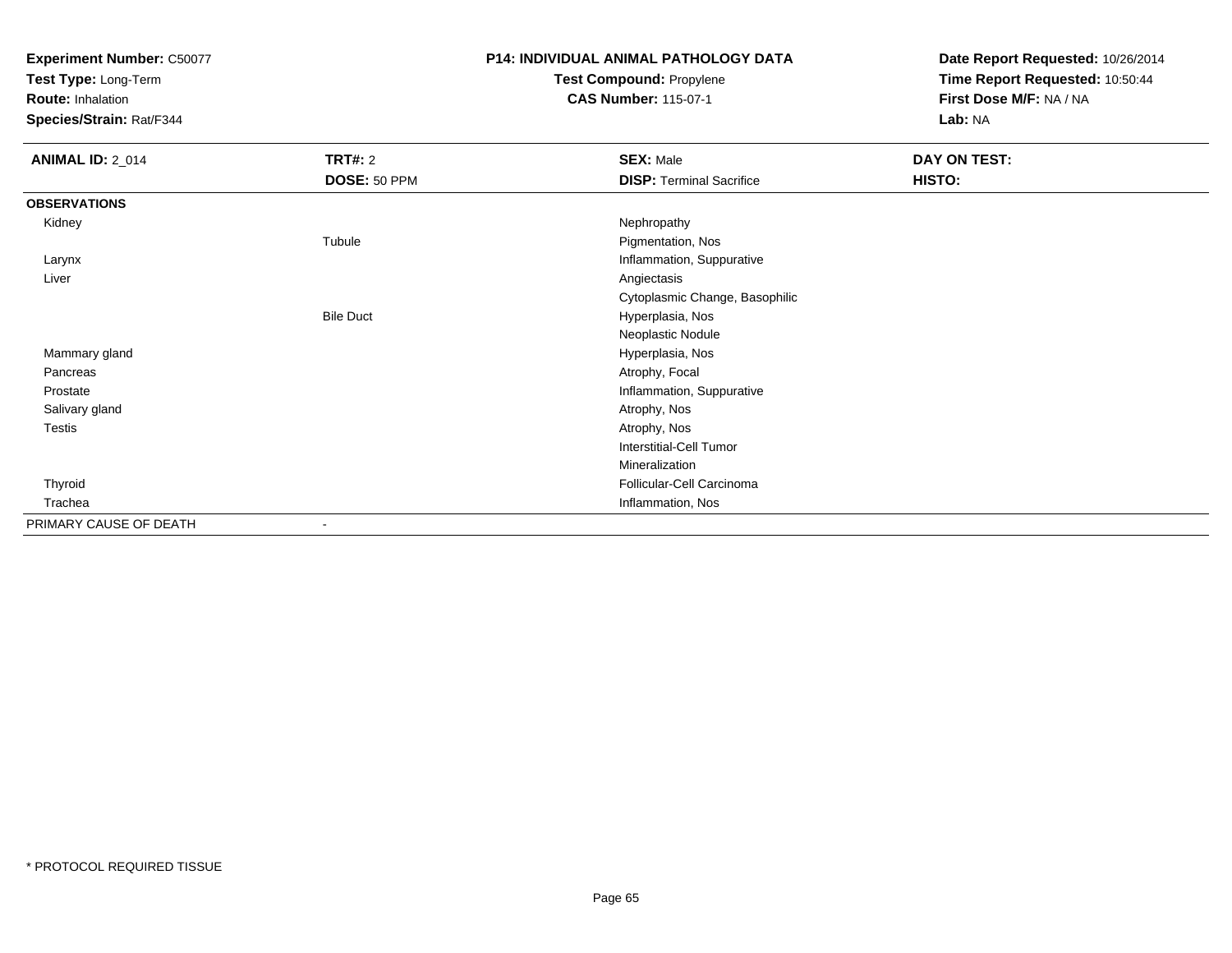**Experiment Number:** C50077
**Test Type:** Long-Term
**Route:** Inhalation
**Species/Strain:** Rat/F344

**P14: INDIVIDUAL ANIMAL PATHOLOGY DATA**
**Test Compound:** Propylene
**CAS Number:** 115-07-1

**Date Report Requested:** 10/26/2014
**Time Report Requested:** 10:50:44
**First Dose M/F:** NA / NA
**Lab:** NA

| **ANIMAL ID:** 2_014 | **TRT#:** 2 | **SEX:** Male | **DAY ON TEST:** |
|---|---|---|---|
| | **DOSE:** 50 PPM | **DISP:** Terminal Sacrifice | **HISTO:** |
| **OBSERVATIONS** | | | |
| Kidney | | Nephropathy | |
| | Tubule | Pigmentation, Nos | |
| Larynx | | Inflammation, Suppurative | |
| Liver | | Angiectasis | |
| | | Cytoplasmic Change, Basophilic | |
| | Bile Duct | Hyperplasia, Nos | |
| | | Neoplastic Nodule | |
| Mammary gland | | Hyperplasia, Nos | |
| Pancreas | | Atrophy, Focal | |
| Prostate | | Inflammation, Suppurative | |
| Salivary gland | | Atrophy, Nos | |
| Testis | | Atrophy, Nos | |
| | | Interstitial-Cell Tumor | |
| | | Mineralization | |
| Thyroid | | Follicular-Cell Carcinoma | |
| Trachea | | Inflammation, Nos | |
| PRIMARY CAUSE OF DEATH | - | | |

* PROTOCOL REQUIRED TISSUE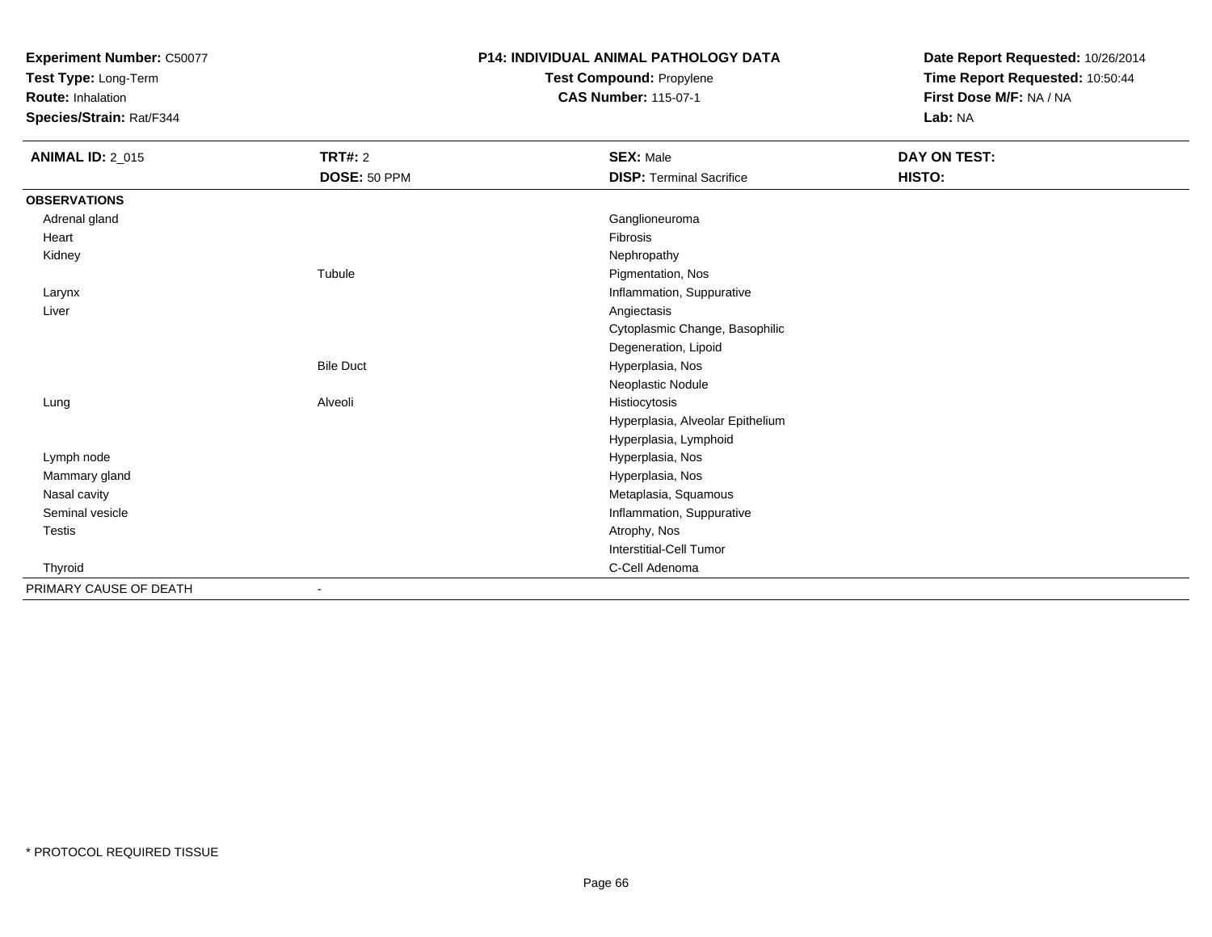**Experiment Number:** C50077
**Test Type:** Long-Term
**Route:** Inhalation
**Species/Strain:** Rat/F344

**P14: INDIVIDUAL ANIMAL PATHOLOGY DATA**
**Test Compound:** Propylene
**CAS Number:** 115-07-1

**Date Report Requested:** 10/26/2014
**Time Report Requested:** 10:50:44
**First Dose M/F:** NA / NA
**Lab:** NA

| **ANIMAL ID:** 2_015 | **TRT#:** 2 | **SEX:** Male | **DAY ON TEST:** |
|---|---|---|---|
| | **DOSE:** 50 PPM | **DISP:** Terminal Sacrifice | **HISTO:** |
| **OBSERVATIONS** | | | |
| Adrenal gland | | Ganglioneuroma | |
| Heart | | Fibrosis | |
| Kidney | | Nephropathy | |
| | Tubule | Pigmentation, Nos | |
| Larynx | | Inflammation, Suppurative | |
| Liver | | Angiectasis | |
| | | Cytoplasmic Change, Basophilic | |
| | | Degeneration, Lipoid | |
| | Bile Duct | Hyperplasia, Nos | |
| | | Neoplastic Nodule | |
| Lung | Alveoli | Histiocytosis | |
| | | Hyperplasia, Alveolar Epithelium | |
| | | Hyperplasia, Lymphoid | |
| Lymph node | | Hyperplasia, Nos | |
| Mammary gland | | Hyperplasia, Nos | |
| Nasal cavity | | Metaplasia, Squamous | |
| Seminal vesicle | | Inflammation, Suppurative | |
| Testis | | Atrophy, Nos | |
| | | Interstitial-Cell Tumor | |
| Thyroid | | C-Cell Adenoma | |
| PRIMARY CAUSE OF DEATH | - | | |

* PROTOCOL REQUIRED TISSUE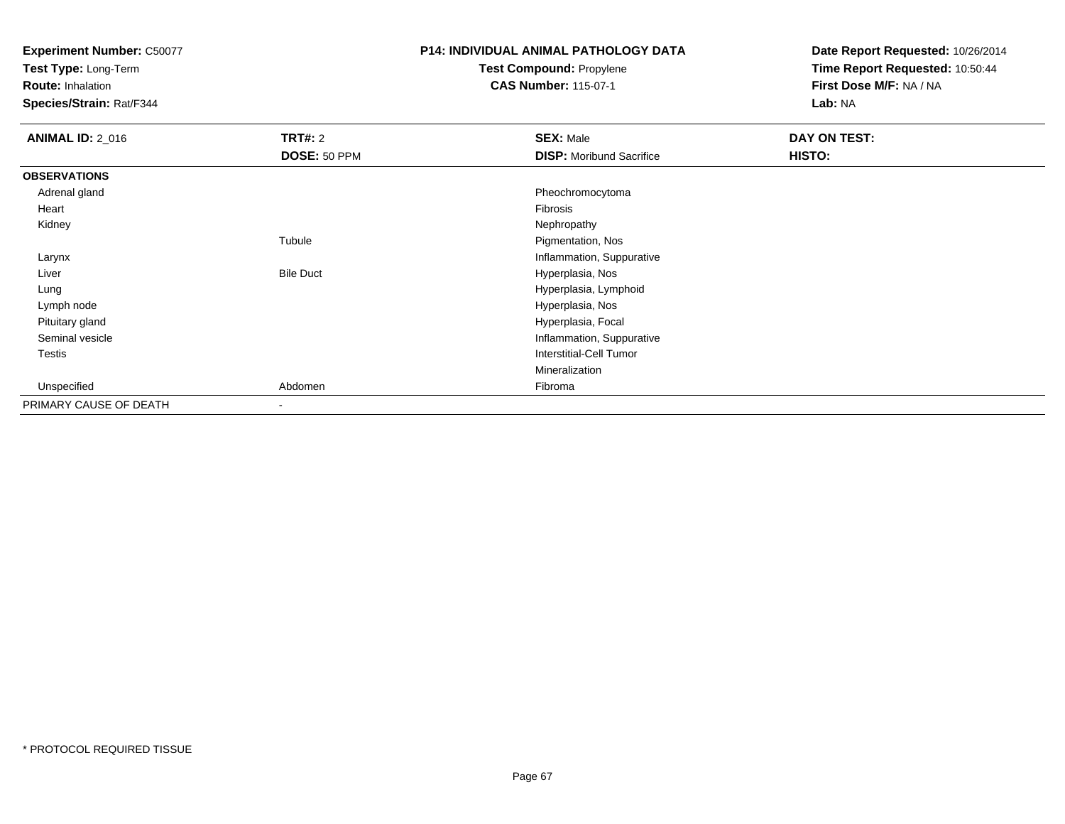**Experiment Number:** C50077
**Test Type:** Long-Term
**Route:** Inhalation
**Species/Strain:** Rat/F344

**P14: INDIVIDUAL ANIMAL PATHOLOGY DATA**
**Test Compound:** Propylene
**CAS Number:** 115-07-1

**Date Report Requested:** 10/26/2014
**Time Report Requested:** 10:50:44
**First Dose M/F:** NA / NA
**Lab:** NA

| **ANIMAL ID:** 2_016 | **TRT#:** 2 | **SEX:** Male | **DAY ON TEST:** |
|---|---|---|---|
| | **DOSE:** 50 PPM | **DISP:** Moribund Sacrifice | **HISTO:** |
| **OBSERVATIONS** | | | |
| Adrenal gland | | Pheochromocytoma | |
| Heart | | Fibrosis | |
| Kidney | | Nephropathy | |
| | Tubule | Pigmentation, Nos | |
| Larynx | | Inflammation, Suppurative | |
| Liver | Bile Duct | Hyperplasia, Nos | |
| Lung | | Hyperplasia, Lymphoid | |
| Lymph node | | Hyperplasia, Nos | |
| Pituitary gland | | Hyperplasia, Focal | |
| Seminal vesicle | | Inflammation, Suppurative | |
| Testis | | Interstitial-Cell Tumor | |
| | | Mineralization | |
| Unspecified | Abdomen | Fibroma | |
| PRIMARY CAUSE OF DEATH | - | | |

\* PROTOCOL REQUIRED TISSUE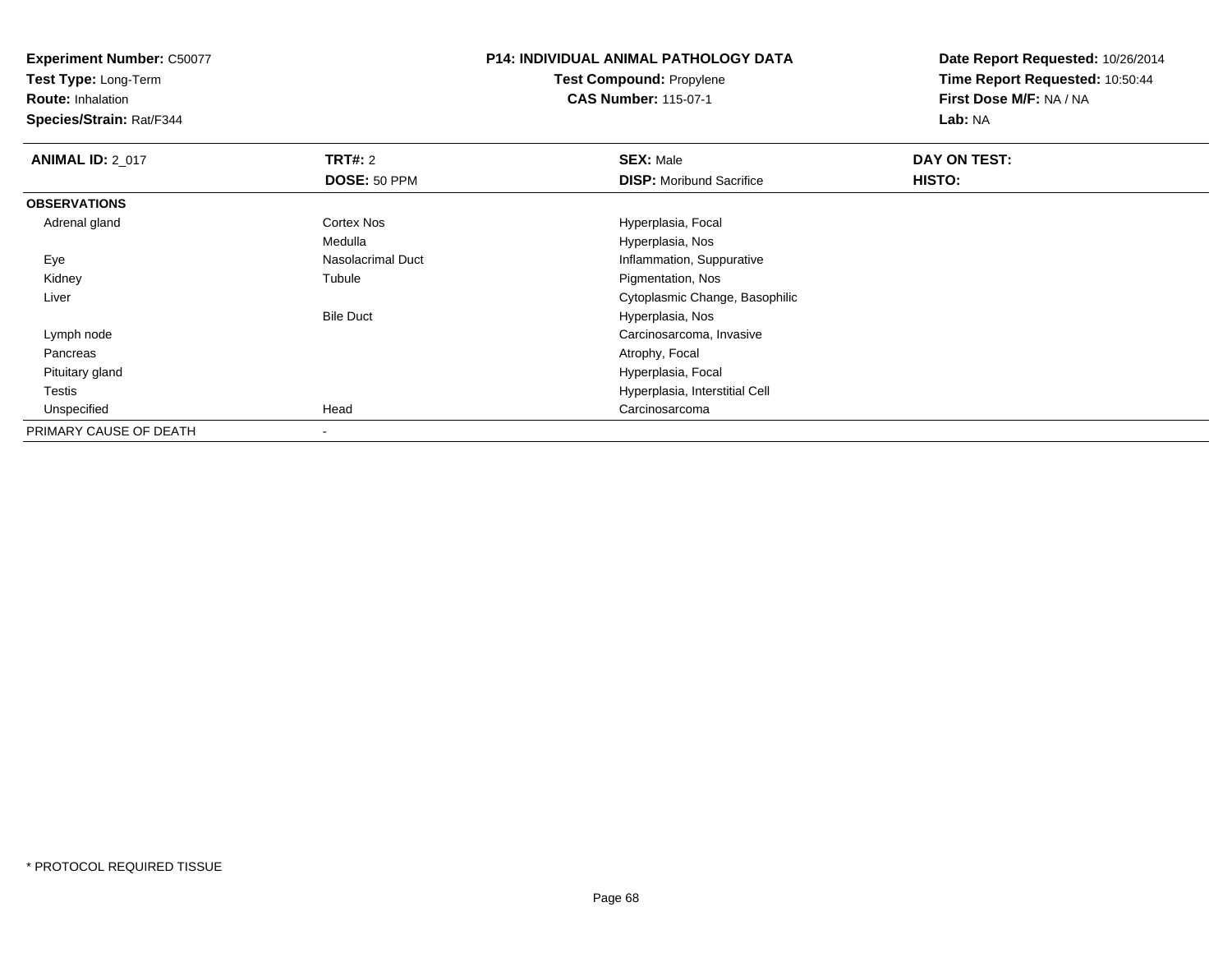**Experiment Number:** C50077
**Test Type:** Long-Term
**Route:** Inhalation
**Species/Strain:** Rat/F344

**P14: INDIVIDUAL ANIMAL PATHOLOGY DATA**
**Test Compound:** Propylene
**CAS Number:** 115-07-1

**Date Report Requested:** 10/26/2014
**Time Report Requested:** 10:50:44
**First Dose M/F:** NA / NA
**Lab:** NA

| **ANIMAL ID:** 2_017 | **TRT#:** 2 | **SEX:** Male | **DAY ON TEST:** |
|---|---|---|---|
| | **DOSE:** 50 PPM | **DISP:** Moribund Sacrifice | **HISTO:** |
| **OBSERVATIONS** | | | |
| Adrenal gland | Cortex Nos | Hyperplasia, Focal | |
| | Medulla | Hyperplasia, Nos | |
| Eye | Nasolacrimal Duct | Inflammation, Suppurative | |
| Kidney | Tubule | Pigmentation, Nos | |
| Liver | | Cytoplasmic Change, Basophilic | |
| | Bile Duct | Hyperplasia, Nos | |
| Lymph node | | Carcinosarcoma, Invasive | |
| Pancreas | | Atrophy, Focal | |
| Pituitary gland | | Hyperplasia, Focal | |
| Testis | | Hyperplasia, Interstitial Cell | |
| Unspecified | Head | Carcinosarcoma | |
| PRIMARY CAUSE OF DEATH | - | | |

* PROTOCOL REQUIRED TISSUE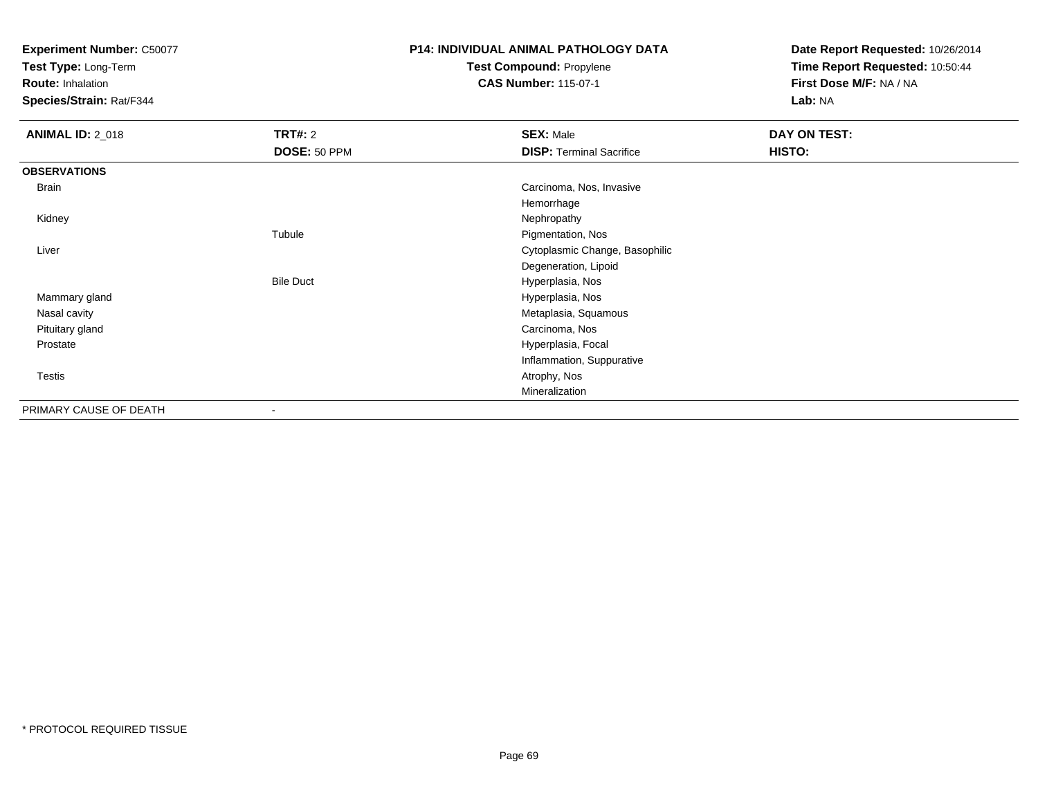**Experiment Number:** C50077
**Test Type:** Long-Term
**Route:** Inhalation
**Species/Strain:** Rat/F344

**P14: INDIVIDUAL ANIMAL PATHOLOGY DATA**
**Test Compound:** Propylene
**CAS Number:** 115-07-1

**Date Report Requested:** 10/26/2014
**Time Report Requested:** 10:50:44
**First Dose M/F:** NA / NA
**Lab:** NA

| **ANIMAL ID:** 2_018 | **TRT#:** 2 | **SEX:** Male | **DAY ON TEST:** |
|---|---|---|---|
| | **DOSE:** 50 PPM | **DISP:** Terminal Sacrifice | **HISTO:** |
| **OBSERVATIONS** | | | |
| Brain | | Carcinoma, Nos, Invasive | |
| | | Hemorrhage | |
| Kidney | | Nephropathy | |
| | Tubule | Pigmentation, Nos | |
| Liver | | Cytoplasmic Change, Basophilic | |
| | | Degeneration, Lipoid | |
| | Bile Duct | Hyperplasia, Nos | |
| Mammary gland | | Hyperplasia, Nos | |
| Nasal cavity | | Metaplasia, Squamous | |
| Pituitary gland | | Carcinoma, Nos | |
| Prostate | | Hyperplasia, Focal | |
| | | Inflammation, Suppurative | |
| Testis | | Atrophy, Nos | |
| | | Mineralization | |
| PRIMARY CAUSE OF DEATH | - | | |

* PROTOCOL REQUIRED TISSUE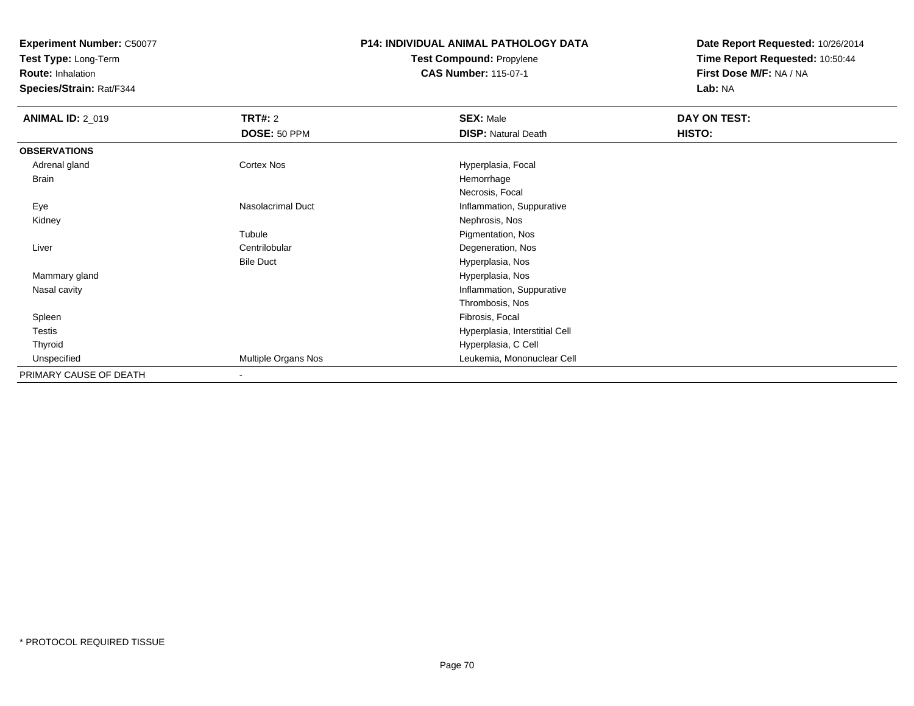**Experiment Number:** C50077
**Test Type:** Long-Term
**Route:** Inhalation
**Species/Strain:** Rat/F344

**P14: INDIVIDUAL ANIMAL PATHOLOGY DATA**
**Test Compound:** Propylene
**CAS Number:** 115-07-1

**Date Report Requested:** 10/26/2014
**Time Report Requested:** 10:50:44
**First Dose M/F:** NA / NA
**Lab:** NA

| **ANIMAL ID:** 2_019 | **TRT#:** 2 | **SEX:** Male | **DAY ON TEST:** |
|---|---|---|---|
| | **DOSE:** 50 PPM | **DISP:** Natural Death | **HISTO:** |
| **OBSERVATIONS** | | | |
| Adrenal gland | Cortex Nos | Hyperplasia, Focal | |
| Brain | | Hemorrhage | |
| | | Necrosis, Focal | |
| Eye | Nasolacrimal Duct | Inflammation, Suppurative | |
| Kidney | | Nephrosis, Nos | |
| | Tubule | Pigmentation, Nos | |
| Liver | Centrilobular | Degeneration, Nos | |
| | Bile Duct | Hyperplasia, Nos | |
| Mammary gland | | Hyperplasia, Nos | |
| Nasal cavity | | Inflammation, Suppurative | |
| | | Thrombosis, Nos | |
| Spleen | | Fibrosis, Focal | |
| Testis | | Hyperplasia, Interstitial Cell | |
| Thyroid | | Hyperplasia, C Cell | |
| Unspecified | Multiple Organs Nos | Leukemia, Mononuclear Cell | |
| PRIMARY CAUSE OF DEATH | - | | |

* PROTOCOL REQUIRED TISSUE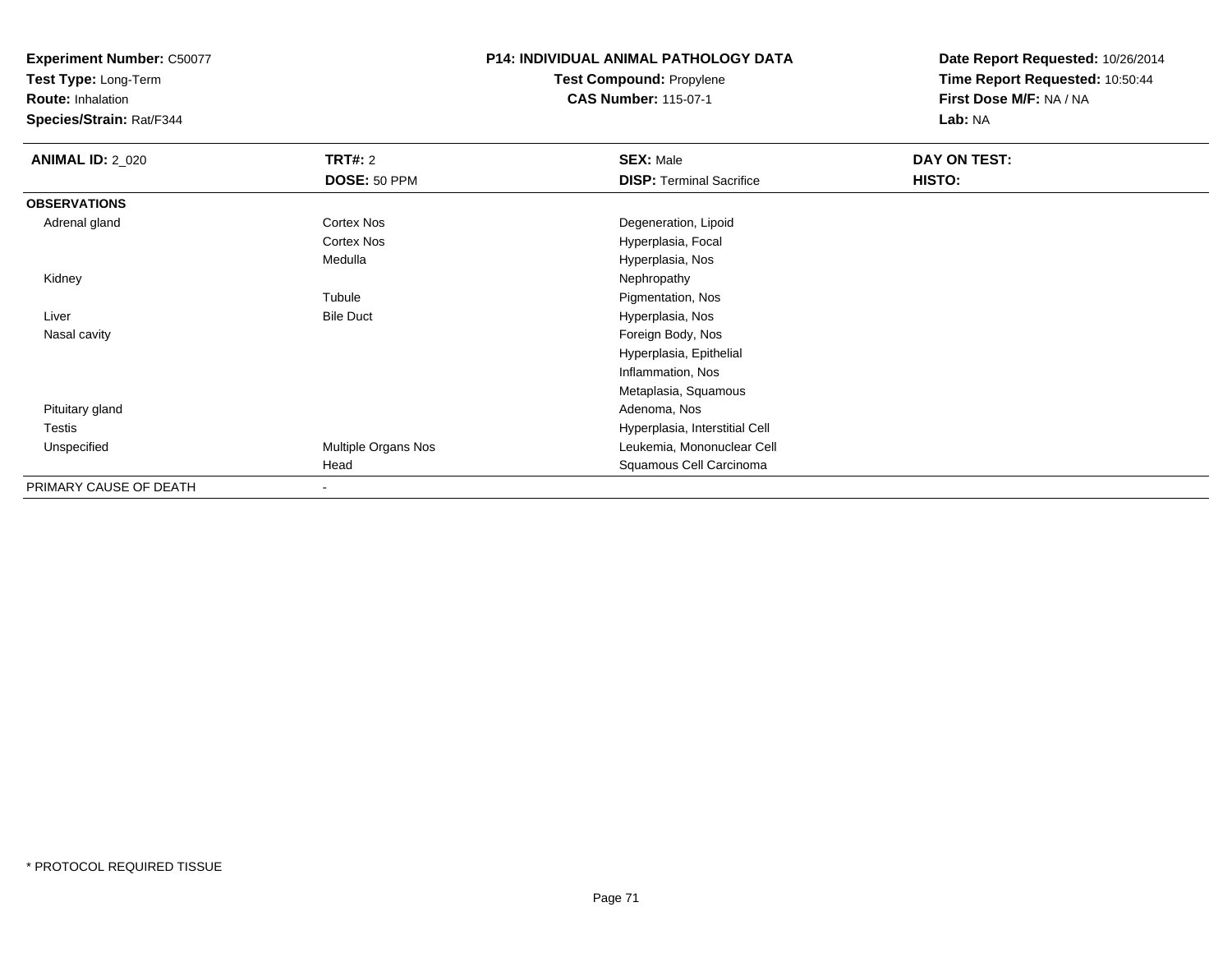**Experiment Number:** C50077
**Test Type:** Long-Term
**Route:** Inhalation
**Species/Strain:** Rat/F344

**P14: INDIVIDUAL ANIMAL PATHOLOGY DATA**
**Test Compound:** Propylene
**CAS Number:** 115-07-1

**Date Report Requested:** 10/26/2014
**Time Report Requested:** 10:50:44
**First Dose M/F:** NA / NA
**Lab:** NA

| **ANIMAL ID:** 2_020 | **TRT#:** 2 | **SEX:** Male | **DAY ON TEST:** |
|---|---|---|---|
| | **DOSE:** 50 PPM | **DISP:** Terminal Sacrifice | **HISTO:** |
| **OBSERVATIONS** | | | |
| Adrenal gland | Cortex Nos | Degeneration, Lipoid | |
| | Cortex Nos | Hyperplasia, Focal | |
| | Medulla | Hyperplasia, Nos | |
| Kidney | | Nephropathy | |
| | Tubule | Pigmentation, Nos | |
| Liver | Bile Duct | Hyperplasia, Nos | |
| Nasal cavity | | Foreign Body, Nos | |
| | | Hyperplasia, Epithelial | |
| | | Inflammation, Nos | |
| | | Metaplasia, Squamous | |
| Pituitary gland | | Adenoma, Nos | |
| Testis | | Hyperplasia, Interstitial Cell | |
| Unspecified | Multiple Organs Nos | Leukemia, Mononuclear Cell | |
| | Head | Squamous Cell Carcinoma | |
| PRIMARY CAUSE OF DEATH | - | | |

* PROTOCOL REQUIRED TISSUE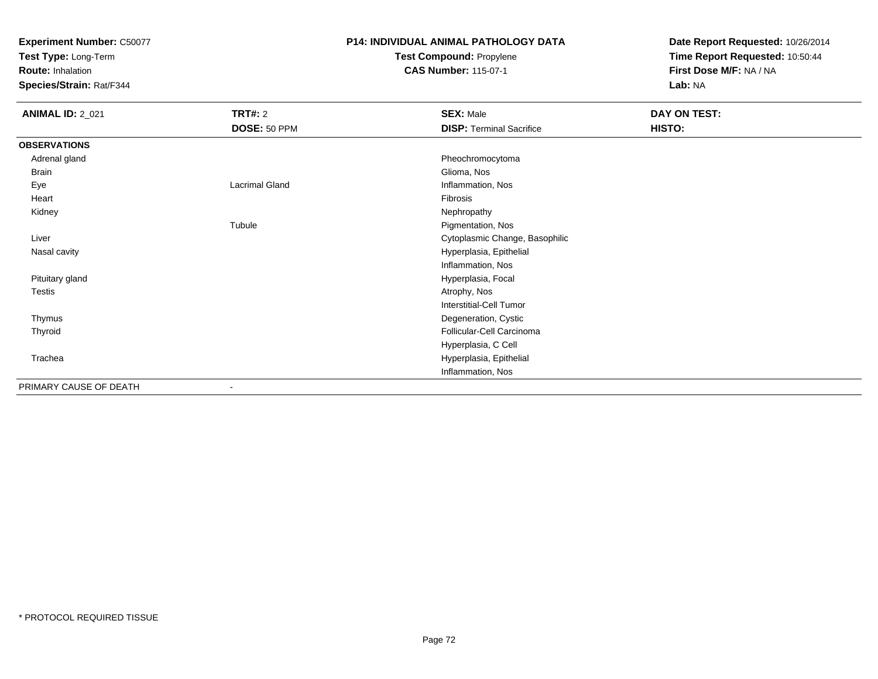**Experiment Number:** C50077
**Test Type:** Long-Term
**Route:** Inhalation
**Species/Strain:** Rat/F344

**P14: INDIVIDUAL ANIMAL PATHOLOGY DATA**
**Test Compound:** Propylene
**CAS Number:** 115-07-1

**Date Report Requested:** 10/26/2014
**Time Report Requested:** 10:50:44
**First Dose M/F:** NA / NA
**Lab:** NA

| **ANIMAL ID:** 2_021 | **TRT#:** 2 | **SEX:** Male | **DAY ON TEST:** |
|---|---|---|---|
| | **DOSE:** 50 PPM | **DISP:** Terminal Sacrifice | **HISTO:** |
| **OBSERVATIONS** | | | |
| Adrenal gland | | Pheochromocytoma | |
| Brain | | Glioma, Nos | |
| Eye | Lacrimal Gland | Inflammation, Nos | |
| Heart | | Fibrosis | |
| Kidney | | Nephropathy | |
| | Tubule | Pigmentation, Nos | |
| Liver | | Cytoplasmic Change, Basophilic | |
| Nasal cavity | | Hyperplasia, Epithelial | |
| | | Inflammation, Nos | |
| Pituitary gland | | Hyperplasia, Focal | |
| Testis | | Atrophy, Nos | |
| | | Interstitial-Cell Tumor | |
| Thymus | | Degeneration, Cystic | |
| Thyroid | | Follicular-Cell Carcinoma | |
| | | Hyperplasia, C Cell | |
| Trachea | | Hyperplasia, Epithelial | |
| | | Inflammation, Nos | |
| PRIMARY CAUSE OF DEATH | - | | |

* PROTOCOL REQUIRED TISSUE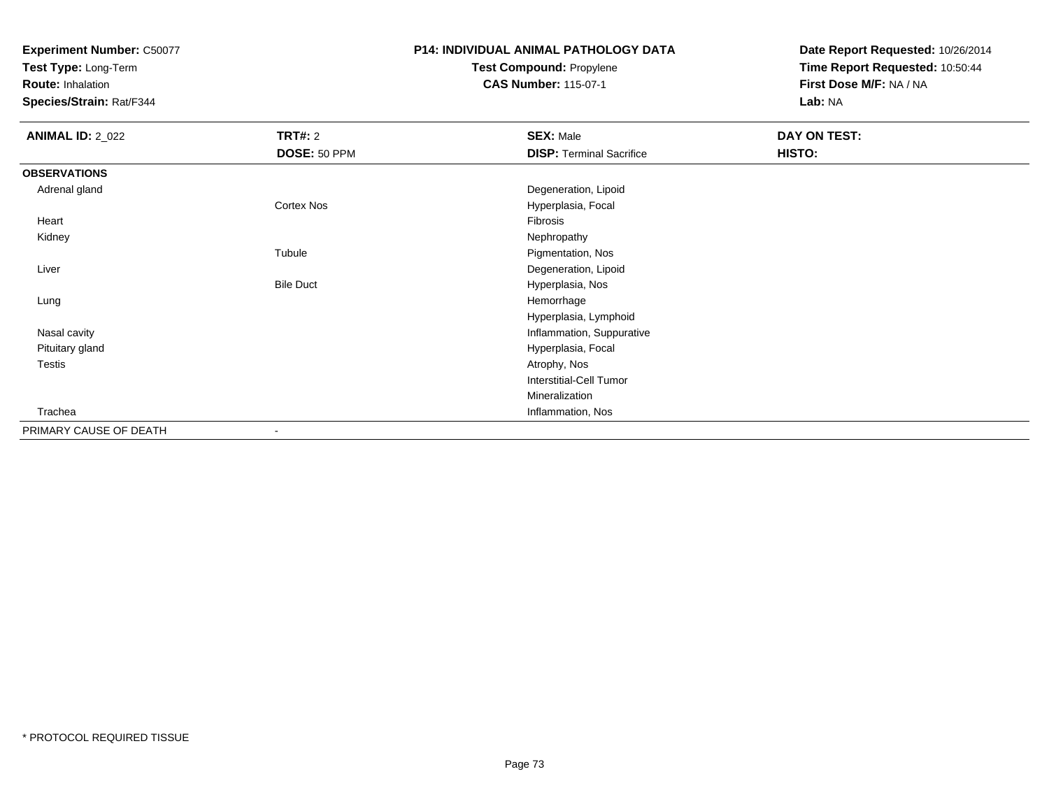**Experiment Number:** C50077
**Test Type:** Long-Term
**Route:** Inhalation
**Species/Strain:** Rat/F344

**P14: INDIVIDUAL ANIMAL PATHOLOGY DATA**
**Test Compound:** Propylene
**CAS Number:** 115-07-1

**Date Report Requested:** 10/26/2014
**Time Report Requested:** 10:50:44
**First Dose M/F:** NA / NA
**Lab:** NA

| **ANIMAL ID:** 2_022 | **TRT#:** 2 | **SEX:** Male | **DAY ON TEST:** |
|---|---|---|---|
| | **DOSE:** 50 PPM | **DISP:** Terminal Sacrifice | **HISTO:** |
| **OBSERVATIONS** | | | |
| Adrenal gland | | Degeneration, Lipoid | |
| | Cortex Nos | Hyperplasia, Focal | |
| Heart | | Fibrosis | |
| Kidney | | Nephropathy | |
| | Tubule | Pigmentation, Nos | |
| Liver | | Degeneration, Lipoid | |
| | Bile Duct | Hyperplasia, Nos | |
| Lung | | Hemorrhage | |
| | | Hyperplasia, Lymphoid | |
| Nasal cavity | | Inflammation, Suppurative | |
| Pituitary gland | | Hyperplasia, Focal | |
| Testis | | Atrophy, Nos | |
| | | Interstitial-Cell Tumor | |
| | | Mineralization | |
| Trachea | | Inflammation, Nos | |
| PRIMARY CAUSE OF DEATH | - | | |

* PROTOCOL REQUIRED TISSUE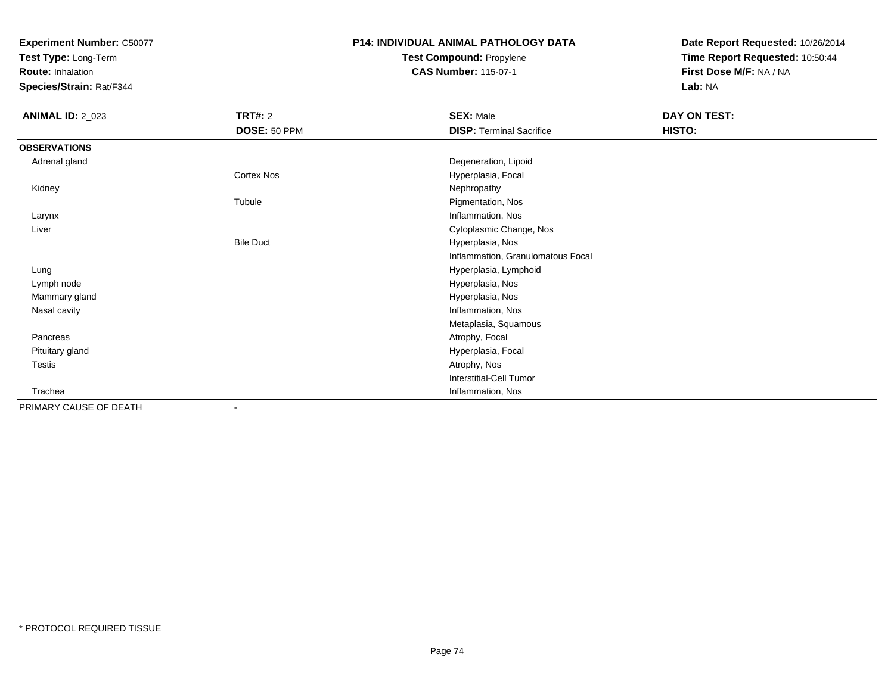**Experiment Number:** C50077
**Test Type:** Long-Term
**Route:** Inhalation
**Species/Strain:** Rat/F344

**P14: INDIVIDUAL ANIMAL PATHOLOGY DATA**
**Test Compound:** Propylene
**CAS Number:** 115-07-1

**Date Report Requested:** 10/26/2014
**Time Report Requested:** 10:50:44
**First Dose M/F:** NA / NA
**Lab:** NA

| **ANIMAL ID:** 2_023 | **TRT#:** 2 | **SEX:** Male | **DAY ON TEST:** |
|---|---|---|---|
| | **DOSE:** 50 PPM | **DISP:** Terminal Sacrifice | **HISTO:** |
| **OBSERVATIONS** | | | |
| Adrenal gland | | Degeneration, Lipoid | |
| | Cortex Nos | Hyperplasia, Focal | |
| Kidney | | Nephropathy | |
| | Tubule | Pigmentation, Nos | |
| Larynx | | Inflammation, Nos | |
| Liver | | Cytoplasmic Change, Nos | |
| | Bile Duct | Hyperplasia, Nos | |
| | | Inflammation, Granulomatous Focal | |
| Lung | | Hyperplasia, Lymphoid | |
| Lymph node | | Hyperplasia, Nos | |
| Mammary gland | | Hyperplasia, Nos | |
| Nasal cavity | | Inflammation, Nos | |
| | | Metaplasia, Squamous | |
| Pancreas | | Atrophy, Focal | |
| Pituitary gland | | Hyperplasia, Focal | |
| Testis | | Atrophy, Nos | |
| | | Interstitial-Cell Tumor | |
| Trachea | | Inflammation, Nos | |
| PRIMARY CAUSE OF DEATH | - | | |

* PROTOCOL REQUIRED TISSUE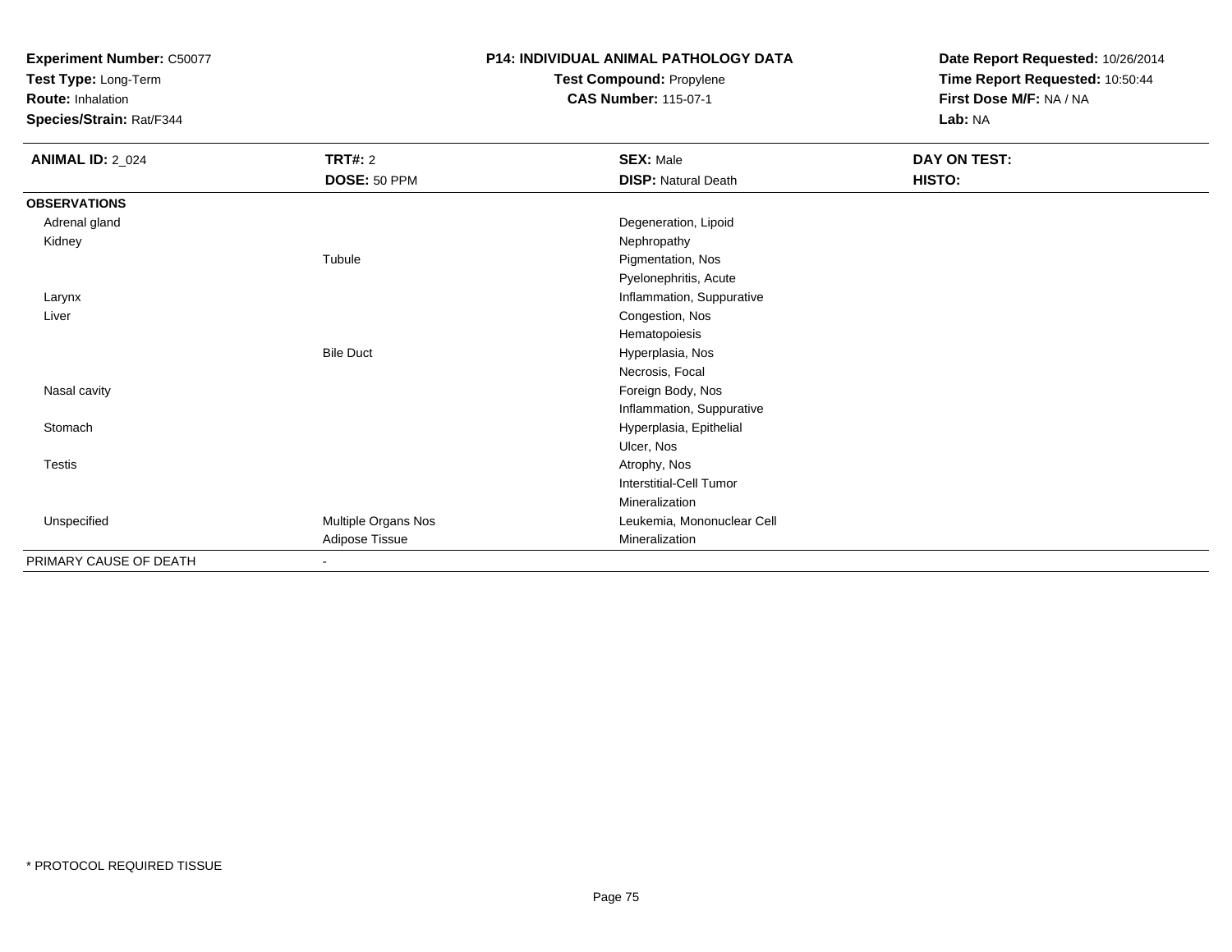**Experiment Number:** C50077
**Test Type:** Long-Term
**Route:** Inhalation
**Species/Strain:** Rat/F344

**P14: INDIVIDUAL ANIMAL PATHOLOGY DATA**
**Test Compound:** Propylene
**CAS Number:** 115-07-1

**Date Report Requested:** 10/26/2014
**Time Report Requested:** 10:50:44
**First Dose M/F:** NA / NA
**Lab:** NA

| **ANIMAL ID:** 2_024 | **TRT#:** 2 | **SEX:** Male | **DAY ON TEST:** |
|---|---|---|---|
| | **DOSE:** 50 PPM | **DISP:** Natural Death | **HISTO:** |
| **OBSERVATIONS** | | | |
| Adrenal gland | | Degeneration, Lipoid | |
| Kidney | | Nephropathy | |
| | Tubule | Pigmentation, Nos | |
| | | Pyelonephritis, Acute | |
| Larynx | | Inflammation, Suppurative | |
| Liver | | Congestion, Nos | |
| | | Hematopoiesis | |
| | Bile Duct | Hyperplasia, Nos | |
| | | Necrosis, Focal | |
| Nasal cavity | | Foreign Body, Nos | |
| | | Inflammation, Suppurative | |
| Stomach | | Hyperplasia, Epithelial | |
| | | Ulcer, Nos | |
| Testis | | Atrophy, Nos | |
| | | Interstitial-Cell Tumor | |
| | | Mineralization | |
| Unspecified | Multiple Organs Nos | Leukemia, Mononuclear Cell | |
| | Adipose Tissue | Mineralization | |
| PRIMARY CAUSE OF DEATH | - | | |

* PROTOCOL REQUIRED TISSUE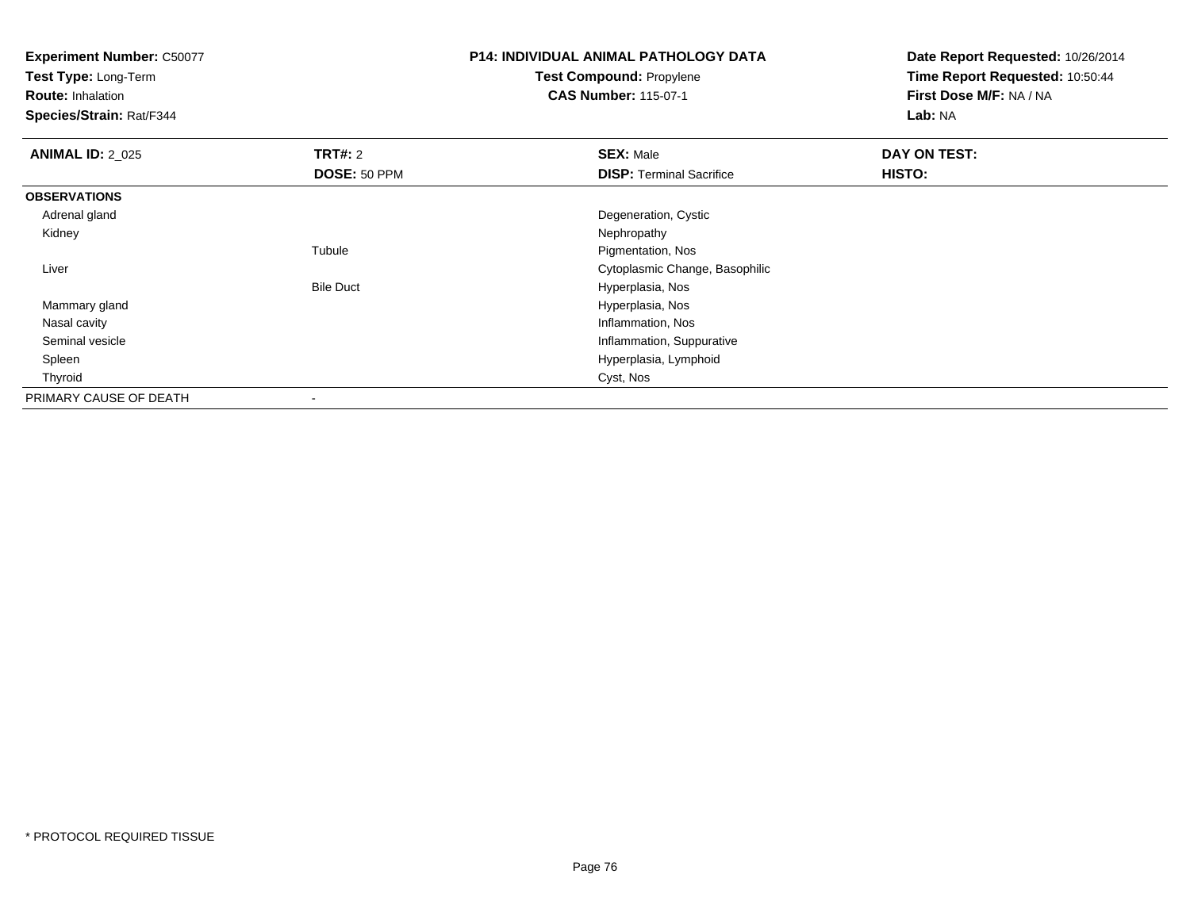**Experiment Number:** C50077
**Test Type:** Long-Term
**Route:** Inhalation
**Species/Strain:** Rat/F344

**P14: INDIVIDUAL ANIMAL PATHOLOGY DATA**
**Test Compound:** Propylene
**CAS Number:** 115-07-1

**Date Report Requested:** 10/26/2014
**Time Report Requested:** 10:50:44
**First Dose M/F:** NA / NA
**Lab:** NA

| **ANIMAL ID:** 2_025 | **TRT#:** 2 | **SEX:** Male | **DAY ON TEST:** |
|---|---|---|---|
| | **DOSE:** 50 PPM | **DISP:** Terminal Sacrifice | **HISTO:** |
| **OBSERVATIONS** | | | |
| Adrenal gland | | Degeneration, Cystic | |
| Kidney | | Nephropathy | |
| | Tubule | Pigmentation, Nos | |
| Liver | | Cytoplasmic Change, Basophilic | |
| | Bile Duct | Hyperplasia, Nos | |
| Mammary gland | | Hyperplasia, Nos | |
| Nasal cavity | | Inflammation, Nos | |
| Seminal vesicle | | Inflammation, Suppurative | |
| Spleen | | Hyperplasia, Lymphoid | |
| Thyroid | | Cyst, Nos | |
| PRIMARY CAUSE OF DEATH | - | | |

* PROTOCOL REQUIRED TISSUE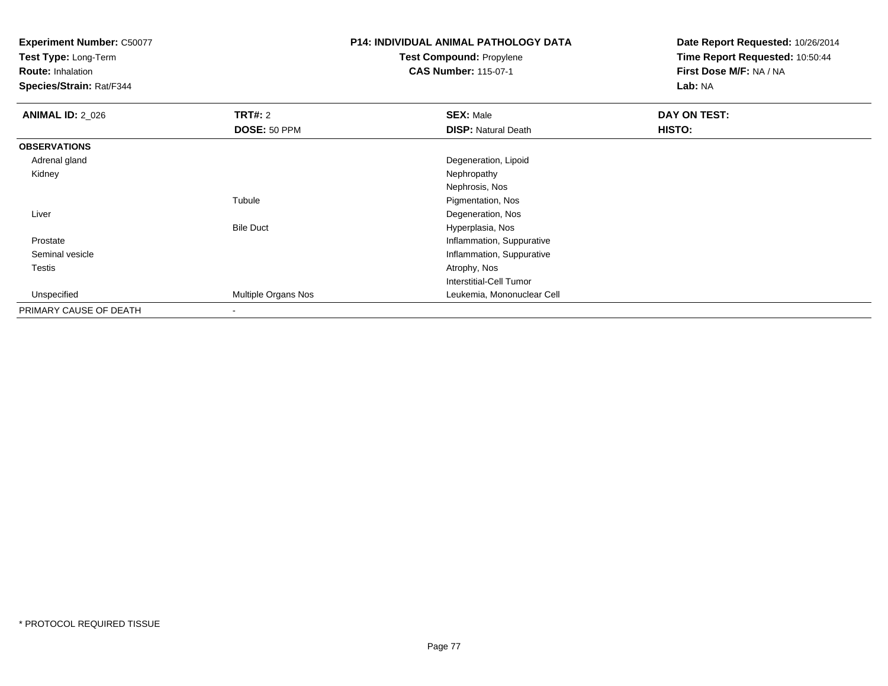**Experiment Number:** C50077
**Test Type:** Long-Term
**Route:** Inhalation
**Species/Strain:** Rat/F344

**P14: INDIVIDUAL ANIMAL PATHOLOGY DATA**
**Test Compound:** Propylene
**CAS Number:** 115-07-1

**Date Report Requested:** 10/26/2014
**Time Report Requested:** 10:50:44
**First Dose M/F:** NA / NA
**Lab:** NA

| **ANIMAL ID:** 2_026 | **TRT#:** 2 | **SEX:** Male | **DAY ON TEST:** |
|---|---|---|---|
| | **DOSE:** 50 PPM | **DISP:** Natural Death | **HISTO:** |
| **OBSERVATIONS** | | | |
| Adrenal gland | | Degeneration, Lipoid | |
| Kidney | | Nephropathy | |
| | | Nephrosis, Nos | |
| | Tubule | Pigmentation, Nos | |
| Liver | | Degeneration, Nos | |
| | Bile Duct | Hyperplasia, Nos | |
| Prostate | | Inflammation, Suppurative | |
| Seminal vesicle | | Inflammation, Suppurative | |
| Testis | | Atrophy, Nos | |
| | | Interstitial-Cell Tumor | |
| Unspecified | Multiple Organs Nos | Leukemia, Mononuclear Cell | |
| PRIMARY CAUSE OF DEATH | - | | |

* PROTOCOL REQUIRED TISSUE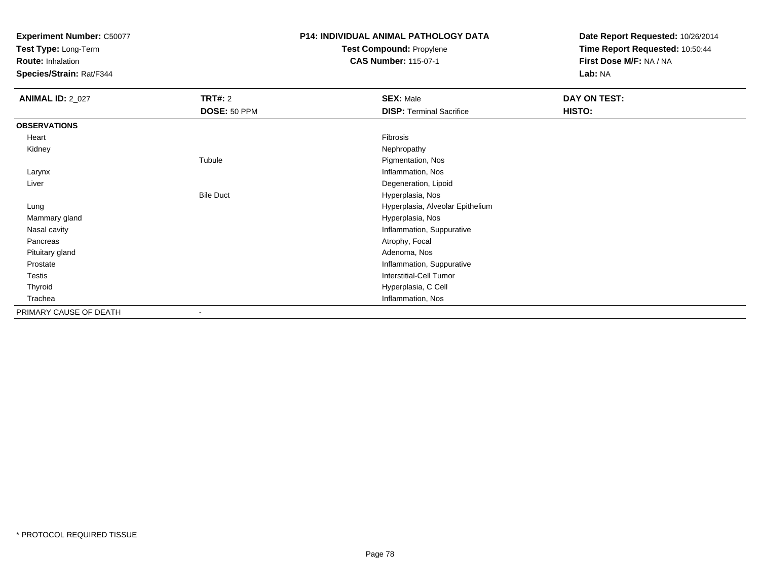**Experiment Number:** C50077
**Test Type:** Long-Term
**Route:** Inhalation
**Species/Strain:** Rat/F344

**P14: INDIVIDUAL ANIMAL PATHOLOGY DATA**
**Test Compound:** Propylene
**CAS Number:** 115-07-1

**Date Report Requested:** 10/26/2014
**Time Report Requested:** 10:50:44
**First Dose M/F:** NA / NA
**Lab:** NA

| **ANIMAL ID:** 2_027 | **TRT#:** 2 | **SEX:** Male | **DAY ON TEST:** |
|---|---|---|---|
| | **DOSE:** 50 PPM | **DISP:** Terminal Sacrifice | **HISTO:** |
| **OBSERVATIONS** | | | |
| Heart | | Fibrosis | |
| Kidney | | Nephropathy | |
| | Tubule | Pigmentation, Nos | |
| Larynx | | Inflammation, Nos | |
| Liver | | Degeneration, Lipoid | |
| | Bile Duct | Hyperplasia, Nos | |
| Lung | | Hyperplasia, Alveolar Epithelium | |
| Mammary gland | | Hyperplasia, Nos | |
| Nasal cavity | | Inflammation, Suppurative | |
| Pancreas | | Atrophy, Focal | |
| Pituitary gland | | Adenoma, Nos | |
| Prostate | | Inflammation, Suppurative | |
| Testis | | Interstitial-Cell Tumor | |
| Thyroid | | Hyperplasia, C Cell | |
| Trachea | | Inflammation, Nos | |
| PRIMARY CAUSE OF DEATH | - | | |

* PROTOCOL REQUIRED TISSUE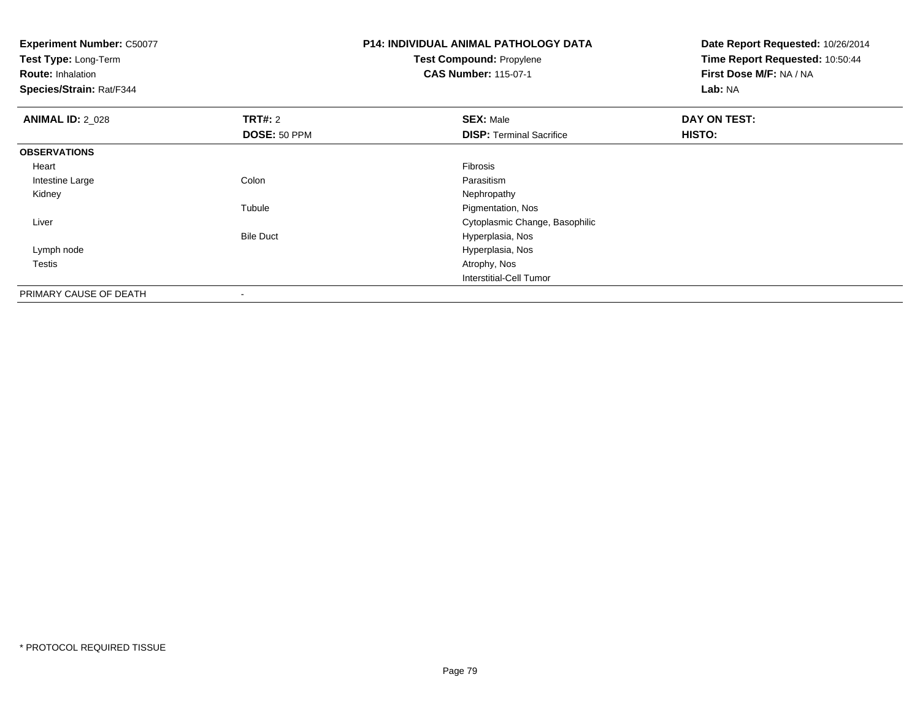**Experiment Number:** C50077
**Test Type:** Long-Term
**Route:** Inhalation
**Species/Strain:** Rat/F344

**P14: INDIVIDUAL ANIMAL PATHOLOGY DATA**
**Test Compound:** Propylene
**CAS Number:** 115-07-1

**Date Report Requested:** 10/26/2014
**Time Report Requested:** 10:50:44
**First Dose M/F:** NA / NA
**Lab:** NA

| **ANIMAL ID:** 2_028 | **TRT#:** 2 | **SEX:** Male | **DAY ON TEST:** |
|---|---|---|---|
| | **DOSE:** 50 PPM | **DISP:** Terminal Sacrifice | **HISTO:** |
| **OBSERVATIONS** | | | |
| Heart | | Fibrosis | |
| Intestine Large | Colon | Parasitism | |
| Kidney | | Nephropathy | |
| | Tubule | Pigmentation, Nos | |
| Liver | | Cytoplasmic Change, Basophilic | |
| | Bile Duct | Hyperplasia, Nos | |
| Lymph node | | Hyperplasia, Nos | |
| Testis | | Atrophy, Nos | |
| | | Interstitial-Cell Tumor | |
| PRIMARY CAUSE OF DEATH | - | | |

* PROTOCOL REQUIRED TISSUE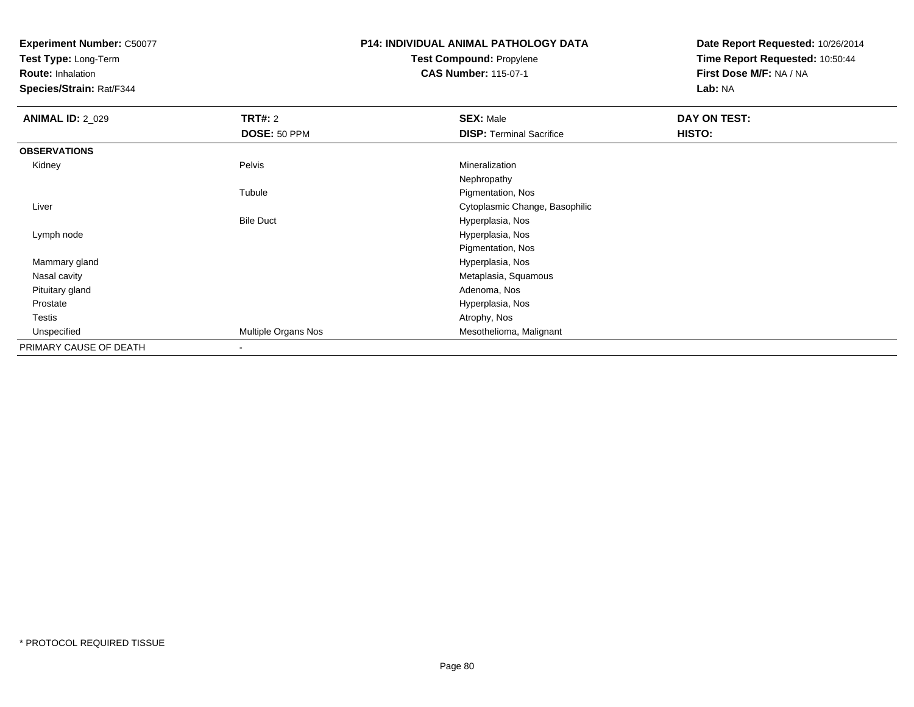**Experiment Number:** C50077
**Test Type:** Long-Term
**Route:** Inhalation
**Species/Strain:** Rat/F344

**P14: INDIVIDUAL ANIMAL PATHOLOGY DATA**
**Test Compound:** Propylene
**CAS Number:** 115-07-1

**Date Report Requested:** 10/26/2014
**Time Report Requested:** 10:50:44
**First Dose M/F:** NA / NA
**Lab:** NA

| **ANIMAL ID:** 2_029 | **TRT#:** 2 | **SEX:** Male | **DAY ON TEST:** |
|---|---|---|---|
| | **DOSE:** 50 PPM | **DISP:** Terminal Sacrifice | **HISTO:** |
| **OBSERVATIONS** | | | |
| Kidney | Pelvis | Mineralization | |
| | | Nephropathy | |
| | Tubule | Pigmentation, Nos | |
| Liver | | Cytoplasmic Change, Basophilic | |
| | Bile Duct | Hyperplasia, Nos | |
| Lymph node | | Hyperplasia, Nos | |
| | | Pigmentation, Nos | |
| Mammary gland | | Hyperplasia, Nos | |
| Nasal cavity | | Metaplasia, Squamous | |
| Pituitary gland | | Adenoma, Nos | |
| Prostate | | Hyperplasia, Nos | |
| Testis | | Atrophy, Nos | |
| Unspecified | Multiple Organs Nos | Mesothelioma, Malignant | |
| PRIMARY CAUSE OF DEATH | - | | |

* PROTOCOL REQUIRED TISSUE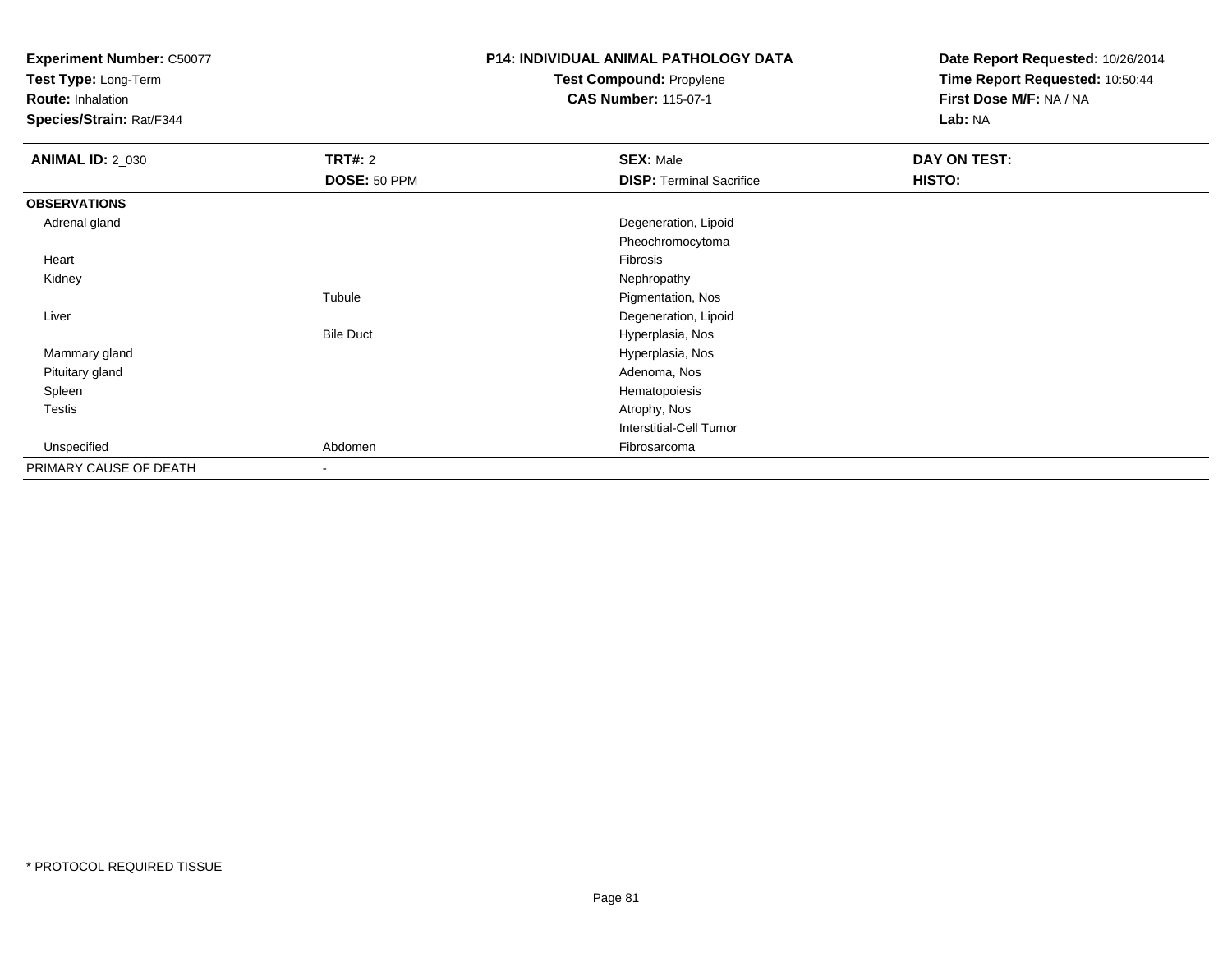**Experiment Number:** C50077
**Test Type:** Long-Term
**Route:** Inhalation
**Species/Strain:** Rat/F344

**P14: INDIVIDUAL ANIMAL PATHOLOGY DATA**
**Test Compound:** Propylene
**CAS Number:** 115-07-1

**Date Report Requested:** 10/26/2014
**Time Report Requested:** 10:50:44
**First Dose M/F:** NA / NA
**Lab:** NA

| **ANIMAL ID:** 2_030 | **TRT#:** 2 | **SEX:** Male | **DAY ON TEST:** |
|---|---|---|---|
| | **DOSE:** 50 PPM | **DISP:** Terminal Sacrifice | **HISTO:** |
| **OBSERVATIONS** | | | |
| Adrenal gland | | Degeneration, Lipoid | |
| | | Pheochromocytoma | |
| Heart | | Fibrosis | |
| Kidney | | Nephropathy | |
| | Tubule | Pigmentation, Nos | |
| Liver | | Degeneration, Lipoid | |
| | Bile Duct | Hyperplasia, Nos | |
| Mammary gland | | Hyperplasia, Nos | |
| Pituitary gland | | Adenoma, Nos | |
| Spleen | | Hematopoiesis | |
| Testis | | Atrophy, Nos | |
| | | Interstitial-Cell Tumor | |
| Unspecified | Abdomen | Fibrosarcoma | |
| PRIMARY CAUSE OF DEATH | - | | |

* PROTOCOL REQUIRED TISSUE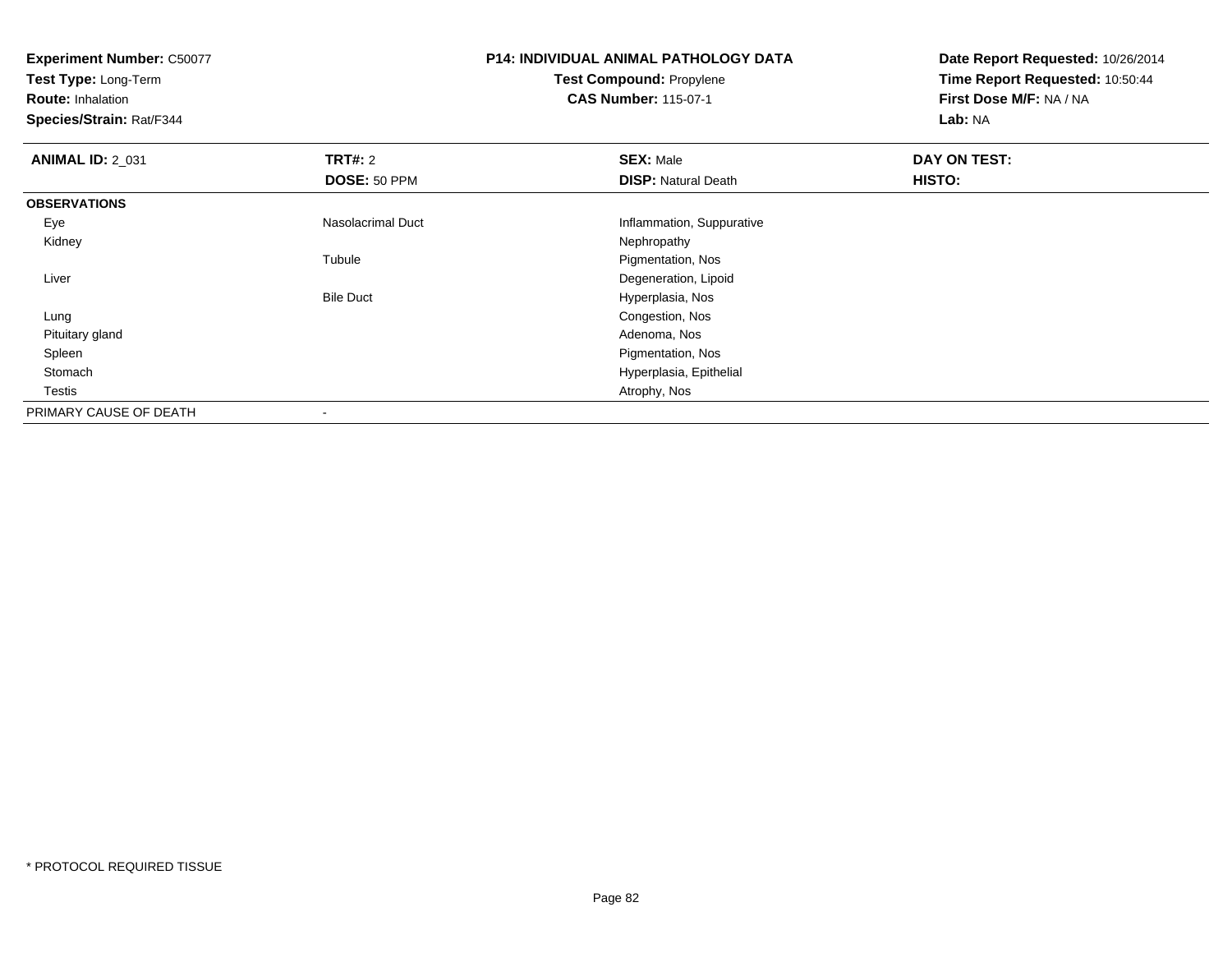**Experiment Number:** C50077
**Test Type:** Long-Term
**Route:** Inhalation
**Species/Strain:** Rat/F344

**P14: INDIVIDUAL ANIMAL PATHOLOGY DATA**
**Test Compound:** Propylene
**CAS Number:** 115-07-1

**Date Report Requested:** 10/26/2014
**Time Report Requested:** 10:50:44
**First Dose M/F:** NA / NA
**Lab:** NA

| **ANIMAL ID:** 2_031 | **TRT#:** 2 | **SEX:** Male | **DAY ON TEST:** |
|---|---|---|---|
| | **DOSE:** 50 PPM | **DISP:** Natural Death | **HISTO:** |
| **OBSERVATIONS** | | | |
| Eye | Nasolacrimal Duct | Inflammation, Suppurative | |
| Kidney | | Nephropathy | |
| | Tubule | Pigmentation, Nos | |
| Liver | | Degeneration, Lipoid | |
| | Bile Duct | Hyperplasia, Nos | |
| Lung | | Congestion, Nos | |
| Pituitary gland | | Adenoma, Nos | |
| Spleen | | Pigmentation, Nos | |
| Stomach | | Hyperplasia, Epithelial | |
| Testis | | Atrophy, Nos | |
| PRIMARY CAUSE OF DEATH | - | | |

* PROTOCOL REQUIRED TISSUE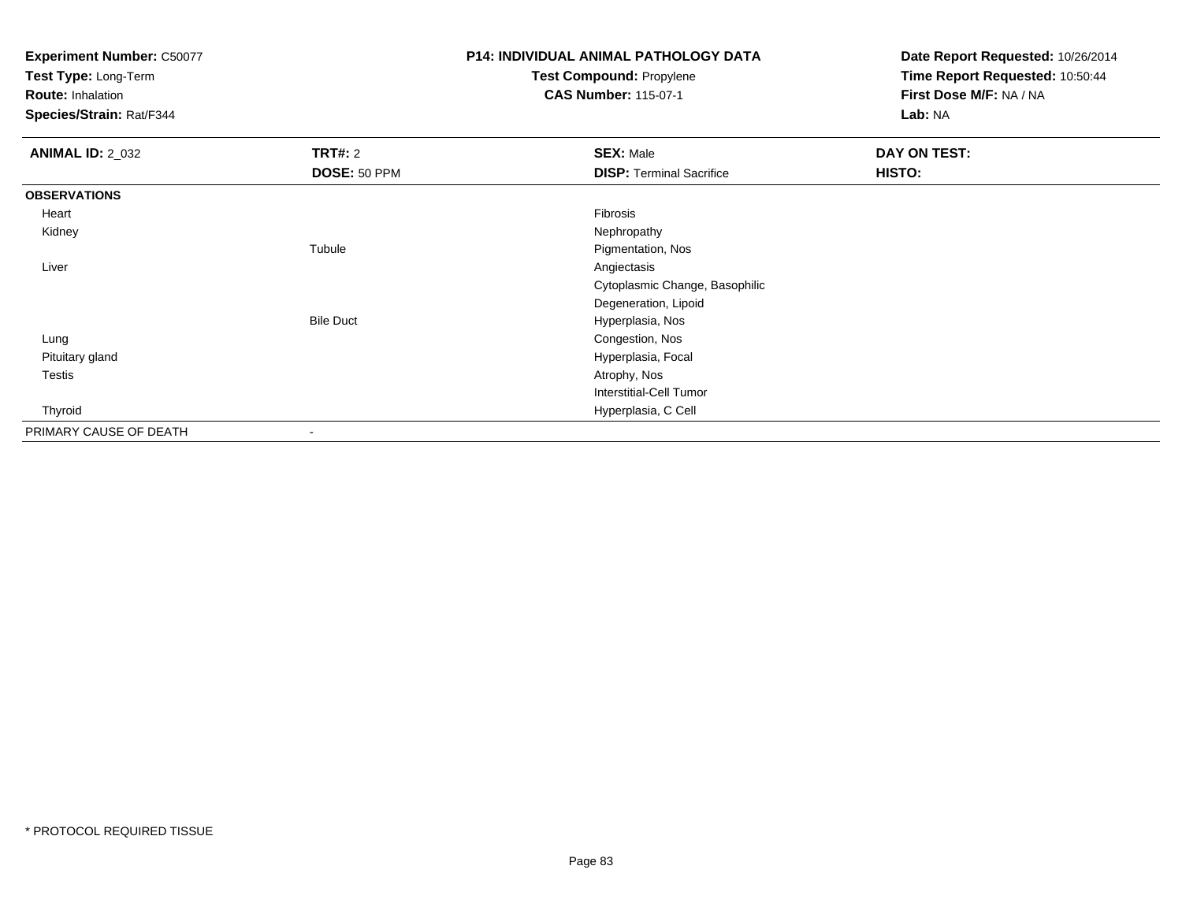**Experiment Number:** C50077
**Test Type:** Long-Term
**Route:** Inhalation
**Species/Strain:** Rat/F344

**P14: INDIVIDUAL ANIMAL PATHOLOGY DATA**
**Test Compound:** Propylene
**CAS Number:** 115-07-1

**Date Report Requested:** 10/26/2014
**Time Report Requested:** 10:50:44
**First Dose M/F:** NA / NA
**Lab:** NA

| **ANIMAL ID:** 2_032 | **TRT#:** 2 | **SEX:** Male | **DAY ON TEST:** |
|---|---|---|---|
| | **DOSE:** 50 PPM | **DISP:** Terminal Sacrifice | **HISTO:** |
| **OBSERVATIONS** | | | |
| Heart | | Fibrosis | |
| Kidney | | Nephropathy | |
| | Tubule | Pigmentation, Nos | |
| Liver | | Angiectasis | |
| | | Cytoplasmic Change, Basophilic | |
| | | Degeneration, Lipoid | |
| | Bile Duct | Hyperplasia, Nos | |
| Lung | | Congestion, Nos | |
| Pituitary gland | | Hyperplasia, Focal | |
| Testis | | Atrophy, Nos | |
| | | Interstitial-Cell Tumor | |
| Thyroid | | Hyperplasia, C Cell | |
| PRIMARY CAUSE OF DEATH | - | | |

* PROTOCOL REQUIRED TISSUE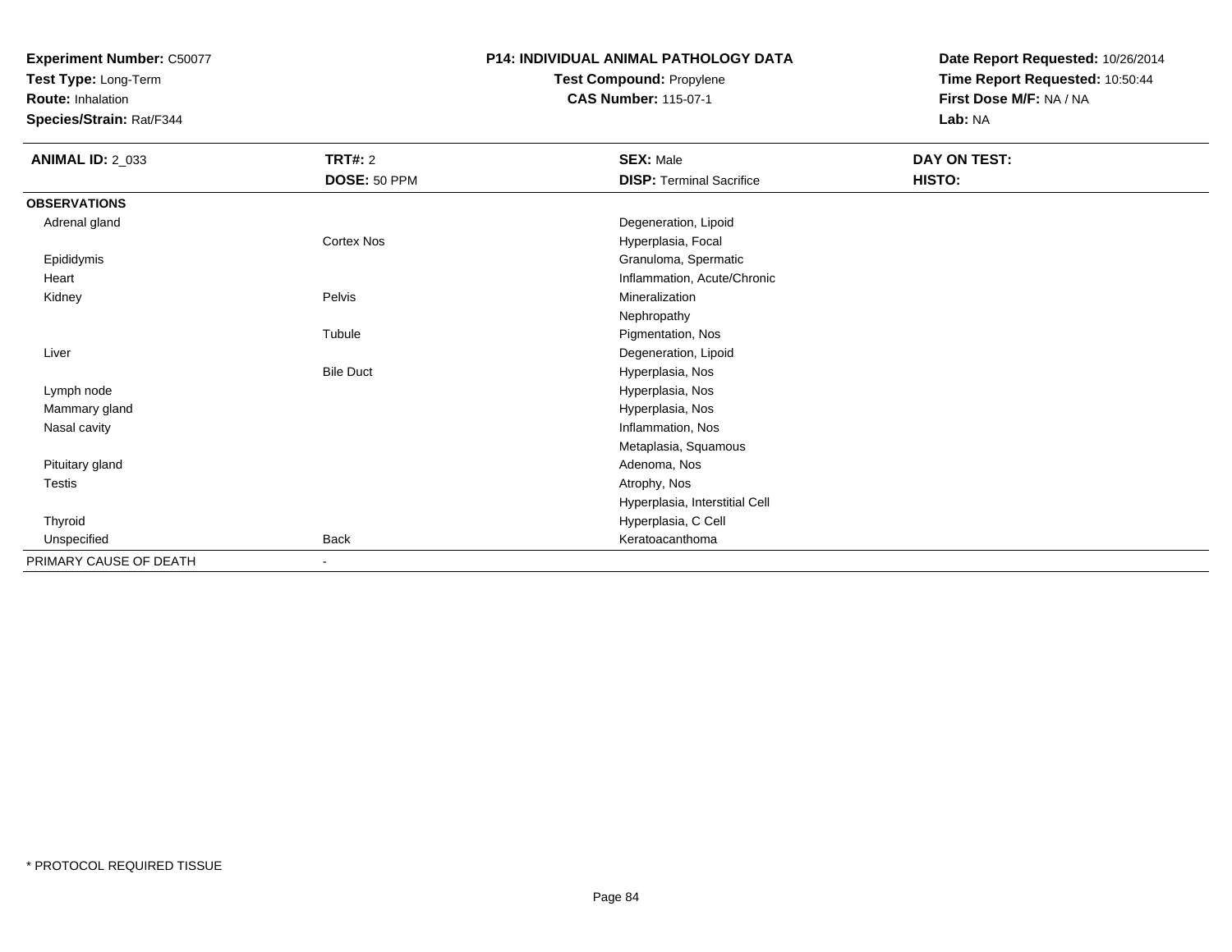**Experiment Number:** C50077
**Test Type:** Long-Term
**Route:** Inhalation
**Species/Strain:** Rat/F344

**P14: INDIVIDUAL ANIMAL PATHOLOGY DATA**
**Test Compound:** Propylene
**CAS Number:** 115-07-1

**Date Report Requested:** 10/26/2014
**Time Report Requested:** 10:50:44
**First Dose M/F:** NA / NA
**Lab:** NA

| **ANIMAL ID:** 2_033 | **TRT#:** 2<br>**DOSE:** 50 PPM | **SEX:** Male<br>**DISP:** Terminal Sacrifice | **DAY ON TEST:**<br>**HISTO:** |
|---|---|---|---|
| **OBSERVATIONS** | | | |
| Adrenal gland | | Degeneration, Lipoid | |
| | Cortex Nos | Hyperplasia, Focal | |
| Epididymis | | Granuloma, Spermatic | |
| Heart | | Inflammation, Acute/Chronic | |
| Kidney | Pelvis | Mineralization | |
| | | Nephropathy | |
| | Tubule | Pigmentation, Nos | |
| Liver | | Degeneration, Lipoid | |
| | Bile Duct | Hyperplasia, Nos | |
| Lymph node | | Hyperplasia, Nos | |
| Mammary gland | | Hyperplasia, Nos | |
| Nasal cavity | | Inflammation, Nos | |
| | | Metaplasia, Squamous | |
| Pituitary gland | | Adenoma, Nos | |
| Testis | | Atrophy, Nos | |
| | | Hyperplasia, Interstitial Cell | |
| Thyroid | | Hyperplasia, C Cell | |
| Unspecified | Back | Keratoacanthoma | |
| PRIMARY CAUSE OF DEATH | - | | |

* PROTOCOL REQUIRED TISSUE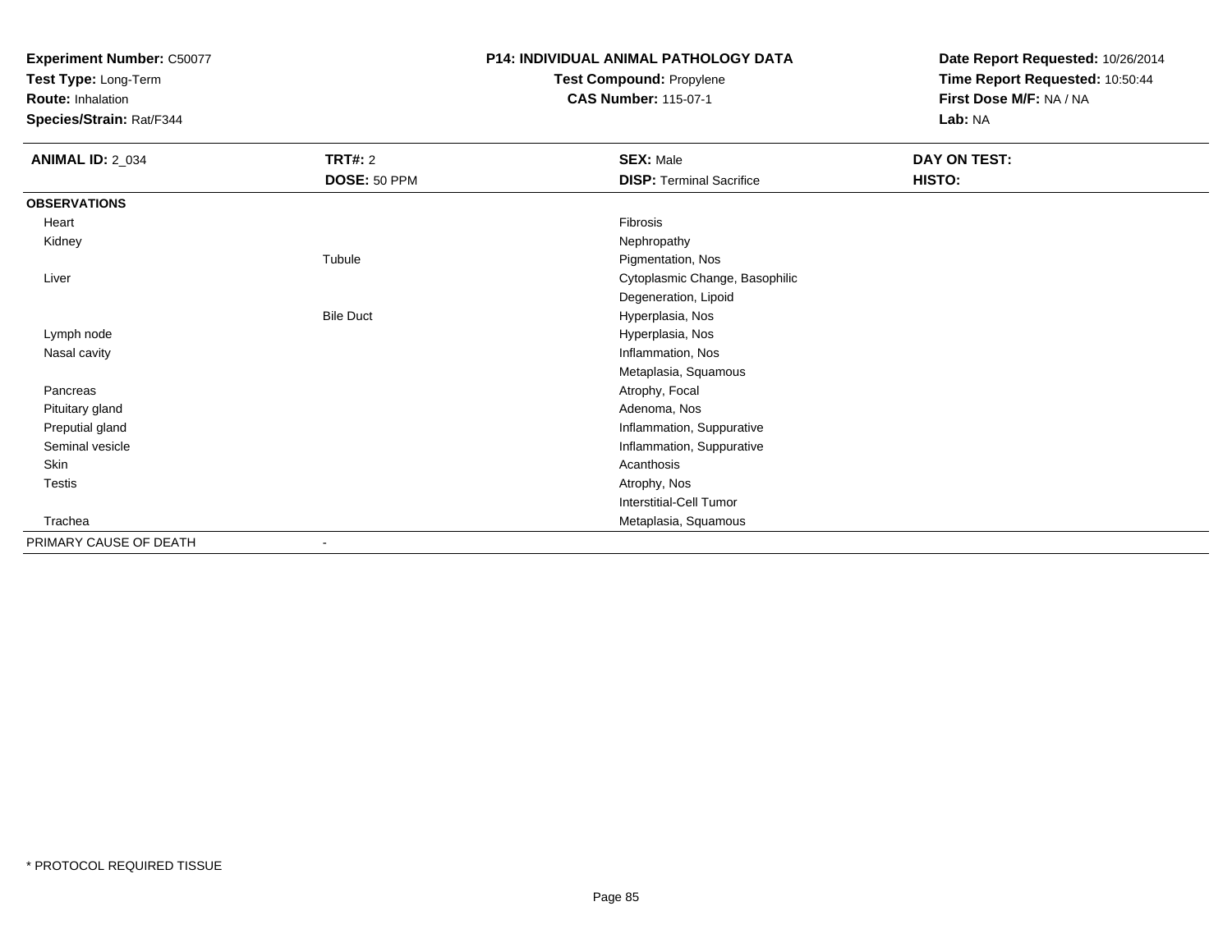**Experiment Number:** C50077
**Test Type:** Long-Term
**Route:** Inhalation
**Species/Strain:** Rat/F344

**P14: INDIVIDUAL ANIMAL PATHOLOGY DATA**
**Test Compound:** Propylene
**CAS Number:** 115-07-1

**Date Report Requested:** 10/26/2014
**Time Report Requested:** 10:50:44
**First Dose M/F:** NA / NA
**Lab:** NA

| **ANIMAL ID:** 2_034 | **TRT#:** 2 | **SEX:** Male | **DAY ON TEST:** |
|---|---|---|---|
| | **DOSE:** 50 PPM | **DISP:** Terminal Sacrifice | **HISTO:** |
| **OBSERVATIONS** | | | |
| Heart | | Fibrosis | |
| Kidney | | Nephropathy | |
| | Tubule | Pigmentation, Nos | |
| Liver | | Cytoplasmic Change, Basophilic | |
| | | Degeneration, Lipoid | |
| | Bile Duct | Hyperplasia, Nos | |
| Lymph node | | Hyperplasia, Nos | |
| Nasal cavity | | Inflammation, Nos | |
| | | Metaplasia, Squamous | |
| Pancreas | | Atrophy, Focal | |
| Pituitary gland | | Adenoma, Nos | |
| Preputial gland | | Inflammation, Suppurative | |
| Seminal vesicle | | Inflammation, Suppurative | |
| Skin | | Acanthosis | |
| Testis | | Atrophy, Nos | |
| | | Interstitial-Cell Tumor | |
| Trachea | | Metaplasia, Squamous | |
| PRIMARY CAUSE OF DEATH | - | | |

* PROTOCOL REQUIRED TISSUE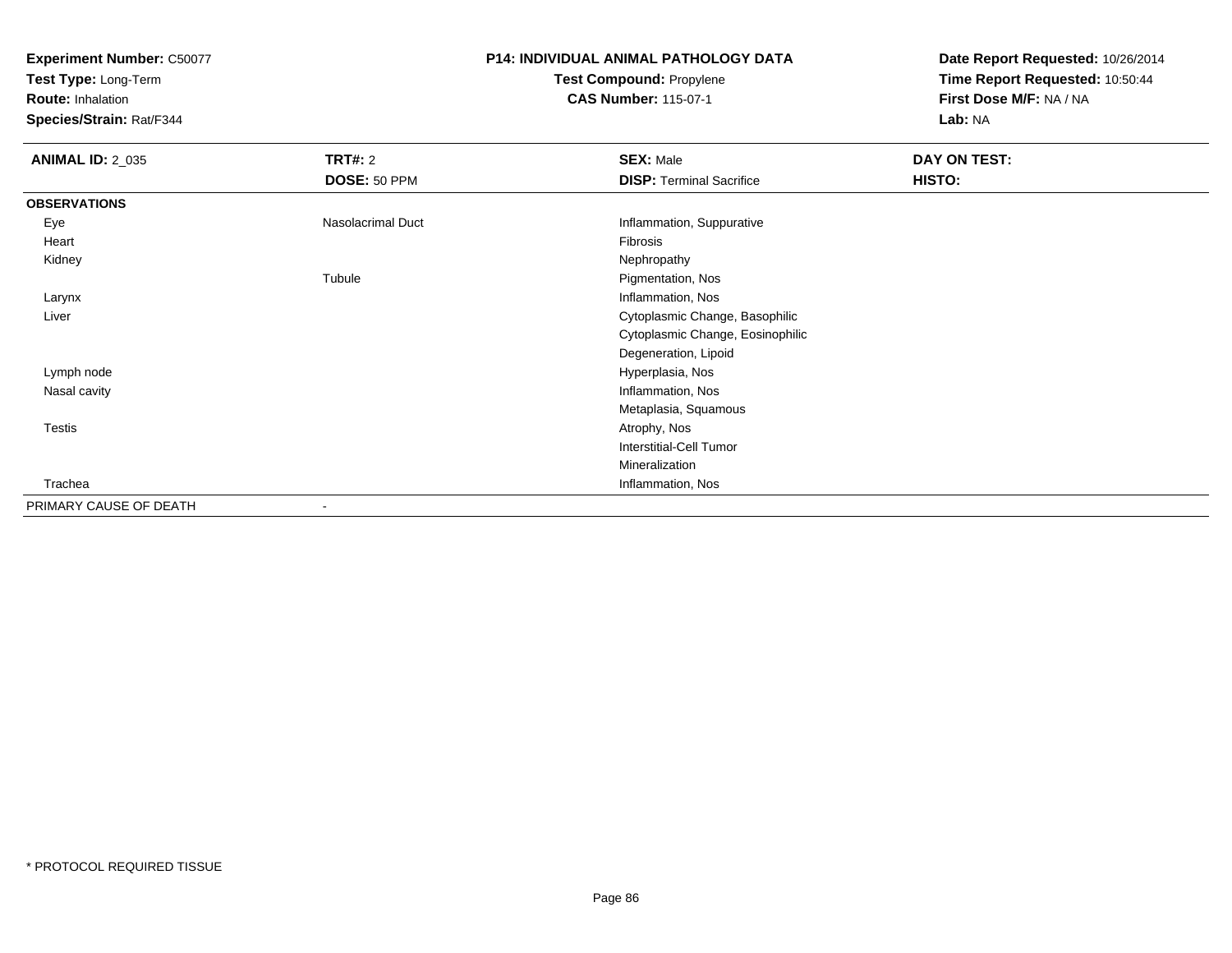**Experiment Number:** C50077
**Test Type:** Long-Term
**Route:** Inhalation
**Species/Strain:** Rat/F344

**P14: INDIVIDUAL ANIMAL PATHOLOGY DATA**
**Test Compound:** Propylene
**CAS Number:** 115-07-1

**Date Report Requested:** 10/26/2014
**Time Report Requested:** 10:50:44
**First Dose M/F:** NA / NA
**Lab:** NA

| **ANIMAL ID:** 2_035 | **TRT#:** 2 | **SEX:** Male | **DAY ON TEST:** |
|---|---|---|---|
| | **DOSE:** 50 PPM | **DISP:** Terminal Sacrifice | **HISTO:** |
| **OBSERVATIONS** | | | |
| Eye | Nasolacrimal Duct | Inflammation, Suppurative | |
| Heart | | Fibrosis | |
| Kidney | | Nephropathy | |
| | Tubule | Pigmentation, Nos | |
| Larynx | | Inflammation, Nos | |
| Liver | | Cytoplasmic Change, Basophilic | |
| | | Cytoplasmic Change, Eosinophilic | |
| | | Degeneration, Lipoid | |
| Lymph node | | Hyperplasia, Nos | |
| Nasal cavity | | Inflammation, Nos | |
| | | Metaplasia, Squamous | |
| Testis | | Atrophy, Nos | |
| | | Interstitial-Cell Tumor | |
| | | Mineralization | |
| Trachea | | Inflammation, Nos | |
| PRIMARY CAUSE OF DEATH | - | | |

* PROTOCOL REQUIRED TISSUE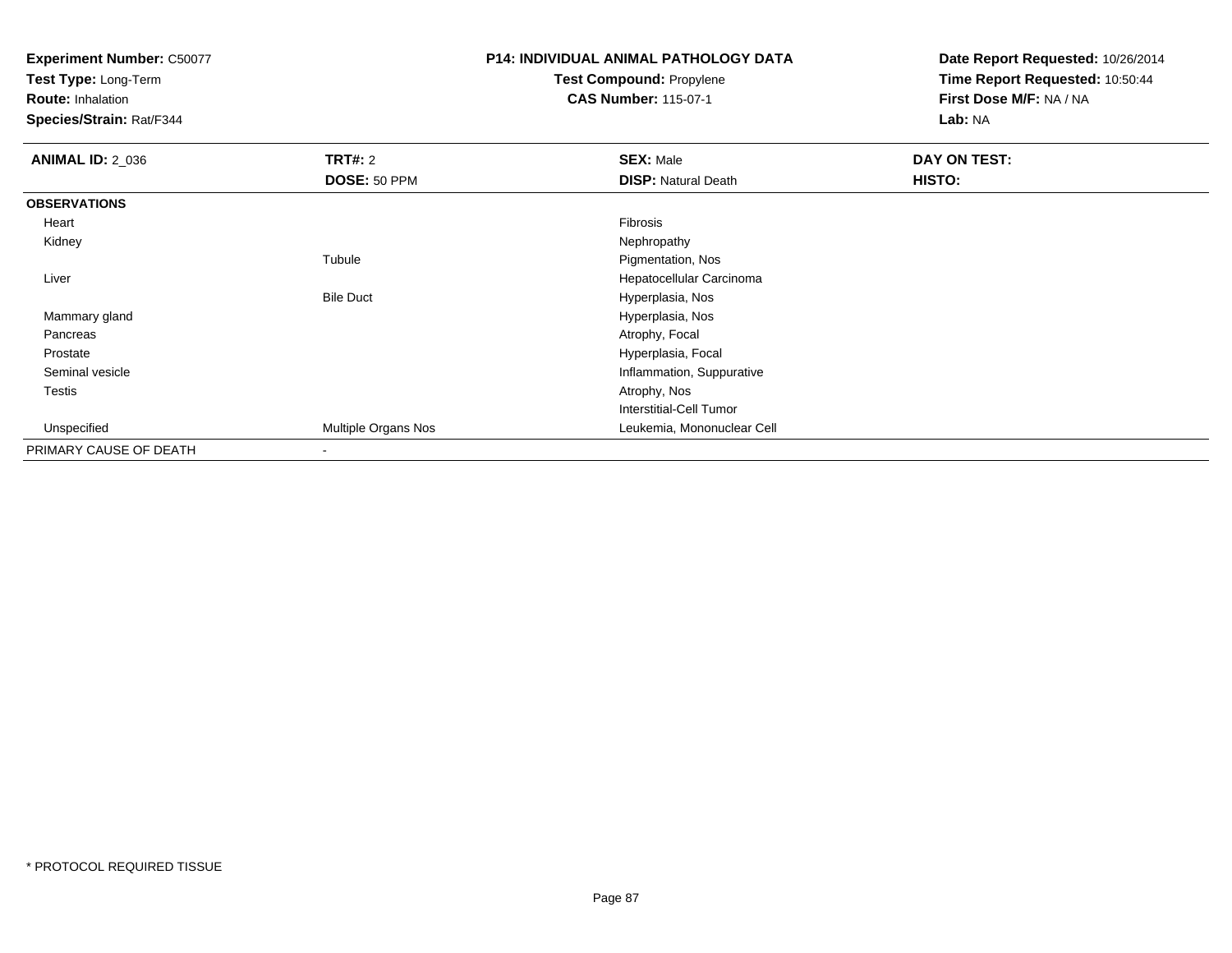**Experiment Number:** C50077
**Test Type:** Long-Term
**Route:** Inhalation
**Species/Strain:** Rat/F344

**P14: INDIVIDUAL ANIMAL PATHOLOGY DATA**
**Test Compound:** Propylene
**CAS Number:** 115-07-1

**Date Report Requested:** 10/26/2014
**Time Report Requested:** 10:50:44
**First Dose M/F:** NA / NA
**Lab:** NA

| **ANIMAL ID:** 2_036 | **TRT#:** 2 | **SEX:** Male | **DAY ON TEST:** |
|---|---|---|---|
| | **DOSE:** 50 PPM | **DISP:** Natural Death | **HISTO:** |
| **OBSERVATIONS** | | | |
| Heart | | Fibrosis | |
| Kidney | | Nephropathy | |
| | Tubule | Pigmentation, Nos | |
| Liver | | Hepatocellular Carcinoma | |
| | Bile Duct | Hyperplasia, Nos | |
| Mammary gland | | Hyperplasia, Nos | |
| Pancreas | | Atrophy, Focal | |
| Prostate | | Hyperplasia, Focal | |
| Seminal vesicle | | Inflammation, Suppurative | |
| Testis | | Atrophy, Nos | |
| | | Interstitial-Cell Tumor | |
| Unspecified | Multiple Organs Nos | Leukemia, Mononuclear Cell | |
| PRIMARY CAUSE OF DEATH | - | | |

* PROTOCOL REQUIRED TISSUE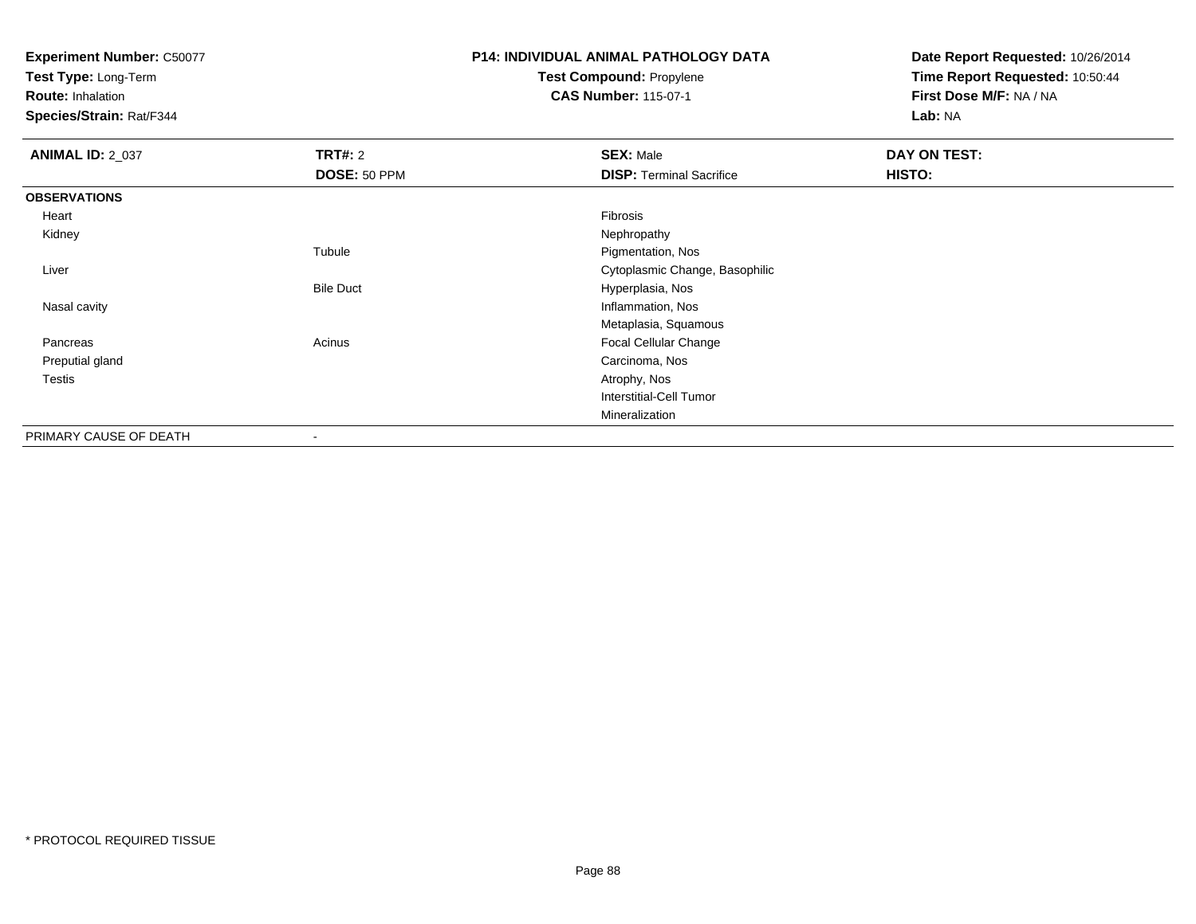**Experiment Number:** C50077
**Test Type:** Long-Term
**Route:** Inhalation
**Species/Strain:** Rat/F344

**P14: INDIVIDUAL ANIMAL PATHOLOGY DATA**
**Test Compound:** Propylene
**CAS Number:** 115-07-1

**Date Report Requested:** 10/26/2014
**Time Report Requested:** 10:50:44
**First Dose M/F:** NA / NA
**Lab:** NA

| **ANIMAL ID:** 2_037 | **TRT#:** 2 | **SEX:** Male | **DAY ON TEST:** |
|---|---|---|---|
| | **DOSE:** 50 PPM | **DISP:** Terminal Sacrifice | **HISTO:** |
| **OBSERVATIONS** | | | |
| Heart | | Fibrosis | |
| Kidney | | Nephropathy | |
| | Tubule | Pigmentation, Nos | |
| Liver | | Cytoplasmic Change, Basophilic | |
| | Bile Duct | Hyperplasia, Nos | |
| Nasal cavity | | Inflammation, Nos | |
| | | Metaplasia, Squamous | |
| Pancreas | Acinus | Focal Cellular Change | |
| Preputial gland | | Carcinoma, Nos | |
| Testis | | Atrophy, Nos | |
| | | Interstitial-Cell Tumor | |
| | | Mineralization | |
| PRIMARY CAUSE OF DEATH | - | | |

* PROTOCOL REQUIRED TISSUE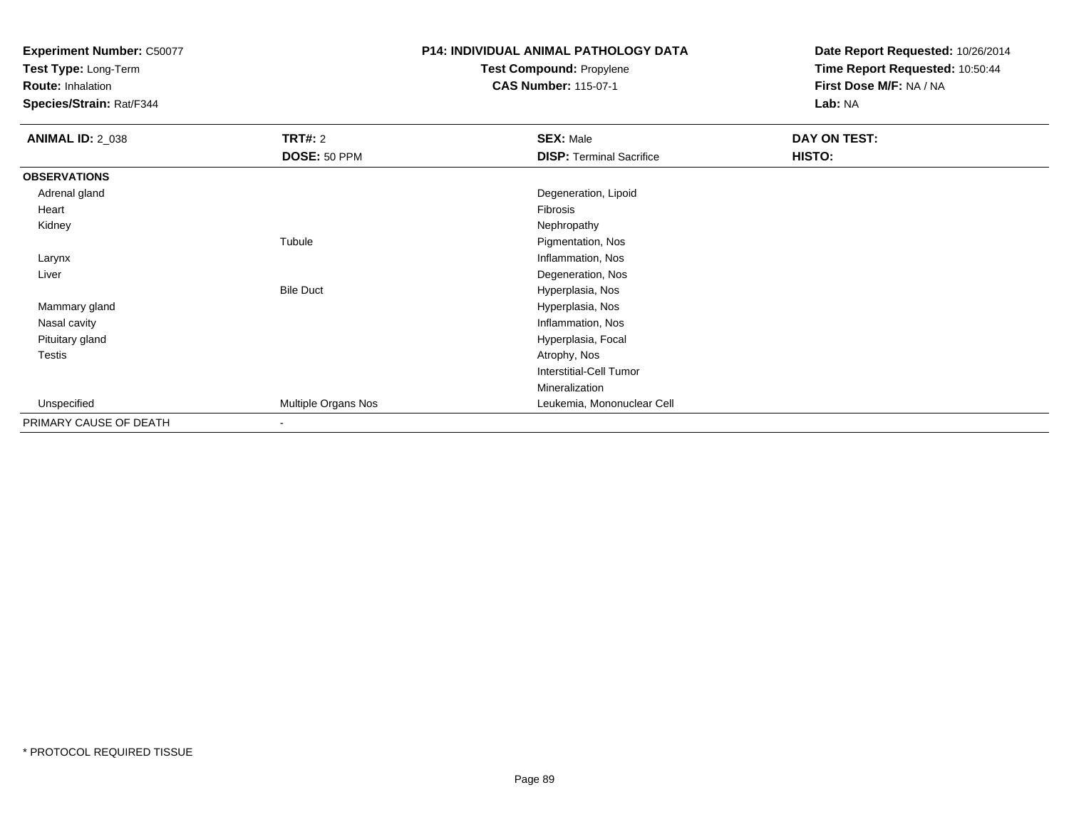**Experiment Number:** C50077
**Test Type:** Long-Term
**Route:** Inhalation
**Species/Strain:** Rat/F344

**P14: INDIVIDUAL ANIMAL PATHOLOGY DATA**
**Test Compound:** Propylene
**CAS Number:** 115-07-1

**Date Report Requested:** 10/26/2014
**Time Report Requested:** 10:50:44
**First Dose M/F:** NA / NA
**Lab:** NA

| **ANIMAL ID:** 2_038 | **TRT#:** 2 | **SEX:** Male | **DAY ON TEST:** |
|---|---|---|---|
| | **DOSE:** 50 PPM | **DISP:** Terminal Sacrifice | **HISTO:** |
| **OBSERVATIONS** | | | |
| Adrenal gland | | Degeneration, Lipoid | |
| Heart | | Fibrosis | |
| Kidney | | Nephropathy | |
| | Tubule | Pigmentation, Nos | |
| Larynx | | Inflammation, Nos | |
| Liver | | Degeneration, Nos | |
| | Bile Duct | Hyperplasia, Nos | |
| Mammary gland | | Hyperplasia, Nos | |
| Nasal cavity | | Inflammation, Nos | |
| Pituitary gland | | Hyperplasia, Focal | |
| Testis | | Atrophy, Nos | |
| | | Interstitial-Cell Tumor | |
| | | Mineralization | |
| Unspecified | Multiple Organs Nos | Leukemia, Mononuclear Cell | |
| PRIMARY CAUSE OF DEATH | - | | |

* PROTOCOL REQUIRED TISSUE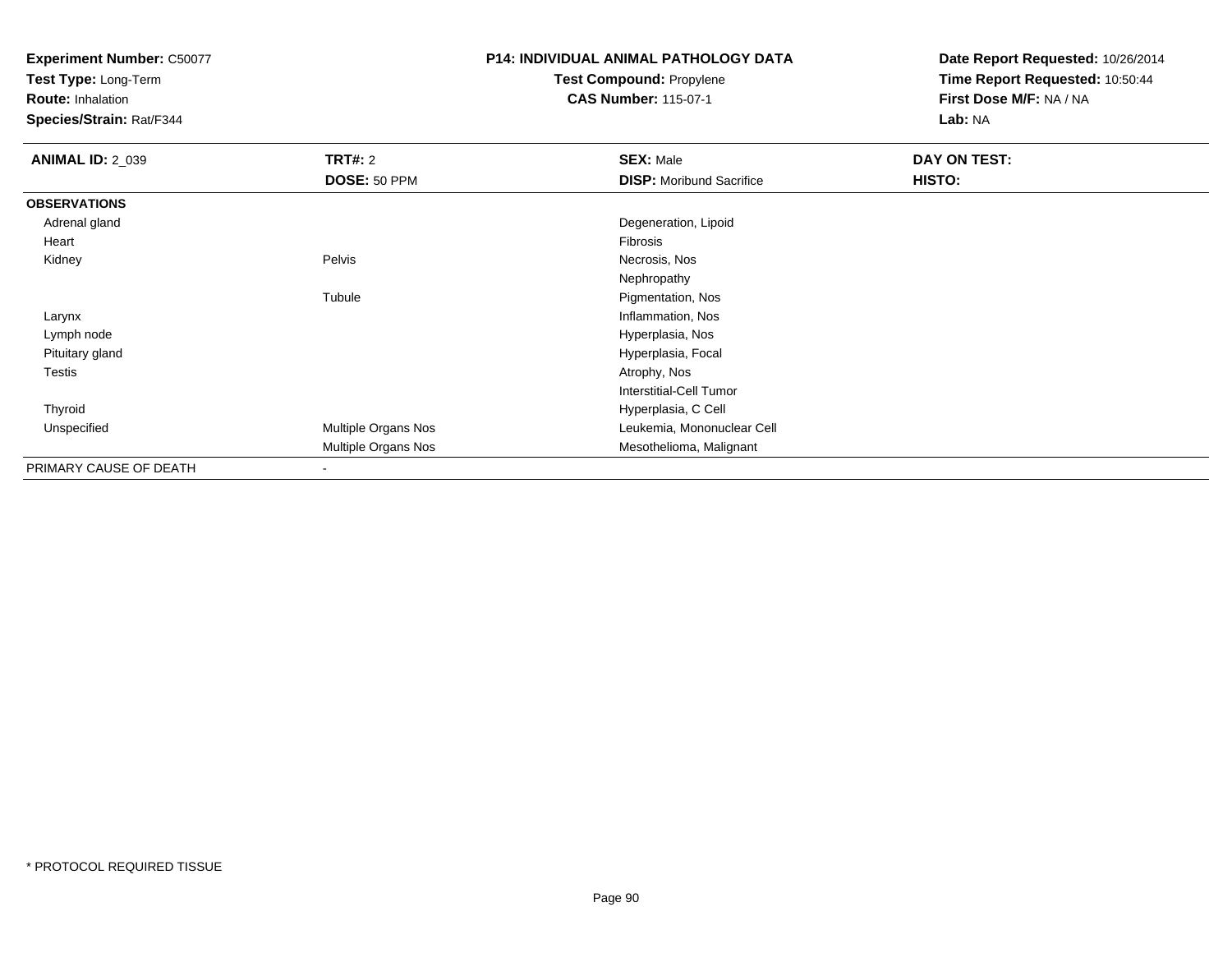**Experiment Number:** C50077
**Test Type:** Long-Term
**Route:** Inhalation
**Species/Strain:** Rat/F344

**P14: INDIVIDUAL ANIMAL PATHOLOGY DATA**
**Test Compound:** Propylene
**CAS Number:** 115-07-1

**Date Report Requested:** 10/26/2014
**Time Report Requested:** 10:50:44
**First Dose M/F:** NA / NA
**Lab:** NA

| **ANIMAL ID:** 2_039 | **TRT#:** 2 | **SEX:** Male | **DAY ON TEST:** |
|---|---|---|---|
| | **DOSE:** 50 PPM | **DISP:** Moribund Sacrifice | **HISTO:** |
| **OBSERVATIONS** | | | |
| Adrenal gland | | Degeneration, Lipoid | |
| Heart | | Fibrosis | |
| Kidney | Pelvis | Necrosis, Nos | |
| | | Nephropathy | |
| | Tubule | Pigmentation, Nos | |
| Larynx | | Inflammation, Nos | |
| Lymph node | | Hyperplasia, Nos | |
| Pituitary gland | | Hyperplasia, Focal | |
| Testis | | Atrophy, Nos | |
| | | Interstitial-Cell Tumor | |
| Thyroid | | Hyperplasia, C Cell | |
| Unspecified | Multiple Organs Nos | Leukemia, Mononuclear Cell | |
| | Multiple Organs Nos | Mesothelioma, Malignant | |
| PRIMARY CAUSE OF DEATH | - | | |

* PROTOCOL REQUIRED TISSUE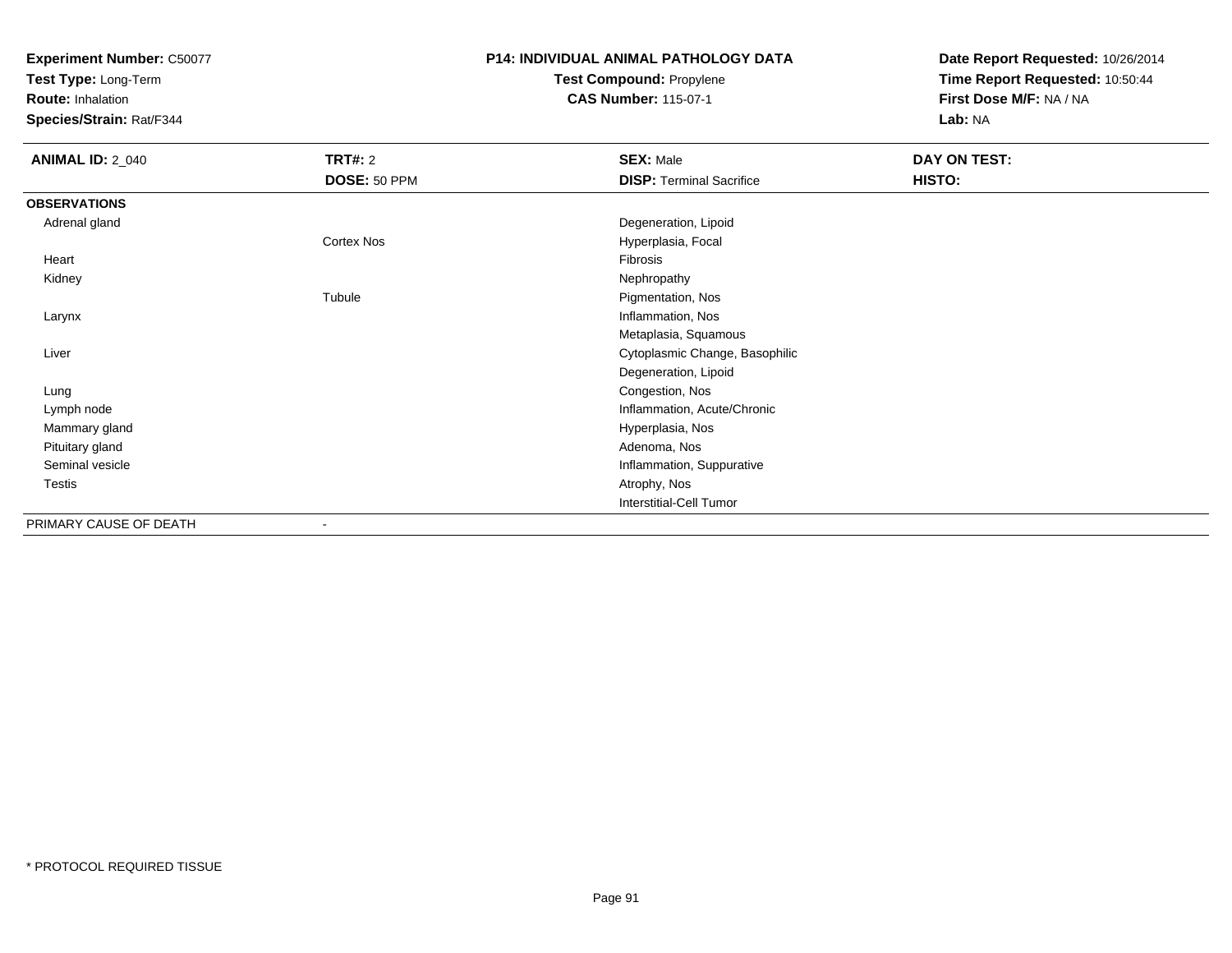**Experiment Number:** C50077
**Test Type:** Long-Term
**Route:** Inhalation
**Species/Strain:** Rat/F344

**P14: INDIVIDUAL ANIMAL PATHOLOGY DATA**
**Test Compound:** Propylene
**CAS Number:** 115-07-1

**Date Report Requested:** 10/26/2014
**Time Report Requested:** 10:50:44
**First Dose M/F:** NA / NA
**Lab:** NA

| **ANIMAL ID:** 2_040 | **TRT#:** 2 | **SEX:** Male | **DAY ON TEST:** |
|---|---|---|---|
| | **DOSE:** 50 PPM | **DISP:** Terminal Sacrifice | **HISTO:** |
| **OBSERVATIONS** | | | |
| Adrenal gland | | Degeneration, Lipoid | |
| | Cortex Nos | Hyperplasia, Focal | |
| Heart | | Fibrosis | |
| Kidney | | Nephropathy | |
| | Tubule | Pigmentation, Nos | |
| Larynx | | Inflammation, Nos | |
| | | Metaplasia, Squamous | |
| Liver | | Cytoplasmic Change, Basophilic | |
| | | Degeneration, Lipoid | |
| Lung | | Congestion, Nos | |
| Lymph node | | Inflammation, Acute/Chronic | |
| Mammary gland | | Hyperplasia, Nos | |
| Pituitary gland | | Adenoma, Nos | |
| Seminal vesicle | | Inflammation, Suppurative | |
| Testis | | Atrophy, Nos | |
| | | Interstitial-Cell Tumor | |
| PRIMARY CAUSE OF DEATH | - | | |

* PROTOCOL REQUIRED TISSUE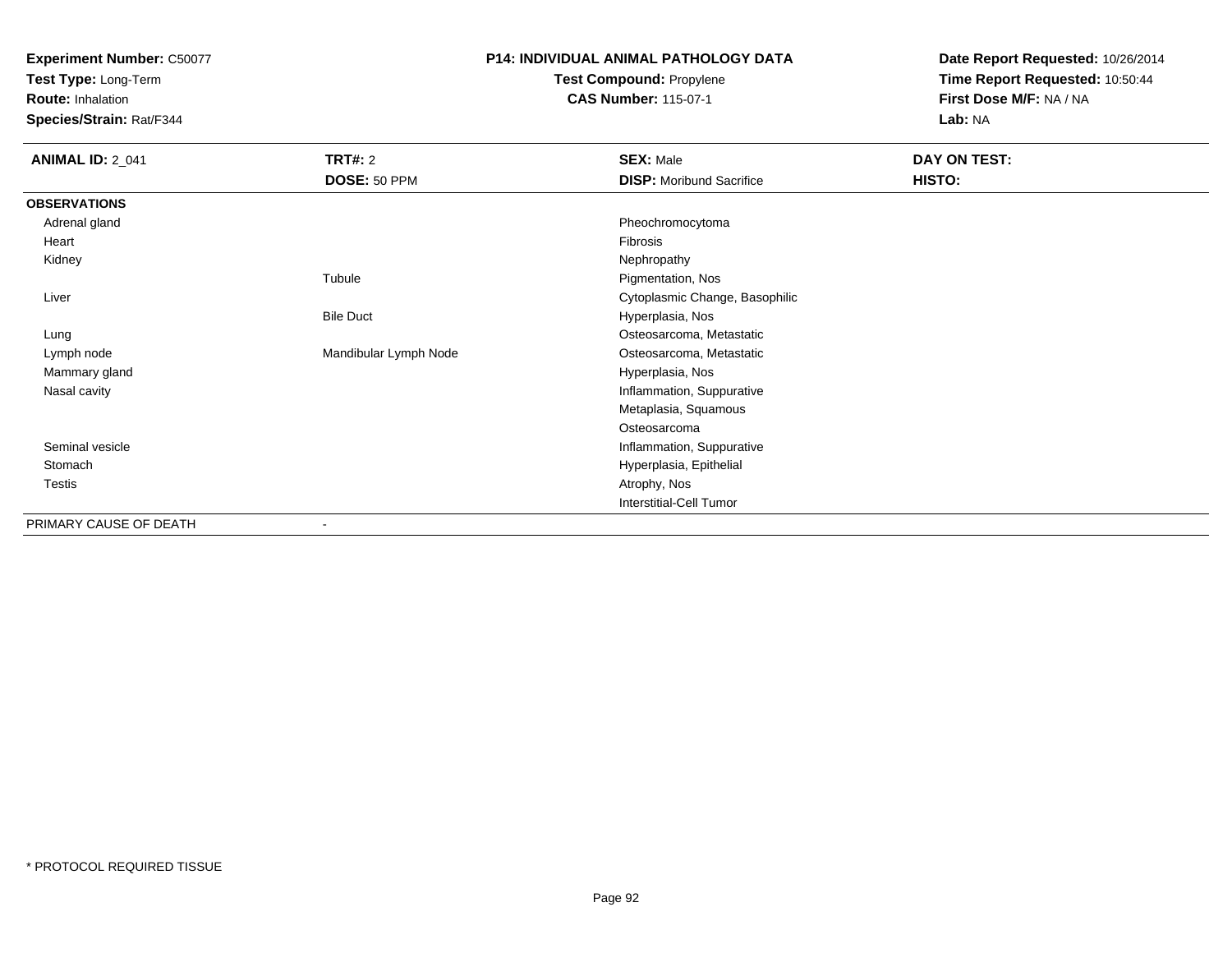**Experiment Number:** C50077
**Test Type:** Long-Term
**Route:** Inhalation
**Species/Strain:** Rat/F344

**P14: INDIVIDUAL ANIMAL PATHOLOGY DATA**
**Test Compound:** Propylene
**CAS Number:** 115-07-1

**Date Report Requested:** 10/26/2014
**Time Report Requested:** 10:50:44
**First Dose M/F:** NA / NA
**Lab:** NA

| **ANIMAL ID:** 2_041 | **TRT#:** 2 | **SEX:** Male | **DAY ON TEST:** |
|---|---|---|---|
| | **DOSE:** 50 PPM | **DISP:** Moribund Sacrifice | **HISTO:** |
| **OBSERVATIONS** | | | |
| Adrenal gland | | Pheochromocytoma | |
| Heart | | Fibrosis | |
| Kidney | | Nephropathy | |
| | Tubule | Pigmentation, Nos | |
| Liver | | Cytoplasmic Change, Basophilic | |
| | Bile Duct | Hyperplasia, Nos | |
| Lung | | Osteosarcoma, Metastatic | |
| Lymph node | Mandibular Lymph Node | Osteosarcoma, Metastatic | |
| Mammary gland | | Hyperplasia, Nos | |
| Nasal cavity | | Inflammation, Suppurative | |
| | | Metaplasia, Squamous | |
| | | Osteosarcoma | |
| Seminal vesicle | | Inflammation, Suppurative | |
| Stomach | | Hyperplasia, Epithelial | |
| Testis | | Atrophy, Nos | |
| | | Interstitial-Cell Tumor | |
| PRIMARY CAUSE OF DEATH | - | | |

* PROTOCOL REQUIRED TISSUE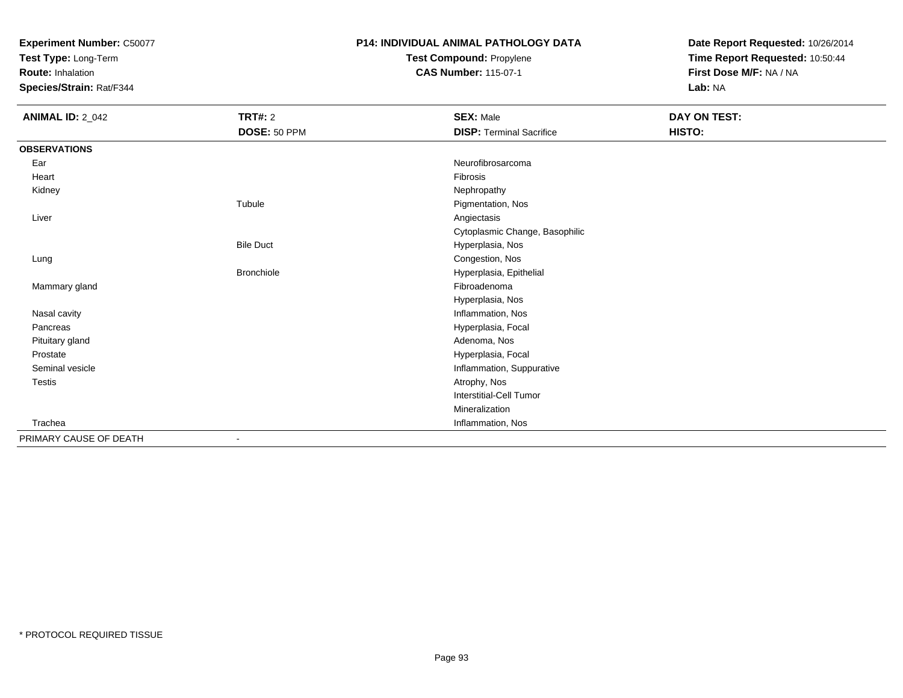**Experiment Number:** C50077
**Test Type:** Long-Term
**Route:** Inhalation
**Species/Strain:** Rat/F344

**P14: INDIVIDUAL ANIMAL PATHOLOGY DATA**
**Test Compound:** Propylene
**CAS Number:** 115-07-1

**Date Report Requested:** 10/26/2014
**Time Report Requested:** 10:50:44
**First Dose M/F:** NA / NA
**Lab:** NA

| **ANIMAL ID:** 2_042 | **TRT#:** 2 | **SEX:** Male | **DAY ON TEST:** |
|---|---|---|---|
| | **DOSE:** 50 PPM | **DISP:** Terminal Sacrifice | **HISTO:** |
| **OBSERVATIONS** | | | |
| Ear | | Neurofibrosarcoma | |
| Heart | | Fibrosis | |
| Kidney | | Nephropathy | |
| | Tubule | Pigmentation, Nos | |
| Liver | | Angiectasis | |
| | | Cytoplasmic Change, Basophilic | |
| | Bile Duct | Hyperplasia, Nos | |
| Lung | | Congestion, Nos | |
| | Bronchiole | Hyperplasia, Epithelial | |
| Mammary gland | | Fibroadenoma | |
| | | Hyperplasia, Nos | |
| Nasal cavity | | Inflammation, Nos | |
| Pancreas | | Hyperplasia, Focal | |
| Pituitary gland | | Adenoma, Nos | |
| Prostate | | Hyperplasia, Focal | |
| Seminal vesicle | | Inflammation, Suppurative | |
| Testis | | Atrophy, Nos | |
| | | Interstitial-Cell Tumor | |
| | | Mineralization | |
| Trachea | | Inflammation, Nos | |
| PRIMARY CAUSE OF DEATH | - | | |

* PROTOCOL REQUIRED TISSUE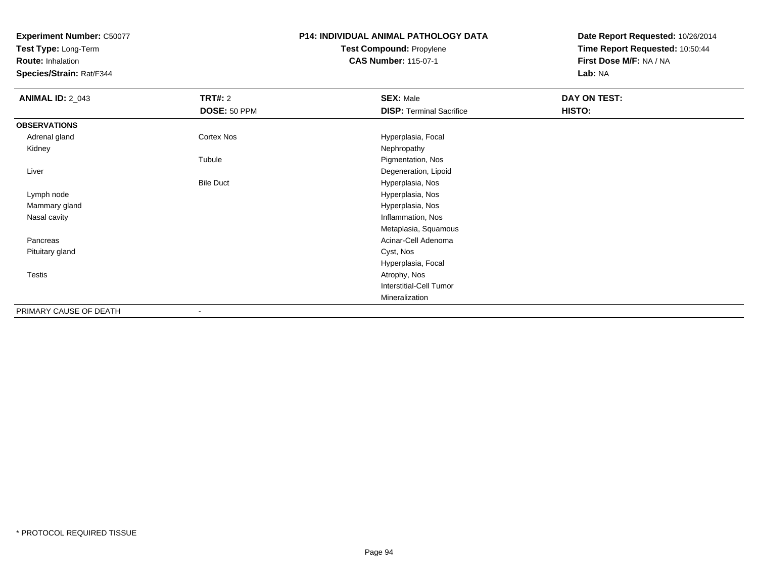**Experiment Number:** C50077
**Test Type:** Long-Term
**Route:** Inhalation
**Species/Strain:** Rat/F344

**P14: INDIVIDUAL ANIMAL PATHOLOGY DATA**
**Test Compound:** Propylene
**CAS Number:** 115-07-1

**Date Report Requested:** 10/26/2014
**Time Report Requested:** 10:50:44
**First Dose M/F:** NA / NA
**Lab:** NA

| **ANIMAL ID:** 2_043 | **TRT#:** 2 | **SEX:** Male | **DAY ON TEST:** |
|---|---|---|---|
| | **DOSE:** 50 PPM | **DISP:** Terminal Sacrifice | **HISTO:** |
| **OBSERVATIONS** | | | |
| Adrenal gland | Cortex Nos | Hyperplasia, Focal | |
| Kidney | | Nephropathy | |
| | Tubule | Pigmentation, Nos | |
| Liver | | Degeneration, Lipoid | |
| | Bile Duct | Hyperplasia, Nos | |
| Lymph node | | Hyperplasia, Nos | |
| Mammary gland | | Hyperplasia, Nos | |
| Nasal cavity | | Inflammation, Nos | |
| | | Metaplasia, Squamous | |
| Pancreas | | Acinar-Cell Adenoma | |
| Pituitary gland | | Cyst, Nos | |
| | | Hyperplasia, Focal | |
| Testis | | Atrophy, Nos | |
| | | Interstitial-Cell Tumor | |
| | | Mineralization | |
| PRIMARY CAUSE OF DEATH | - | | |

* PROTOCOL REQUIRED TISSUE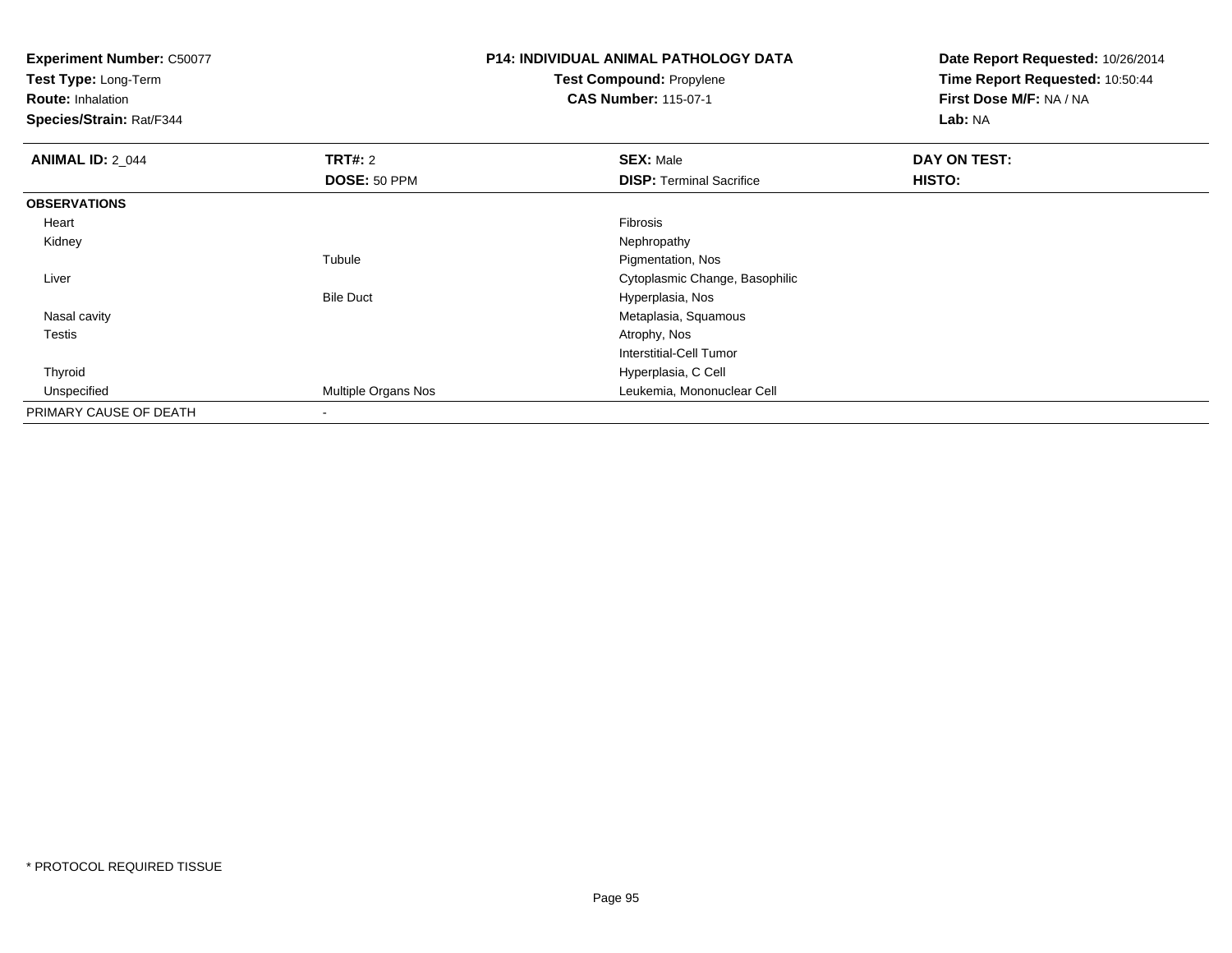**Experiment Number:** C50077
**Test Type:** Long-Term
**Route:** Inhalation
**Species/Strain:** Rat/F344

**P14: INDIVIDUAL ANIMAL PATHOLOGY DATA**
**Test Compound:** Propylene
**CAS Number:** 115-07-1

**Date Report Requested:** 10/26/2014
**Time Report Requested:** 10:50:44
**First Dose M/F:** NA / NA
**Lab:** NA

| **ANIMAL ID:** 2_044 | **TRT#:** 2 | **SEX:** Male | **DAY ON TEST:** |
|---|---|---|---|
| | **DOSE:** 50 PPM | **DISP:** Terminal Sacrifice | **HISTO:** |
| **OBSERVATIONS** | | | |
| Heart | | Fibrosis | |
| Kidney | | Nephropathy | |
| | Tubule | Pigmentation, Nos | |
| Liver | | Cytoplasmic Change, Basophilic | |
| | Bile Duct | Hyperplasia, Nos | |
| Nasal cavity | | Metaplasia, Squamous | |
| Testis | | Atrophy, Nos | |
| | | Interstitial-Cell Tumor | |
| Thyroid | | Hyperplasia, C Cell | |
| Unspecified | Multiple Organs Nos | Leukemia, Mononuclear Cell | |
| PRIMARY CAUSE OF DEATH | - | | |

* PROTOCOL REQUIRED TISSUE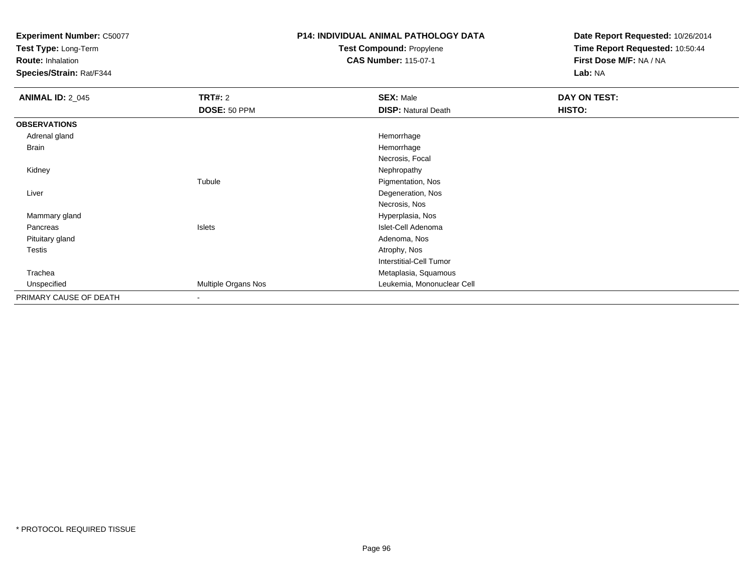**Experiment Number:** C50077
**Test Type:** Long-Term
**Route:** Inhalation
**Species/Strain:** Rat/F344

**P14: INDIVIDUAL ANIMAL PATHOLOGY DATA**
**Test Compound:** Propylene
**CAS Number:** 115-07-1

**Date Report Requested:** 10/26/2014
**Time Report Requested:** 10:50:44
**First Dose M/F:** NA / NA
**Lab:** NA

| **ANIMAL ID:** 2_045 | **TRT#:** 2 | **SEX:** Male | **DAY ON TEST:** |
|---|---|---|---|
| | **DOSE:** 50 PPM | **DISP:** Natural Death | **HISTO:** |
| **OBSERVATIONS** | | | |
| Adrenal gland | | Hemorrhage | |
| Brain | | Hemorrhage | |
| | | Necrosis, Focal | |
| Kidney | | Nephropathy | |
| | Tubule | Pigmentation, Nos | |
| Liver | | Degeneration, Nos | |
| | | Necrosis, Nos | |
| Mammary gland | | Hyperplasia, Nos | |
| Pancreas | Islets | Islet-Cell Adenoma | |
| Pituitary gland | | Adenoma, Nos | |
| Testis | | Atrophy, Nos | |
| | | Interstitial-Cell Tumor | |
| Trachea | | Metaplasia, Squamous | |
| Unspecified | Multiple Organs Nos | Leukemia, Mononuclear Cell | |
| PRIMARY CAUSE OF DEATH | - | | |

* PROTOCOL REQUIRED TISSUE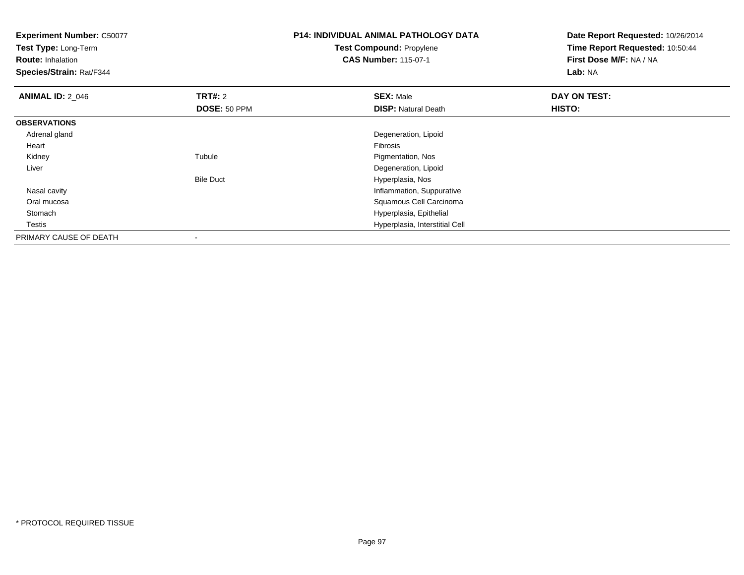**Experiment Number:** C50077
**Test Type:** Long-Term
**Route:** Inhalation
**Species/Strain:** Rat/F344

**P14: INDIVIDUAL ANIMAL PATHOLOGY DATA**
**Test Compound:** Propylene
**CAS Number:** 115-07-1

**Date Report Requested:** 10/26/2014
**Time Report Requested:** 10:50:44
**First Dose M/F:** NA / NA
**Lab:** NA

| **ANIMAL ID:** 2_046 | **TRT#:** 2 | **SEX:** Male | **DAY ON TEST:** |
|---|---|---|---|
| | **DOSE:** 50 PPM | **DISP:** Natural Death | **HISTO:** |
| **OBSERVATIONS** | | | |
| Adrenal gland | | Degeneration, Lipoid | |
| Heart | | Fibrosis | |
| Kidney | Tubule | Pigmentation, Nos | |
| Liver | | Degeneration, Lipoid | |
| | Bile Duct | Hyperplasia, Nos | |
| Nasal cavity | | Inflammation, Suppurative | |
| Oral mucosa | | Squamous Cell Carcinoma | |
| Stomach | | Hyperplasia, Epithelial | |
| Testis | | Hyperplasia, Interstitial Cell | |
| PRIMARY CAUSE OF DEATH | - | | |

* PROTOCOL REQUIRED TISSUE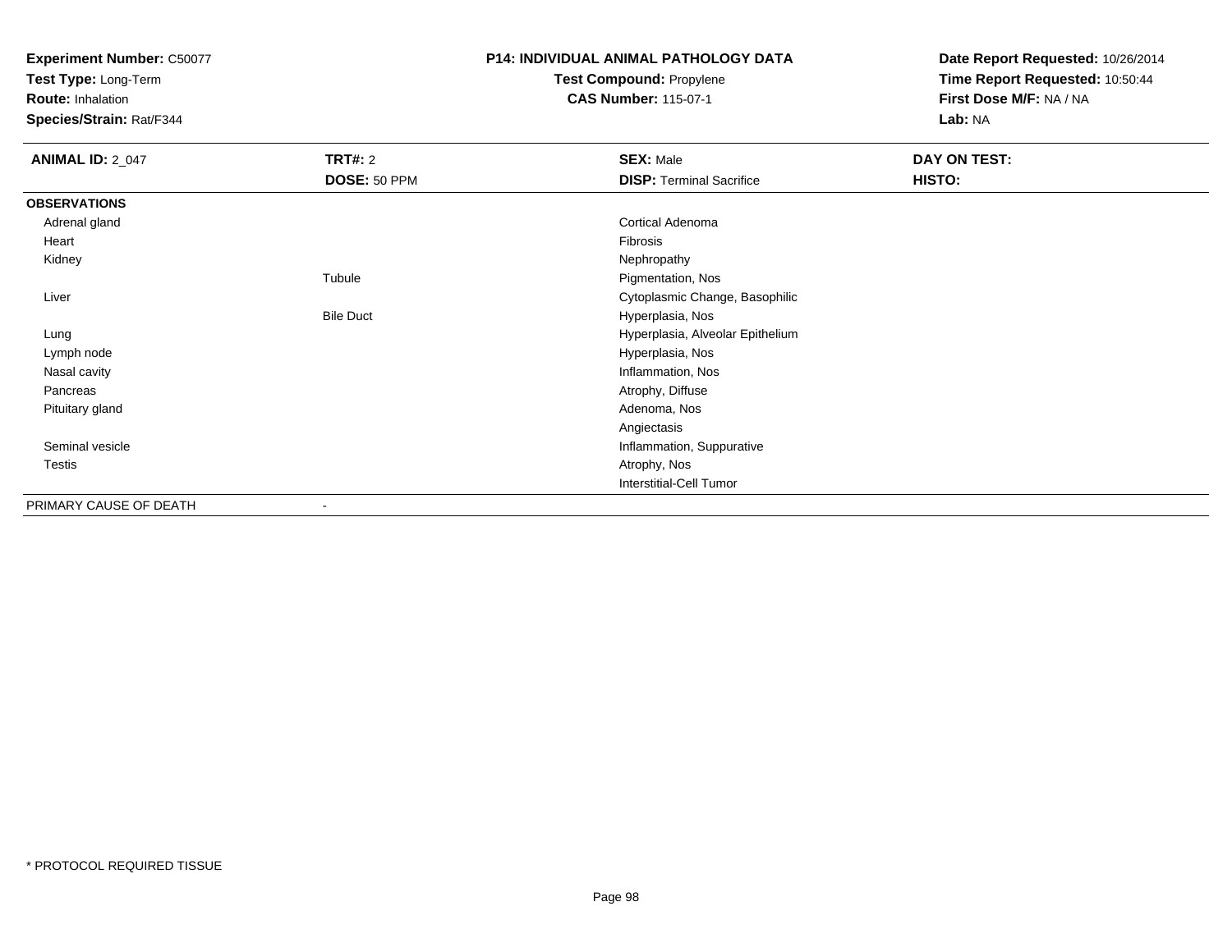**Experiment Number:** C50077
**Test Type:** Long-Term
**Route:** Inhalation
**Species/Strain:** Rat/F344

**P14: INDIVIDUAL ANIMAL PATHOLOGY DATA**
**Test Compound:** Propylene
**CAS Number:** 115-07-1

**Date Report Requested:** 10/26/2014
**Time Report Requested:** 10:50:44
**First Dose M/F:** NA / NA
**Lab:** NA

| **ANIMAL ID:** 2_047 | **TRT#:** 2<br>**DOSE:** 50 PPM | **SEX:** Male<br>**DISP:** Terminal Sacrifice | **DAY ON TEST:**<br>**HISTO:** |
|---|---|---|---|
| **OBSERVATIONS** | | | |
| Adrenal gland | | Cortical Adenoma | |
| Heart | | Fibrosis | |
| Kidney | | Nephropathy | |
| | Tubule | Pigmentation, Nos | |
| Liver | | Cytoplasmic Change, Basophilic | |
| | Bile Duct | Hyperplasia, Nos | |
| Lung | | Hyperplasia, Alveolar Epithelium | |
| Lymph node | | Hyperplasia, Nos | |
| Nasal cavity | | Inflammation, Nos | |
| Pancreas | | Atrophy, Diffuse | |
| Pituitary gland | | Adenoma, Nos | |
| | | Angiectasis | |
| Seminal vesicle | | Inflammation, Suppurative | |
| Testis | | Atrophy, Nos | |
| | | Interstitial-Cell Tumor | |
| PRIMARY CAUSE OF DEATH | - | | |

\* PROTOCOL REQUIRED TISSUE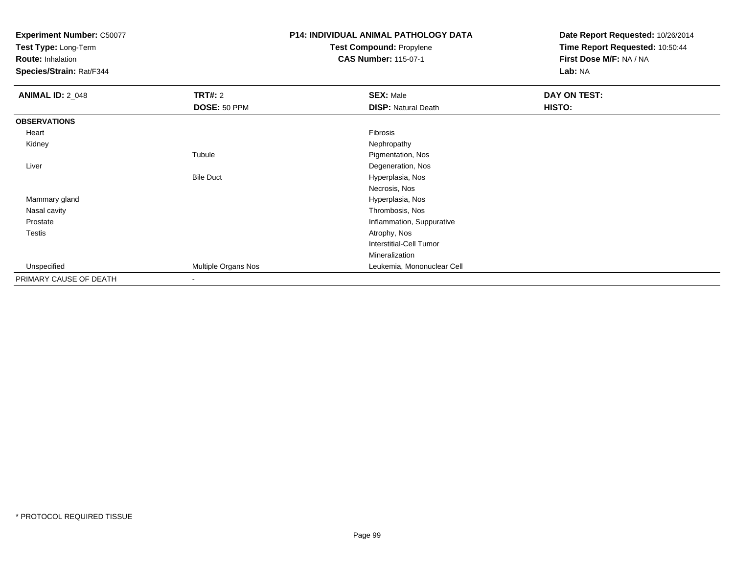**Experiment Number:** C50077
**Test Type:** Long-Term
**Route:** Inhalation
**Species/Strain:** Rat/F344

**P14: INDIVIDUAL ANIMAL PATHOLOGY DATA**
**Test Compound:** Propylene
**CAS Number:** 115-07-1

**Date Report Requested:** 10/26/2014
**Time Report Requested:** 10:50:44
**First Dose M/F:** NA / NA
**Lab:** NA

| **ANIMAL ID:** 2_048 | **TRT#:** 2 | **SEX:** Male | **DAY ON TEST:** |
|---|---|---|---|
| | **DOSE:** 50 PPM | **DISP:** Natural Death | **HISTO:** |
| **OBSERVATIONS** | | | |
| Heart | | Fibrosis | |
| Kidney | | Nephropathy | |
| | Tubule | Pigmentation, Nos | |
| Liver | | Degeneration, Nos | |
| | Bile Duct | Hyperplasia, Nos | |
| | | Necrosis, Nos | |
| Mammary gland | | Hyperplasia, Nos | |
| Nasal cavity | | Thrombosis, Nos | |
| Prostate | | Inflammation, Suppurative | |
| Testis | | Atrophy, Nos | |
| | | Interstitial-Cell Tumor | |
| | | Mineralization | |
| Unspecified | Multiple Organs Nos | Leukemia, Mononuclear Cell | |
| PRIMARY CAUSE OF DEATH | - | | |

* PROTOCOL REQUIRED TISSUE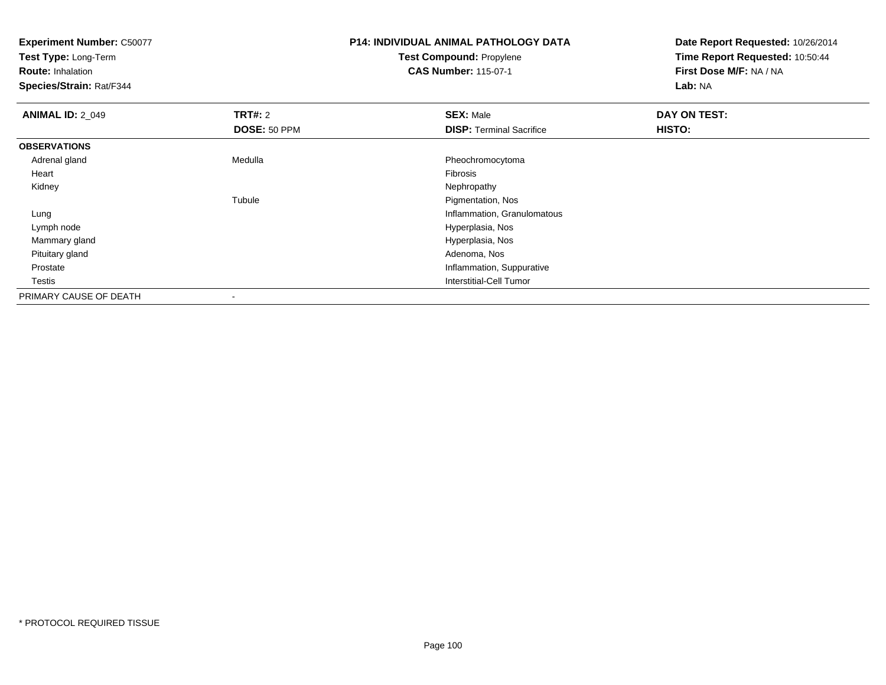**Experiment Number:** C50077
**Test Type:** Long-Term
**Route:** Inhalation
**Species/Strain:** Rat/F344

**P14: INDIVIDUAL ANIMAL PATHOLOGY DATA**
**Test Compound:** Propylene
**CAS Number:** 115-07-1

**Date Report Requested:** 10/26/2014
**Time Report Requested:** 10:50:44
**First Dose M/F:** NA / NA
**Lab:** NA

| **ANIMAL ID:** 2_049 | **TRT#:** 2 | **SEX:** Male | **DAY ON TEST:** |
|---|---|---|---|
| | **DOSE:** 50 PPM | **DISP:** Terminal Sacrifice | **HISTO:** |
| **OBSERVATIONS** | | | |
| Adrenal gland | Medulla | Pheochromocytoma | |
| Heart | | Fibrosis | |
| Kidney | | Nephropathy | |
| | Tubule | Pigmentation, Nos | |
| Lung | | Inflammation, Granulomatous | |
| Lymph node | | Hyperplasia, Nos | |
| Mammary gland | | Hyperplasia, Nos | |
| Pituitary gland | | Adenoma, Nos | |
| Prostate | | Inflammation, Suppurative | |
| Testis | | Interstitial-Cell Tumor | |
| PRIMARY CAUSE OF DEATH | - | | |

* PROTOCOL REQUIRED TISSUE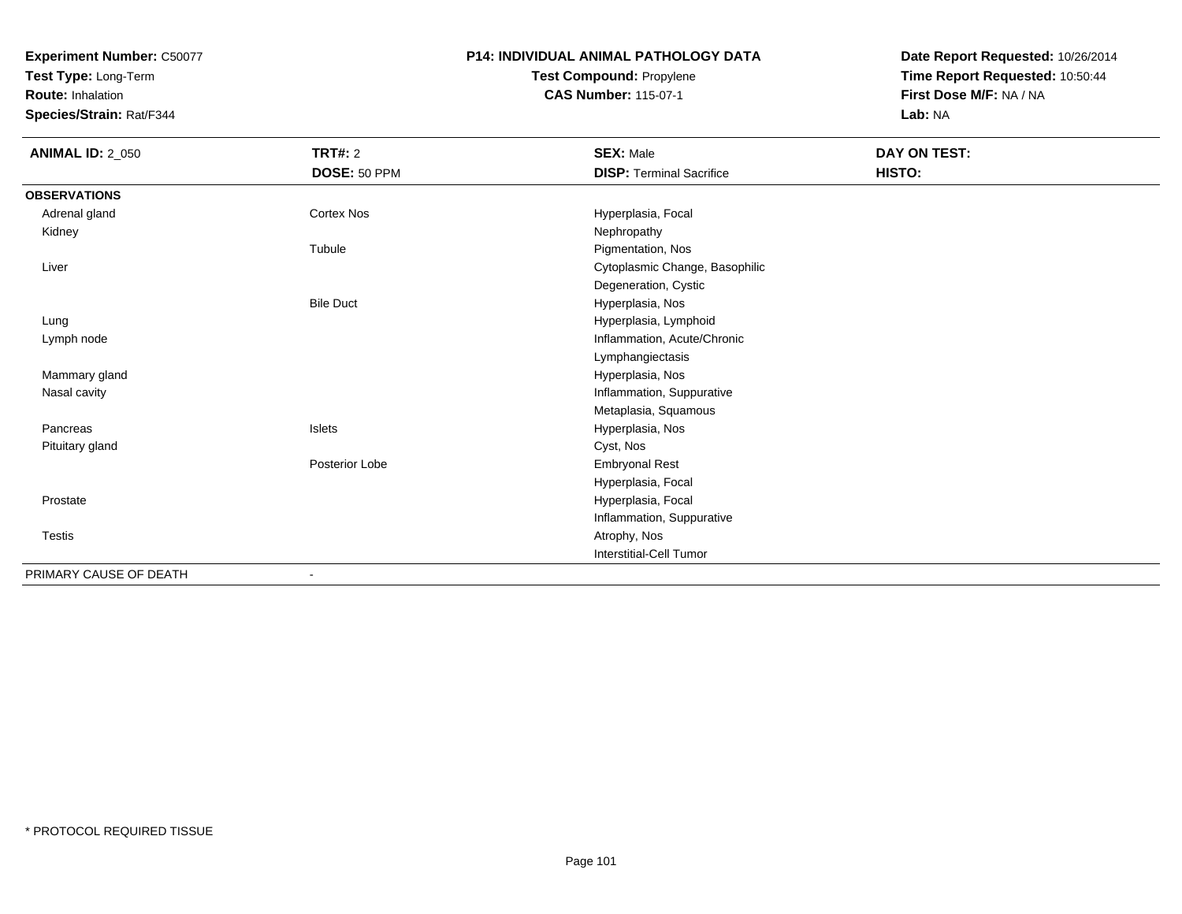**Experiment Number:** C50077
**Test Type:** Long-Term
**Route:** Inhalation
**Species/Strain:** Rat/F344

**P14: INDIVIDUAL ANIMAL PATHOLOGY DATA**
**Test Compound:** Propylene
**CAS Number:** 115-07-1

**Date Report Requested:** 10/26/2014
**Time Report Requested:** 10:50:44
**First Dose M/F:** NA / NA
**Lab:** NA

| **ANIMAL ID:** 2_050 | **TRT#:** 2 | **SEX:** Male | **DAY ON TEST:** |
|---|---|---|---|
| | **DOSE:** 50 PPM | **DISP:** Terminal Sacrifice | **HISTO:** |
| **OBSERVATIONS** | | | |
| Adrenal gland | Cortex Nos | Hyperplasia, Focal | |
| Kidney | | Nephropathy | |
| | Tubule | Pigmentation, Nos | |
| Liver | | Cytoplasmic Change, Basophilic | |
| | | Degeneration, Cystic | |
| | Bile Duct | Hyperplasia, Nos | |
| Lung | | Hyperplasia, Lymphoid | |
| Lymph node | | Inflammation, Acute/Chronic | |
| | | Lymphangiectasis | |
| Mammary gland | | Hyperplasia, Nos | |
| Nasal cavity | | Inflammation, Suppurative | |
| | | Metaplasia, Squamous | |
| Pancreas | Islets | Hyperplasia, Nos | |
| Pituitary gland | | Cyst, Nos | |
| | Posterior Lobe | Embryonal Rest | |
| | | Hyperplasia, Focal | |
| Prostate | | Hyperplasia, Focal | |
| | | Inflammation, Suppurative | |
| Testis | | Atrophy, Nos | |
| | | Interstitial-Cell Tumor | |
| PRIMARY CAUSE OF DEATH | - | | |

* PROTOCOL REQUIRED TISSUE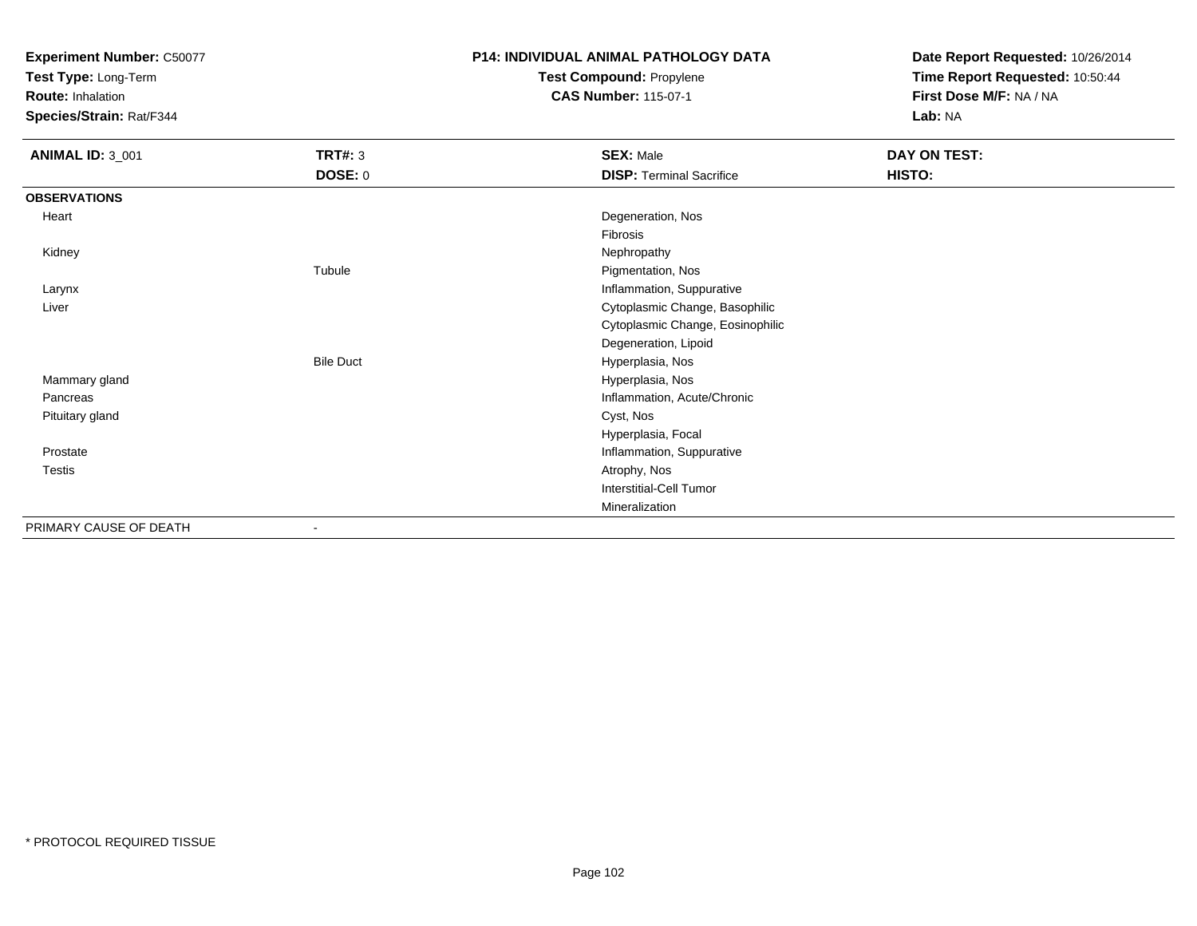**Experiment Number:** C50077
**Test Type:** Long-Term
**Route:** Inhalation
**Species/Strain:** Rat/F344

**P14: INDIVIDUAL ANIMAL PATHOLOGY DATA**
**Test Compound:** Propylene
**CAS Number:** 115-07-1

**Date Report Requested:** 10/26/2014
**Time Report Requested:** 10:50:44
**First Dose M/F:** NA / NA
**Lab:** NA

| **ANIMAL ID:** 3_001 | **TRT#:** 3 | **SEX:** Male | **DAY ON TEST:** |
|---|---|---|---|
| | **DOSE:** 0 | **DISP:** Terminal Sacrifice | **HISTO:** |
| **OBSERVATIONS** | | | |
| Heart | | Degeneration, Nos | |
| | | Fibrosis | |
| Kidney | | Nephropathy | |
| | Tubule | Pigmentation, Nos | |
| Larynx | | Inflammation, Suppurative | |
| Liver | | Cytoplasmic Change, Basophilic | |
| | | Cytoplasmic Change, Eosinophilic | |
| | | Degeneration, Lipoid | |
| | Bile Duct | Hyperplasia, Nos | |
| Mammary gland | | Hyperplasia, Nos | |
| Pancreas | | Inflammation, Acute/Chronic | |
| Pituitary gland | | Cyst, Nos | |
| | | Hyperplasia, Focal | |
| Prostate | | Inflammation, Suppurative | |
| Testis | | Atrophy, Nos | |
| | | Interstitial-Cell Tumor | |
| | | Mineralization | |
| PRIMARY CAUSE OF DEATH | - | | |

* PROTOCOL REQUIRED TISSUE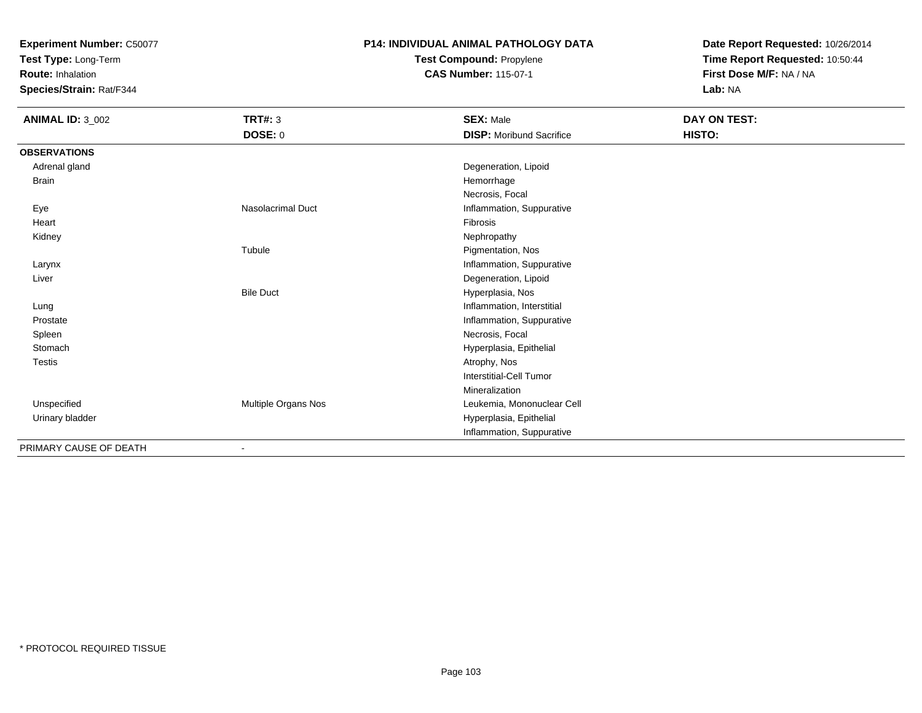**Experiment Number:** C50077
**Test Type:** Long-Term
**Route:** Inhalation
**Species/Strain:** Rat/F344

**P14: INDIVIDUAL ANIMAL PATHOLOGY DATA**
**Test Compound:** Propylene
**CAS Number:** 115-07-1

**Date Report Requested:** 10/26/2014
**Time Report Requested:** 10:50:44
**First Dose M/F:** NA / NA
**Lab:** NA

| **ANIMAL ID:** 3_002 | **TRT#:** 3 | **SEX:** Male | **DAY ON TEST:** |
|---|---|---|---|
| | **DOSE:** 0 | **DISP:** Moribund Sacrifice | **HISTO:** |
| **OBSERVATIONS** | | | |
| Adrenal gland | | Degeneration, Lipoid | |
| Brain | | Hemorrhage | |
| | | Necrosis, Focal | |
| Eye | Nasolacrimal Duct | Inflammation, Suppurative | |
| Heart | | Fibrosis | |
| Kidney | | Nephropathy | |
| | Tubule | Pigmentation, Nos | |
| Larynx | | Inflammation, Suppurative | |
| Liver | | Degeneration, Lipoid | |
| | Bile Duct | Hyperplasia, Nos | |
| Lung | | Inflammation, Interstitial | |
| Prostate | | Inflammation, Suppurative | |
| Spleen | | Necrosis, Focal | |
| Stomach | | Hyperplasia, Epithelial | |
| Testis | | Atrophy, Nos | |
| | | Interstitial-Cell Tumor | |
| | | Mineralization | |
| Unspecified | Multiple Organs Nos | Leukemia, Mononuclear Cell | |
| Urinary bladder | | Hyperplasia, Epithelial | |
| | | Inflammation, Suppurative | |
| PRIMARY CAUSE OF DEATH | - | | |

* PROTOCOL REQUIRED TISSUE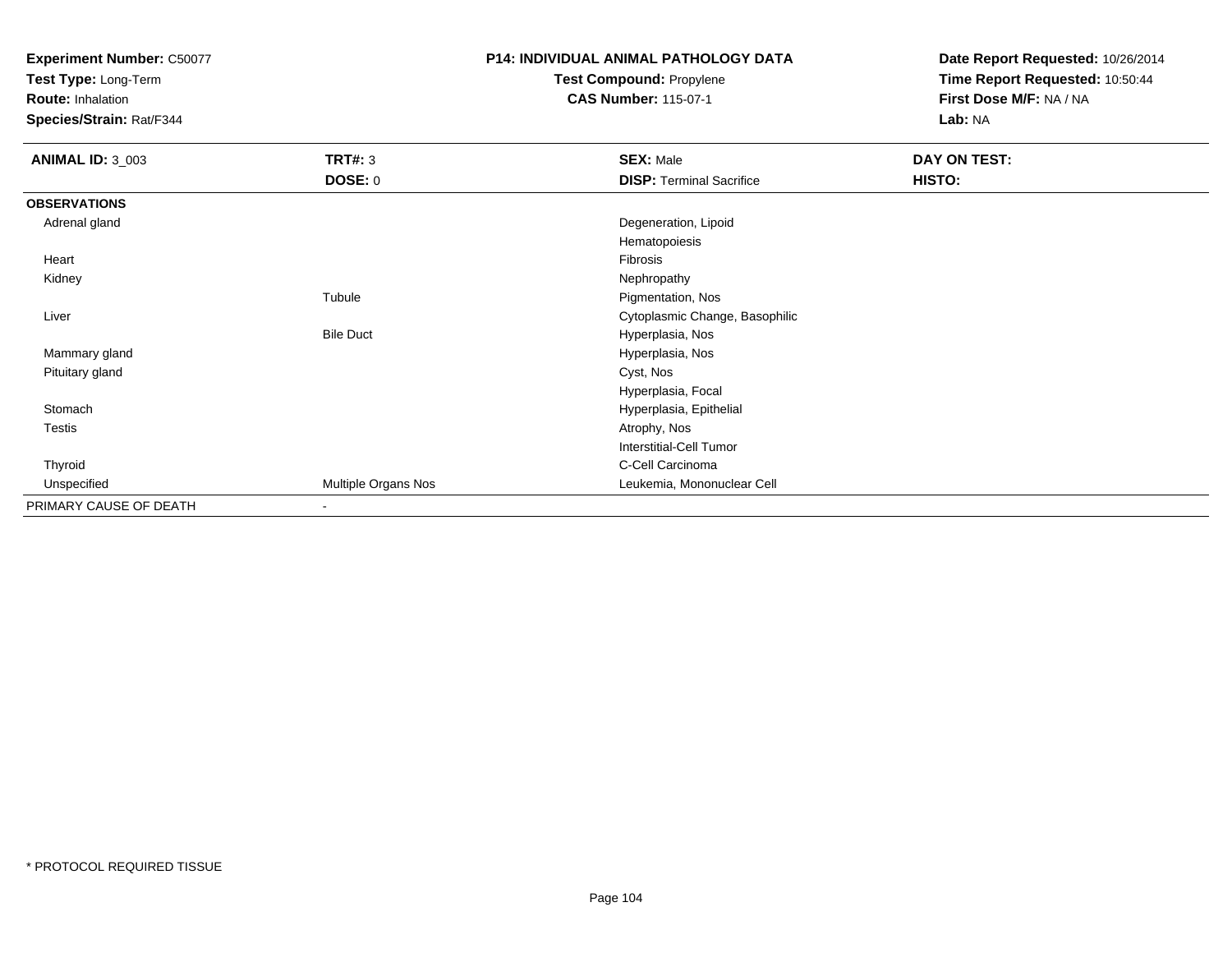**Experiment Number:** C50077
**Test Type:** Long-Term
**Route:** Inhalation
**Species/Strain:** Rat/F344

**P14: INDIVIDUAL ANIMAL PATHOLOGY DATA**
**Test Compound:** Propylene
**CAS Number:** 115-07-1

**Date Report Requested:** 10/26/2014
**Time Report Requested:** 10:50:44
**First Dose M/F:** NA / NA
**Lab:** NA

| **ANIMAL ID:** 3_003 | **TRT#:** 3 | **SEX:** Male | **DAY ON TEST:** |
|---|---|---|---|
| | **DOSE:** 0 | **DISP:** Terminal Sacrifice | **HISTO:** |
| **OBSERVATIONS** | | | |
| Adrenal gland | | Degeneration, Lipoid | |
| | | Hematopoiesis | |
| Heart | | Fibrosis | |
| Kidney | | Nephropathy | |
| | Tubule | Pigmentation, Nos | |
| Liver | | Cytoplasmic Change, Basophilic | |
| | Bile Duct | Hyperplasia, Nos | |
| Mammary gland | | Hyperplasia, Nos | |
| Pituitary gland | | Cyst, Nos | |
| | | Hyperplasia, Focal | |
| Stomach | | Hyperplasia, Epithelial | |
| Testis | | Atrophy, Nos | |
| | | Interstitial-Cell Tumor | |
| Thyroid | | C-Cell Carcinoma | |
| Unspecified | Multiple Organs Nos | Leukemia, Mononuclear Cell | |
| PRIMARY CAUSE OF DEATH | - | | |

\* PROTOCOL REQUIRED TISSUE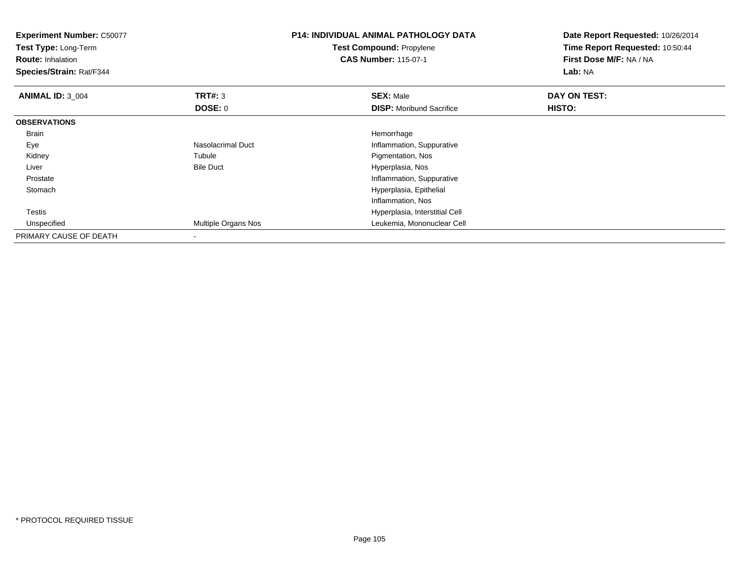**Experiment Number:** C50077
**Test Type:** Long-Term
**Route:** Inhalation
**Species/Strain:** Rat/F344

**P14: INDIVIDUAL ANIMAL PATHOLOGY DATA**
**Test Compound:** Propylene
**CAS Number:** 115-07-1

**Date Report Requested:** 10/26/2014
**Time Report Requested:** 10:50:44
**First Dose M/F:** NA / NA
**Lab:** NA

| **ANIMAL ID:** 3_004 | **TRT#:** 3 | **SEX:** Male | **DAY ON TEST:** |
|---|---|---|---|
| | **DOSE:** 0 | **DISP:** Moribund Sacrifice | **HISTO:** |
| **OBSERVATIONS** | | | |
| Brain | | Hemorrhage | |
| Eye | Nasolacrimal Duct | Inflammation, Suppurative | |
| Kidney | Tubule | Pigmentation, Nos | |
| Liver | Bile Duct | Hyperplasia, Nos | |
| Prostate | | Inflammation, Suppurative | |
| Stomach | | Hyperplasia, Epithelial | |
| | | Inflammation, Nos | |
| Testis | | Hyperplasia, Interstitial Cell | |
| Unspecified | Multiple Organs Nos | Leukemia, Mononuclear Cell | |
| PRIMARY CAUSE OF DEATH | - | | |

* PROTOCOL REQUIRED TISSUE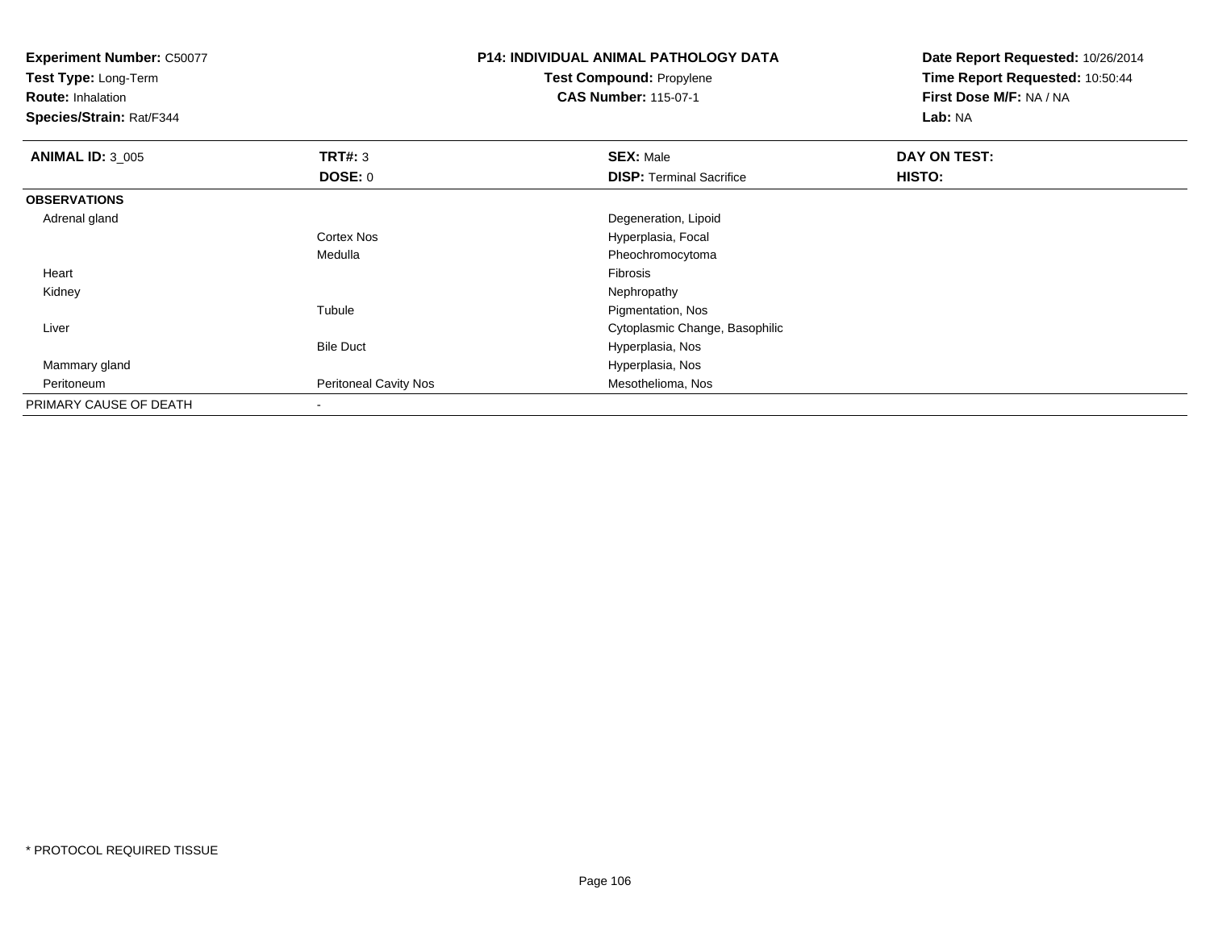**Experiment Number:** C50077
**Test Type:** Long-Term
**Route:** Inhalation
**Species/Strain:** Rat/F344

**P14: INDIVIDUAL ANIMAL PATHOLOGY DATA**
**Test Compound:** Propylene
**CAS Number:** 115-07-1

**Date Report Requested:** 10/26/2014
**Time Report Requested:** 10:50:44
**First Dose M/F:** NA / NA
**Lab:** NA

| **ANIMAL ID:** 3_005 | **TRT#:** 3 | **SEX:** Male | **DAY ON TEST:** |
|---|---|---|---|
| | **DOSE:** 0 | **DISP:** Terminal Sacrifice | **HISTO:** |
| **OBSERVATIONS** | | | |
| Adrenal gland | | Degeneration, Lipoid | |
| | Cortex Nos | Hyperplasia, Focal | |
| | Medulla | Pheochromocytoma | |
| Heart | | Fibrosis | |
| Kidney | | Nephropathy | |
| | Tubule | Pigmentation, Nos | |
| Liver | | Cytoplasmic Change, Basophilic | |
| | Bile Duct | Hyperplasia, Nos | |
| Mammary gland | | Hyperplasia, Nos | |
| Peritoneum | Peritoneal Cavity Nos | Mesothelioma, Nos | |
| PRIMARY CAUSE OF DEATH | - | | |

* PROTOCOL REQUIRED TISSUE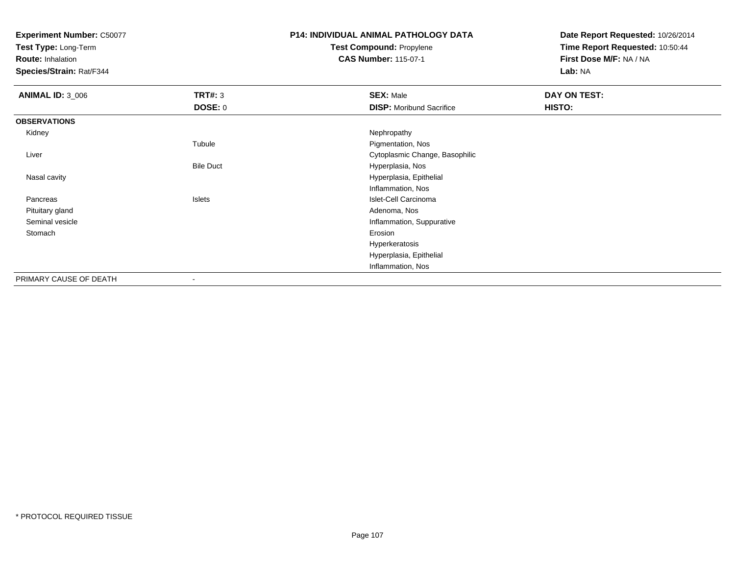**Experiment Number:** C50077
**Test Type:** Long-Term
**Route:** Inhalation
**Species/Strain:** Rat/F344

**P14: INDIVIDUAL ANIMAL PATHOLOGY DATA**
**Test Compound:** Propylene
**CAS Number:** 115-07-1

**Date Report Requested:** 10/26/2014
**Time Report Requested:** 10:50:44
**First Dose M/F:** NA / NA
**Lab:** NA

| **ANIMAL ID:** 3_006 | **TRT#:** 3 | **SEX:** Male | **DAY ON TEST:** |
|---|---|---|---|
| | **DOSE:** 0 | **DISP:** Moribund Sacrifice | **HISTO:** |
| **OBSERVATIONS** | | | |
| Kidney | | Nephropathy | |
| | Tubule | Pigmentation, Nos | |
| Liver | | Cytoplasmic Change, Basophilic | |
| | Bile Duct | Hyperplasia, Nos | |
| Nasal cavity | | Hyperplasia, Epithelial | |
| | | Inflammation, Nos | |
| Pancreas | Islets | Islet-Cell Carcinoma | |
| Pituitary gland | | Adenoma, Nos | |
| Seminal vesicle | | Inflammation, Suppurative | |
| Stomach | | Erosion | |
| | | Hyperkeratosis | |
| | | Hyperplasia, Epithelial | |
| | | Inflammation, Nos | |
| PRIMARY CAUSE OF DEATH | - | | |

* PROTOCOL REQUIRED TISSUE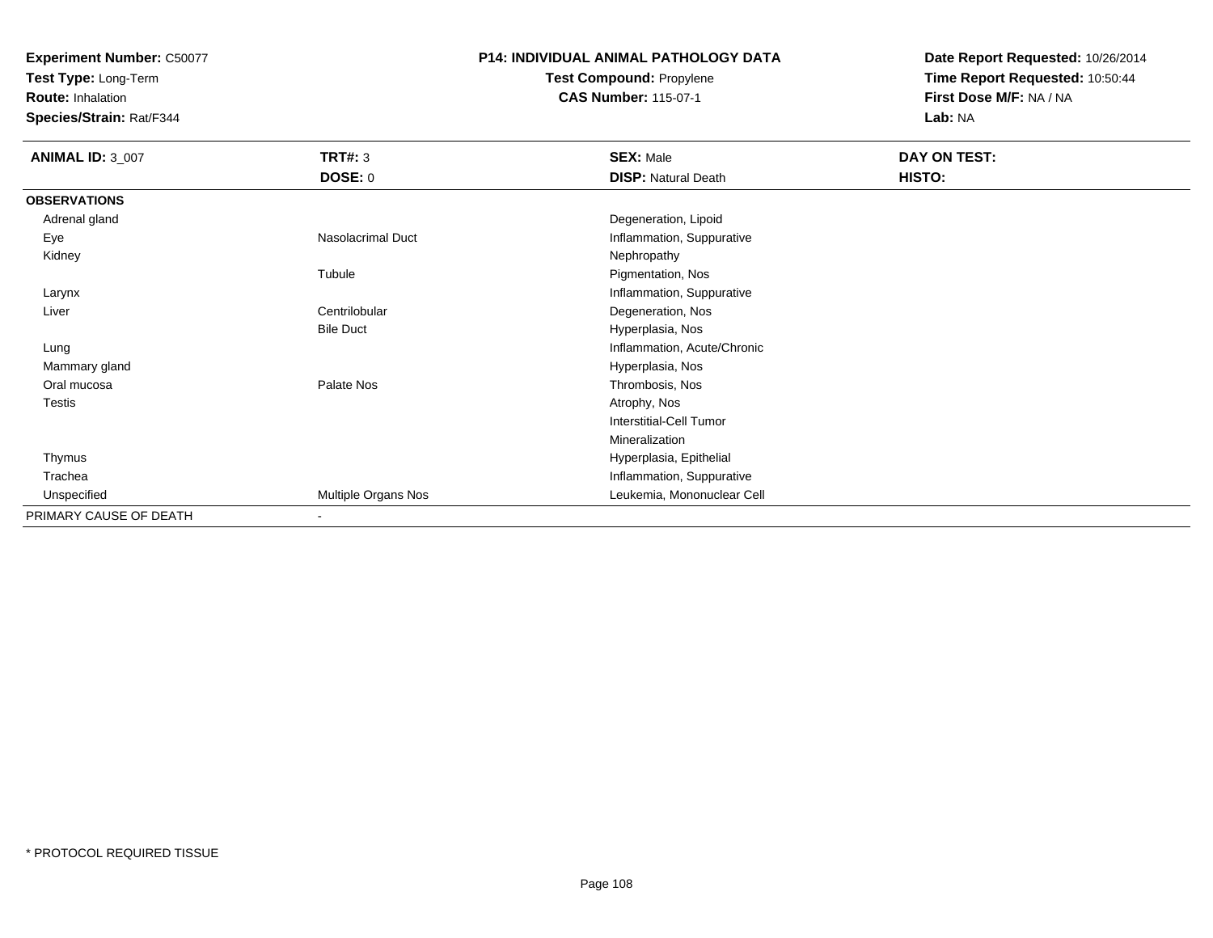**Experiment Number:** C50077
**Test Type:** Long-Term
**Route:** Inhalation
**Species/Strain:** Rat/F344

**P14: INDIVIDUAL ANIMAL PATHOLOGY DATA**
**Test Compound:** Propylene
**CAS Number:** 115-07-1

**Date Report Requested:** 10/26/2014
**Time Report Requested:** 10:50:44
**First Dose M/F:** NA / NA
**Lab:** NA

| **ANIMAL ID:** 3_007 | **TRT#:** 3 | **SEX:** Male | **DAY ON TEST:** |
|---|---|---|---|
| | **DOSE:** 0 | **DISP:** Natural Death | **HISTO:** |
| **OBSERVATIONS** | | | |
| Adrenal gland | | Degeneration, Lipoid | |
| Eye | Nasolacrimal Duct | Inflammation, Suppurative | |
| Kidney | | Nephropathy | |
| | Tubule | Pigmentation, Nos | |
| Larynx | | Inflammation, Suppurative | |
| Liver | Centrilobular | Degeneration, Nos | |
| | Bile Duct | Hyperplasia, Nos | |
| Lung | | Inflammation, Acute/Chronic | |
| Mammary gland | | Hyperplasia, Nos | |
| Oral mucosa | Palate Nos | Thrombosis, Nos | |
| Testis | | Atrophy, Nos | |
| | | Interstitial-Cell Tumor | |
| | | Mineralization | |
| Thymus | | Hyperplasia, Epithelial | |
| Trachea | | Inflammation, Suppurative | |
| Unspecified | Multiple Organs Nos | Leukemia, Mononuclear Cell | |
| PRIMARY CAUSE OF DEATH | - | | |

* PROTOCOL REQUIRED TISSUE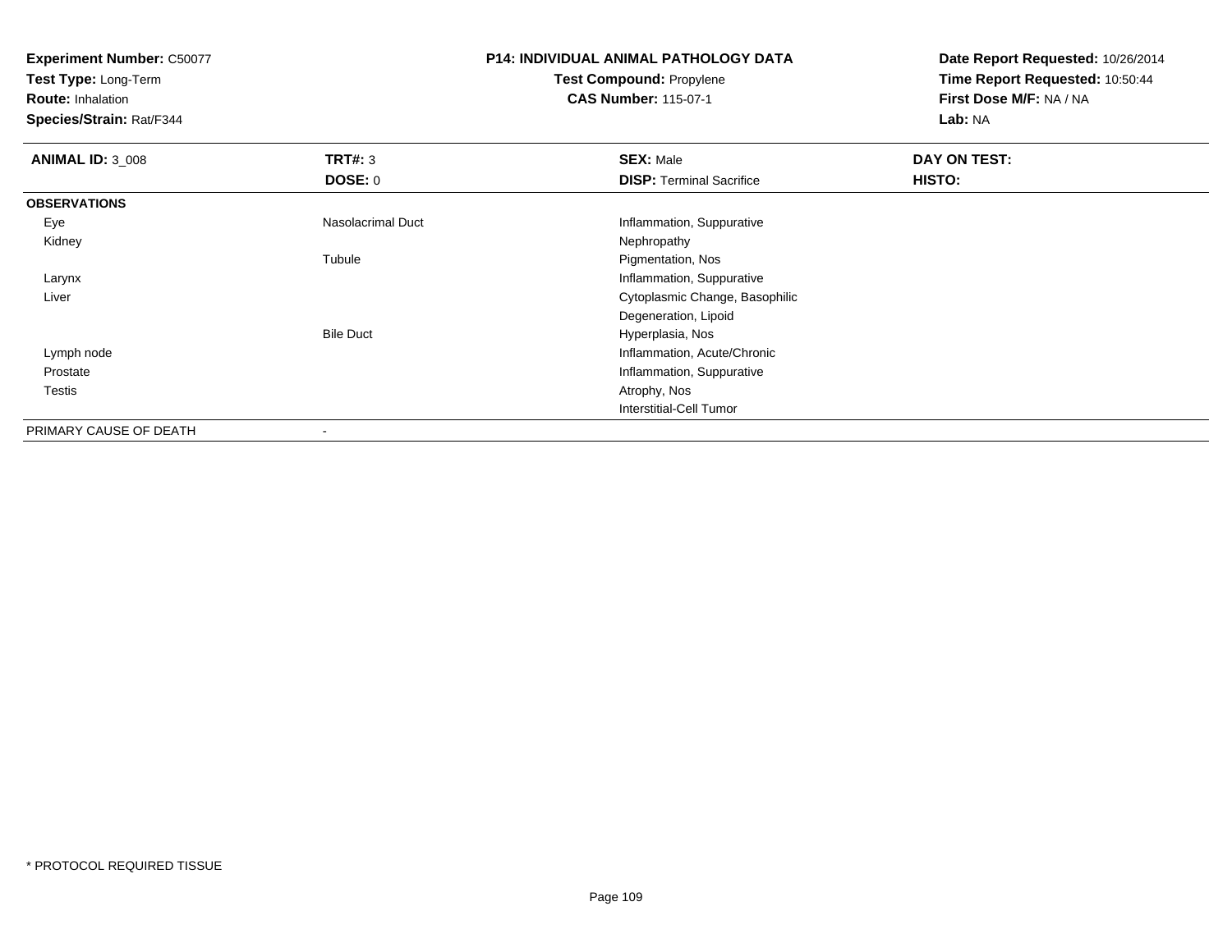**Experiment Number:** C50077
**Test Type:** Long-Term
**Route:** Inhalation
**Species/Strain:** Rat/F344

**P14: INDIVIDUAL ANIMAL PATHOLOGY DATA**
**Test Compound:** Propylene
**CAS Number:** 115-07-1

**Date Report Requested:** 10/26/2014
**Time Report Requested:** 10:50:44
**First Dose M/F:** NA / NA
**Lab:** NA

| **ANIMAL ID:** 3_008 | **TRT#:** 3 | **SEX:** Male | **DAY ON TEST:** |
|---|---|---|---|
| | **DOSE:** 0 | **DISP:** Terminal Sacrifice | **HISTO:** |
| **OBSERVATIONS** | | | |
| Eye | Nasolacrimal Duct | Inflammation, Suppurative | |
| Kidney | | Nephropathy | |
| | Tubule | Pigmentation, Nos | |
| Larynx | | Inflammation, Suppurative | |
| Liver | | Cytoplasmic Change, Basophilic | |
| | | Degeneration, Lipoid | |
| | Bile Duct | Hyperplasia, Nos | |
| Lymph node | | Inflammation, Acute/Chronic | |
| Prostate | | Inflammation, Suppurative | |
| Testis | | Atrophy, Nos | |
| | | Interstitial-Cell Tumor | |
| PRIMARY CAUSE OF DEATH | - | | |

\* PROTOCOL REQUIRED TISSUE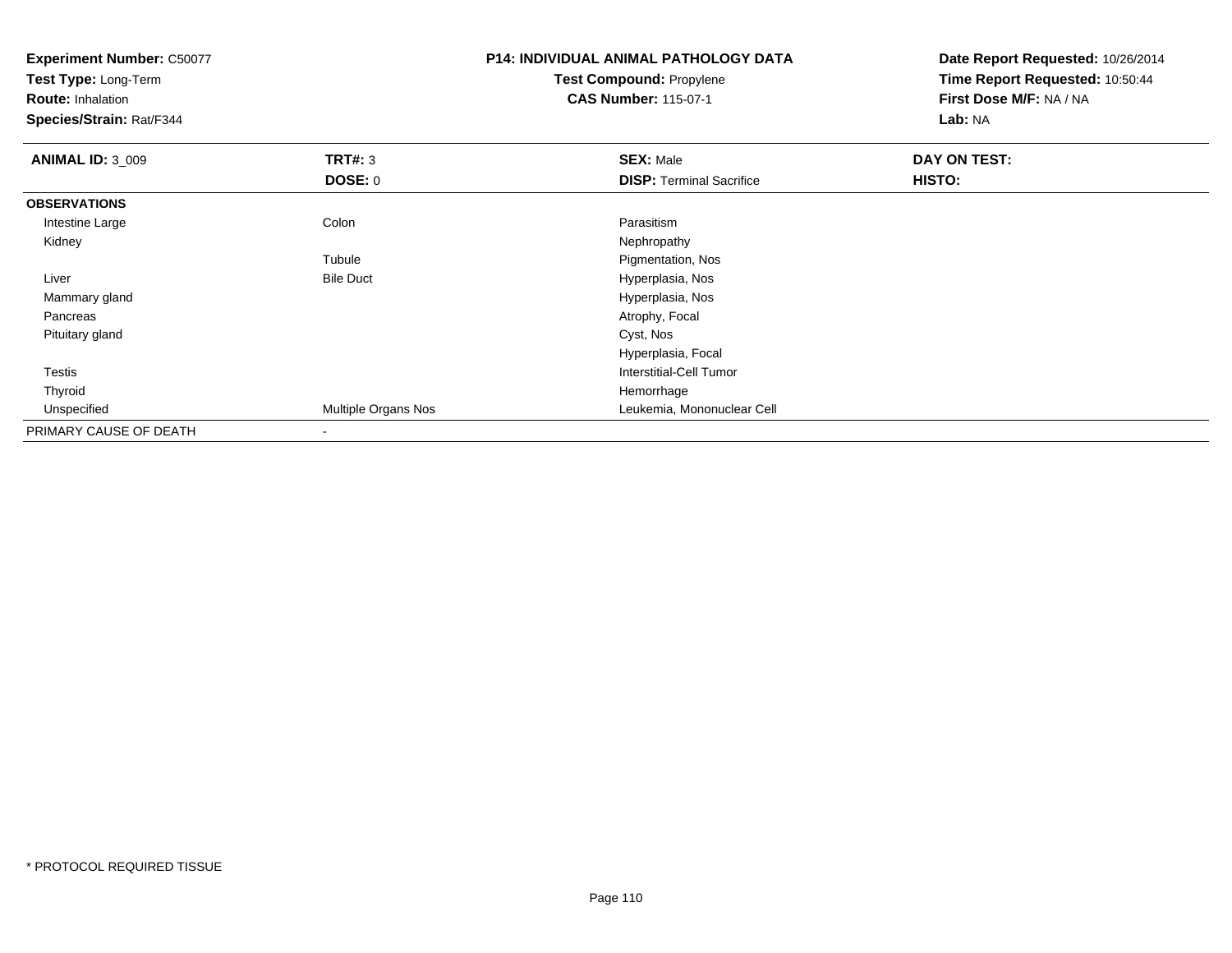**Experiment Number:** C50077
**Test Type:** Long-Term
**Route:** Inhalation
**Species/Strain:** Rat/F344

**P14: INDIVIDUAL ANIMAL PATHOLOGY DATA**
**Test Compound:** Propylene
**CAS Number:** 115-07-1

**Date Report Requested:** 10/26/2014
**Time Report Requested:** 10:50:44
**First Dose M/F:** NA / NA
**Lab:** NA

| **ANIMAL ID:** 3_009 | **TRT#:** 3 | **SEX:** Male | **DAY ON TEST:** |
|---|---|---|---|
| | **DOSE:** 0 | **DISP:** Terminal Sacrifice | **HISTO:** |
| **OBSERVATIONS** | | | |
| Intestine Large | Colon | Parasitism | |
| Kidney | | Nephropathy | |
| | Tubule | Pigmentation, Nos | |
| Liver | Bile Duct | Hyperplasia, Nos | |
| Mammary gland | | Hyperplasia, Nos | |
| Pancreas | | Atrophy, Focal | |
| Pituitary gland | | Cyst, Nos | |
| | | Hyperplasia, Focal | |
| Testis | | Interstitial-Cell Tumor | |
| Thyroid | | Hemorrhage | |
| Unspecified | Multiple Organs Nos | Leukemia, Mononuclear Cell | |
| PRIMARY CAUSE OF DEATH | - | | |

* PROTOCOL REQUIRED TISSUE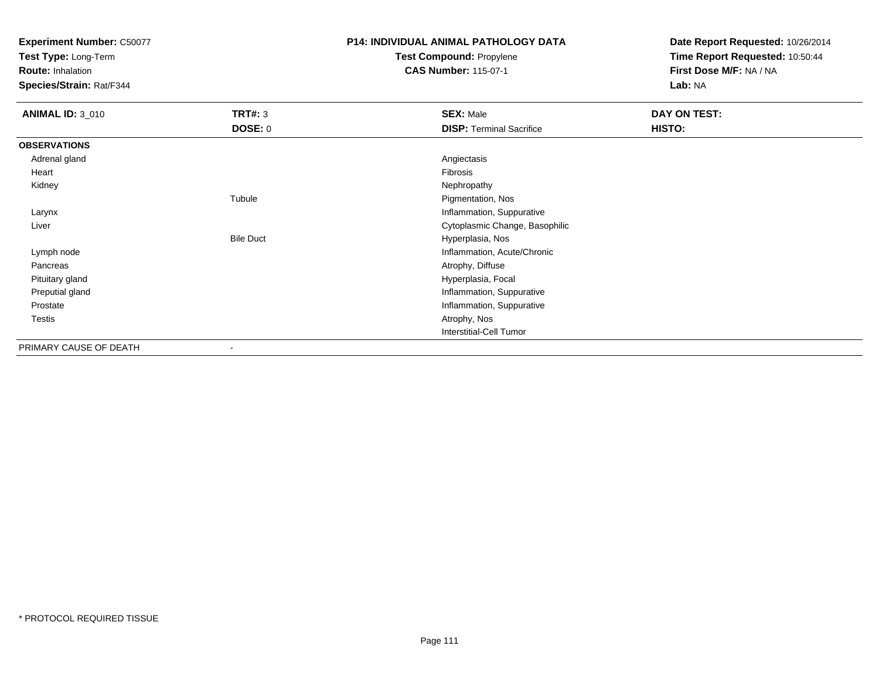**Experiment Number:** C50077
**Test Type:** Long-Term
**Route:** Inhalation
**Species/Strain:** Rat/F344

**P14: INDIVIDUAL ANIMAL PATHOLOGY DATA**
**Test Compound:** Propylene
**CAS Number:** 115-07-1

**Date Report Requested:** 10/26/2014
**Time Report Requested:** 10:50:44
**First Dose M/F:** NA / NA
**Lab:** NA

| **ANIMAL ID:** 3_010 | **TRT#:** 3 | **SEX:** Male | **DAY ON TEST:** |
|---|---|---|---|
| | **DOSE:** 0 | **DISP:** Terminal Sacrifice | **HISTO:** |
| **OBSERVATIONS** | | | |
| Adrenal gland | | Angiectasis | |
| Heart | | Fibrosis | |
| Kidney | | Nephropathy | |
| | Tubule | Pigmentation, Nos | |
| Larynx | | Inflammation, Suppurative | |
| Liver | | Cytoplasmic Change, Basophilic | |
| | Bile Duct | Hyperplasia, Nos | |
| Lymph node | | Inflammation, Acute/Chronic | |
| Pancreas | | Atrophy, Diffuse | |
| Pituitary gland | | Hyperplasia, Focal | |
| Preputial gland | | Inflammation, Suppurative | |
| Prostate | | Inflammation, Suppurative | |
| Testis | | Atrophy, Nos | |
| | | Interstitial-Cell Tumor | |
| PRIMARY CAUSE OF DEATH | - | | |

* PROTOCOL REQUIRED TISSUE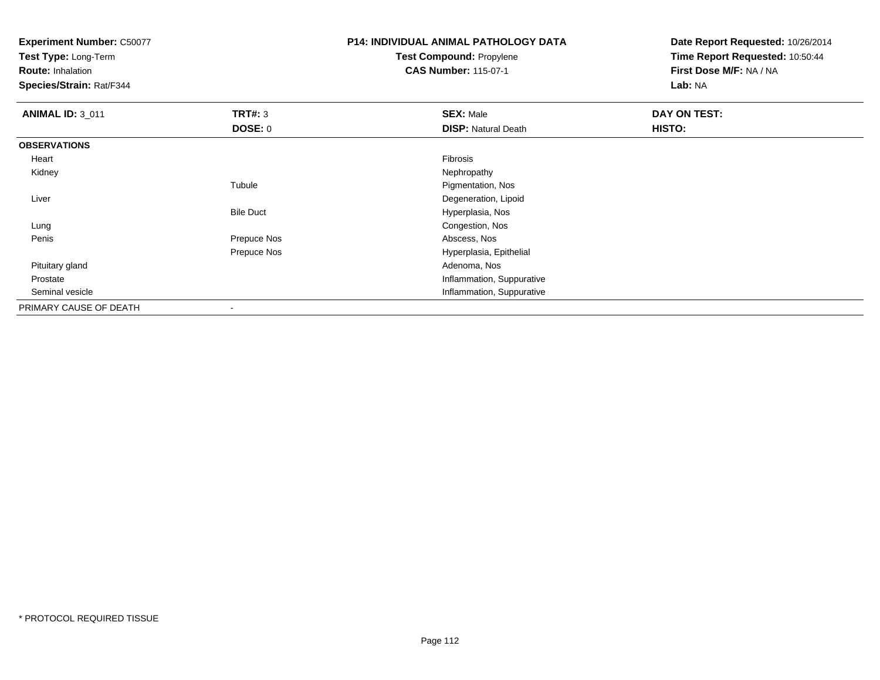**Experiment Number:** C50077
**Test Type:** Long-Term
**Route:** Inhalation
**Species/Strain:** Rat/F344

# P14: INDIVIDUAL ANIMAL PATHOLOGY DATA

**Test Compound:** Propylene
**CAS Number:** 115-07-1

**Date Report Requested:** 10/26/2014
**Time Report Requested:** 10:50:44
**First Dose M/F:** NA / NA
**Lab:** NA

| **ANIMAL ID:** 3_011 | **TRT#:** 3 | **SEX:** Male | **DAY ON TEST:** |
|---|---|---|---|
| | **DOSE:** 0 | **DISP:** Natural Death | **HISTO:** |
| **OBSERVATIONS** | | | |
| Heart | | Fibrosis | |
| Kidney | | Nephropathy | |
| | Tubule | Pigmentation, Nos | |
| Liver | | Degeneration, Lipoid | |
| | Bile Duct | Hyperplasia, Nos | |
| Lung | | Congestion, Nos | |
| Penis | Prepuce Nos | Abscess, Nos | |
| | Prepuce Nos | Hyperplasia, Epithelial | |
| Pituitary gland | | Adenoma, Nos | |
| Prostate | | Inflammation, Suppurative | |
| Seminal vesicle | | Inflammation, Suppurative | |
| PRIMARY CAUSE OF DEATH | - | | |

* PROTOCOL REQUIRED TISSUE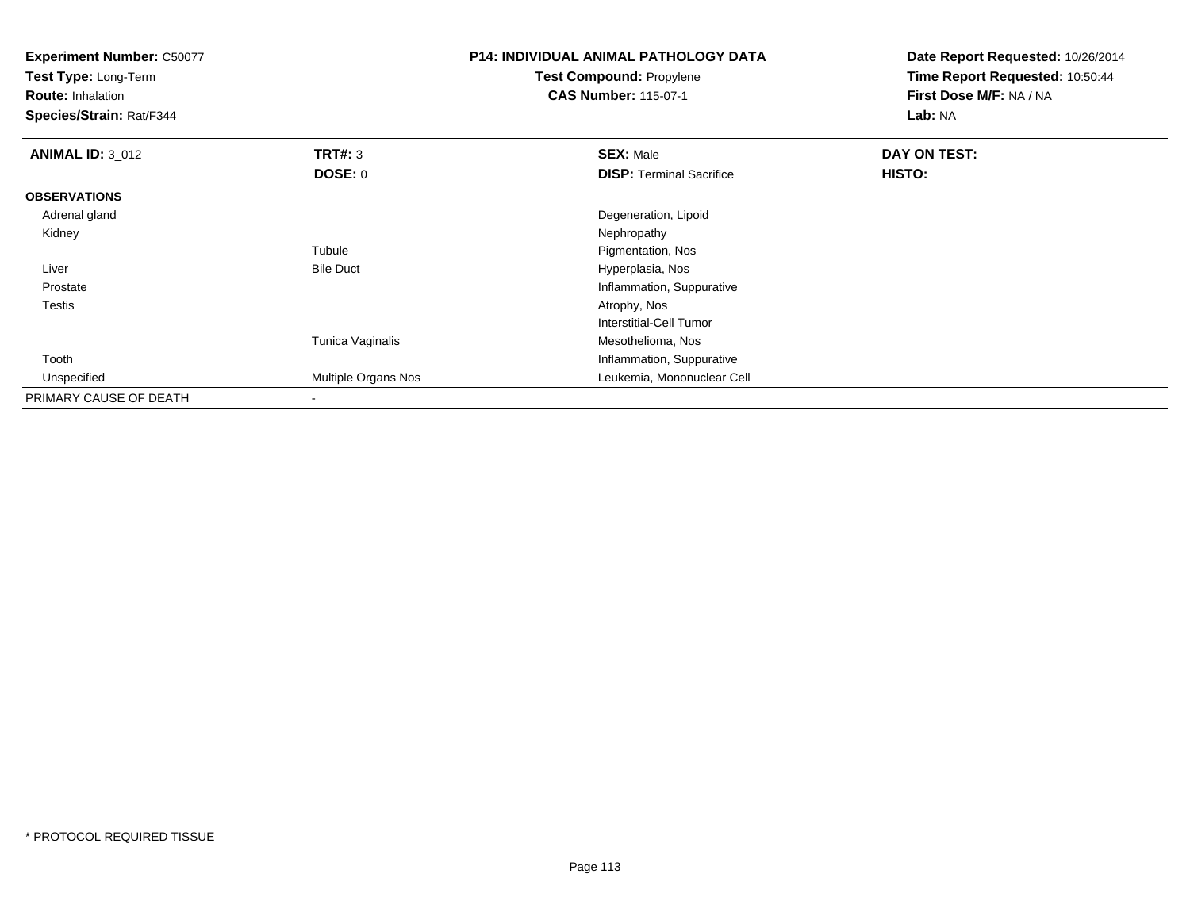**Experiment Number:** C50077
**Test Type:** Long-Term
**Route:** Inhalation
**Species/Strain:** Rat/F344

**P14: INDIVIDUAL ANIMAL PATHOLOGY DATA**
**Test Compound:** Propylene
**CAS Number:** 115-07-1

**Date Report Requested:** 10/26/2014
**Time Report Requested:** 10:50:44
**First Dose M/F:** NA / NA
**Lab:** NA

| **ANIMAL ID:** 3_012 | **TRT#:** 3 | **SEX:** Male | **DAY ON TEST:** |
|---|---|---|---|
| | **DOSE:** 0 | **DISP:** Terminal Sacrifice | **HISTO:** |
| **OBSERVATIONS** | | | |
| Adrenal gland | | Degeneration, Lipoid | |
| Kidney | | Nephropathy | |
| | Tubule | Pigmentation, Nos | |
| Liver | Bile Duct | Hyperplasia, Nos | |
| Prostate | | Inflammation, Suppurative | |
| Testis | | Atrophy, Nos | |
| | | Interstitial-Cell Tumor | |
| | Tunica Vaginalis | Mesothelioma, Nos | |
| Tooth | | Inflammation, Suppurative | |
| Unspecified | Multiple Organs Nos | Leukemia, Mononuclear Cell | |
| PRIMARY CAUSE OF DEATH | - | | |

* PROTOCOL REQUIRED TISSUE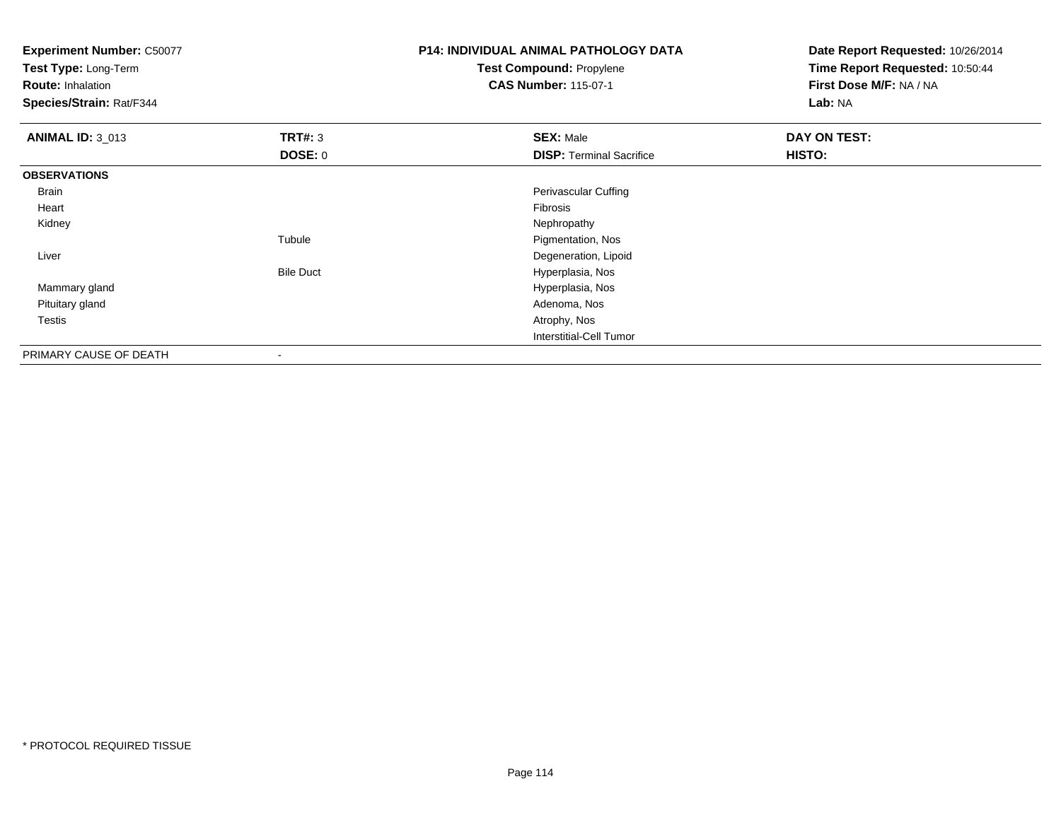**Experiment Number:** C50077
**Test Type:** Long-Term
**Route:** Inhalation
**Species/Strain:** Rat/F344

**P14: INDIVIDUAL ANIMAL PATHOLOGY DATA**
**Test Compound:** Propylene
**CAS Number:** 115-07-1

**Date Report Requested:** 10/26/2014
**Time Report Requested:** 10:50:44
**First Dose M/F:** NA / NA
**Lab:** NA

| **ANIMAL ID:** 3_013 | **TRT#:** 3 | **SEX:** Male | **DAY ON TEST:** |
|---|---|---|---|
| | **DOSE:** 0 | **DISP:** Terminal Sacrifice | **HISTO:** |
| **OBSERVATIONS** | | | |
| Brain | | Perivascular Cuffing | |
| Heart | | Fibrosis | |
| Kidney | | Nephropathy | |
| | Tubule | Pigmentation, Nos | |
| Liver | | Degeneration, Lipoid | |
| | Bile Duct | Hyperplasia, Nos | |
| Mammary gland | | Hyperplasia, Nos | |
| Pituitary gland | | Adenoma, Nos | |
| Testis | | Atrophy, Nos | |
| | | Interstitial-Cell Tumor | |
| PRIMARY CAUSE OF DEATH | - | | |

* PROTOCOL REQUIRED TISSUE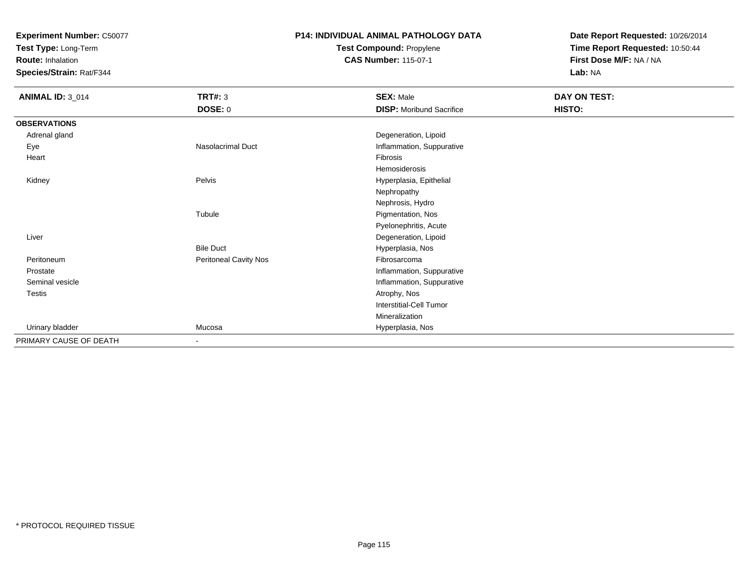**Experiment Number:** C50077
**Test Type:** Long-Term
**Route:** Inhalation
**Species/Strain:** Rat/F344

**P14: INDIVIDUAL ANIMAL PATHOLOGY DATA**
**Test Compound:** Propylene
**CAS Number:** 115-07-1

**Date Report Requested:** 10/26/2014
**Time Report Requested:** 10:50:44
**First Dose M/F:** NA / NA
**Lab:** NA

| **ANIMAL ID:** 3_014 | **TRT#:** 3 | **SEX:** Male | **DAY ON TEST:** |
|---|---|---|---|
| | **DOSE:** 0 | **DISP:** Moribund Sacrifice | **HISTO:** |
| **OBSERVATIONS** | | | |
| Adrenal gland | | Degeneration, Lipoid | |
| Eye | Nasolacrimal Duct | Inflammation, Suppurative | |
| Heart | | Fibrosis | |
| | | Hemosiderosis | |
| Kidney | Pelvis | Hyperplasia, Epithelial | |
| | | Nephropathy | |
| | | Nephrosis, Hydro | |
| | Tubule | Pigmentation, Nos | |
| | | Pyelonephritis, Acute | |
| Liver | | Degeneration, Lipoid | |
| | Bile Duct | Hyperplasia, Nos | |
| Peritoneum | Peritoneal Cavity Nos | Fibrosarcoma | |
| Prostate | | Inflammation, Suppurative | |
| Seminal vesicle | | Inflammation, Suppurative | |
| Testis | | Atrophy, Nos | |
| | | Interstitial-Cell Tumor | |
| | | Mineralization | |
| Urinary bladder | Mucosa | Hyperplasia, Nos | |
| PRIMARY CAUSE OF DEATH | - | | |

* PROTOCOL REQUIRED TISSUE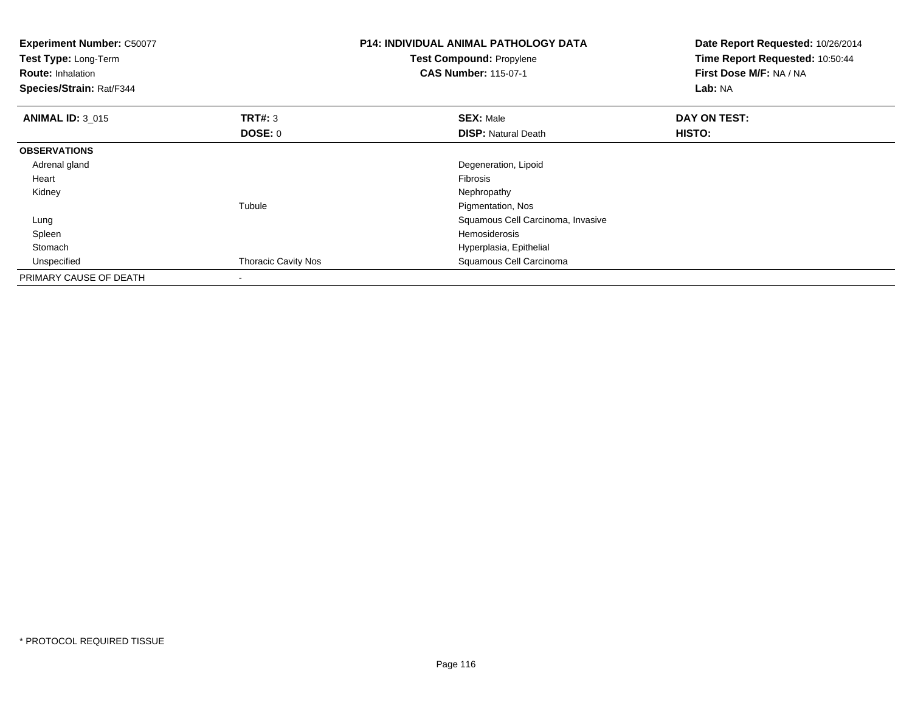**Experiment Number:** C50077
**Test Type:** Long-Term
**Route:** Inhalation
**Species/Strain:** Rat/F344

**P14: INDIVIDUAL ANIMAL PATHOLOGY DATA**
**Test Compound:** Propylene
**CAS Number:** 115-07-1

**Date Report Requested:** 10/26/2014
**Time Report Requested:** 10:50:44
**First Dose M/F:** NA / NA
**Lab:** NA

| **ANIMAL ID:** 3_015 | **TRT#:** 3 | **SEX:** Male | **DAY ON TEST:** |
|---|---|---|---|
| | **DOSE:** 0 | **DISP:** Natural Death | **HISTO:** |
| **OBSERVATIONS** | | | |
| Adrenal gland | | Degeneration, Lipoid | |
| Heart | | Fibrosis | |
| Kidney | | Nephropathy | |
| | Tubule | Pigmentation, Nos | |
| Lung | | Squamous Cell Carcinoma, Invasive | |
| Spleen | | Hemosiderosis | |
| Stomach | | Hyperplasia, Epithelial | |
| Unspecified | Thoracic Cavity Nos | Squamous Cell Carcinoma | |
| PRIMARY CAUSE OF DEATH | - | | |

* PROTOCOL REQUIRED TISSUE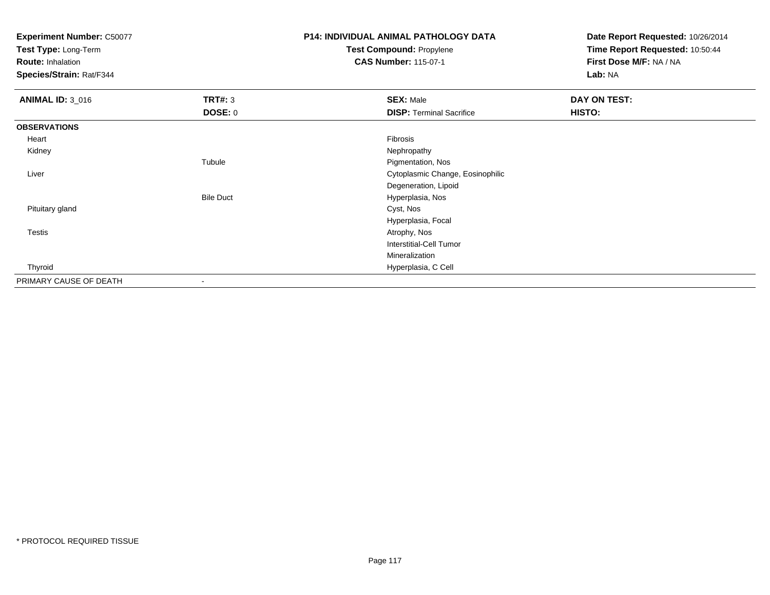**Experiment Number:** C50077
**Test Type:** Long-Term
**Route:** Inhalation
**Species/Strain:** Rat/F344

**P14: INDIVIDUAL ANIMAL PATHOLOGY DATA**
**Test Compound:** Propylene
**CAS Number:** 115-07-1

**Date Report Requested:** 10/26/2014
**Time Report Requested:** 10:50:44
**First Dose M/F:** NA / NA
**Lab:** NA

| **ANIMAL ID:** 3_016 | **TRT#:** 3 | **SEX:** Male | **DAY ON TEST:** |
|---|---|---|---|
| | **DOSE:** 0 | **DISP:** Terminal Sacrifice | **HISTO:** |
| **OBSERVATIONS** | | | |
| Heart | | Fibrosis | |
| Kidney | | Nephropathy | |
| | Tubule | Pigmentation, Nos | |
| Liver | | Cytoplasmic Change, Eosinophilic | |
| | | Degeneration, Lipoid | |
| | Bile Duct | Hyperplasia, Nos | |
| Pituitary gland | | Cyst, Nos | |
| | | Hyperplasia, Focal | |
| Testis | | Atrophy, Nos | |
| | | Interstitial-Cell Tumor | |
| | | Mineralization | |
| Thyroid | | Hyperplasia, C Cell | |
| PRIMARY CAUSE OF DEATH | - | | |

* PROTOCOL REQUIRED TISSUE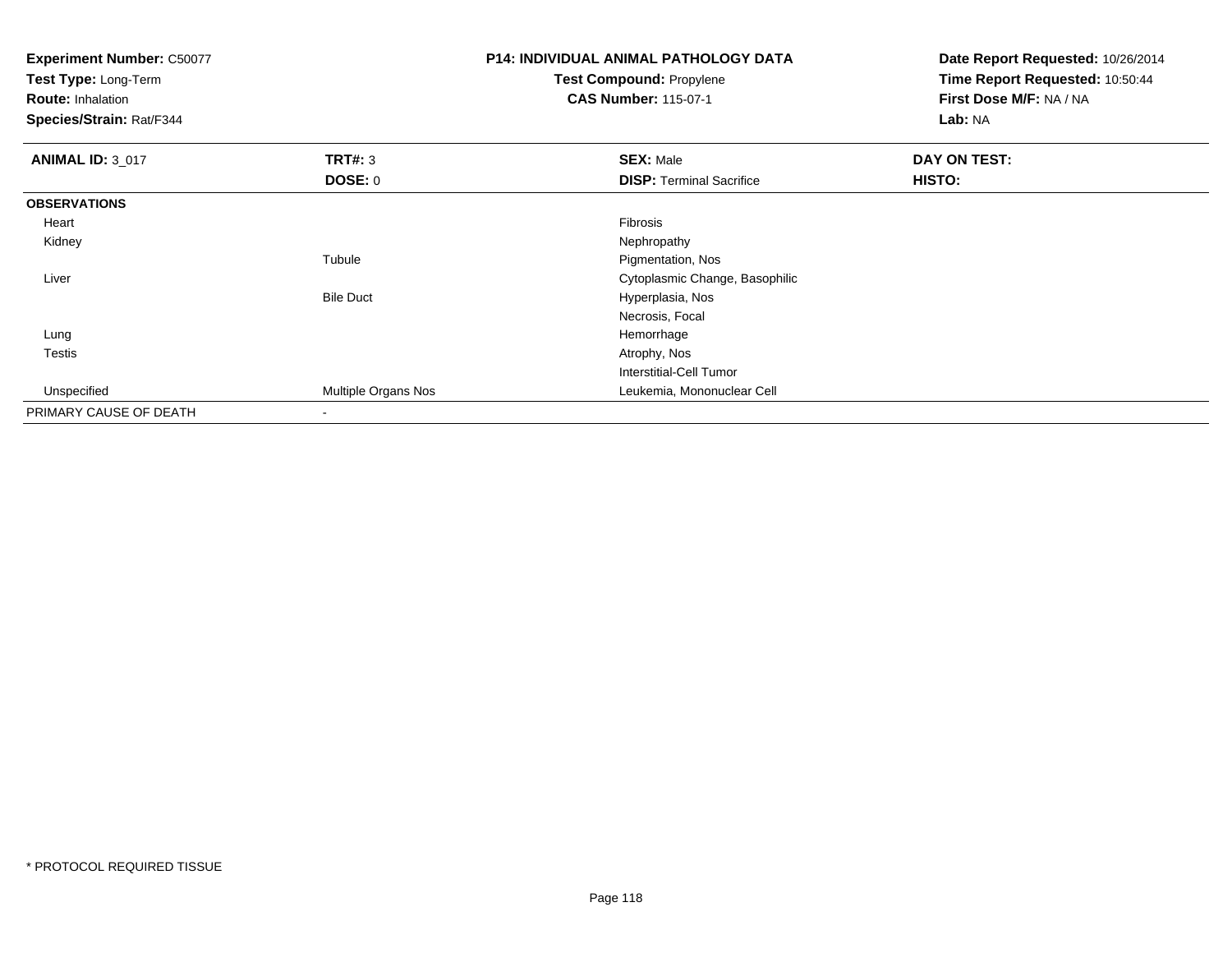**Experiment Number:** C50077
**Test Type:** Long-Term
**Route:** Inhalation
**Species/Strain:** Rat/F344

**P14: INDIVIDUAL ANIMAL PATHOLOGY DATA**
**Test Compound:** Propylene
**CAS Number:** 115-07-1

**Date Report Requested:** 10/26/2014
**Time Report Requested:** 10:50:44
**First Dose M/F:** NA / NA
**Lab:** NA

| **ANIMAL ID:** 3_017 | **TRT#:** 3 | **SEX:** Male | **DAY ON TEST:** |
|---|---|---|---|
| | **DOSE:** 0 | **DISP:** Terminal Sacrifice | **HISTO:** |
| **OBSERVATIONS** | | | |
| Heart | | Fibrosis | |
| Kidney | | Nephropathy | |
| | Tubule | Pigmentation, Nos | |
| Liver | | Cytoplasmic Change, Basophilic | |
| | Bile Duct | Hyperplasia, Nos | |
| | | Necrosis, Focal | |
| Lung | | Hemorrhage | |
| Testis | | Atrophy, Nos | |
| | | Interstitial-Cell Tumor | |
| Unspecified | Multiple Organs Nos | Leukemia, Mononuclear Cell | |
| PRIMARY CAUSE OF DEATH | - | | |

* PROTOCOL REQUIRED TISSUE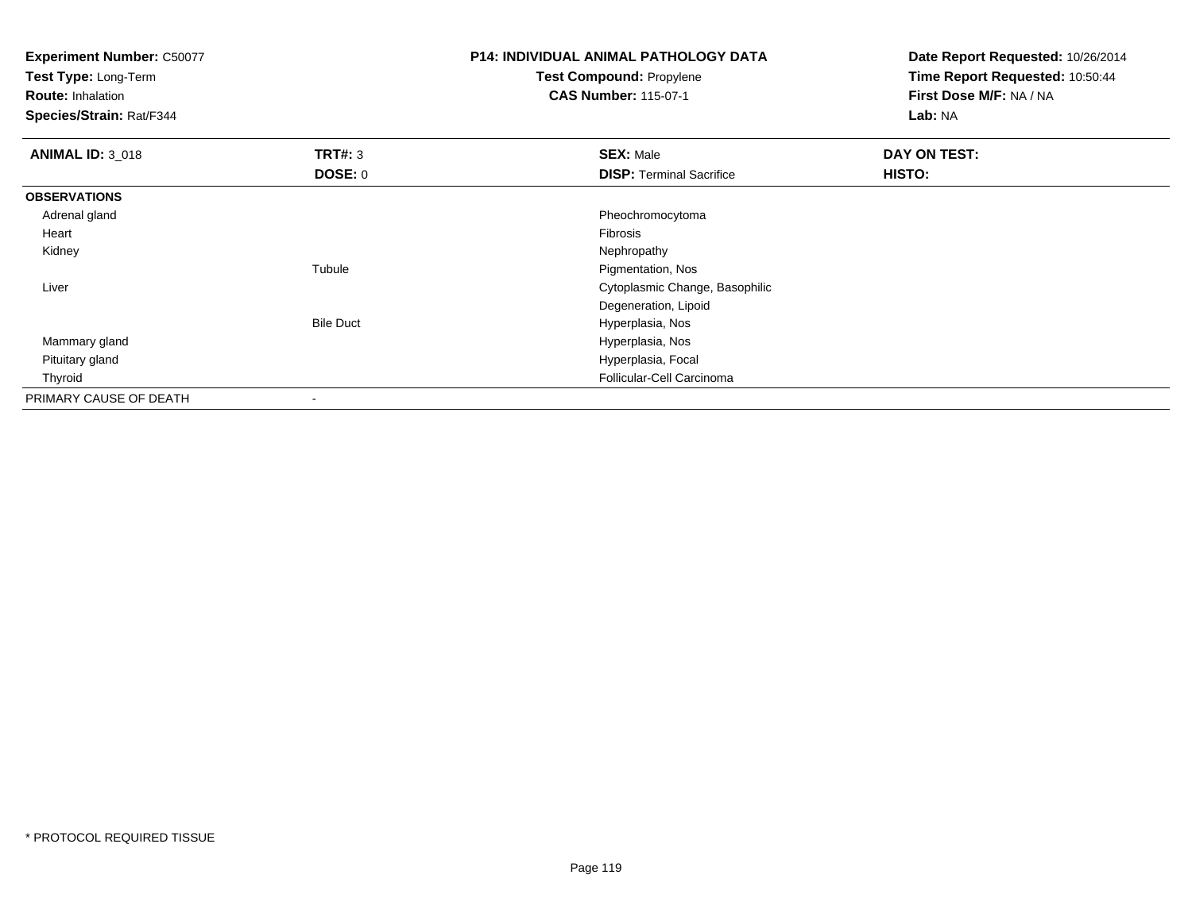**Experiment Number:** C50077
**Test Type:** Long-Term
**Route:** Inhalation
**Species/Strain:** Rat/F344

**P14: INDIVIDUAL ANIMAL PATHOLOGY DATA**
**Test Compound:** Propylene
**CAS Number:** 115-07-1

**Date Report Requested:** 10/26/2014
**Time Report Requested:** 10:50:44
**First Dose M/F:** NA / NA
**Lab:** NA

| **ANIMAL ID:** 3_018 | **TRT#:** 3 | **SEX:** Male | **DAY ON TEST:** |
|---|---|---|---|
| | **DOSE:** 0 | **DISP:** Terminal Sacrifice | **HISTO:** |
| **OBSERVATIONS** | | | |
| Adrenal gland | | Pheochromocytoma | |
| Heart | | Fibrosis | |
| Kidney | | Nephropathy | |
| | Tubule | Pigmentation, Nos | |
| Liver | | Cytoplasmic Change, Basophilic | |
| | | Degeneration, Lipoid | |
| | Bile Duct | Hyperplasia, Nos | |
| Mammary gland | | Hyperplasia, Nos | |
| Pituitary gland | | Hyperplasia, Focal | |
| Thyroid | | Follicular-Cell Carcinoma | |
| PRIMARY CAUSE OF DEATH | - | | |

* PROTOCOL REQUIRED TISSUE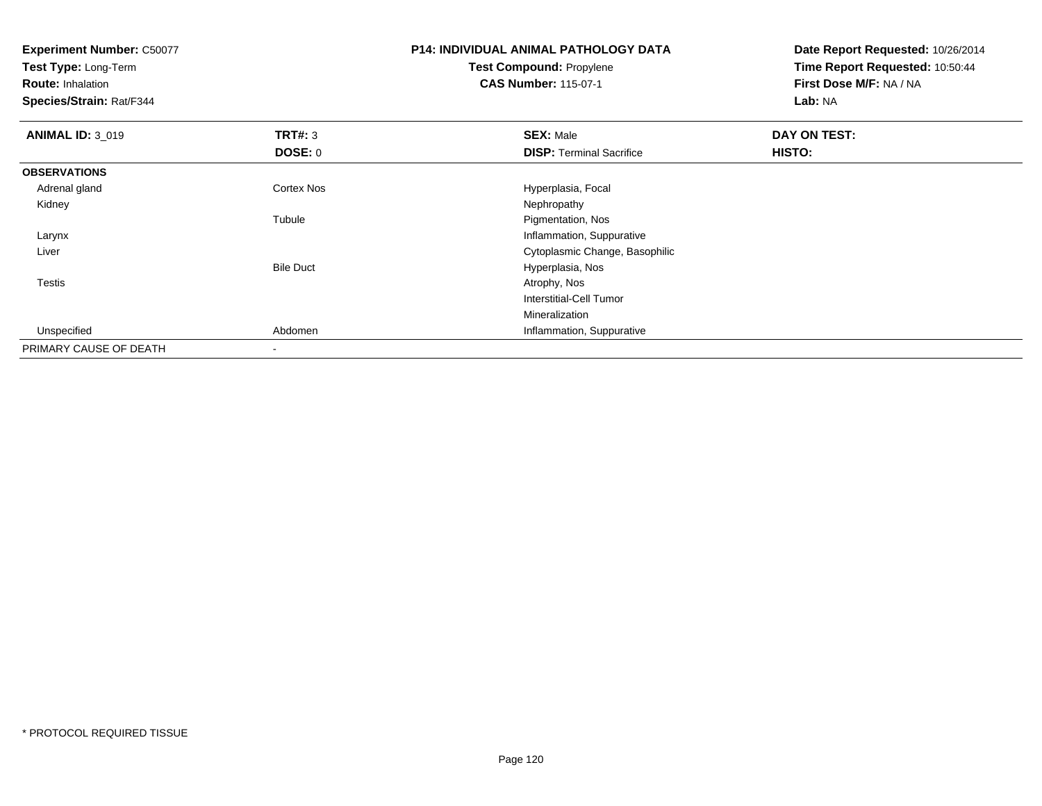**Experiment Number:** C50077
**Test Type:** Long-Term
**Route:** Inhalation
**Species/Strain:** Rat/F344

**P14: INDIVIDUAL ANIMAL PATHOLOGY DATA**
**Test Compound:** Propylene
**CAS Number:** 115-07-1

**Date Report Requested:** 10/26/2014
**Time Report Requested:** 10:50:44
**First Dose M/F:** NA / NA
**Lab:** NA

| **ANIMAL ID:** 3_019 | **TRT#:** 3 | **SEX:** Male | **DAY ON TEST:** |
|---|---|---|---|
| | **DOSE:** 0 | **DISP:** Terminal Sacrifice | **HISTO:** |
| **OBSERVATIONS** | | | |
| Adrenal gland | Cortex Nos | Hyperplasia, Focal | |
| Kidney | | Nephropathy | |
| | Tubule | Pigmentation, Nos | |
| Larynx | | Inflammation, Suppurative | |
| Liver | | Cytoplasmic Change, Basophilic | |
| | Bile Duct | Hyperplasia, Nos | |
| Testis | | Atrophy, Nos | |
| | | Interstitial-Cell Tumor | |
| | | Mineralization | |
| Unspecified | Abdomen | Inflammation, Suppurative | |
| PRIMARY CAUSE OF DEATH | - | | |

* PROTOCOL REQUIRED TISSUE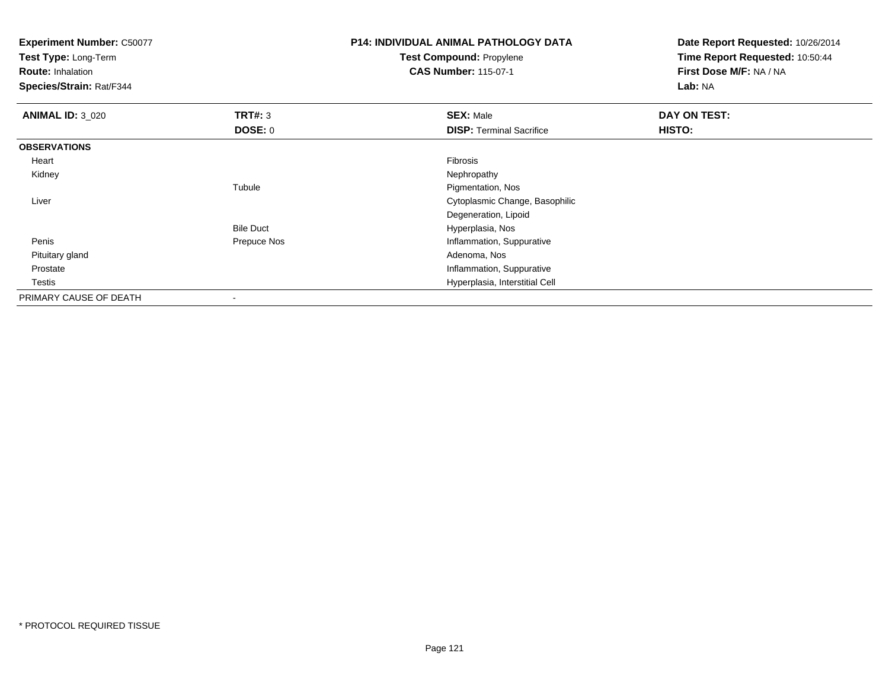**Experiment Number:** C50077
**Test Type:** Long-Term
**Route:** Inhalation
**Species/Strain:** Rat/F344

**P14: INDIVIDUAL ANIMAL PATHOLOGY DATA**
**Test Compound:** Propylene
**CAS Number:** 115-07-1

**Date Report Requested:** 10/26/2014
**Time Report Requested:** 10:50:44
**First Dose M/F:** NA / NA
**Lab:** NA

| **ANIMAL ID:** 3_020 | **TRT#:** 3 | **SEX:** Male | **DAY ON TEST:** |
|---|---|---|---|
| | **DOSE:** 0 | **DISP:** Terminal Sacrifice | **HISTO:** |
| **OBSERVATIONS** | | | |
| Heart | | Fibrosis | |
| Kidney | | Nephropathy | |
| | Tubule | Pigmentation, Nos | |
| Liver | | Cytoplasmic Change, Basophilic | |
| | | Degeneration, Lipoid | |
| | Bile Duct | Hyperplasia, Nos | |
| Penis | Prepuce Nos | Inflammation, Suppurative | |
| Pituitary gland | | Adenoma, Nos | |
| Prostate | | Inflammation, Suppurative | |
| Testis | | Hyperplasia, Interstitial Cell | |
| PRIMARY CAUSE OF DEATH | - | | |

* PROTOCOL REQUIRED TISSUE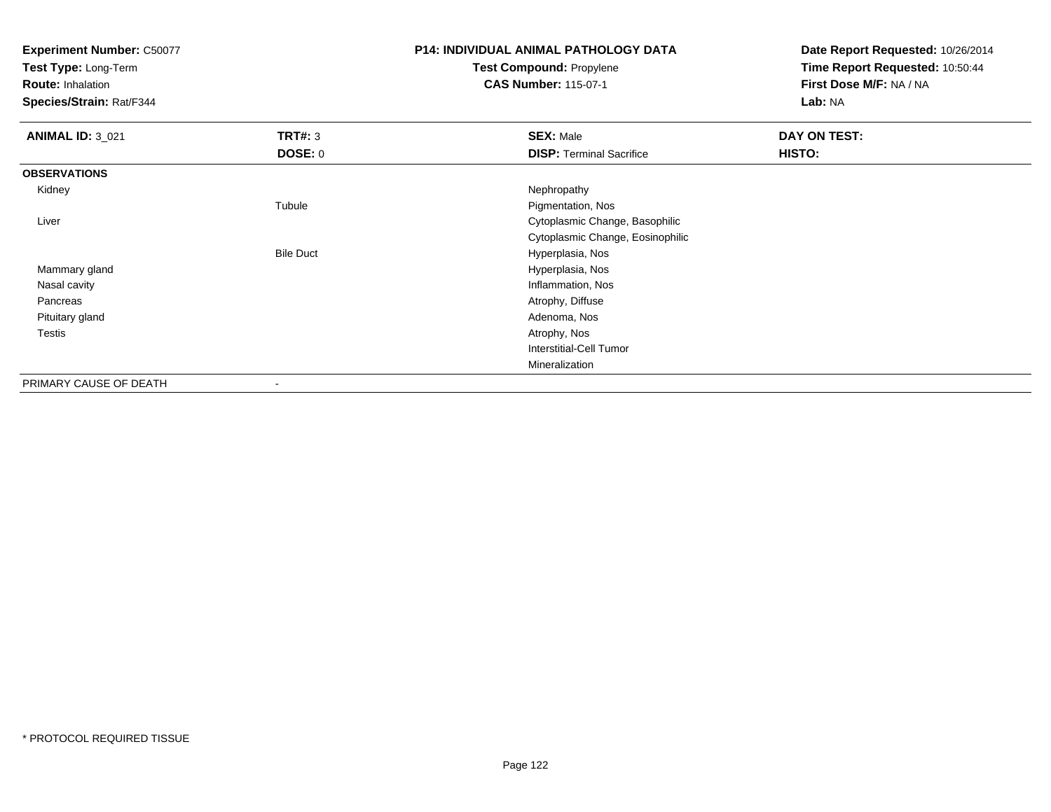**Experiment Number:** C50077
**Test Type:** Long-Term
**Route:** Inhalation
**Species/Strain:** Rat/F344

**P14: INDIVIDUAL ANIMAL PATHOLOGY DATA**
**Test Compound:** Propylene
**CAS Number:** 115-07-1

**Date Report Requested:** 10/26/2014
**Time Report Requested:** 10:50:44
**First Dose M/F:** NA / NA
**Lab:** NA

| **ANIMAL ID:** 3_021 | **TRT#:** 3 | **SEX:** Male | **DAY ON TEST:** |
|---|---|---|---|
| | **DOSE:** 0 | **DISP:** Terminal Sacrifice | **HISTO:** |
| **OBSERVATIONS** | | | |
| Kidney | | Nephropathy | |
| | Tubule | Pigmentation, Nos | |
| Liver | | Cytoplasmic Change, Basophilic | |
| | | Cytoplasmic Change, Eosinophilic | |
| | Bile Duct | Hyperplasia, Nos | |
| Mammary gland | | Hyperplasia, Nos | |
| Nasal cavity | | Inflammation, Nos | |
| Pancreas | | Atrophy, Diffuse | |
| Pituitary gland | | Adenoma, Nos | |
| Testis | | Atrophy, Nos | |
| | | Interstitial-Cell Tumor | |
| | | Mineralization | |
| PRIMARY CAUSE OF DEATH | - | | |

* PROTOCOL REQUIRED TISSUE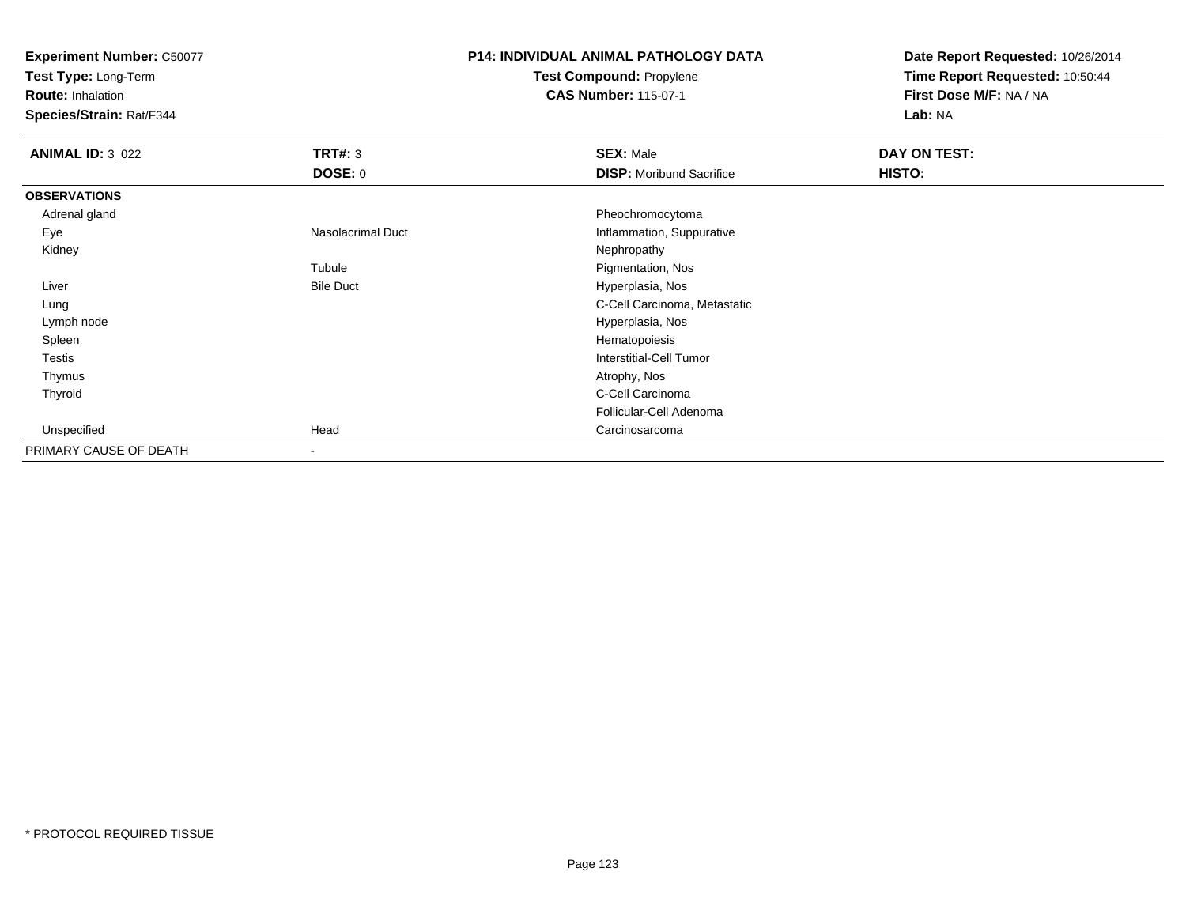**Experiment Number:** C50077
**Test Type:** Long-Term
**Route:** Inhalation
**Species/Strain:** Rat/F344

**P14: INDIVIDUAL ANIMAL PATHOLOGY DATA**
**Test Compound:** Propylene
**CAS Number:** 115-07-1

**Date Report Requested:** 10/26/2014
**Time Report Requested:** 10:50:44
**First Dose M/F:** NA / NA
**Lab:** NA

| **ANIMAL ID:** 3_022 | **TRT#:** 3 | **SEX:** Male | **DAY ON TEST:** |
|---|---|---|---|
| | **DOSE:** 0 | **DISP:** Moribund Sacrifice | **HISTO:** |
| **OBSERVATIONS** | | | |
| Adrenal gland | | Pheochromocytoma | |
| Eye | Nasolacrimal Duct | Inflammation, Suppurative | |
| Kidney | | Nephropathy | |
| | Tubule | Pigmentation, Nos | |
| Liver | Bile Duct | Hyperplasia, Nos | |
| Lung | | C-Cell Carcinoma, Metastatic | |
| Lymph node | | Hyperplasia, Nos | |
| Spleen | | Hematopoiesis | |
| Testis | | Interstitial-Cell Tumor | |
| Thymus | | Atrophy, Nos | |
| Thyroid | | C-Cell Carcinoma | |
| | | Follicular-Cell Adenoma | |
| Unspecified | Head | Carcinosarcoma | |
| PRIMARY CAUSE OF DEATH | - | | |

* PROTOCOL REQUIRED TISSUE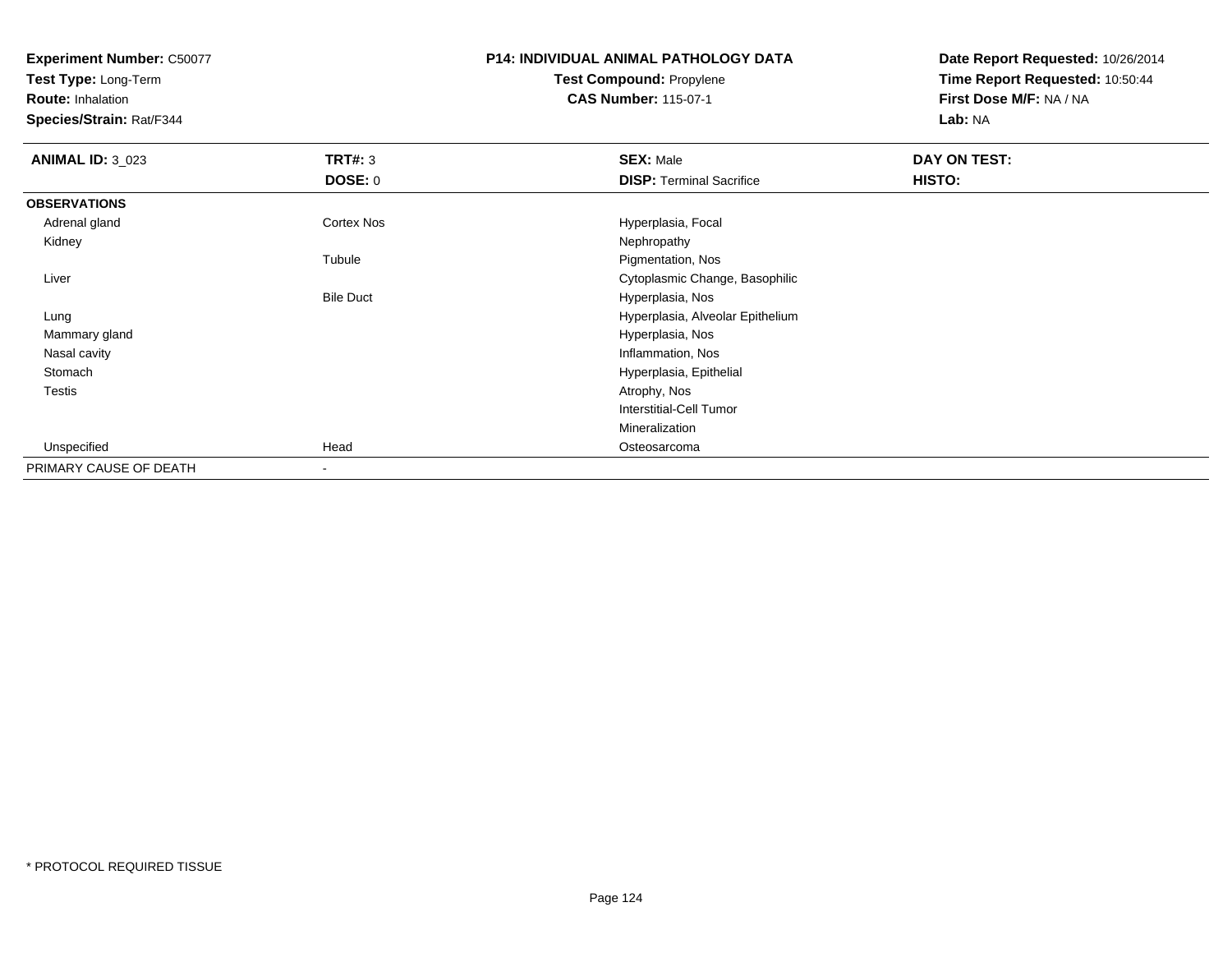**Experiment Number:** C50077
**Test Type:** Long-Term
**Route:** Inhalation
**Species/Strain:** Rat/F344

**P14: INDIVIDUAL ANIMAL PATHOLOGY DATA**
**Test Compound:** Propylene
**CAS Number:** 115-07-1

**Date Report Requested:** 10/26/2014
**Time Report Requested:** 10:50:44
**First Dose M/F:** NA / NA
**Lab:** NA

| **ANIMAL ID:** 3_023 | **TRT#:** 3 | **SEX:** Male | **DAY ON TEST:** |
|---|---|---|---|
| | **DOSE:** 0 | **DISP:** Terminal Sacrifice | **HISTO:** |
| **OBSERVATIONS** | | | |
| Adrenal gland | Cortex Nos | Hyperplasia, Focal | |
| Kidney | | Nephropathy | |
| | Tubule | Pigmentation, Nos | |
| Liver | | Cytoplasmic Change, Basophilic | |
| | Bile Duct | Hyperplasia, Nos | |
| Lung | | Hyperplasia, Alveolar Epithelium | |
| Mammary gland | | Hyperplasia, Nos | |
| Nasal cavity | | Inflammation, Nos | |
| Stomach | | Hyperplasia, Epithelial | |
| Testis | | Atrophy, Nos | |
| | | Interstitial-Cell Tumor | |
| | | Mineralization | |
| Unspecified | Head | Osteosarcoma | |
| PRIMARY CAUSE OF DEATH | - | | |

* PROTOCOL REQUIRED TISSUE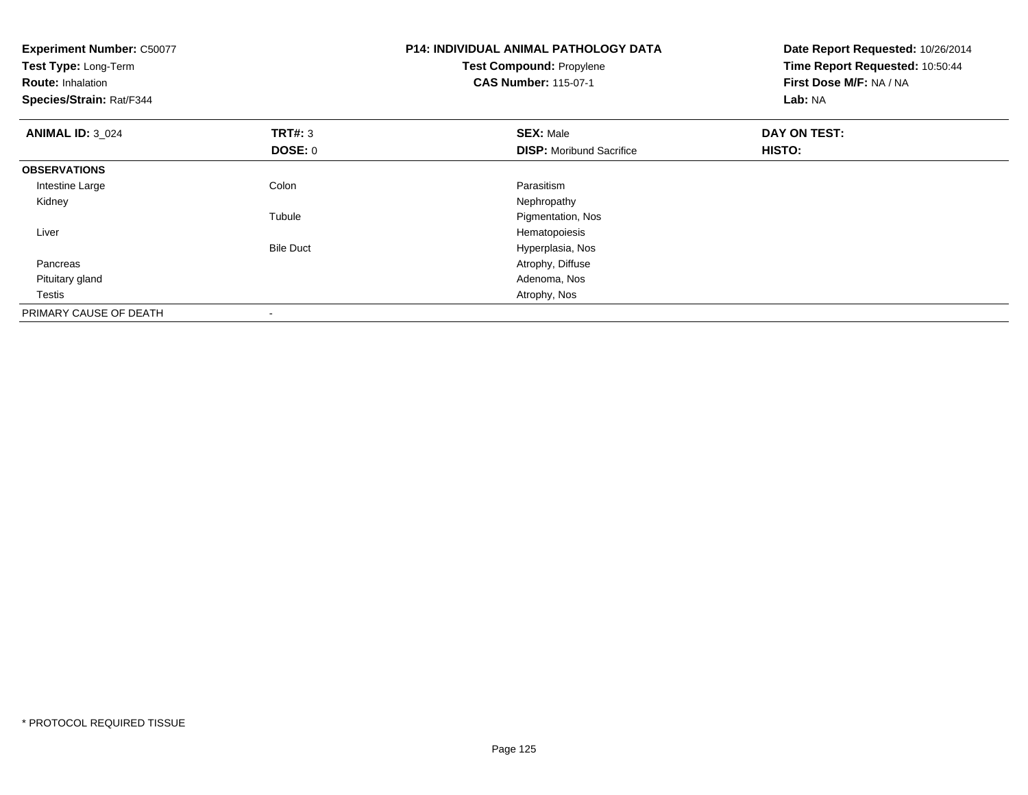**Experiment Number:** C50077
**Test Type:** Long-Term
**Route:** Inhalation
**Species/Strain:** Rat/F344

**P14: INDIVIDUAL ANIMAL PATHOLOGY DATA**
**Test Compound:** Propylene
**CAS Number:** 115-07-1

**Date Report Requested:** 10/26/2014
**Time Report Requested:** 10:50:44
**First Dose M/F:** NA / NA
**Lab:** NA

| **ANIMAL ID:** 3_024 | **TRT#:** 3 | **SEX:** Male | **DAY ON TEST:** |
|---|---|---|---|
| | **DOSE:** 0 | **DISP:** Moribund Sacrifice | **HISTO:** |
| **OBSERVATIONS** | | | |
| Intestine Large | Colon | Parasitism | |
| Kidney | | Nephropathy | |
| | Tubule | Pigmentation, Nos | |
| Liver | | Hematopoiesis | |
| | Bile Duct | Hyperplasia, Nos | |
| Pancreas | | Atrophy, Diffuse | |
| Pituitary gland | | Adenoma, Nos | |
| Testis | | Atrophy, Nos | |
| PRIMARY CAUSE OF DEATH | - | | |

* PROTOCOL REQUIRED TISSUE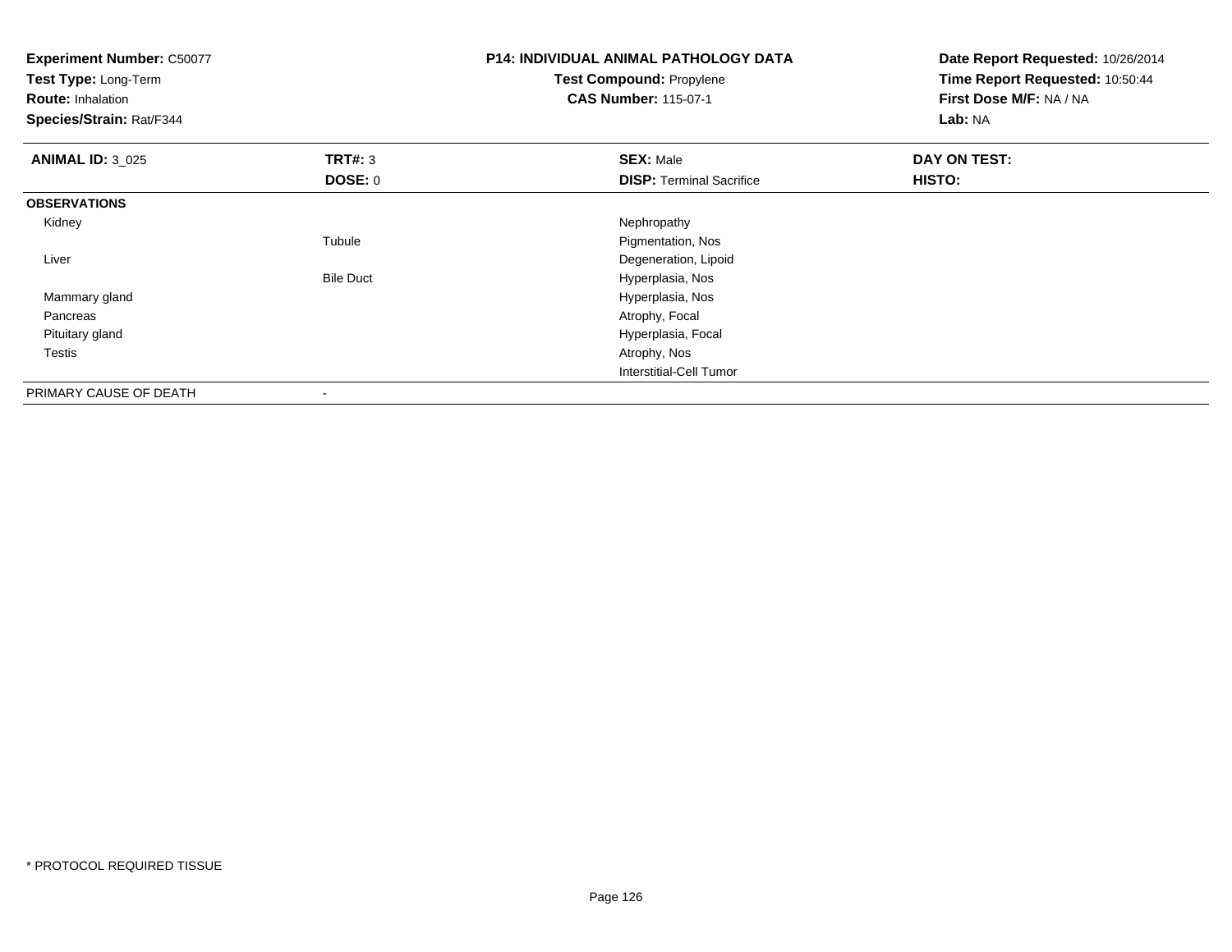**Experiment Number:** C50077
**Test Type:** Long-Term
**Route:** Inhalation
**Species/Strain:** Rat/F344

**P14: INDIVIDUAL ANIMAL PATHOLOGY DATA**
**Test Compound:** Propylene
**CAS Number:** 115-07-1

**Date Report Requested:** 10/26/2014
**Time Report Requested:** 10:50:44
**First Dose M/F:** NA / NA
**Lab:** NA

| **ANIMAL ID:** 3_025 | **TRT#:** 3 | **SEX:** Male | **DAY ON TEST:** |
|---|---|---|---|
| | **DOSE:** 0 | **DISP:** Terminal Sacrifice | **HISTO:** |
| **OBSERVATIONS** | | | |
| Kidney | | Nephropathy | |
| | Tubule | Pigmentation, Nos | |
| Liver | | Degeneration, Lipoid | |
| | Bile Duct | Hyperplasia, Nos | |
| Mammary gland | | Hyperplasia, Nos | |
| Pancreas | | Atrophy, Focal | |
| Pituitary gland | | Hyperplasia, Focal | |
| Testis | | Atrophy, Nos | |
| | | Interstitial-Cell Tumor | |
| PRIMARY CAUSE OF DEATH | - | | |

\* PROTOCOL REQUIRED TISSUE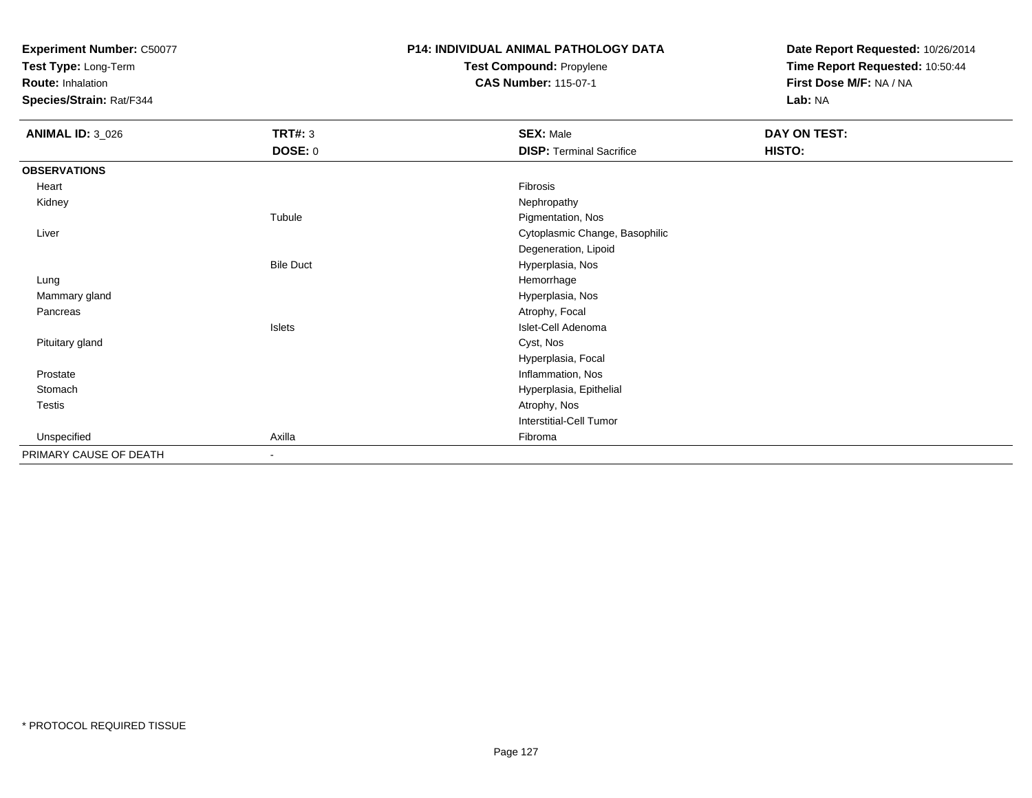**Experiment Number:** C50077
**Test Type:** Long-Term
**Route:** Inhalation
**Species/Strain:** Rat/F344

**P14: INDIVIDUAL ANIMAL PATHOLOGY DATA**
**Test Compound:** Propylene
**CAS Number:** 115-07-1

**Date Report Requested:** 10/26/2014
**Time Report Requested:** 10:50:44
**First Dose M/F:** NA / NA
**Lab:** NA

| **ANIMAL ID:** 3_026 | **TRT#:** 3 | **SEX:** Male | **DAY ON TEST:** |
|---|---|---|---|
| | **DOSE:** 0 | **DISP:** Terminal Sacrifice | **HISTO:** |
| **OBSERVATIONS** | | | |
| Heart | | Fibrosis | |
| Kidney | | Nephropathy | |
| | Tubule | Pigmentation, Nos | |
| Liver | | Cytoplasmic Change, Basophilic | |
| | | Degeneration, Lipoid | |
| | Bile Duct | Hyperplasia, Nos | |
| Lung | | Hemorrhage | |
| Mammary gland | | Hyperplasia, Nos | |
| Pancreas | | Atrophy, Focal | |
| | Islets | Islet-Cell Adenoma | |
| Pituitary gland | | Cyst, Nos | |
| | | Hyperplasia, Focal | |
| Prostate | | Inflammation, Nos | |
| Stomach | | Hyperplasia, Epithelial | |
| Testis | | Atrophy, Nos | |
| | | Interstitial-Cell Tumor | |
| Unspecified | Axilla | Fibroma | |
| PRIMARY CAUSE OF DEATH | - | | |

* PROTOCOL REQUIRED TISSUE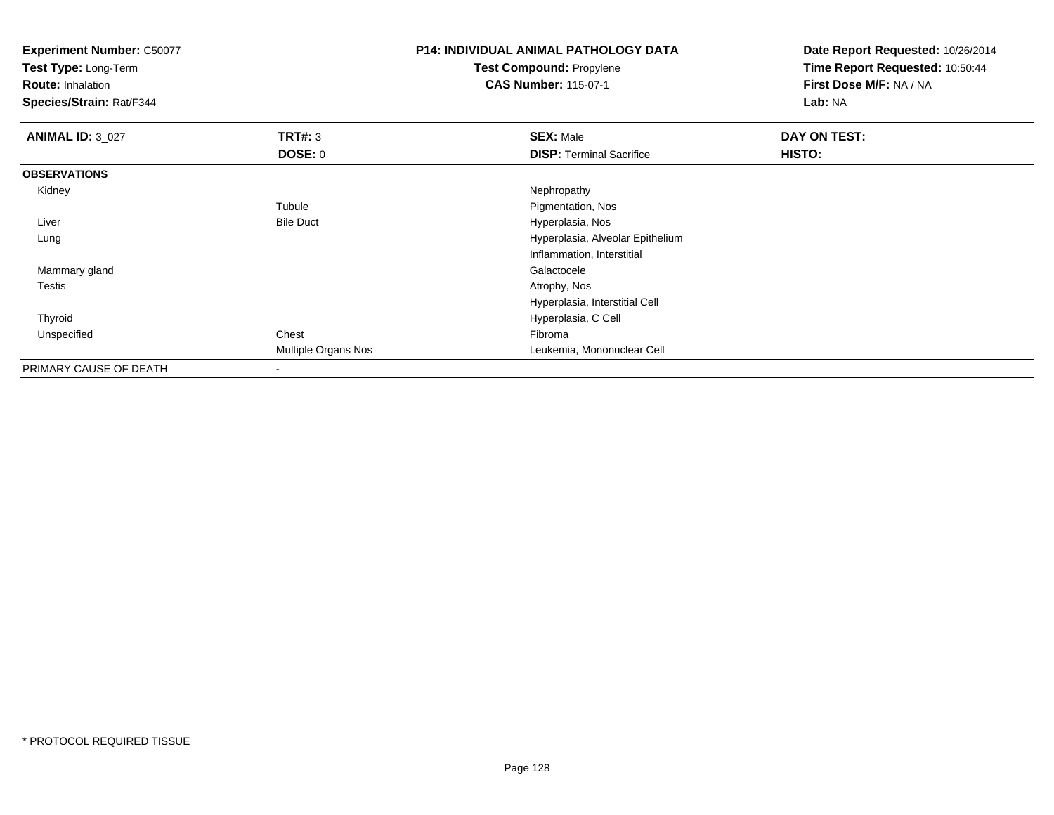**Experiment Number:** C50077
**Test Type:** Long-Term
**Route:** Inhalation
**Species/Strain:** Rat/F344

**P14: INDIVIDUAL ANIMAL PATHOLOGY DATA**
**Test Compound:** Propylene
**CAS Number:** 115-07-1

**Date Report Requested:** 10/26/2014
**Time Report Requested:** 10:50:44
**First Dose M/F:** NA / NA
**Lab:** NA

| **ANIMAL ID:** 3_027 | **TRT#:** 3 | **SEX:** Male | **DAY ON TEST:** |
|---|---|---|---|
| | **DOSE:** 0 | **DISP:** Terminal Sacrifice | **HISTO:** |
| **OBSERVATIONS** | | | |
| Kidney | | Nephropathy | |
| | Tubule | Pigmentation, Nos | |
| Liver | Bile Duct | Hyperplasia, Nos | |
| Lung | | Hyperplasia, Alveolar Epithelium | |
| | | Inflammation, Interstitial | |
| Mammary gland | | Galactocele | |
| Testis | | Atrophy, Nos | |
| | | Hyperplasia, Interstitial Cell | |
| Thyroid | | Hyperplasia, C Cell | |
| Unspecified | Chest | Fibroma | |
| | Multiple Organs Nos | Leukemia, Mononuclear Cell | |
| PRIMARY CAUSE OF DEATH | - | | |

* PROTOCOL REQUIRED TISSUE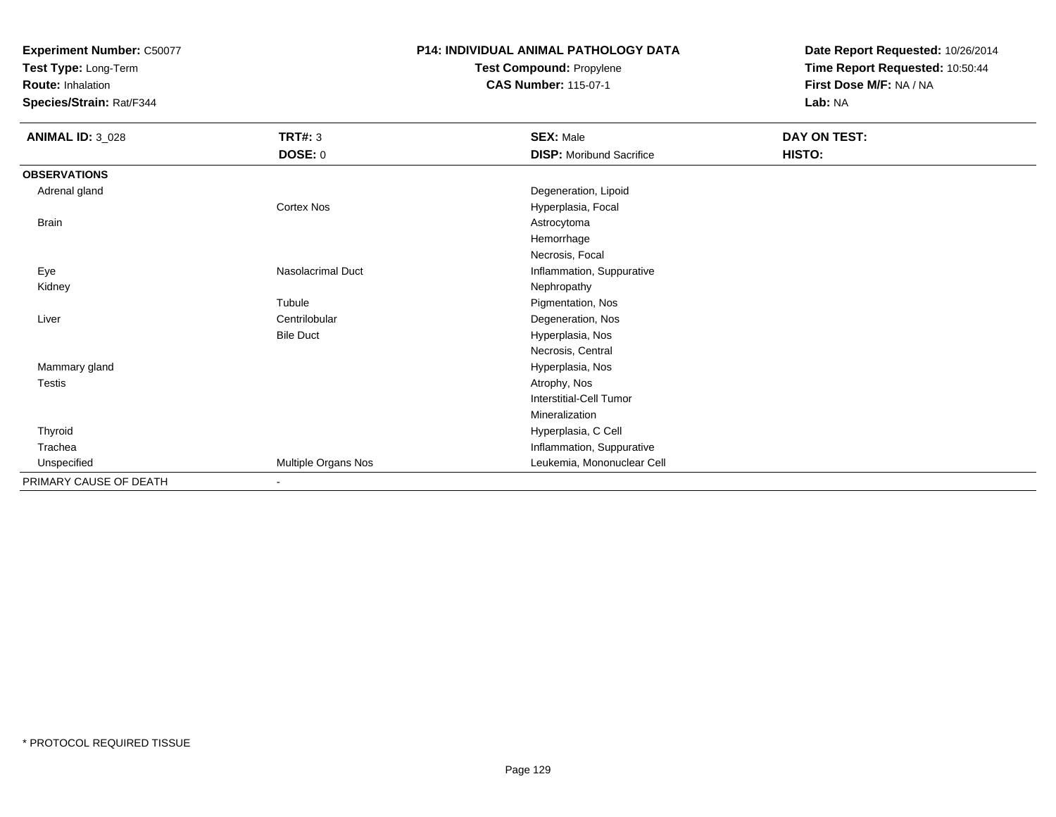**Experiment Number:** C50077
**Test Type:** Long-Term
**Route:** Inhalation
**Species/Strain:** Rat/F344

**P14: INDIVIDUAL ANIMAL PATHOLOGY DATA**
**Test Compound:** Propylene
**CAS Number:** 115-07-1

**Date Report Requested:** 10/26/2014
**Time Report Requested:** 10:50:44
**First Dose M/F:** NA / NA
**Lab:** NA

| **ANIMAL ID:** 3_028 | **TRT#:** 3 | **SEX:** Male | **DAY ON TEST:** |
|---|---|---|---|
| | **DOSE:** 0 | **DISP:** Moribund Sacrifice | **HISTO:** |
| **OBSERVATIONS** | | | |
| Adrenal gland | | Degeneration, Lipoid | |
| | Cortex Nos | Hyperplasia, Focal | |
| Brain | | Astrocytoma | |
| | | Hemorrhage | |
| | | Necrosis, Focal | |
| Eye | Nasolacrimal Duct | Inflammation, Suppurative | |
| Kidney | | Nephropathy | |
| | Tubule | Pigmentation, Nos | |
| Liver | Centrilobular | Degeneration, Nos | |
| | Bile Duct | Hyperplasia, Nos | |
| | | Necrosis, Central | |
| Mammary gland | | Hyperplasia, Nos | |
| Testis | | Atrophy, Nos | |
| | | Interstitial-Cell Tumor | |
| | | Mineralization | |
| Thyroid | | Hyperplasia, C Cell | |
| Trachea | | Inflammation, Suppurative | |
| Unspecified | Multiple Organs Nos | Leukemia, Mononuclear Cell | |
| PRIMARY CAUSE OF DEATH | - | | |

* PROTOCOL REQUIRED TISSUE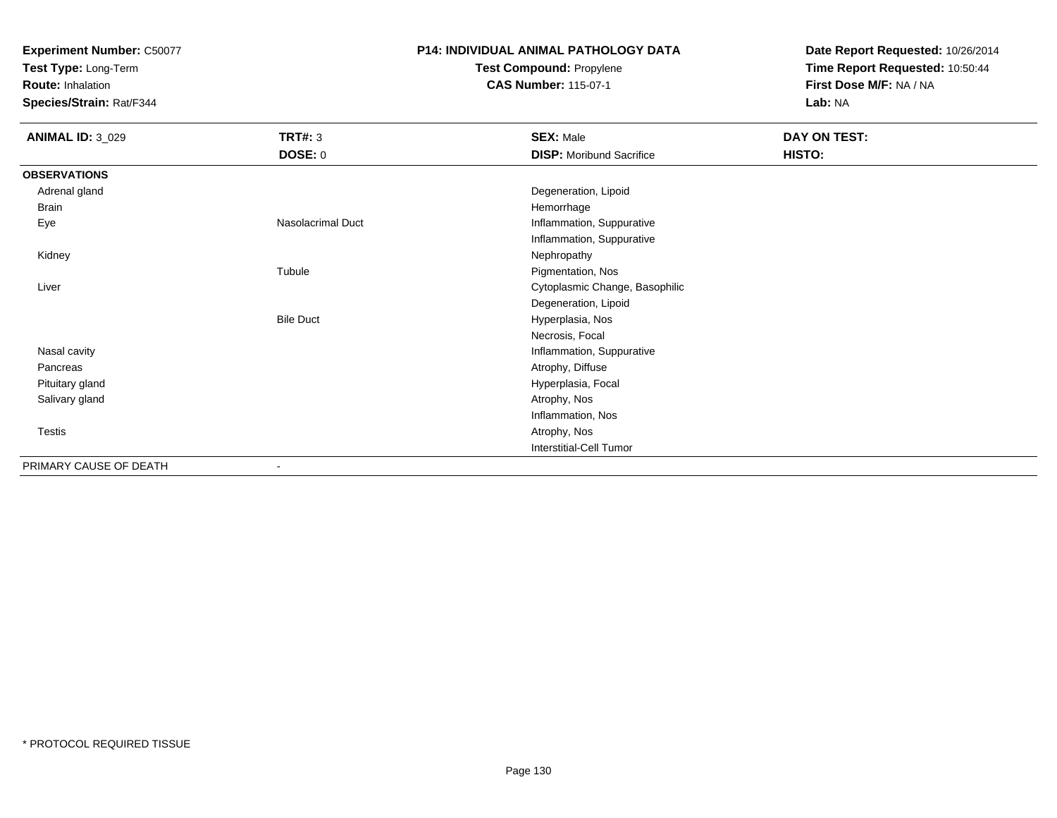**Experiment Number:** C50077
**Test Type:** Long-Term
**Route:** Inhalation
**Species/Strain:** Rat/F344

**P14: INDIVIDUAL ANIMAL PATHOLOGY DATA**
**Test Compound:** Propylene
**CAS Number:** 115-07-1

**Date Report Requested:** 10/26/2014
**Time Report Requested:** 10:50:44
**First Dose M/F:** NA / NA
**Lab:** NA

| **ANIMAL ID:** 3_029 | **TRT#:** 3 | **SEX:** Male | **DAY ON TEST:** |
|---|---|---|---|
| | **DOSE:** 0 | **DISP:** Moribund Sacrifice | **HISTO:** |
| **OBSERVATIONS** | | | |
| Adrenal gland | | Degeneration, Lipoid | |
| Brain | | Hemorrhage | |
| Eye | Nasolacrimal Duct | Inflammation, Suppurative | |
| | | Inflammation, Suppurative | |
| Kidney | | Nephropathy | |
| | Tubule | Pigmentation, Nos | |
| Liver | | Cytoplasmic Change, Basophilic | |
| | | Degeneration, Lipoid | |
| | Bile Duct | Hyperplasia, Nos | |
| | | Necrosis, Focal | |
| Nasal cavity | | Inflammation, Suppurative | |
| Pancreas | | Atrophy, Diffuse | |
| Pituitary gland | | Hyperplasia, Focal | |
| Salivary gland | | Atrophy, Nos | |
| | | Inflammation, Nos | |
| Testis | | Atrophy, Nos | |
| | | Interstitial-Cell Tumor | |
| PRIMARY CAUSE OF DEATH | - | | |

* PROTOCOL REQUIRED TISSUE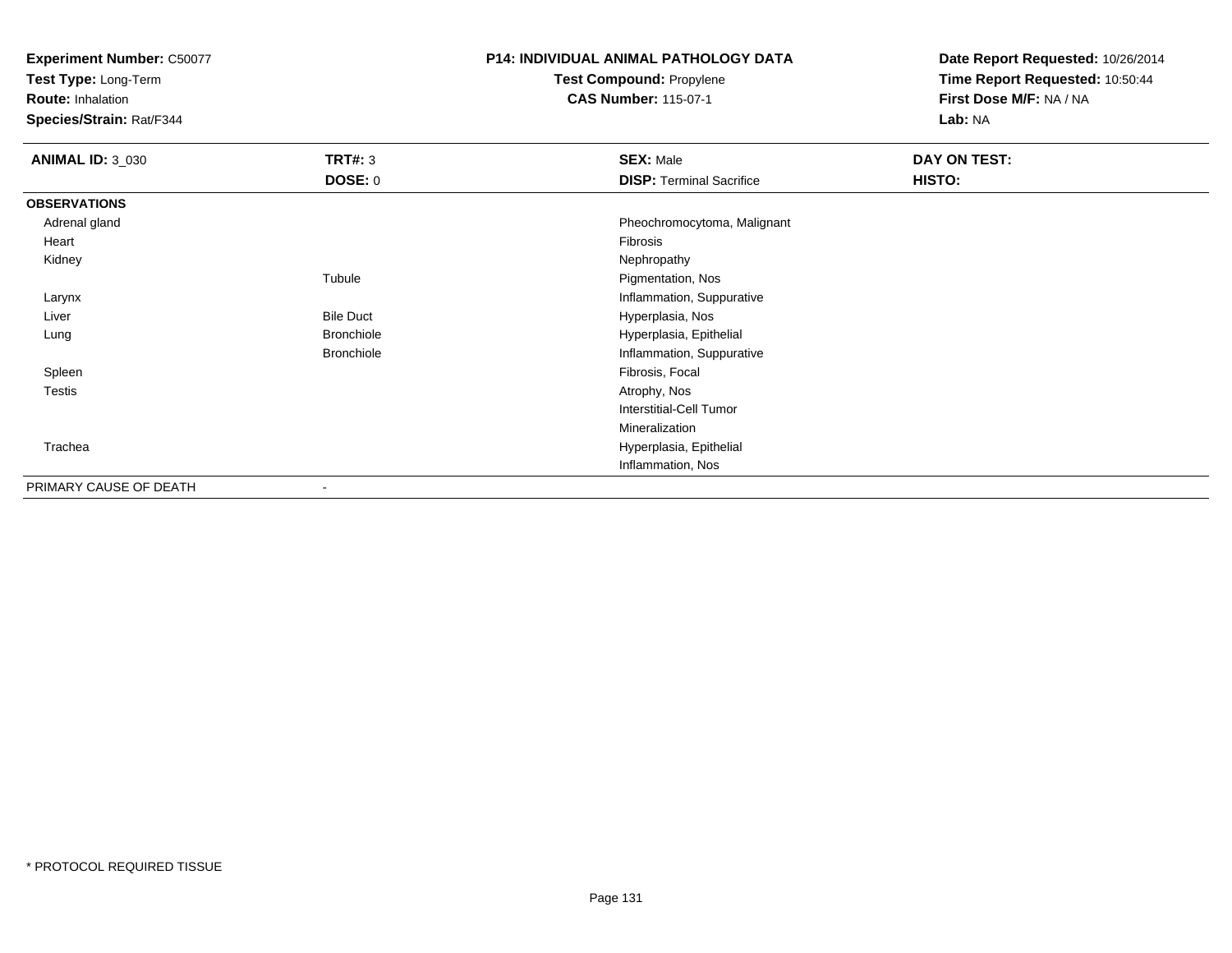**Experiment Number:** C50077
**Test Type:** Long-Term
**Route:** Inhalation
**Species/Strain:** Rat/F344

**P14: INDIVIDUAL ANIMAL PATHOLOGY DATA**
**Test Compound:** Propylene
**CAS Number:** 115-07-1

**Date Report Requested:** 10/26/2014
**Time Report Requested:** 10:50:44
**First Dose M/F:** NA / NA
**Lab:** NA

| **ANIMAL ID:** 3_030 | **TRT#:** 3 | **SEX:** Male | **DAY ON TEST:** |
|---|---|---|---|
| | **DOSE:** 0 | **DISP:** Terminal Sacrifice | **HISTO:** |
| **OBSERVATIONS** | | | |
| Adrenal gland | | Pheochromocytoma, Malignant | |
| Heart | | Fibrosis | |
| Kidney | | Nephropathy | |
| | Tubule | Pigmentation, Nos | |
| Larynx | | Inflammation, Suppurative | |
| Liver | Bile Duct | Hyperplasia, Nos | |
| Lung | Bronchiole | Hyperplasia, Epithelial | |
| | Bronchiole | Inflammation, Suppurative | |
| Spleen | | Fibrosis, Focal | |
| Testis | | Atrophy, Nos | |
| | | Interstitial-Cell Tumor | |
| | | Mineralization | |
| Trachea | | Hyperplasia, Epithelial | |
| | | Inflammation, Nos | |
| PRIMARY CAUSE OF DEATH | - | | |

* PROTOCOL REQUIRED TISSUE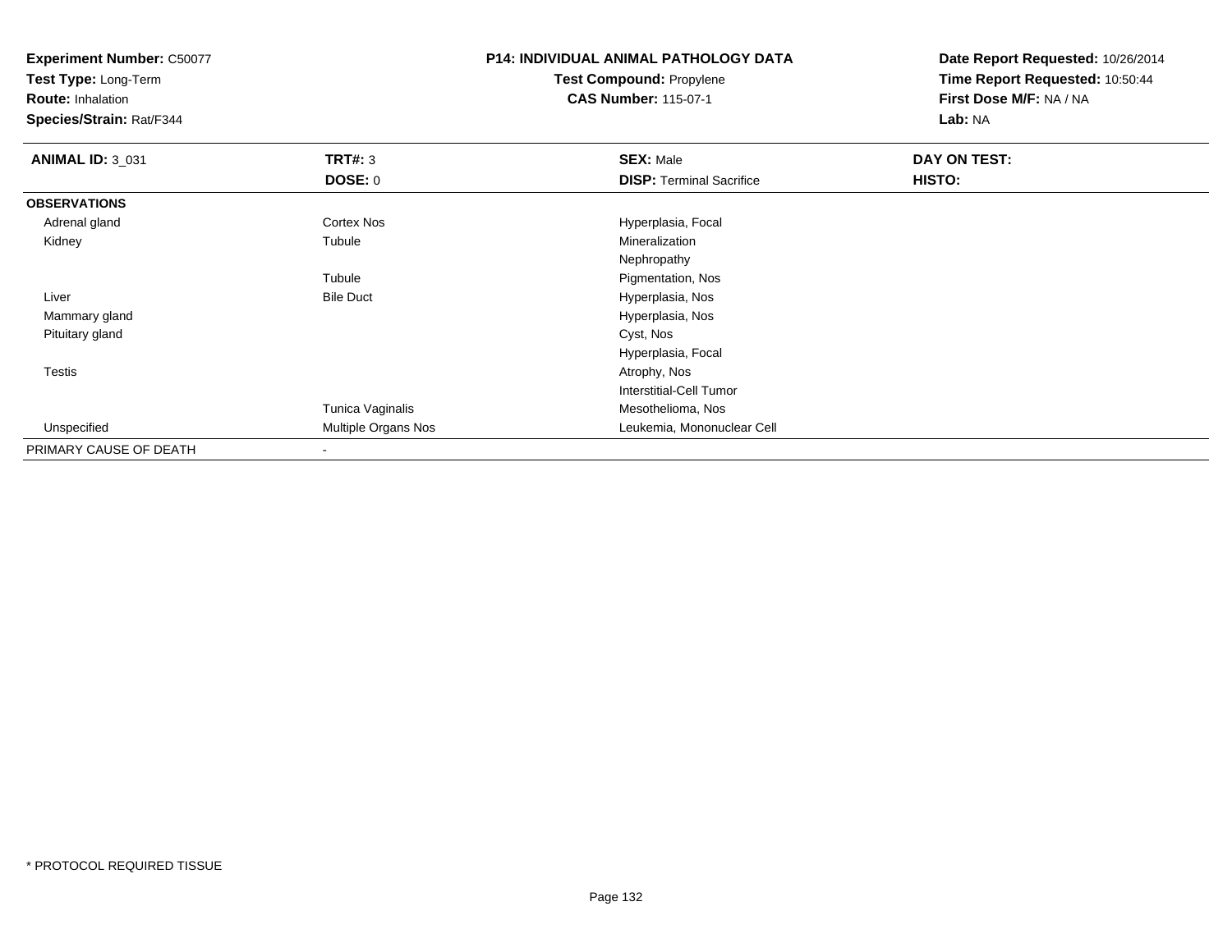**Experiment Number:** C50077
**Test Type:** Long-Term
**Route:** Inhalation
**Species/Strain:** Rat/F344

**P14: INDIVIDUAL ANIMAL PATHOLOGY DATA**
**Test Compound:** Propylene
**CAS Number:** 115-07-1

**Date Report Requested:** 10/26/2014
**Time Report Requested:** 10:50:44
**First Dose M/F:** NA / NA
**Lab:** NA

| **ANIMAL ID:** 3_031 | **TRT#:** 3 | **SEX:** Male | **DAY ON TEST:** |
|---|---|---|---|
| | **DOSE:** 0 | **DISP:** Terminal Sacrifice | **HISTO:** |
| **OBSERVATIONS** | | | |
| Adrenal gland | Cortex Nos | Hyperplasia, Focal | |
| Kidney | Tubule | Mineralization | |
| | | Nephropathy | |
| | Tubule | Pigmentation, Nos | |
| Liver | Bile Duct | Hyperplasia, Nos | |
| Mammary gland | | Hyperplasia, Nos | |
| Pituitary gland | | Cyst, Nos | |
| | | Hyperplasia, Focal | |
| Testis | | Atrophy, Nos | |
| | | Interstitial-Cell Tumor | |
| | Tunica Vaginalis | Mesothelioma, Nos | |
| Unspecified | Multiple Organs Nos | Leukemia, Mononuclear Cell | |
| PRIMARY CAUSE OF DEATH | - | | |

* PROTOCOL REQUIRED TISSUE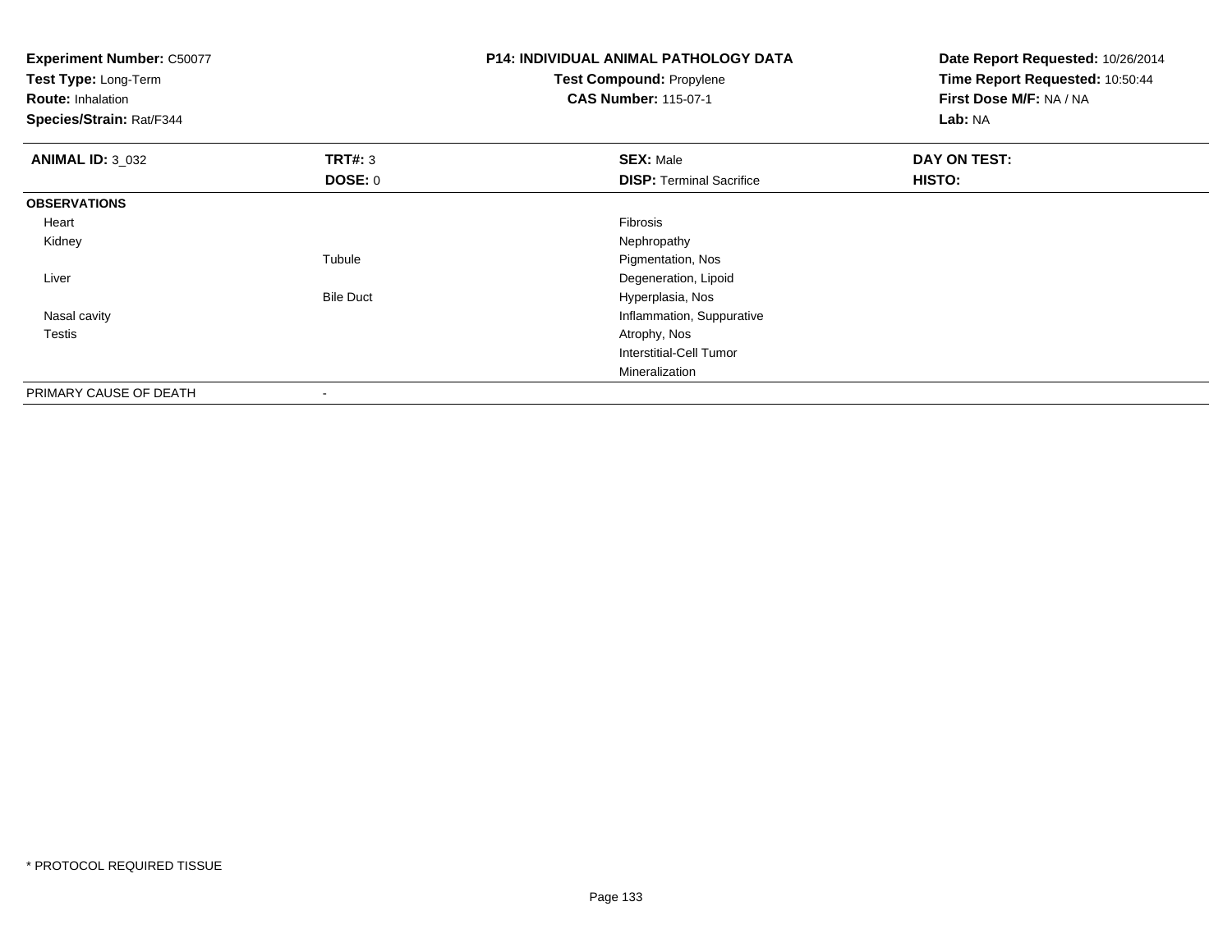**Experiment Number:** C50077
**Test Type:** Long-Term
**Route:** Inhalation
**Species/Strain:** Rat/F344

**P14: INDIVIDUAL ANIMAL PATHOLOGY DATA**
**Test Compound:** Propylene
**CAS Number:** 115-07-1

**Date Report Requested:** 10/26/2014
**Time Report Requested:** 10:50:44
**First Dose M/F:** NA / NA
**Lab:** NA

| **ANIMAL ID:** 3_032 | **TRT#:** 3 | **SEX:** Male | **DAY ON TEST:** |
|---|---|---|---|
| | **DOSE:** 0 | **DISP:** Terminal Sacrifice | **HISTO:** |
| **OBSERVATIONS** | | | |
| Heart | | Fibrosis | |
| Kidney | | Nephropathy | |
| | Tubule | Pigmentation, Nos | |
| Liver | | Degeneration, Lipoid | |
| | Bile Duct | Hyperplasia, Nos | |
| Nasal cavity | | Inflammation, Suppurative | |
| Testis | | Atrophy, Nos | |
| | | Interstitial-Cell Tumor | |
| | | Mineralization | |
| PRIMARY CAUSE OF DEATH | - | | |

* PROTOCOL REQUIRED TISSUE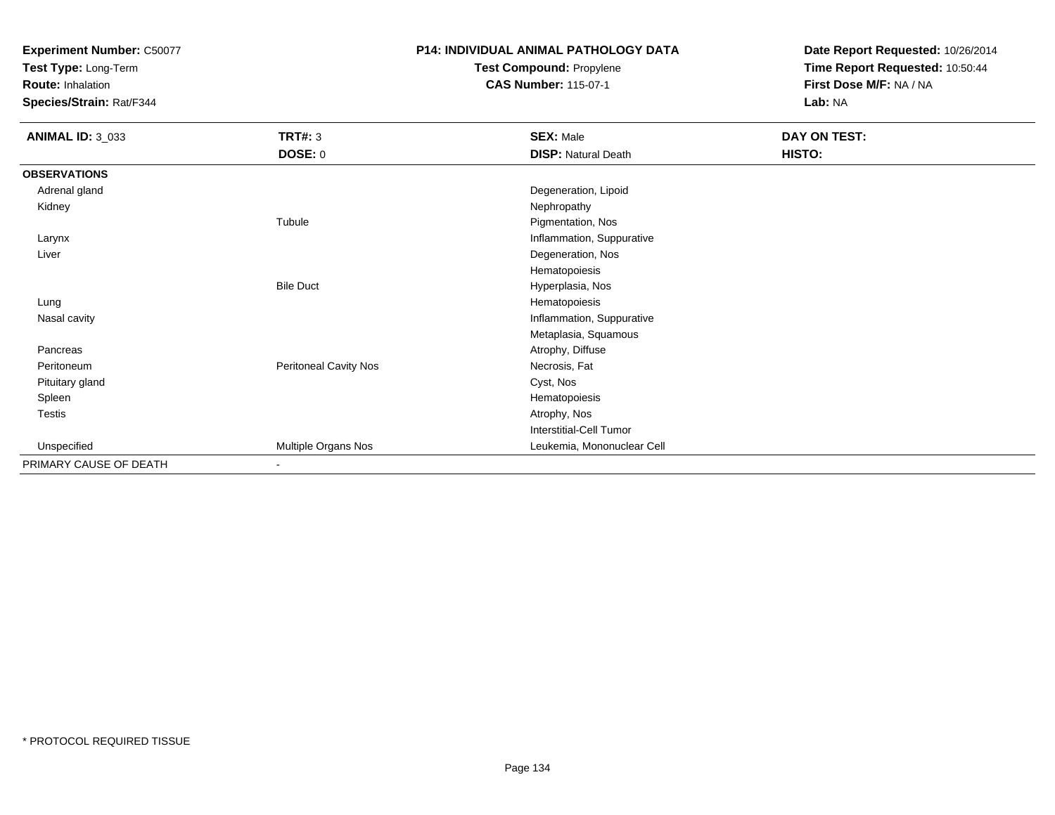**Experiment Number:** C50077
**Test Type:** Long-Term
**Route:** Inhalation
**Species/Strain:** Rat/F344

**P14: INDIVIDUAL ANIMAL PATHOLOGY DATA**
**Test Compound:** Propylene
**CAS Number:** 115-07-1

**Date Report Requested:** 10/26/2014
**Time Report Requested:** 10:50:44
**First Dose M/F:** NA / NA
**Lab:** NA

| **ANIMAL ID:** 3_033 | **TRT#:** 3 | **SEX:** Male | **DAY ON TEST:** |
|---|---|---|---|
| | **DOSE:** 0 | **DISP:** Natural Death | **HISTO:** |
| **OBSERVATIONS** | | | |
| Adrenal gland | | Degeneration, Lipoid | |
| Kidney | | Nephropathy | |
| | Tubule | Pigmentation, Nos | |
| Larynx | | Inflammation, Suppurative | |
| Liver | | Degeneration, Nos | |
| | | Hematopoiesis | |
| | Bile Duct | Hyperplasia, Nos | |
| Lung | | Hematopoiesis | |
| Nasal cavity | | Inflammation, Suppurative | |
| | | Metaplasia, Squamous | |
| Pancreas | | Atrophy, Diffuse | |
| Peritoneum | Peritoneal Cavity Nos | Necrosis, Fat | |
| Pituitary gland | | Cyst, Nos | |
| Spleen | | Hematopoiesis | |
| Testis | | Atrophy, Nos | |
| | | Interstitial-Cell Tumor | |
| Unspecified | Multiple Organs Nos | Leukemia, Mononuclear Cell | |
| PRIMARY CAUSE OF DEATH | - | | |

* PROTOCOL REQUIRED TISSUE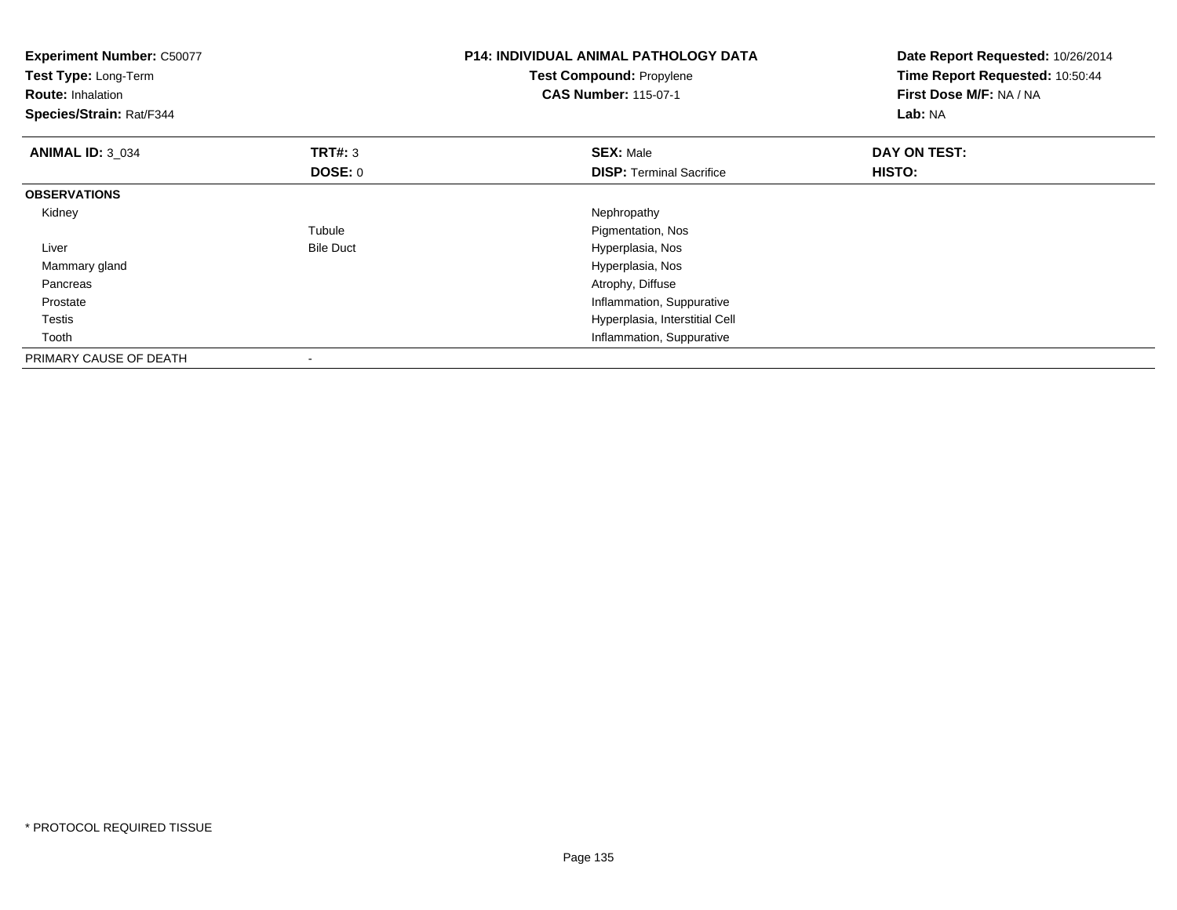**Experiment Number:** C50077
**Test Type:** Long-Term
**Route:** Inhalation
**Species/Strain:** Rat/F344

**P14: INDIVIDUAL ANIMAL PATHOLOGY DATA**
**Test Compound:** Propylene
**CAS Number:** 115-07-1

**Date Report Requested:** 10/26/2014
**Time Report Requested:** 10:50:44
**First Dose M/F:** NA / NA
**Lab:** NA

| **ANIMAL ID:** 3_034 | **TRT#:** 3 | **SEX:** Male | **DAY ON TEST:** |
|---|---|---|---|
| | **DOSE:** 0 | **DISP:** Terminal Sacrifice | **HISTO:** |
| **OBSERVATIONS** | | | |
| Kidney | | Nephropathy | |
| | Tubule | Pigmentation, Nos | |
| Liver | Bile Duct | Hyperplasia, Nos | |
| Mammary gland | | Hyperplasia, Nos | |
| Pancreas | | Atrophy, Diffuse | |
| Prostate | | Inflammation, Suppurative | |
| Testis | | Hyperplasia, Interstitial Cell | |
| Tooth | | Inflammation, Suppurative | |
| PRIMARY CAUSE OF DEATH | - | | |

* PROTOCOL REQUIRED TISSUE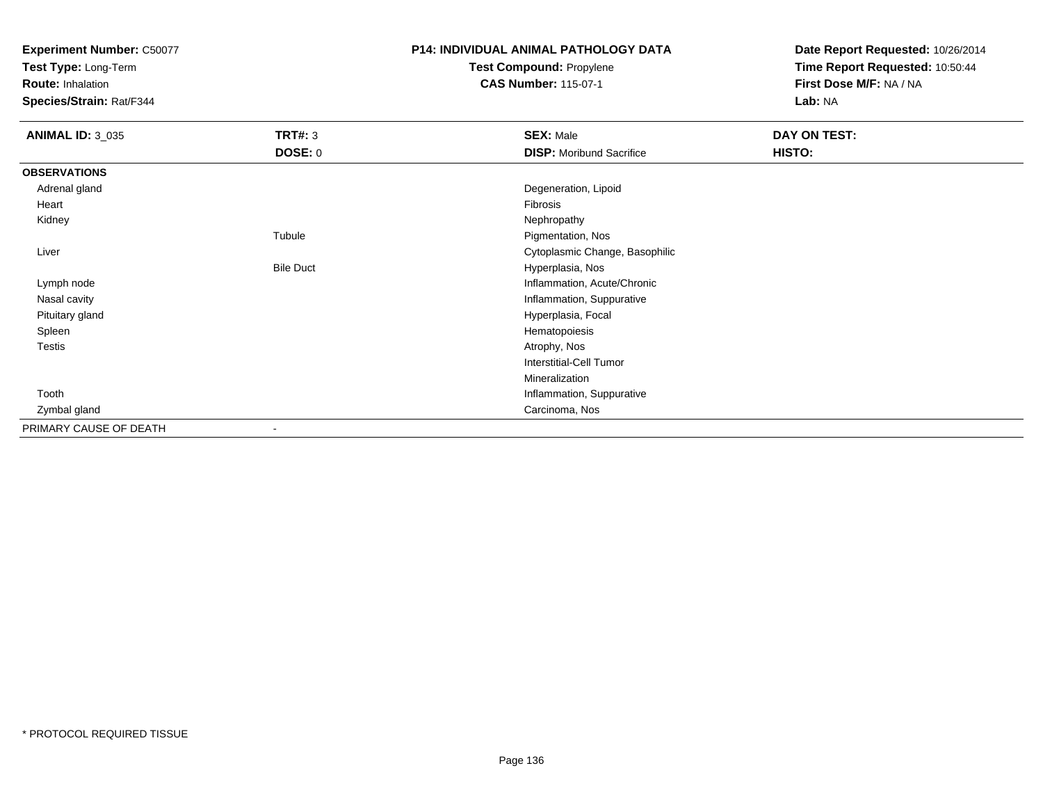**Experiment Number:** C50077
**Test Type:** Long-Term
**Route:** Inhalation
**Species/Strain:** Rat/F344

**P14: INDIVIDUAL ANIMAL PATHOLOGY DATA**
**Test Compound:** Propylene
**CAS Number:** 115-07-1

**Date Report Requested:** 10/26/2014
**Time Report Requested:** 10:50:44
**First Dose M/F:** NA / NA
**Lab:** NA

| **ANIMAL ID:** 3_035 | **TRT#:** 3 | **SEX:** Male | **DAY ON TEST:** |
|---|---|---|---|
| | **DOSE:** 0 | **DISP:** Moribund Sacrifice | **HISTO:** |
| **OBSERVATIONS** | | | |
| Adrenal gland | | Degeneration, Lipoid | |
| Heart | | Fibrosis | |
| Kidney | | Nephropathy | |
| | Tubule | Pigmentation, Nos | |
| Liver | | Cytoplasmic Change, Basophilic | |
| | Bile Duct | Hyperplasia, Nos | |
| Lymph node | | Inflammation, Acute/Chronic | |
| Nasal cavity | | Inflammation, Suppurative | |
| Pituitary gland | | Hyperplasia, Focal | |
| Spleen | | Hematopoiesis | |
| Testis | | Atrophy, Nos | |
| | | Interstitial-Cell Tumor | |
| | | Mineralization | |
| Tooth | | Inflammation, Suppurative | |
| Zymbal gland | | Carcinoma, Nos | |
| PRIMARY CAUSE OF DEATH | - | | |

* PROTOCOL REQUIRED TISSUE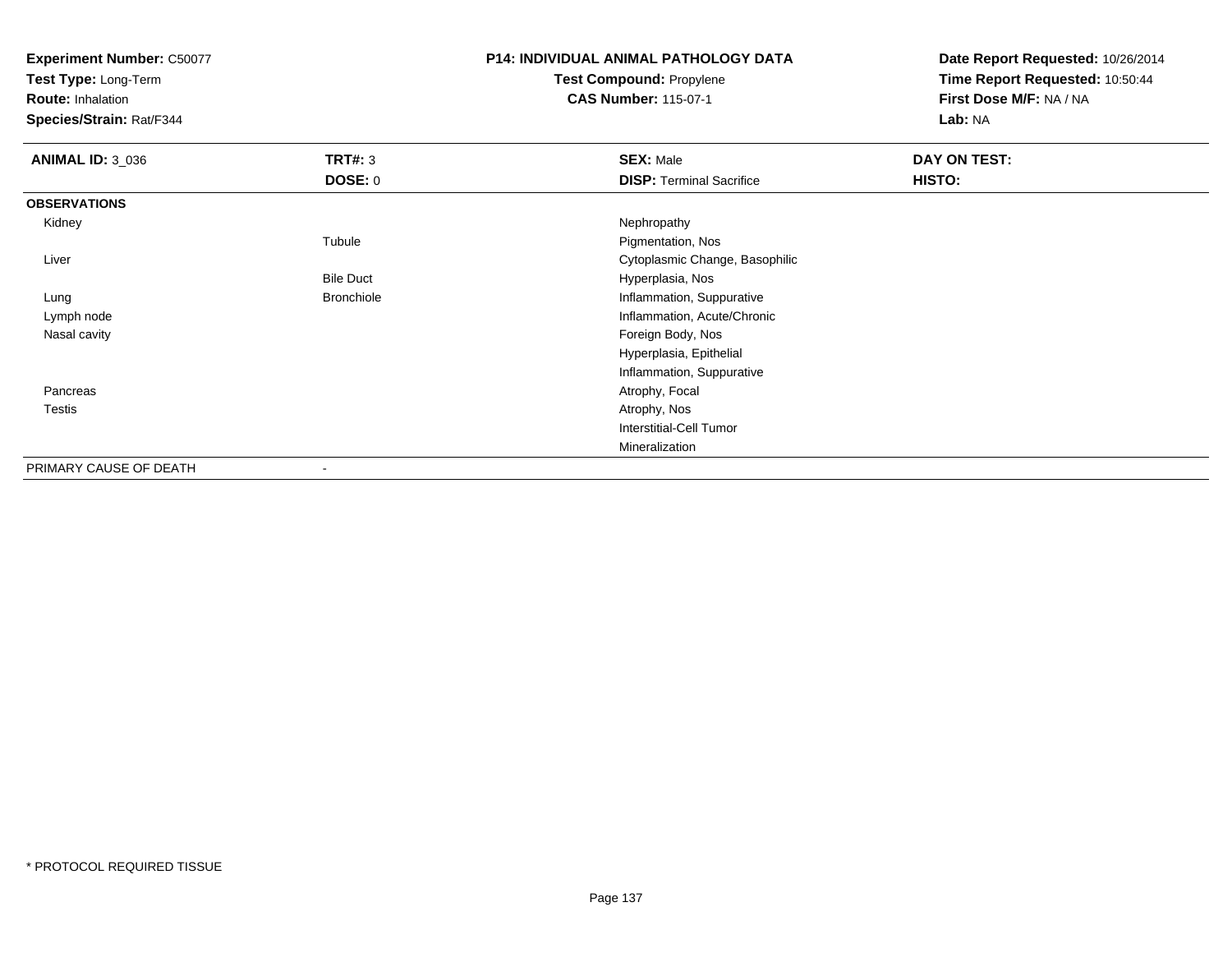**Experiment Number:** C50077
**Test Type:** Long-Term
**Route:** Inhalation
**Species/Strain:** Rat/F344

**P14: INDIVIDUAL ANIMAL PATHOLOGY DATA**
**Test Compound:** Propylene
**CAS Number:** 115-07-1

**Date Report Requested:** 10/26/2014
**Time Report Requested:** 10:50:44
**First Dose M/F:** NA / NA
**Lab:** NA

| **ANIMAL ID:** 3_036 | **TRT#:** 3 | **SEX:** Male | **DAY ON TEST:** |
|---|---|---|---|
| | **DOSE:** 0 | **DISP:** Terminal Sacrifice | **HISTO:** |
| **OBSERVATIONS** | | | |
| Kidney | | Nephropathy | |
| | Tubule | Pigmentation, Nos | |
| Liver | | Cytoplasmic Change, Basophilic | |
| | Bile Duct | Hyperplasia, Nos | |
| Lung | Bronchiole | Inflammation, Suppurative | |
| Lymph node | | Inflammation, Acute/Chronic | |
| Nasal cavity | | Foreign Body, Nos | |
| | | Hyperplasia, Epithelial | |
| | | Inflammation, Suppurative | |
| Pancreas | | Atrophy, Focal | |
| Testis | | Atrophy, Nos | |
| | | Interstitial-Cell Tumor | |
| | | Mineralization | |
| PRIMARY CAUSE OF DEATH | - | | |

* PROTOCOL REQUIRED TISSUE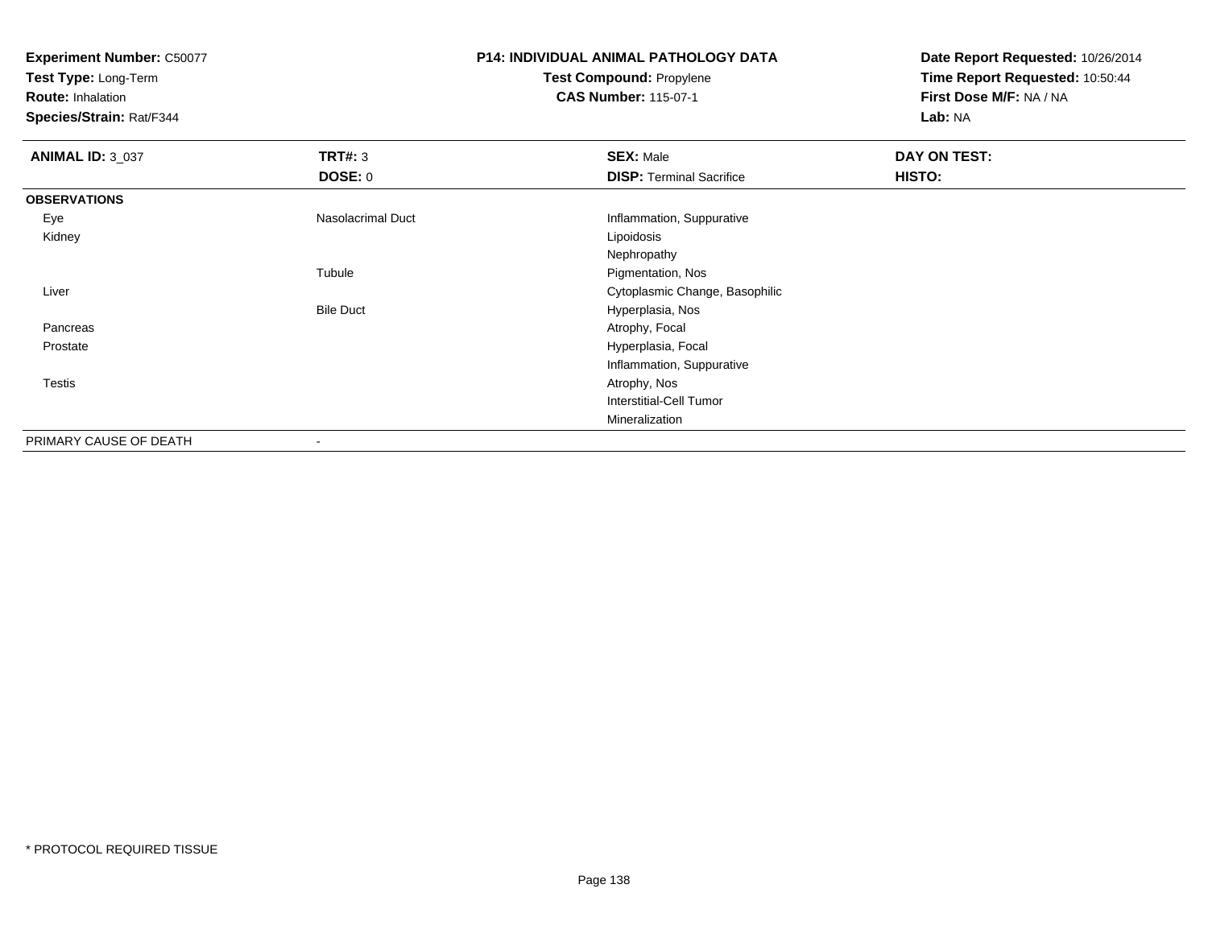**Experiment Number:** C50077
**Test Type:** Long-Term
**Route:** Inhalation
**Species/Strain:** Rat/F344

**P14: INDIVIDUAL ANIMAL PATHOLOGY DATA**
**Test Compound:** Propylene
**CAS Number:** 115-07-1

**Date Report Requested:** 10/26/2014
**Time Report Requested:** 10:50:44
**First Dose M/F:** NA / NA
**Lab:** NA

| **ANIMAL ID:** 3_037 | **TRT#:** 3 | **SEX:** Male | **DAY ON TEST:** |
|---|---|---|---|
| | **DOSE:** 0 | **DISP:** Terminal Sacrifice | **HISTO:** |
| **OBSERVATIONS** | | | |
| Eye | Nasolacrimal Duct | Inflammation, Suppurative | |
| Kidney | | Lipoidosis | |
| | | Nephropathy | |
| | Tubule | Pigmentation, Nos | |
| Liver | | Cytoplasmic Change, Basophilic | |
| | Bile Duct | Hyperplasia, Nos | |
| Pancreas | | Atrophy, Focal | |
| Prostate | | Hyperplasia, Focal | |
| | | Inflammation, Suppurative | |
| Testis | | Atrophy, Nos | |
| | | Interstitial-Cell Tumor | |
| | | Mineralization | |
| PRIMARY CAUSE OF DEATH | - | | |

* PROTOCOL REQUIRED TISSUE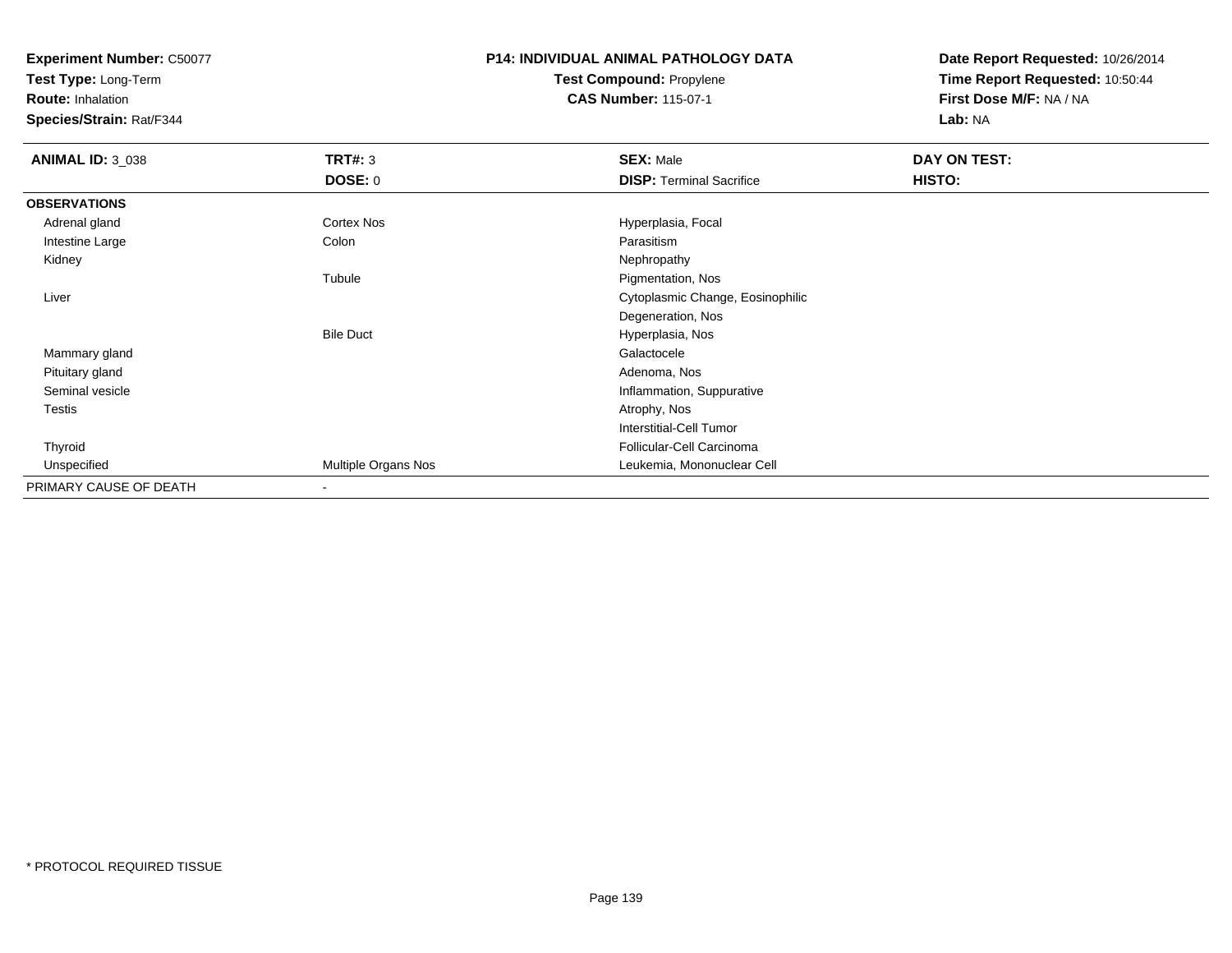**Experiment Number:** C50077
**Test Type:** Long-Term
**Route:** Inhalation
**Species/Strain:** Rat/F344

**P14: INDIVIDUAL ANIMAL PATHOLOGY DATA**
**Test Compound:** Propylene
**CAS Number:** 115-07-1

**Date Report Requested:** 10/26/2014
**Time Report Requested:** 10:50:44
**First Dose M/F:** NA / NA
**Lab:** NA

| **ANIMAL ID:** 3_038 | **TRT#:** 3 | **SEX:** Male | **DAY ON TEST:** |
|---|---|---|---|
| | **DOSE:** 0 | **DISP:** Terminal Sacrifice | **HISTO:** |
| **OBSERVATIONS** | | | |
| Adrenal gland | Cortex Nos | Hyperplasia, Focal | |
| Intestine Large | Colon | Parasitism | |
| Kidney | | Nephropathy | |
| | Tubule | Pigmentation, Nos | |
| Liver | | Cytoplasmic Change, Eosinophilic | |
| | | Degeneration, Nos | |
| | Bile Duct | Hyperplasia, Nos | |
| Mammary gland | | Galactocele | |
| Pituitary gland | | Adenoma, Nos | |
| Seminal vesicle | | Inflammation, Suppurative | |
| Testis | | Atrophy, Nos | |
| | | Interstitial-Cell Tumor | |
| Thyroid | | Follicular-Cell Carcinoma | |
| Unspecified | Multiple Organs Nos | Leukemia, Mononuclear Cell | |
| PRIMARY CAUSE OF DEATH | - | | |

* PROTOCOL REQUIRED TISSUE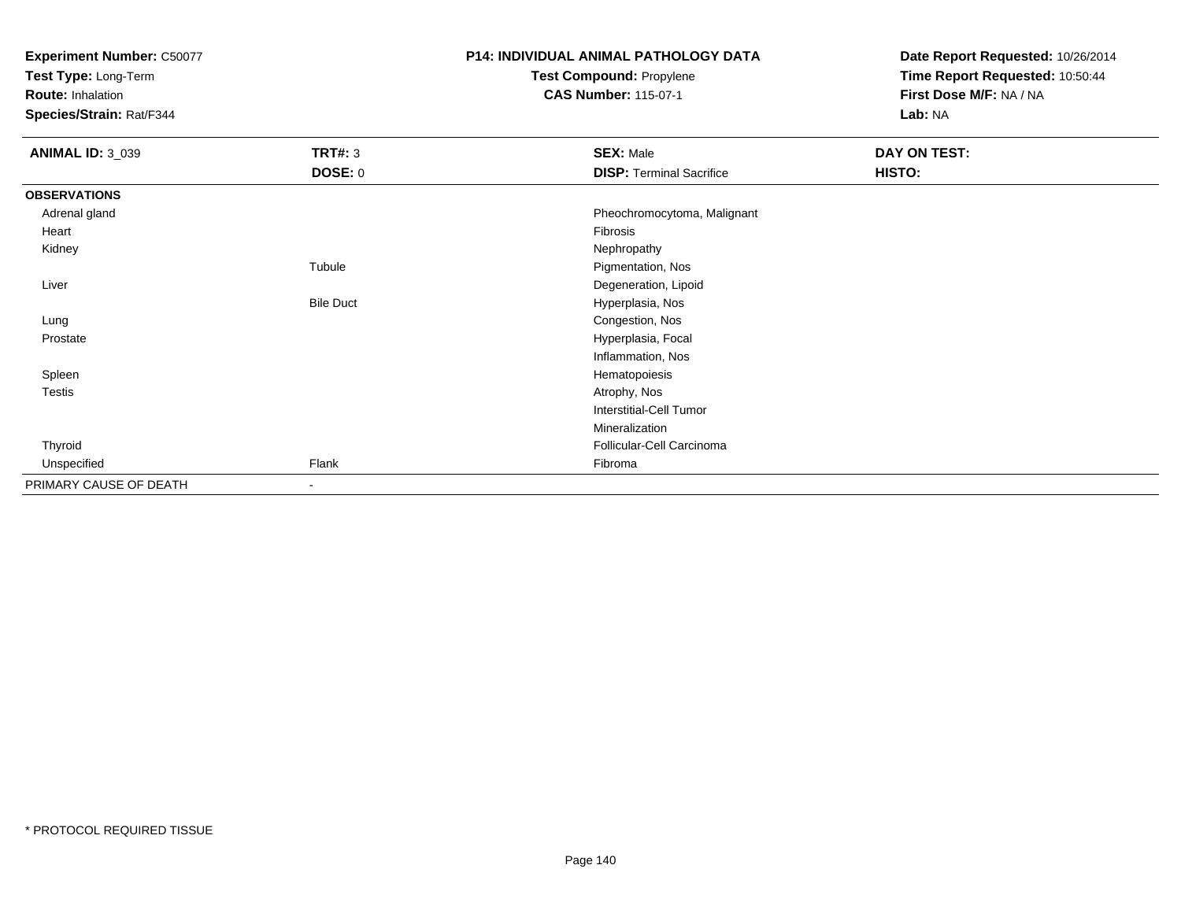**Experiment Number:** C50077
**Test Type:** Long-Term
**Route:** Inhalation
**Species/Strain:** Rat/F344

**P14: INDIVIDUAL ANIMAL PATHOLOGY DATA**
**Test Compound:** Propylene
**CAS Number:** 115-07-1

**Date Report Requested:** 10/26/2014
**Time Report Requested:** 10:50:44
**First Dose M/F:** NA / NA
**Lab:** NA

| **ANIMAL ID:** 3_039 | **TRT#:** 3 | **SEX:** Male | **DAY ON TEST:** |
|---|---|---|---|
| | **DOSE:** 0 | **DISP:** Terminal Sacrifice | **HISTO:** |
| **OBSERVATIONS** | | | |
| Adrenal gland | | Pheochromocytoma, Malignant | |
| Heart | | Fibrosis | |
| Kidney | | Nephropathy | |
| | Tubule | Pigmentation, Nos | |
| Liver | | Degeneration, Lipoid | |
| | Bile Duct | Hyperplasia, Nos | |
| Lung | | Congestion, Nos | |
| Prostate | | Hyperplasia, Focal | |
| | | Inflammation, Nos | |
| Spleen | | Hematopoiesis | |
| Testis | | Atrophy, Nos | |
| | | Interstitial-Cell Tumor | |
| | | Mineralization | |
| Thyroid | | Follicular-Cell Carcinoma | |
| Unspecified | Flank | Fibroma | |
| PRIMARY CAUSE OF DEATH | - | | |

* PROTOCOL REQUIRED TISSUE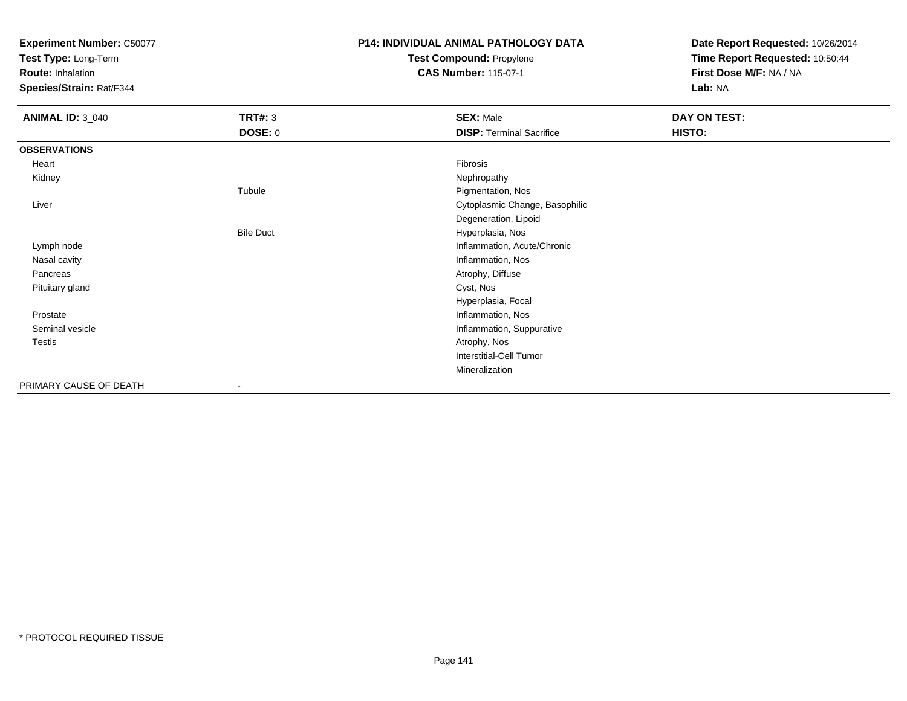**Experiment Number:** C50077
**Test Type:** Long-Term
**Route:** Inhalation
**Species/Strain:** Rat/F344

**P14: INDIVIDUAL ANIMAL PATHOLOGY DATA**
**Test Compound:** Propylene
**CAS Number:** 115-07-1

**Date Report Requested:** 10/26/2014
**Time Report Requested:** 10:50:44
**First Dose M/F:** NA / NA
**Lab:** NA

| **ANIMAL ID:** 3_040 | **TRT#:** 3 | **SEX:** Male | **DAY ON TEST:** |
|---|---|---|---|
| | **DOSE:** 0 | **DISP:** Terminal Sacrifice | **HISTO:** |
| **OBSERVATIONS** | | | |
| Heart | | Fibrosis | |
| Kidney | | Nephropathy | |
| | Tubule | Pigmentation, Nos | |
| Liver | | Cytoplasmic Change, Basophilic | |
| | | Degeneration, Lipoid | |
| | Bile Duct | Hyperplasia, Nos | |
| Lymph node | | Inflammation, Acute/Chronic | |
| Nasal cavity | | Inflammation, Nos | |
| Pancreas | | Atrophy, Diffuse | |
| Pituitary gland | | Cyst, Nos | |
| | | Hyperplasia, Focal | |
| Prostate | | Inflammation, Nos | |
| Seminal vesicle | | Inflammation, Suppurative | |
| Testis | | Atrophy, Nos | |
| | | Interstitial-Cell Tumor | |
| | | Mineralization | |
| PRIMARY CAUSE OF DEATH | - | | |

* PROTOCOL REQUIRED TISSUE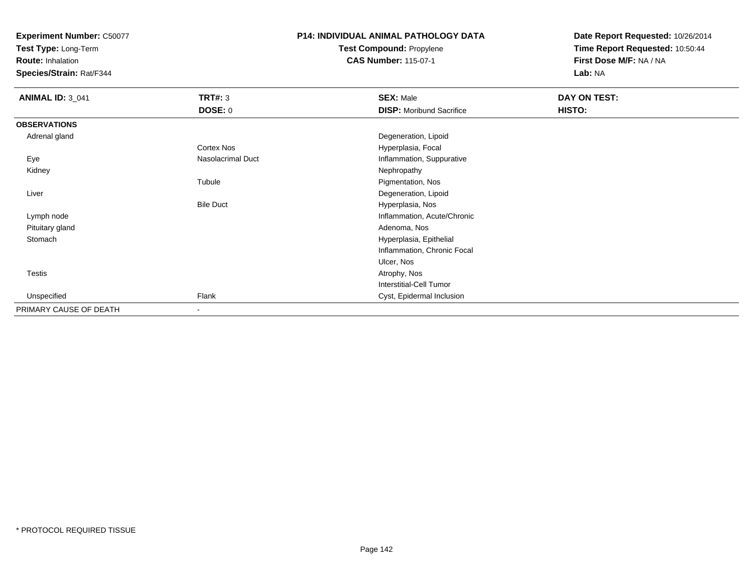**Experiment Number:** C50077
**Test Type:** Long-Term
**Route:** Inhalation
**Species/Strain:** Rat/F344

**P14: INDIVIDUAL ANIMAL PATHOLOGY DATA**
**Test Compound:** Propylene
**CAS Number:** 115-07-1

**Date Report Requested:** 10/26/2014
**Time Report Requested:** 10:50:44
**First Dose M/F:** NA / NA
**Lab:** NA

| **ANIMAL ID:** 3_041 | **TRT#:** 3 | **SEX:** Male | **DAY ON TEST:** |
|---|---|---|---|
| | **DOSE:** 0 | **DISP:** Moribund Sacrifice | **HISTO:** |
| **OBSERVATIONS** | | | |
| Adrenal gland | | Degeneration, Lipoid | |
| | Cortex Nos | Hyperplasia, Focal | |
| Eye | Nasolacrimal Duct | Inflammation, Suppurative | |
| Kidney | | Nephropathy | |
| | Tubule | Pigmentation, Nos | |
| Liver | | Degeneration, Lipoid | |
| | Bile Duct | Hyperplasia, Nos | |
| Lymph node | | Inflammation, Acute/Chronic | |
| Pituitary gland | | Adenoma, Nos | |
| Stomach | | Hyperplasia, Epithelial | |
| | | Inflammation, Chronic Focal | |
| | | Ulcer, Nos | |
| Testis | | Atrophy, Nos | |
| | | Interstitial-Cell Tumor | |
| Unspecified | Flank | Cyst, Epidermal Inclusion | |
| PRIMARY CAUSE OF DEATH | - | | |

* PROTOCOL REQUIRED TISSUE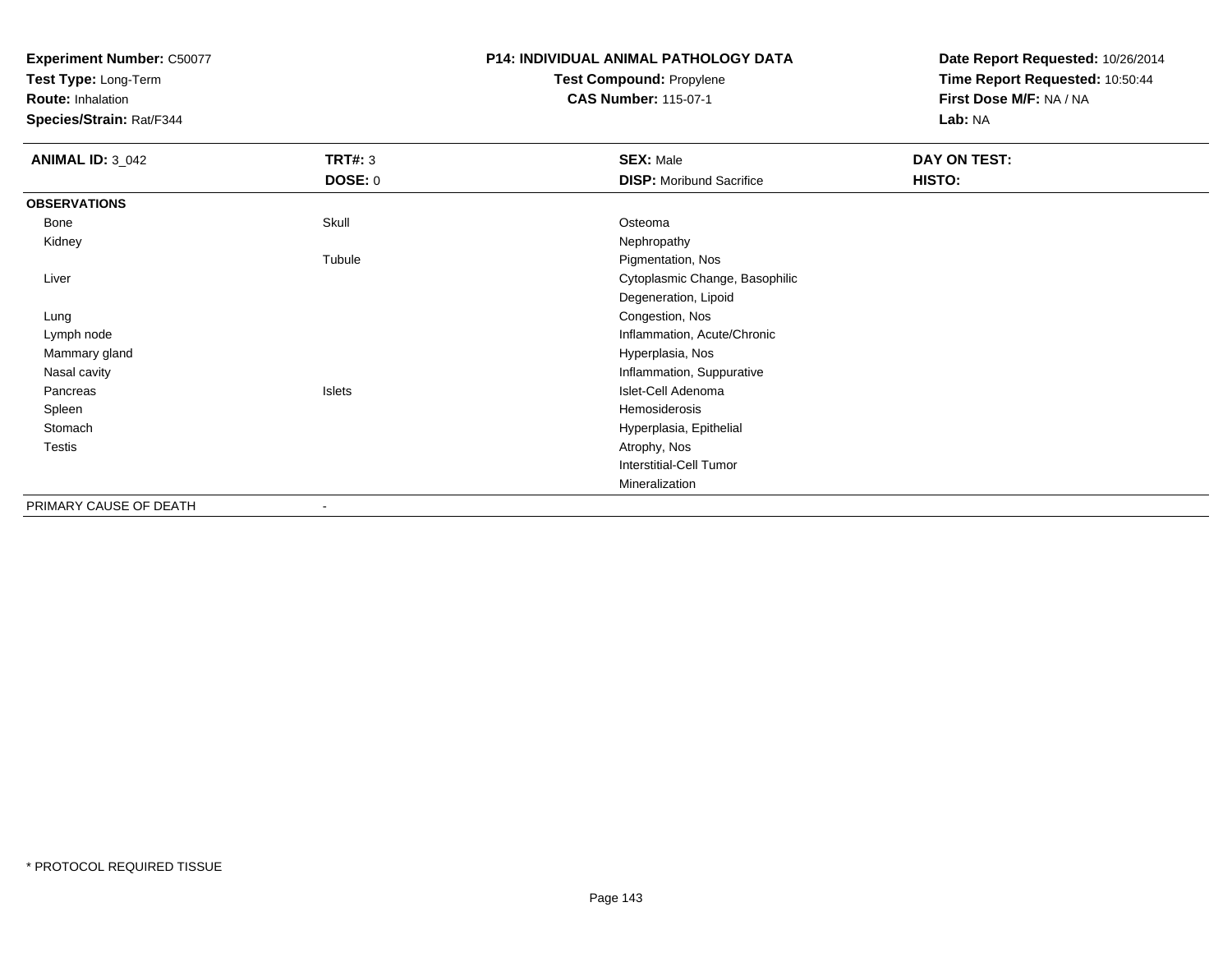**Experiment Number:** C50077
**Test Type:** Long-Term
**Route:** Inhalation
**Species/Strain:** Rat/F344

**P14: INDIVIDUAL ANIMAL PATHOLOGY DATA**
**Test Compound:** Propylene
**CAS Number:** 115-07-1

**Date Report Requested:** 10/26/2014
**Time Report Requested:** 10:50:44
**First Dose M/F:** NA / NA
**Lab:** NA

| ANIMAL ID: 3_042 | TRT#: 3 | SEX: Male | DAY ON TEST: |
|---|---|---|---|
| | DOSE: 0 | DISP: Moribund Sacrifice | HISTO: |
| **OBSERVATIONS** | | | |
| Bone | Skull | Osteoma | |
| Kidney | | Nephropathy | |
| | Tubule | Pigmentation, Nos | |
| Liver | | Cytoplasmic Change, Basophilic | |
| | | Degeneration, Lipoid | |
| Lung | | Congestion, Nos | |
| Lymph node | | Inflammation, Acute/Chronic | |
| Mammary gland | | Hyperplasia, Nos | |
| Nasal cavity | | Inflammation, Suppurative | |
| Pancreas | Islets | Islet-Cell Adenoma | |
| Spleen | | Hemosiderosis | |
| Stomach | | Hyperplasia, Epithelial | |
| Testis | | Atrophy, Nos | |
| | | Interstitial-Cell Tumor | |
| | | Mineralization | |
| PRIMARY CAUSE OF DEATH | - | | |

\* PROTOCOL REQUIRED TISSUE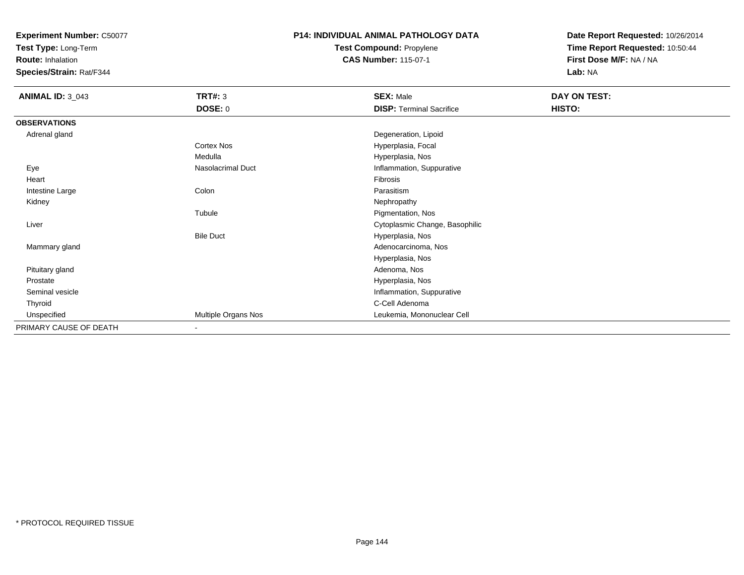**Experiment Number:** C50077
**Test Type:** Long-Term
**Route:** Inhalation
**Species/Strain:** Rat/F344

**P14: INDIVIDUAL ANIMAL PATHOLOGY DATA**
**Test Compound:** Propylene
**CAS Number:** 115-07-1

**Date Report Requested:** 10/26/2014
**Time Report Requested:** 10:50:44
**First Dose M/F:** NA / NA
**Lab:** NA

| **ANIMAL ID:** 3_043 | **TRT#:** 3 | **SEX:** Male | **DAY ON TEST:** |
|---|---|---|---|
| | **DOSE:** 0 | **DISP:** Terminal Sacrifice | **HISTO:** |
| **OBSERVATIONS** | | | |
| Adrenal gland | | Degeneration, Lipoid | |
| | Cortex Nos | Hyperplasia, Focal | |
| | Medulla | Hyperplasia, Nos | |
| Eye | Nasolacrimal Duct | Inflammation, Suppurative | |
| Heart | | Fibrosis | |
| Intestine Large | Colon | Parasitism | |
| Kidney | | Nephropathy | |
| | Tubule | Pigmentation, Nos | |
| Liver | | Cytoplasmic Change, Basophilic | |
| | Bile Duct | Hyperplasia, Nos | |
| Mammary gland | | Adenocarcinoma, Nos | |
| | | Hyperplasia, Nos | |
| Pituitary gland | | Adenoma, Nos | |
| Prostate | | Hyperplasia, Nos | |
| Seminal vesicle | | Inflammation, Suppurative | |
| Thyroid | | C-Cell Adenoma | |
| Unspecified | Multiple Organs Nos | Leukemia, Mononuclear Cell | |
| PRIMARY CAUSE OF DEATH | - | | |

* PROTOCOL REQUIRED TISSUE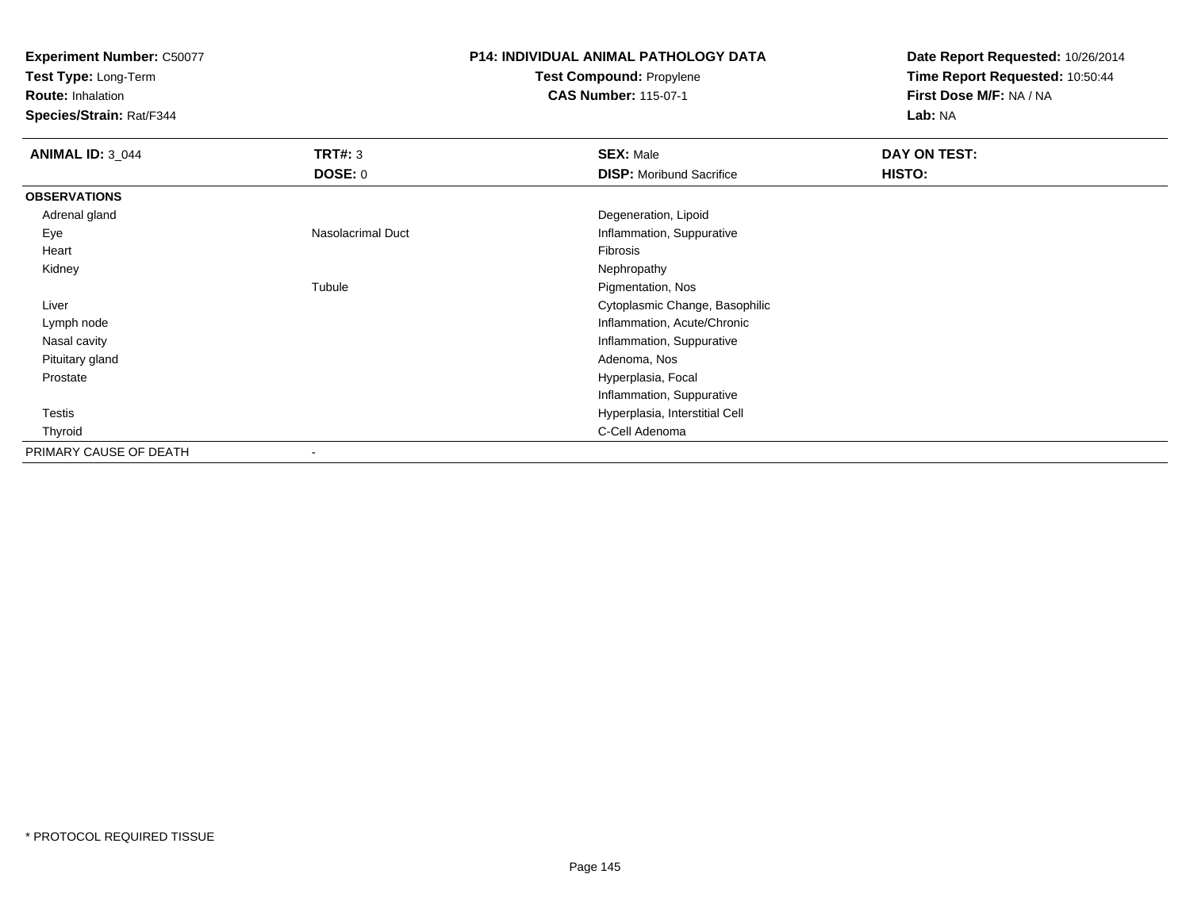**Experiment Number:** C50077
**Test Type:** Long-Term
**Route:** Inhalation
**Species/Strain:** Rat/F344

**P14: INDIVIDUAL ANIMAL PATHOLOGY DATA**
**Test Compound:** Propylene
**CAS Number:** 115-07-1

**Date Report Requested:** 10/26/2014
**Time Report Requested:** 10:50:44
**First Dose M/F:** NA / NA
**Lab:** NA

| **ANIMAL ID:** 3_044 | **TRT#:** 3 | **SEX:** Male | **DAY ON TEST:** |
|---|---|---|---|
| | **DOSE:** 0 | **DISP:** Moribund Sacrifice | **HISTO:** |
| **OBSERVATIONS** | | | |
| Adrenal gland | | Degeneration, Lipoid | |
| Eye | Nasolacrimal Duct | Inflammation, Suppurative | |
| Heart | | Fibrosis | |
| Kidney | | Nephropathy | |
| | Tubule | Pigmentation, Nos | |
| Liver | | Cytoplasmic Change, Basophilic | |
| Lymph node | | Inflammation, Acute/Chronic | |
| Nasal cavity | | Inflammation, Suppurative | |
| Pituitary gland | | Adenoma, Nos | |
| Prostate | | Hyperplasia, Focal | |
| | | Inflammation, Suppurative | |
| Testis | | Hyperplasia, Interstitial Cell | |
| Thyroid | | C-Cell Adenoma | |
| PRIMARY CAUSE OF DEATH | - | | |

* PROTOCOL REQUIRED TISSUE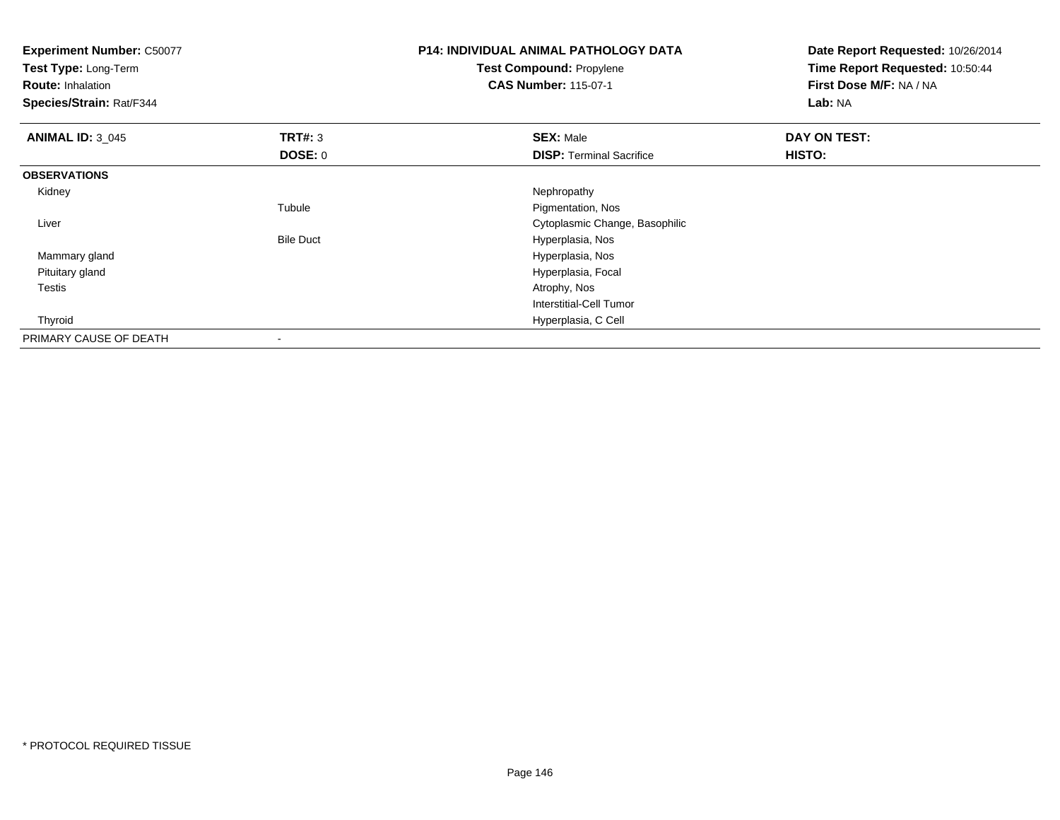**Experiment Number:** C50077
**Test Type:** Long-Term
**Route:** Inhalation
**Species/Strain:** Rat/F344

**P14: INDIVIDUAL ANIMAL PATHOLOGY DATA**
**Test Compound:** Propylene
**CAS Number:** 115-07-1

**Date Report Requested:** 10/26/2014
**Time Report Requested:** 10:50:44
**First Dose M/F:** NA / NA
**Lab:** NA

| **ANIMAL ID:** 3_045 | **TRT#:** 3 | **SEX:** Male | **DAY ON TEST:** |
|---|---|---|---|
| | **DOSE:** 0 | **DISP:** Terminal Sacrifice | **HISTO:** |
| **OBSERVATIONS** | | | |
| Kidney | | Nephropathy | |
| | Tubule | Pigmentation, Nos | |
| Liver | | Cytoplasmic Change, Basophilic | |
| | Bile Duct | Hyperplasia, Nos | |
| Mammary gland | | Hyperplasia, Nos | |
| Pituitary gland | | Hyperplasia, Focal | |
| Testis | | Atrophy, Nos | |
| | | Interstitial-Cell Tumor | |
| Thyroid | | Hyperplasia, C Cell | |
| PRIMARY CAUSE OF DEATH | - | | |

* PROTOCOL REQUIRED TISSUE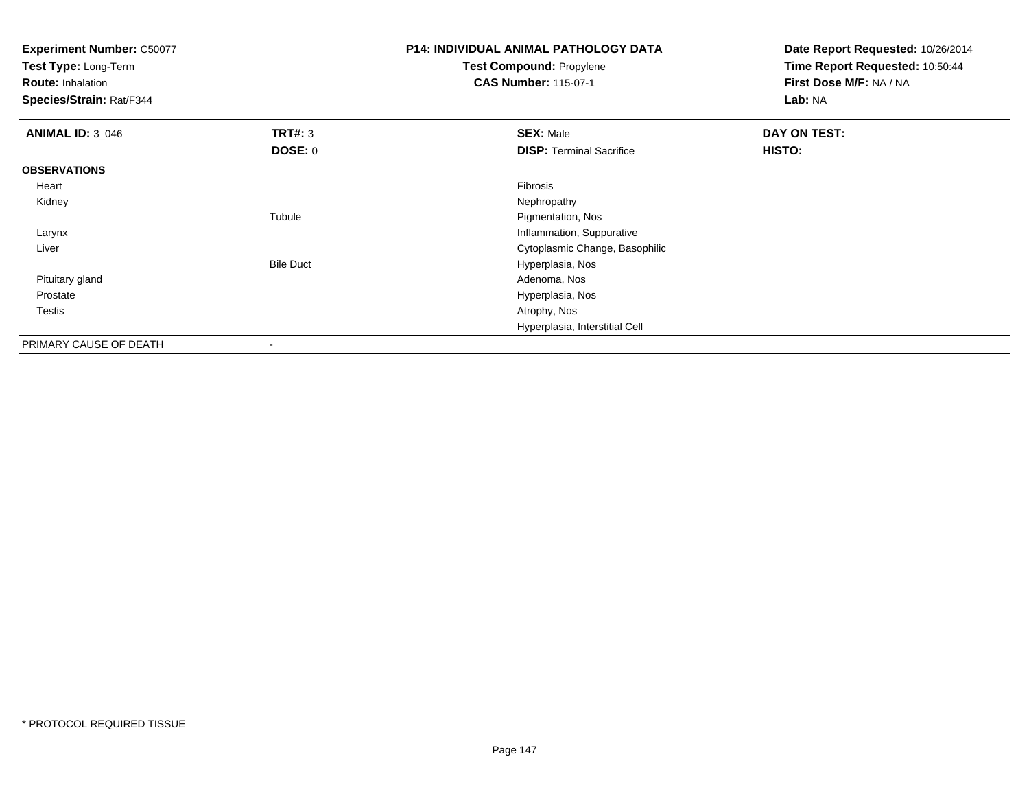**Experiment Number:** C50077
**Test Type:** Long-Term
**Route:** Inhalation
**Species/Strain:** Rat/F344

**P14: INDIVIDUAL ANIMAL PATHOLOGY DATA**
**Test Compound:** Propylene
**CAS Number:** 115-07-1

**Date Report Requested:** 10/26/2014
**Time Report Requested:** 10:50:44
**First Dose M/F:** NA / NA
**Lab:** NA

| **ANIMAL ID:** 3_046 | **TRT#:** 3 | **SEX:** Male | **DAY ON TEST:** |
|---|---|---|---|
| | **DOSE:** 0 | **DISP:** Terminal Sacrifice | **HISTO:** |
| **OBSERVATIONS** | | | |
| Heart | | Fibrosis | |
| Kidney | | Nephropathy | |
| | Tubule | Pigmentation, Nos | |
| Larynx | | Inflammation, Suppurative | |
| Liver | | Cytoplasmic Change, Basophilic | |
| | Bile Duct | Hyperplasia, Nos | |
| Pituitary gland | | Adenoma, Nos | |
| Prostate | | Hyperplasia, Nos | |
| Testis | | Atrophy, Nos | |
| | | Hyperplasia, Interstitial Cell | |
| PRIMARY CAUSE OF DEATH | - | | |

* PROTOCOL REQUIRED TISSUE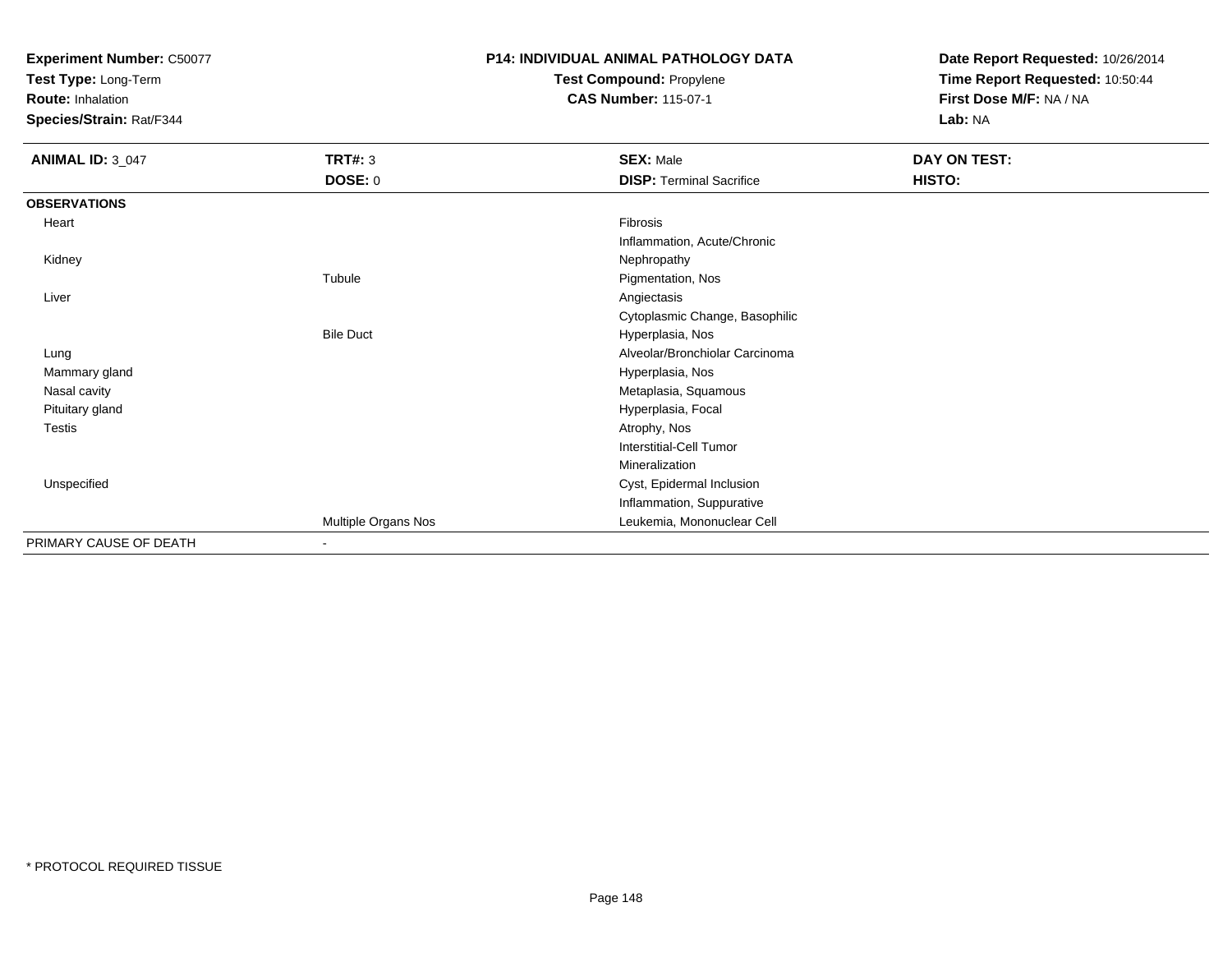**Experiment Number:** C50077
**Test Type:** Long-Term
**Route:** Inhalation
**Species/Strain:** Rat/F344

**P14: INDIVIDUAL ANIMAL PATHOLOGY DATA**
**Test Compound:** Propylene
**CAS Number:** 115-07-1

**Date Report Requested:** 10/26/2014
**Time Report Requested:** 10:50:44
**First Dose M/F:** NA / NA
**Lab:** NA

| **ANIMAL ID:** 3_047 | **TRT#:** 3 | **SEX:** Male | **DAY ON TEST:** |
|---|---|---|---|
| | **DOSE:** 0 | **DISP:** Terminal Sacrifice | **HISTO:** |
| **OBSERVATIONS** | | | |
| Heart | | Fibrosis | |
| | | Inflammation, Acute/Chronic | |
| Kidney | | Nephropathy | |
| | Tubule | Pigmentation, Nos | |
| Liver | | Angiectasis | |
| | | Cytoplasmic Change, Basophilic | |
| | Bile Duct | Hyperplasia, Nos | |
| Lung | | Alveolar/Bronchiolar Carcinoma | |
| Mammary gland | | Hyperplasia, Nos | |
| Nasal cavity | | Metaplasia, Squamous | |
| Pituitary gland | | Hyperplasia, Focal | |
| Testis | | Atrophy, Nos | |
| | | Interstitial-Cell Tumor | |
| | | Mineralization | |
| Unspecified | | Cyst, Epidermal Inclusion | |
| | | Inflammation, Suppurative | |
| | Multiple Organs Nos | Leukemia, Mononuclear Cell | |
| PRIMARY CAUSE OF DEATH | - | | |

* PROTOCOL REQUIRED TISSUE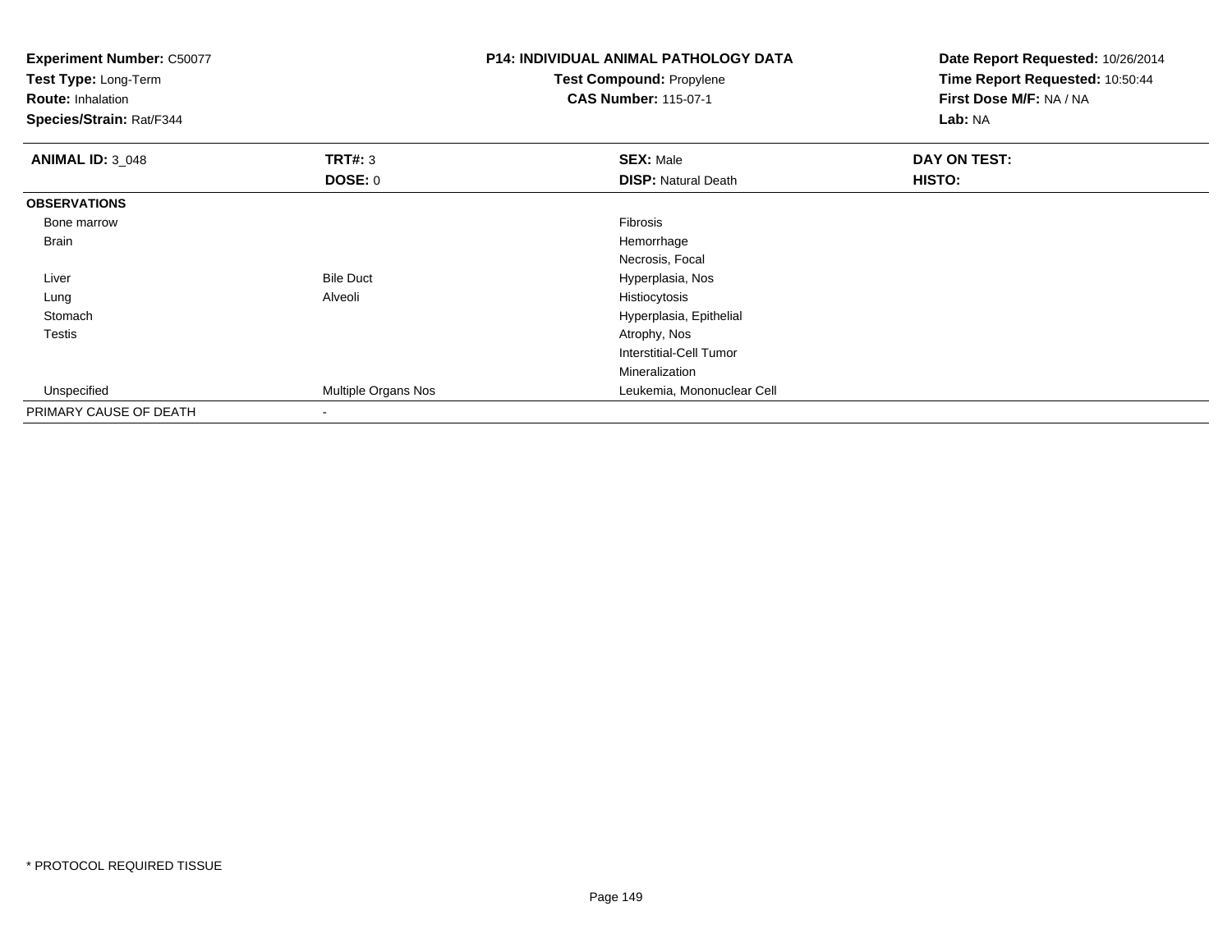| **Experiment Number:** C50077 | **P14: INDIVIDUAL ANIMAL PATHOLOGY DATA** | **Date Report Requested:** 10/26/2014 |
|---|---|---|
| **Test Type:** Long-Term | **Test Compound:** Propylene | **Time Report Requested:** 10:50:44 |
| **Route:** Inhalation | **CAS Number:** 115-07-1 | **First Dose M/F:** NA / NA |
| **Species/Strain:** Rat/F344 | | **Lab:** NA |

| **ANIMAL ID:** 3_048 | **TRT#:** 3 | **SEX:** Male | **DAY ON TEST:** |
|---|---|---|---|
| | **DOSE:** 0 | **DISP:** Natural Death | **HISTO:** |
| **OBSERVATIONS** | | | |
| Bone marrow | | Fibrosis | |
| Brain | | Hemorrhage | |
| | | Necrosis, Focal | |
| Liver | Bile Duct | Hyperplasia, Nos | |
| Lung | Alveoli | Histiocytosis | |
| Stomach | | Hyperplasia, Epithelial | |
| Testis | | Atrophy, Nos | |
| | | Interstitial-Cell Tumor | |
| | | Mineralization | |
| Unspecified | Multiple Organs Nos | Leukemia, Mononuclear Cell | |
| PRIMARY CAUSE OF DEATH | - | | |

* PROTOCOL REQUIRED TISSUE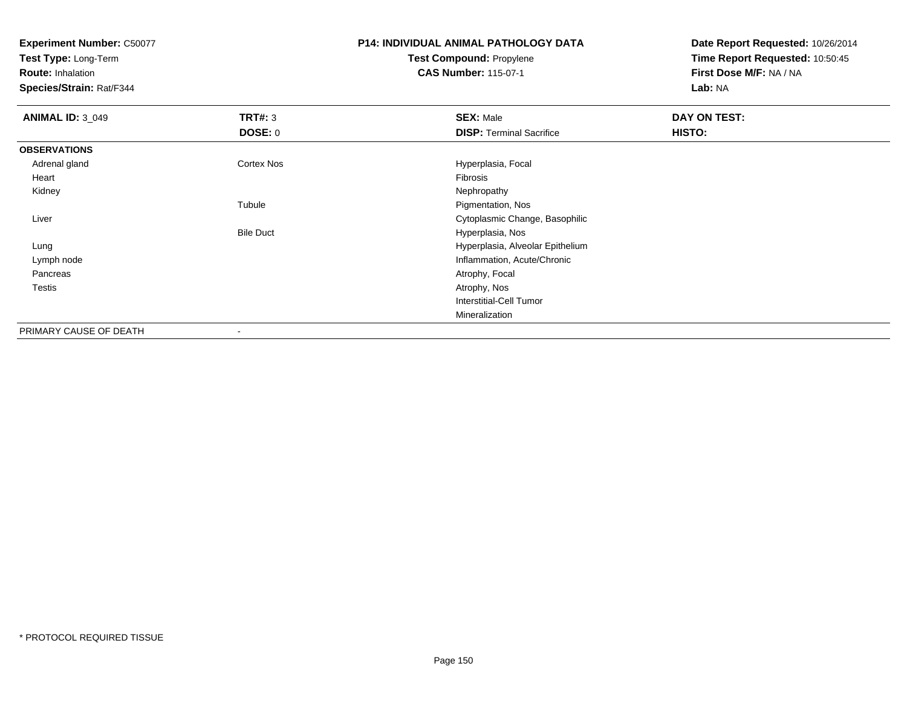**Experiment Number:** C50077
**Test Type:** Long-Term
**Route:** Inhalation
**Species/Strain:** Rat/F344

**P14: INDIVIDUAL ANIMAL PATHOLOGY DATA**
**Test Compound:** Propylene
**CAS Number:** 115-07-1

**Date Report Requested:** 10/26/2014
**Time Report Requested:** 10:50:45
**First Dose M/F:** NA / NA
**Lab:** NA

| **ANIMAL ID:** 3_049 | **TRT#:** 3 | **SEX:** Male | **DAY ON TEST:** |
|---|---|---|---|
| | **DOSE:** 0 | **DISP:** Terminal Sacrifice | **HISTO:** |
| **OBSERVATIONS** | | | |
| Adrenal gland | Cortex Nos | Hyperplasia, Focal | |
| Heart | | Fibrosis | |
| Kidney | | Nephropathy | |
| | Tubule | Pigmentation, Nos | |
| Liver | | Cytoplasmic Change, Basophilic | |
| | Bile Duct | Hyperplasia, Nos | |
| Lung | | Hyperplasia, Alveolar Epithelium | |
| Lymph node | | Inflammation, Acute/Chronic | |
| Pancreas | | Atrophy, Focal | |
| Testis | | Atrophy, Nos | |
| | | Interstitial-Cell Tumor | |
| | | Mineralization | |
| PRIMARY CAUSE OF DEATH | - | | |

* PROTOCOL REQUIRED TISSUE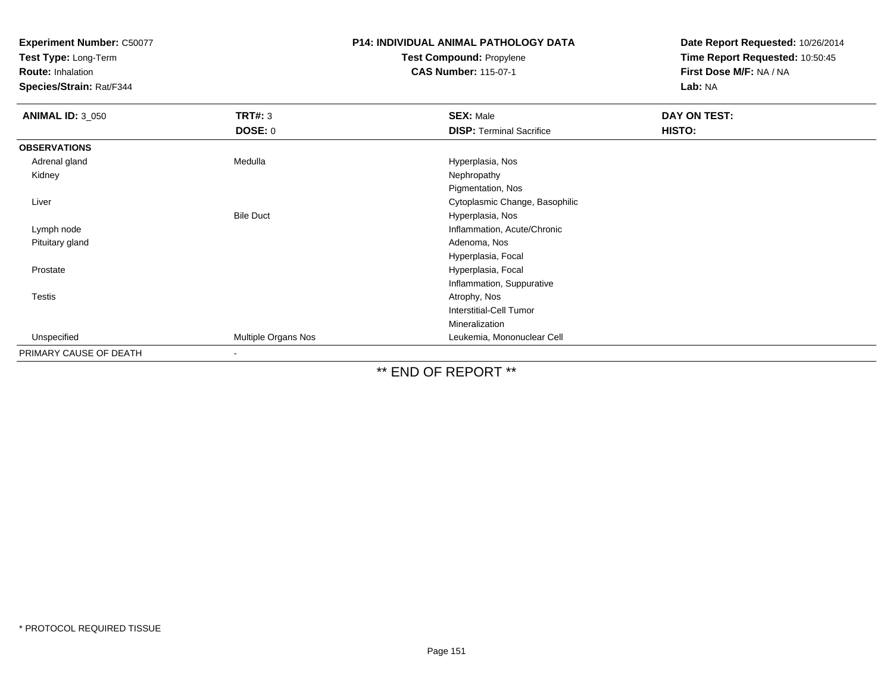**Experiment Number:** C50077
**Test Type:** Long-Term
**Route:** Inhalation
**Species/Strain:** Rat/F344

## P14: INDIVIDUAL ANIMAL PATHOLOGY DATA

**Test Compound:** Propylene
**CAS Number:** 115-07-1

**Date Report Requested:** 10/26/2014
**Time Report Requested:** 10:50:45
**First Dose M/F:** NA / NA
**Lab:** NA

| **ANIMAL ID:** 3_050 | **TRT#:** 3 | **SEX:** Male | **DAY ON TEST:** |
|---|---|---|---|
| | **DOSE:** 0 | **DISP:** Terminal Sacrifice | **HISTO:** |
| **OBSERVATIONS** | | | |
| Adrenal gland | Medulla | Hyperplasia, Nos | |
| Kidney | | Nephropathy | |
| | | Pigmentation, Nos | |
| Liver | | Cytoplasmic Change, Basophilic | |
| | Bile Duct | Hyperplasia, Nos | |
| Lymph node | | Inflammation, Acute/Chronic | |
| Pituitary gland | | Adenoma, Nos | |
| | | Hyperplasia, Focal | |
| Prostate | | Hyperplasia, Focal | |
| | | Inflammation, Suppurative | |
| Testis | | Atrophy, Nos | |
| | | Interstitial-Cell Tumor | |
| | | Mineralization | |
| Unspecified | Multiple Organs Nos | Leukemia, Mononuclear Cell | |
| PRIMARY CAUSE OF DEATH | - | | |

** END OF REPORT **

* PROTOCOL REQUIRED TISSUE